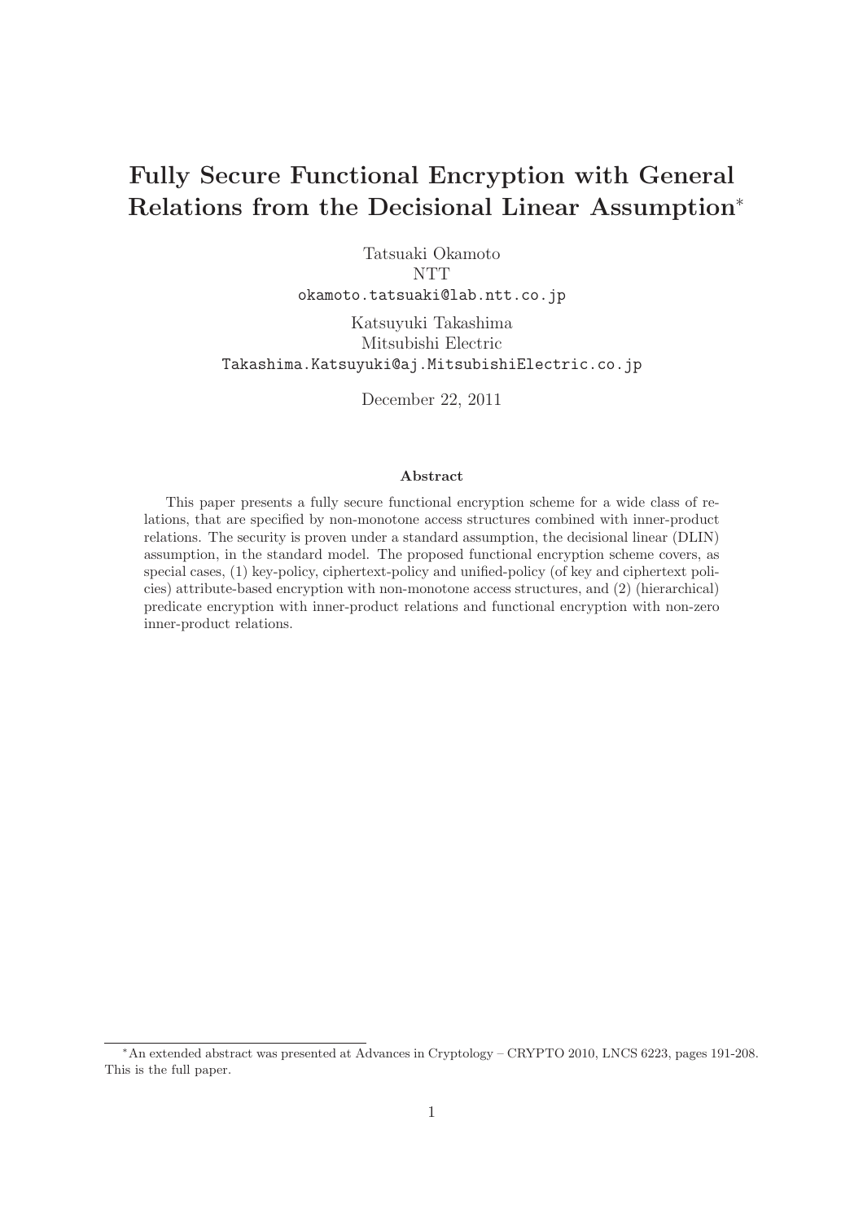# Fully Secure Functional Encryption with General Relations from the Decisional Linear Assumption*

Tatsuaki Okamoto
NTT
okamoto.tatsuaki@lab.ntt.co.jp

Katsuyuki Takashima
Mitsubishi Electric
Takashima.Katsuyuki@aj.MitsubishiElectric.co.jp

December 22, 2011

### Abstract

This paper presents a fully secure functional encryption scheme for a wide class of relations, that are specified by non-monotone access structures combined with inner-product relations. The security is proven under a standard assumption, the decisional linear (DLIN) assumption, in the standard model. The proposed functional encryption scheme covers, as special cases, (1) key-policy, ciphertext-policy and unified-policy (of key and ciphertext policies) attribute-based encryption with non-monotone access structures, and (2) (hierarchical) predicate encryption with inner-product relations and functional encryption with non-zero inner-product relations.

---

*An extended abstract was presented at Advances in Cryptology – CRYPTO 2010, LNCS 6223, pages 191-208. This is the full paper.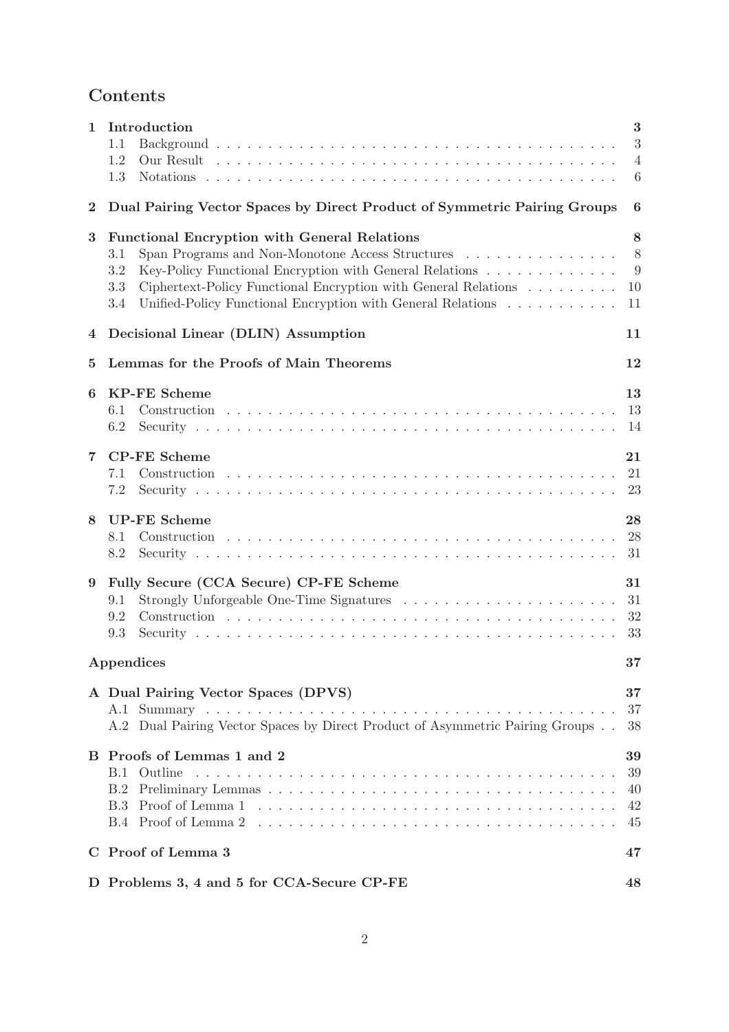## Contents

**1 Introduction** — 3
- 1.1 Background — 3
- 1.2 Our Result — 4
- 1.3 Notations — 6

**2 Dual Pairing Vector Spaces by Direct Product of Symmetric Pairing Groups** — 6

**3 Functional Encryption with General Relations** — 8
- 3.1 Span Programs and Non-Monotone Access Structures — 8
- 3.2 Key-Policy Functional Encryption with General Relations — 9
- 3.3 Ciphertext-Policy Functional Encryption with General Relations — 10
- 3.4 Unified-Policy Functional Encryption with General Relations — 11

**4 Decisional Linear (DLIN) Assumption** — 11

**5 Lemmas for the Proofs of Main Theorems** — 12

**6 KP-FE Scheme** — 13
- 6.1 Construction — 13
- 6.2 Security — 14

**7 CP-FE Scheme** — 21
- 7.1 Construction — 21
- 7.2 Security — 23

**8 UP-FE Scheme** — 28
- 8.1 Construction — 28
- 8.2 Security — 31

**9 Fully Secure (CCA Secure) CP-FE Scheme** — 31
- 9.1 Strongly Unforgeable One-Time Signatures — 31
- 9.2 Construction — 32
- 9.3 Security — 33

**Appendices** — 37

**A Dual Pairing Vector Spaces (DPVS)** — 37
- A.1 Summary — 37
- A.2 Dual Pairing Vector Spaces by Direct Product of Asymmetric Pairing Groups — 38

**B Proofs of Lemmas 1 and 2** — 39
- B.1 Outline — 39
- B.2 Preliminary Lemmas — 40
- B.3 Proof of Lemma 1 — 42
- B.4 Proof of Lemma 2 — 45

**C Proof of Lemma 3** — 47

**D Problems 3, 4 and 5 for CCA-Secure CP-FE** — 48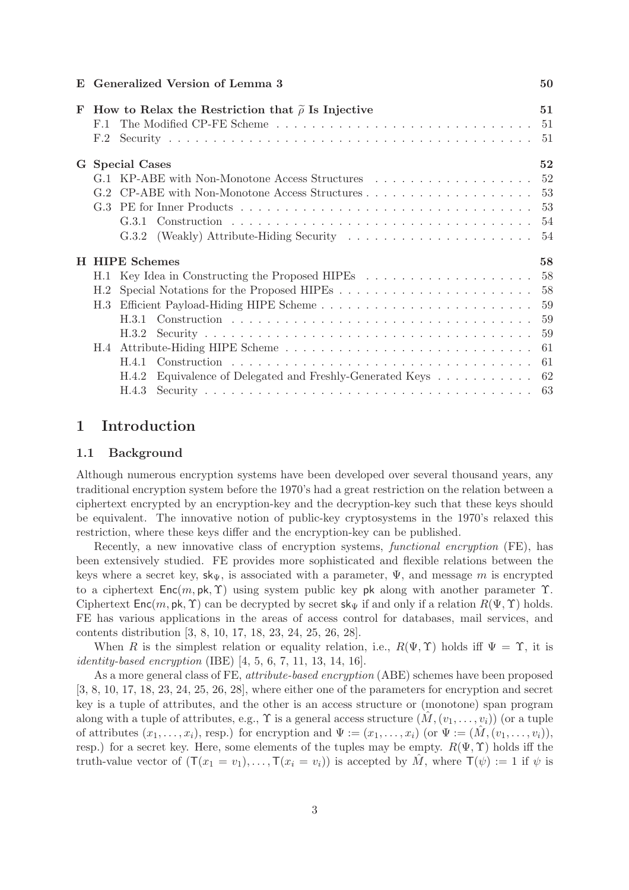| | | |
|---|---|---|
| **E** | **Generalized Version of Lemma 3** | **50** |
| **F** | **How to Relax the Restriction that $\widetilde{\rho}$ Is Injective** | **51** |
| | F.1 The Modified CP-FE Scheme | 51 |
| | F.2 Security | 51 |
| **G** | **Special Cases** | **52** |
| | G.1 KP-ABE with Non-Monotone Access Structures | 52 |
| | G.2 CP-ABE with Non-Monotone Access Structures | 53 |
| | G.3 PE for Inner Products | 53 |
| | G.3.1 Construction | 54 |
| | G.3.2 (Weakly) Attribute-Hiding Security | 54 |
| **H** | **HIPE Schemes** | **58** |
| | H.1 Key Idea in Constructing the Proposed HIPEs | 58 |
| | H.2 Special Notations for the Proposed HIPEs | 58 |
| | H.3 Efficient Payload-Hiding HIPE Scheme | 59 |
| | H.3.1 Construction | 59 |
| | H.3.2 Security | 59 |
| | H.4 Attribute-Hiding HIPE Scheme | 61 |
| | H.4.1 Construction | 61 |
| | H.4.2 Equivalence of Delegated and Freshly-Generated Keys | 62 |
| | H.4.3 Security | 63 |

# 1 Introduction

## 1.1 Background

Although numerous encryption systems have been developed over several thousand years, any traditional encryption system before the 1970's had a great restriction on the relation between a ciphertext encrypted by an encryption-key and the decryption-key such that these keys should be equivalent. The innovative notion of public-key cryptosystems in the 1970's relaxed this restriction, where these keys differ and the encryption-key can be published.

Recently, a new innovative class of encryption systems, *functional encryption* (FE), has been extensively studied. FE provides more sophisticated and flexible relations between the keys where a secret key, $\mathsf{sk}_\Psi$, is associated with a parameter, $\Psi$, and message $m$ is encrypted to a ciphertext $\mathsf{Enc}(m, \mathsf{pk}, \Upsilon)$ using system public key $\mathsf{pk}$ along with another parameter $\Upsilon$. Ciphertext $\mathsf{Enc}(m, \mathsf{pk}, \Upsilon)$ can be decrypted by secret $\mathsf{sk}_\Psi$ if and only if a relation $R(\Psi, \Upsilon)$ holds. FE has various applications in the areas of access control for databases, mail services, and contents distribution [3, 8, 10, 17, 18, 23, 24, 25, 26, 28].

When $R$ is the simplest relation or equality relation, i.e., $R(\Psi, \Upsilon)$ holds iff $\Psi = \Upsilon$, it is *identity-based encryption* (IBE) [4, 5, 6, 7, 11, 13, 14, 16].

As a more general class of FE, *attribute-based encryption* (ABE) schemes have been proposed [3, 8, 10, 17, 18, 23, 24, 25, 26, 28], where either one of the parameters for encryption and secret key is a tuple of attributes, and the other is an access structure or (monotone) span program along with a tuple of attributes, e.g., $\Upsilon$ is a general access structure $(\hat{M}, (v_1, \dots, v_i))$ (or a tuple of attributes $(x_1, \dots, x_i)$, resp.) for encryption and $\Psi := (x_1, \dots, x_i)$ (or $\Psi := (\hat{M}, (v_1, \dots, v_i))$, resp.) for a secret key. Here, some elements of the tuples may be empty. $R(\Psi, \Upsilon)$ holds iff the truth-value vector of $(\mathsf{T}(x_1 = v_1), \dots, \mathsf{T}(x_i = v_i))$ is accepted by $\hat{M}$, where $\mathsf{T}(\psi) := 1$ if $\psi$ is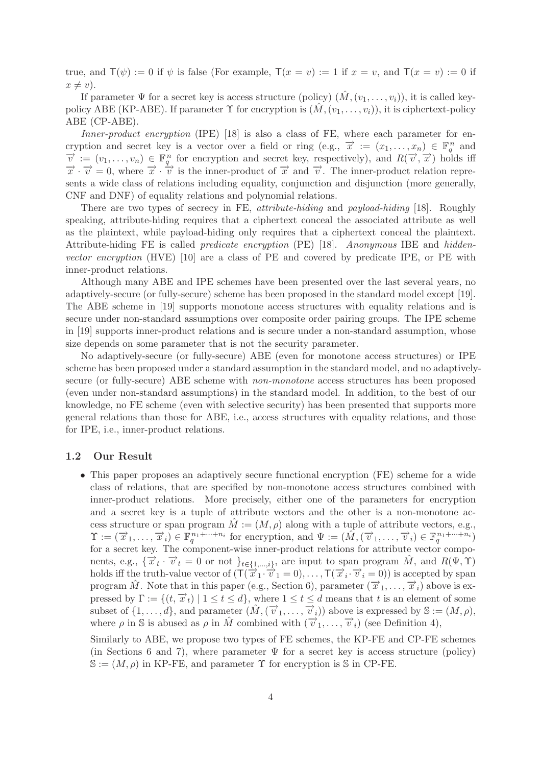true, and $\mathsf{T}(\psi) := 0$ if $\psi$ is false (For example, $\mathsf{T}(x = v) := 1$ if $x = v$, and $\mathsf{T}(x = v) := 0$ if $x \neq v$).

If parameter $\Psi$ for a secret key is access structure (policy) $(\hat{M}, (v_1, \ldots, v_i))$, it is called key-policy ABE (KP-ABE). If parameter $\Upsilon$ for encryption is $(\hat{M}, (v_1, \ldots, v_i))$, it is ciphertext-policy ABE (CP-ABE).

*Inner-product encryption* (IPE) [18] is also a class of FE, where each parameter for encryption and secret key is a vector over a field or ring (e.g., $\vec{x} := (x_1, \ldots, x_n) \in \mathbb{F}_q^n$ and $\vec{v} := (v_1, \ldots, v_n) \in \mathbb{F}_q^n$ for encryption and secret key, respectively), and $R(\vec{v}, \vec{x})$ holds iff $\vec{x} \cdot \vec{v} = 0$, where $\vec{x} \cdot \vec{v}$ is the inner-product of $\vec{x}$ and $\vec{v}$. The inner-product relation represents a wide class of relations including equality, conjunction and disjunction (more generally, CNF and DNF) of equality relations and polynomial relations.

There are two types of secrecy in FE, *attribute-hiding* and *payload-hiding* [18]. Roughly speaking, attribute-hiding requires that a ciphertext conceal the associated attribute as well as the plaintext, while payload-hiding only requires that a ciphertext conceal the plaintext. Attribute-hiding FE is called *predicate encryption* (PE) [18]. *Anonymous* IBE and *hidden-vector encryption* (HVE) [10] are a class of PE and covered by predicate IPE, or PE with inner-product relations.

Although many ABE and IPE schemes have been presented over the last several years, no adaptively-secure (or fully-secure) scheme has been proposed in the standard model except [19]. The ABE scheme in [19] supports monotone access structures with equality relations and is secure under non-standard assumptions over composite order pairing groups. The IPE scheme in [19] supports inner-product relations and is secure under a non-standard assumption, whose size depends on some parameter that is not the security parameter.

No adaptively-secure (or fully-secure) ABE (even for monotone access structures) or IPE scheme has been proposed under a standard assumption in the standard model, and no adaptively-secure (or fully-secure) ABE scheme with *non-monotone* access structures has been proposed (even under non-standard assumptions) in the standard model. In addition, to the best of our knowledge, no FE scheme (even with selective security) has been presented that supports more general relations than those for ABE, i.e., access structures with equality relations, and those for IPE, i.e., inner-product relations.

### 1.2 Our Result

- This paper proposes an adaptively secure functional encryption (FE) scheme for a wide class of relations, that are specified by non-monotone access structures combined with inner-product relations. More precisely, either one of the parameters for encryption and a secret key is a tuple of attribute vectors and the other is a non-monotone access structure or span program $\hat{M} := (M, \rho)$ along with a tuple of attribute vectors, e.g., $\Upsilon := (\vec{x}_1, \ldots, \vec{x}_i) \in \mathbb{F}_q^{n_1+\cdots+n_i}$ for encryption, and $\Psi := (\hat{M}, (\vec{v}_1, \ldots, \vec{v}_i) \in \mathbb{F}_q^{n_1+\cdots+n_i})$ for a secret key. The component-wise inner-product relations for attribute vector components, e.g., $\{\vec{x}_t \cdot \vec{v}_t = 0 \text{ or not }\}_{t \in \{1,\ldots,i\}}$, are input to span program $\hat{M}$, and $R(\Psi, \Upsilon)$ holds iff the truth-value vector of $(\mathsf{T}(\vec{x}_1 \cdot \vec{v}_1 = 0), \ldots, \mathsf{T}(\vec{x}_i \cdot \vec{v}_i = 0))$ is accepted by span program $\hat{M}$. Note that in this paper (e.g., Section 6), parameter $(\vec{x}_1, \ldots, \vec{x}_i)$ above is expressed by $\Gamma := \{(t, \vec{x}_t) \mid 1 \leq t \leq d\}$, where $1 \leq t \leq d$ means that $t$ is an element of some subset of $\{1, \ldots, d\}$, and parameter $(\hat{M}, (\vec{v}_1, \ldots, \vec{v}_i))$ above is expressed by $\mathbb{S} := (M, \rho)$, where $\rho$ in $\mathbb{S}$ is abused as $\rho$ in $\hat{M}$ combined with $(\vec{v}_1, \ldots, \vec{v}_i)$ (see Definition 4),

  Similarly to ABE, we propose two types of FE schemes, the KP-FE and CP-FE schemes (in Sections 6 and 7), where parameter $\Psi$ for a secret key is access structure (policy) $\mathbb{S} := (M, \rho)$ in KP-FE, and parameter $\Upsilon$ for encryption is $\mathbb{S}$ in CP-FE.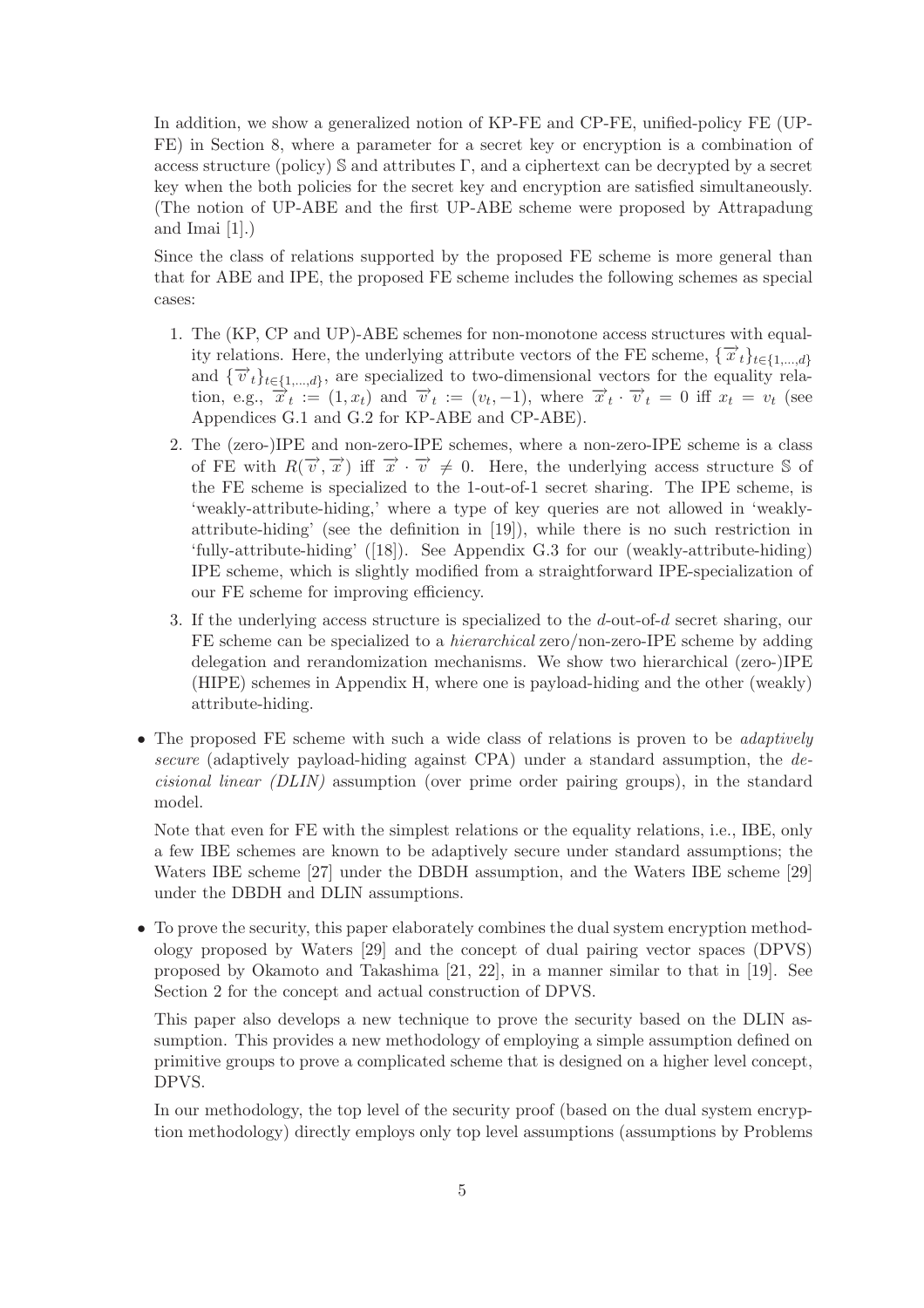In addition, we show a generalized notion of KP-FE and CP-FE, unified-policy FE (UP-FE) in Section 8, where a parameter for a secret key or encryption is a combination of access structure (policy) $\mathbb{S}$ and attributes $\Gamma$, and a ciphertext can be decrypted by a secret key when the both policies for the secret key and encryption are satisfied simultaneously. (The notion of UP-ABE and the first UP-ABE scheme were proposed by Attrapadung and Imai [1].)

Since the class of relations supported by the proposed FE scheme is more general than that for ABE and IPE, the proposed FE scheme includes the following schemes as special cases:

1. The (KP, CP and UP)-ABE schemes for non-monotone access structures with equality relations. Here, the underlying attribute vectors of the FE scheme, $\{\vec{x}_t\}_{t\in\{1,\ldots,d\}}$ and $\{\vec{v}_t\}_{t\in\{1,\ldots,d\}}$, are specialized to two-dimensional vectors for the equality relation, e.g., $\vec{x}_t := (1, x_t)$ and $\vec{v}_t := (v_t, -1)$, where $\vec{x}_t \cdot \vec{v}_t = 0$ iff $x_t = v_t$ (see Appendices G.1 and G.2 for KP-ABE and CP-ABE).
2. The (zero-)IPE and non-zero-IPE schemes, where a non-zero-IPE scheme is a class of FE with $R(\vec{v}, \vec{x})$ iff $\vec{x} \cdot \vec{v} \neq 0$. Here, the underlying access structure $\mathbb{S}$ of the FE scheme is specialized to the 1-out-of-1 secret sharing. The IPE scheme, is 'weakly-attribute-hiding,' where a type of key queries are not allowed in 'weakly-attribute-hiding' (see the definition in [19]), while there is no such restriction in 'fully-attribute-hiding' ([18]). See Appendix G.3 for our (weakly-attribute-hiding) IPE scheme, which is slightly modified from a straightforward IPE-specialization of our FE scheme for improving efficiency.
3. If the underlying access structure is specialized to the $d$-out-of-$d$ secret sharing, our FE scheme can be specialized to a *hierarchical* zero/non-zero-IPE scheme by adding delegation and rerandomization mechanisms. We show two hierarchical (zero-)IPE (HIPE) schemes in Appendix H, where one is payload-hiding and the other (weakly) attribute-hiding.

- The proposed FE scheme with such a wide class of relations is proven to be *adaptively secure* (adaptively payload-hiding against CPA) under a standard assumption, the *decisional linear (DLIN)* assumption (over prime order pairing groups), in the standard model.

  Note that even for FE with the simplest relations or the equality relations, i.e., IBE, only a few IBE schemes are known to be adaptively secure under standard assumptions; the Waters IBE scheme [27] under the DBDH assumption, and the Waters IBE scheme [29] under the DBDH and DLIN assumptions.

- To prove the security, this paper elaborately combines the dual system encryption methodology proposed by Waters [29] and the concept of dual pairing vector spaces (DPVS) proposed by Okamoto and Takashima [21, 22], in a manner similar to that in [19]. See Section 2 for the concept and actual construction of DPVS.

  This paper also develops a new technique to prove the security based on the DLIN assumption. This provides a new methodology of employing a simple assumption defined on primitive groups to prove a complicated scheme that is designed on a higher level concept, DPVS.

  In our methodology, the top level of the security proof (based on the dual system encryption methodology) directly employs only top level assumptions (assumptions by Problems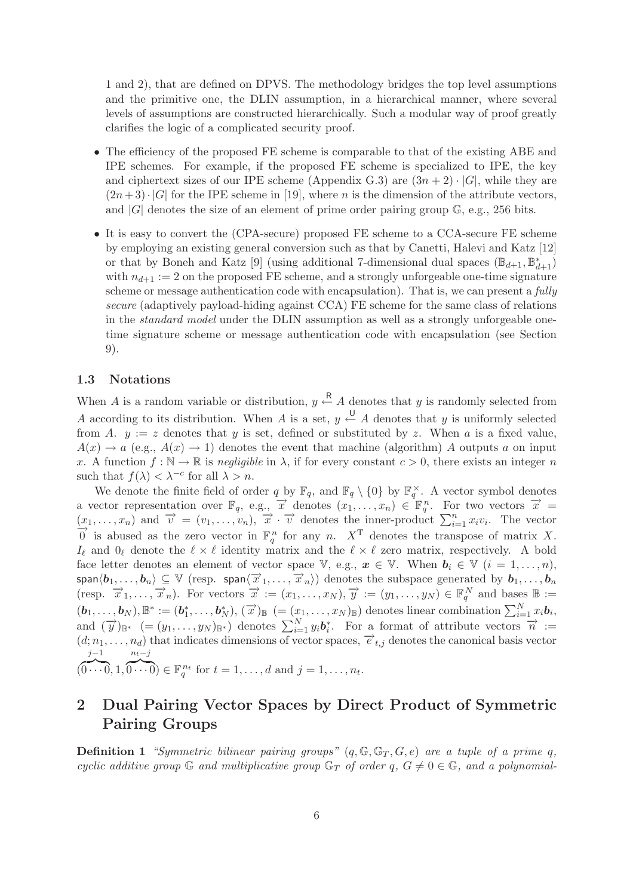1 and 2), that are defined on DPVS. The methodology bridges the top level assumptions and the primitive one, the DLIN assumption, in a hierarchical manner, where several levels of assumptions are constructed hierarchically. Such a modular way of proof greatly clarifies the logic of a complicated security proof.

- The efficiency of the proposed FE scheme is comparable to that of the existing ABE and IPE schemes. For example, if the proposed FE scheme is specialized to IPE, the key and ciphertext sizes of our IPE scheme (Appendix G.3) are $(3n + 2) \cdot |G|$, while they are $(2n + 3) \cdot |G|$ for the IPE scheme in [19], where $n$ is the dimension of the attribute vectors, and $|G|$ denotes the size of an element of prime order pairing group $\mathbb{G}$, e.g., 256 bits.
- It is easy to convert the (CPA-secure) proposed FE scheme to a CCA-secure FE scheme by employing an existing general conversion such as that by Canetti, Halevi and Katz [12] or that by Boneh and Katz [9] (using additional 7-dimensional dual spaces $(\mathbb{B}_{d+1}, \mathbb{B}^*_{d+1})$ with $n_{d+1} := 2$ on the proposed FE scheme, and a strongly unforgeable one-time signature scheme or message authentication code with encapsulation). That is, we can present a *fully secure* (adaptively payload-hiding against CCA) FE scheme for the same class of relations in the *standard model* under the DLIN assumption as well as a strongly unforgeable one-time signature scheme or message authentication code with encapsulation (see Section 9).

### 1.3 Notations

When $A$ is a random variable or distribution, $y \xleftarrow{\mathsf{R}} A$ denotes that $y$ is randomly selected from $A$ according to its distribution. When $A$ is a set, $y \xleftarrow{\mathsf{U}} A$ denotes that $y$ is uniformly selected from $A$. $y := z$ denotes that $y$ is set, defined or substituted by $z$. When $a$ is a fixed value, $A(x) \to a$ (e.g., $A(x) \to 1$) denotes the event that machine (algorithm) $A$ outputs $a$ on input $x$. A function $f : \mathbb{N} \to \mathbb{R}$ is *negligible* in $\lambda$, if for every constant $c > 0$, there exists an integer $n$ such that $f(\lambda) < \lambda^{-c}$ for all $\lambda > n$.

We denote the finite field of order $q$ by $\mathbb{F}_q$, and $\mathbb{F}_q \setminus \{0\}$ by $\mathbb{F}_q^{\times}$. A vector symbol denotes a vector representation over $\mathbb{F}_q$, e.g., $\vec{x}$ denotes $(x_1, \ldots, x_n) \in \mathbb{F}_q^n$. For two vectors $\vec{x} = (x_1, \ldots, x_n)$ and $\vec{v} = (v_1, \ldots, v_n)$, $\vec{x} \cdot \vec{v}$ denotes the inner-product $\sum_{i=1}^n x_i v_i$. The vector $\vec{0}$ is abused as the zero vector in $\mathbb{F}_q^n$ for any $n$. $X^{\mathrm{T}}$ denotes the transpose of matrix $X$. $I_\ell$ and $0_\ell$ denote the $\ell \times \ell$ identity matrix and the $\ell \times \ell$ zero matrix, respectively. A bold face letter denotes an element of vector space $\mathbb{V}$, e.g., $\boldsymbol{x} \in \mathbb{V}$. When $\boldsymbol{b}_i \in \mathbb{V}$ $(i = 1, \ldots, n)$, $\mathsf{span}\langle \boldsymbol{b}_1, \ldots, \boldsymbol{b}_n \rangle \subseteq \mathbb{V}$ (resp. $\mathsf{span}\langle \vec{x}_1, \ldots, \vec{x}_n \rangle$) denotes the subspace generated by $\boldsymbol{b}_1, \ldots, \boldsymbol{b}_n$ (resp. $\vec{x}_1, \ldots, \vec{x}_n$). For vectors $\vec{x} := (x_1, \ldots, x_N), \vec{y} := (y_1, \ldots, y_N) \in \mathbb{F}_q^N$ and bases $\mathbb{B} := (\boldsymbol{b}_1, \ldots, \boldsymbol{b}_N), \mathbb{B}^* := (\boldsymbol{b}_1^*, \ldots, \boldsymbol{b}_N^*)$, $(\vec{x})_{\mathbb{B}}$ $(= (x_1, \ldots, x_N)_{\mathbb{B}})$ denotes linear combination $\sum_{i=1}^N x_i \boldsymbol{b}_i$, and $(\vec{y})_{\mathbb{B}^*}$ $(= (y_1, \ldots, y_N)_{\mathbb{B}^*})$ denotes $\sum_{i=1}^N y_i \boldsymbol{b}_i^*$. For a format of attribute vectors $\vec{n} := (d; n_1, \ldots, n_d)$ that indicates dimensions of vector spaces, $\vec{e}_{t,j}$ denotes the canonical basis vector $(\overbrace{0 \cdots 0}^{j-1}, 1, \overbrace{0 \cdots 0}^{n_t - j}) \in \mathbb{F}_q^{n_t}$ for $t = 1, \ldots, d$ and $j = 1, \ldots, n_t$.

## 2 Dual Pairing Vector Spaces by Direct Product of Symmetric Pairing Groups

**Definition 1** *"Symmetric bilinear pairing groups" $(q, \mathbb{G}, \mathbb{G}_T, G, e)$ are a tuple of a prime $q$, cyclic additive group $\mathbb{G}$ and multiplicative group $\mathbb{G}_T$ of order $q$, $G \neq 0 \in \mathbb{G}$, and a polynomial-*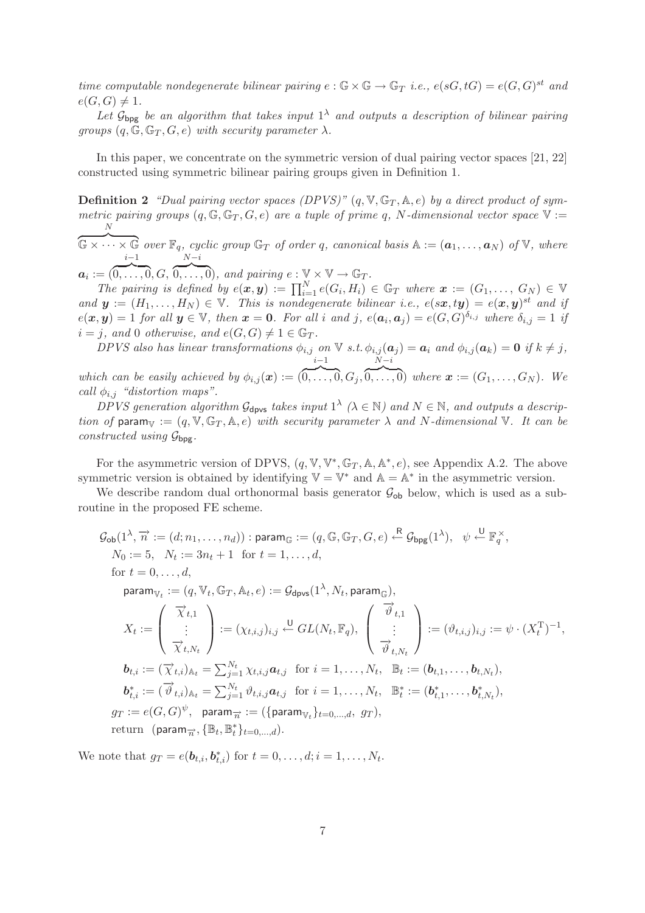*time computable nondegenerate bilinear pairing* $e : \mathbb{G} \times \mathbb{G} \to \mathbb{G}_T$ *i.e.,* $e(sG, tG) = e(G, G)^{st}$ *and* $e(G, G) \neq 1$.

*Let* $\mathcal{G}_{\sf bpg}$ *be an algorithm that takes input* $1^\lambda$ *and outputs a description of bilinear pairing groups* $(q, \mathbb{G}, \mathbb{G}_T, G, e)$ *with security parameter* $\lambda$.

In this paper, we concentrate on the symmetric version of dual pairing vector spaces [21, 22] constructed using symmetric bilinear pairing groups given in Definition 1.

**Definition 2** *"Dual pairing vector spaces (DPVS)"* $(q, \mathbb{V}, \mathbb{G}_T, \mathbb{A}, e)$ *by a direct product of symmetric pairing groups* $(q, \mathbb{G}, \mathbb{G}_T, G, e)$ *are a tuple of prime* $q$*,* $N$*-dimensional vector space* $\mathbb{V} := \overbrace{\mathbb{G} \times \cdots \times \mathbb{G}}^{N}$ *over* $\mathbb{F}_q$*, cyclic group* $\mathbb{G}_T$ *of order* $q$*, canonical basis* $\mathbb{A} := (\boldsymbol{a}_1, \ldots, \boldsymbol{a}_N)$ *of* $\mathbb{V}$*, where* $\boldsymbol{a}_i := (\overbrace{0, \ldots, 0}^{i-1}, G, \overbrace{0, \ldots, 0}^{N-i})$*, and pairing* $e : \mathbb{V} \times \mathbb{V} \to \mathbb{G}_T$.

*The pairing is defined by* $e(\boldsymbol{x}, \boldsymbol{y}) := \prod_{i=1}^{N} e(G_i, H_i) \in \mathbb{G}_T$ *where* $\boldsymbol{x} := (G_1, \ldots, G_N) \in \mathbb{V}$ *and* $\boldsymbol{y} := (H_1, \ldots, H_N) \in \mathbb{V}$*. This is nondegenerate bilinear i.e.,* $e(s\boldsymbol{x}, t\boldsymbol{y}) = e(\boldsymbol{x}, \boldsymbol{y})^{st}$ *and if* $e(\boldsymbol{x}, \boldsymbol{y}) = 1$ *for all* $\boldsymbol{y} \in \mathbb{V}$*, then* $\boldsymbol{x} = \boldsymbol{0}$*. For all* $i$ *and* $j$*,* $e(\boldsymbol{a}_i, \boldsymbol{a}_j) = e(G, G)^{\delta_{i,j}}$ *where* $\delta_{i,j} = 1$ *if* $i = j$*, and* $0$ *otherwise, and* $e(G, G) \neq 1 \in \mathbb{G}_T$.

*DPVS also has linear transformations* $\phi_{i,j}$ *on* $\mathbb{V}$ *s.t.* $\phi_{i,j}(\boldsymbol{a}_j) = \boldsymbol{a}_i$ *and* $\phi_{i,j}(\boldsymbol{a}_k) = \boldsymbol{0}$ *if* $k \neq j$*, which can be easily achieved by* $\phi_{i,j}(\boldsymbol{x}) := (\overbrace{0, \ldots, 0}^{i-1}, G_j, \overbrace{0, \ldots, 0}^{N-i})$ *where* $\boldsymbol{x} := (G_1, \ldots, G_N)$*. We call* $\phi_{i,j}$ *"distortion maps".*

*DPVS generation algorithm* $\mathcal{G}_{\sf dpvs}$ *takes input* $1^\lambda$ *(*$\lambda \in \mathbb{N}$*) and* $N \in \mathbb{N}$*, and outputs a description of* $\mathsf{param}_{\mathbb{V}} := (q, \mathbb{V}, \mathbb{G}_T, \mathbb{A}, e)$ *with security parameter* $\lambda$ *and* $N$*-dimensional* $\mathbb{V}$*. It can be constructed using* $\mathcal{G}_{\sf bpg}$.

For the asymmetric version of DPVS, $(q, \mathbb{V}, \mathbb{V}^*, \mathbb{G}_T, \mathbb{A}, \mathbb{A}^*, e)$, see Appendix A.2. The above symmetric version is obtained by identifying $\mathbb{V} = \mathbb{V}^*$ and $\mathbb{A} = \mathbb{A}^*$ in the asymmetric version.

We describe random dual orthonormal basis generator $\mathcal{G}_{\sf ob}$ below, which is used as a subroutine in the proposed FE scheme.

$$
\begin{aligned}
&\mathcal{G}_{\sf ob}(1^\lambda, \overrightarrow{n} := (d; n_1, \ldots, n_d)) : \mathsf{param}_{\mathbb{G}} := (q, \mathbb{G}, \mathbb{G}_T, G, e) \xleftarrow{\mathsf{R}} \mathcal{G}_{\sf bpg}(1^\lambda), \quad \psi \xleftarrow{\mathsf{U}} \mathbb{F}_q^{\times}, \\
&\quad N_0 := 5, \quad N_t := 3n_t + 1 \ \text{ for } t = 1, \ldots, d, \\
&\quad \text{for } t = 0, \ldots, d, \\
&\qquad \mathsf{param}_{\mathbb{V}_t} := (q, \mathbb{V}_t, \mathbb{G}_T, \mathbb{A}_t, e) := \mathcal{G}_{\sf dpvs}(1^\lambda, N_t, \mathsf{param}_{\mathbb{G}}), \\
&\qquad X_t := \begin{pmatrix} \overrightarrow{\chi}_{t,1} \\ \vdots \\ \overrightarrow{\chi}_{t,N_t} \end{pmatrix} := (\chi_{t,i,j})_{i,j} \xleftarrow{\mathsf{U}} GL(N_t, \mathbb{F}_q), \ \begin{pmatrix} \overrightarrow{\vartheta}_{t,1} \\ \vdots \\ \overrightarrow{\vartheta}_{t,N_t} \end{pmatrix} := (\vartheta_{t,i,j})_{i,j} := \psi \cdot (X_t^{\mathrm{T}})^{-1}, \\
&\qquad \boldsymbol{b}_{t,i} := (\overrightarrow{\chi}_{t,i})_{\mathbb{A}_t} = \textstyle\sum_{j=1}^{N_t} \chi_{t,i,j} \boldsymbol{a}_{t,j} \ \text{ for } i = 1, \ldots, N_t, \ \ \mathbb{B}_t := (\boldsymbol{b}_{t,1}, \ldots, \boldsymbol{b}_{t,N_t}), \\
&\qquad \boldsymbol{b}^*_{t,i} := (\overrightarrow{\vartheta}_{t,i})_{\mathbb{A}_t} = \textstyle\sum_{j=1}^{N_t} \vartheta_{t,i,j} \boldsymbol{a}_{t,j} \ \text{ for } i = 1, \ldots, N_t, \ \ \mathbb{B}^*_t := (\boldsymbol{b}^*_{t,1}, \ldots, \boldsymbol{b}^*_{t,N_t}), \\
&\quad g_T := e(G, G)^{\psi}, \ \ \mathsf{param}_{\overrightarrow{n}} := (\{\mathsf{param}_{\mathbb{V}_t}\}_{t=0,\ldots,d}, \ g_T), \\
&\quad \text{return} \ \ (\mathsf{param}_{\overrightarrow{n}}, \{\mathbb{B}_t, \mathbb{B}^*_t\}_{t=0,\ldots,d}).
\end{aligned}
$$

We note that $g_T = e(\boldsymbol{b}_{t,i}, \boldsymbol{b}^*_{t,i})$ for $t = 0, \ldots, d; i = 1, \ldots, N_t$.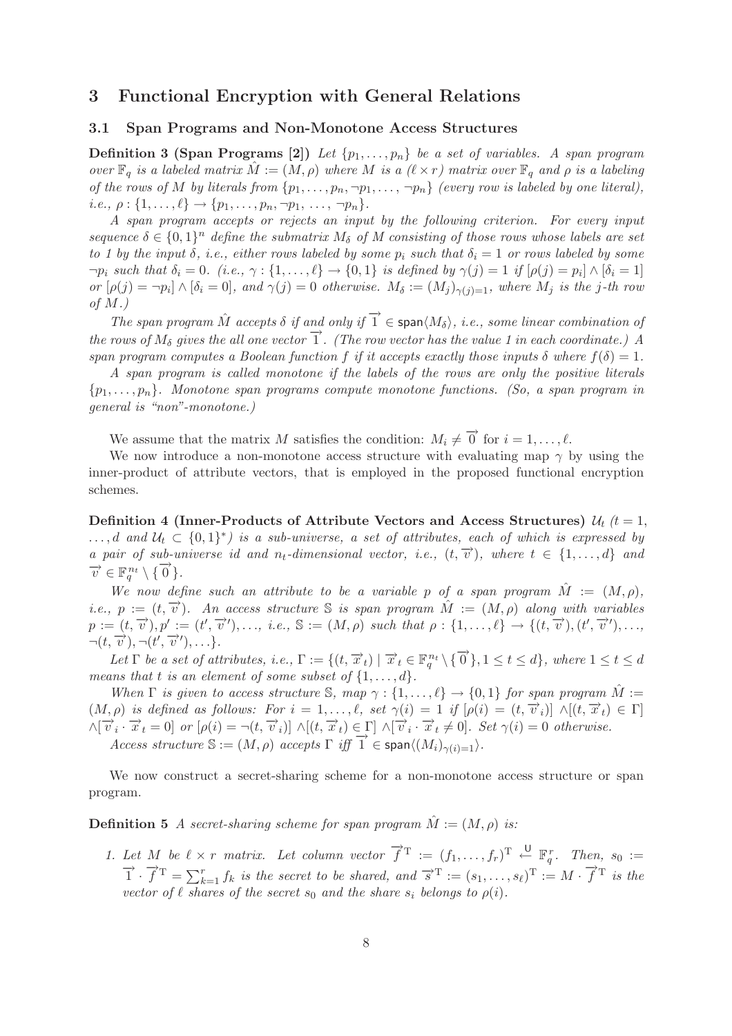## 3 Functional Encryption with General Relations

### 3.1 Span Programs and Non-Monotone Access Structures

**Definition 3 (Span Programs [2])** *Let $\{p_1, \ldots, p_n\}$ be a set of variables. A span program over $\mathbb{F}_q$ is a labeled matrix $\hat{M} := (M, \rho)$ where $M$ is a $(\ell \times r)$ matrix over $\mathbb{F}_q$ and $\rho$ is a labeling of the rows of $M$ by literals from $\{p_1, \ldots, p_n, \neg p_1, \ldots, \neg p_n\}$ (every row is labeled by one literal), i.e., $\rho : \{1, \ldots, \ell\} \to \{p_1, \ldots, p_n, \neg p_1, \ldots, \neg p_n\}$.*

*A span program accepts or rejects an input by the following criterion. For every input sequence $\delta \in \{0,1\}^n$ define the submatrix $M_\delta$ of $M$ consisting of those rows whose labels are set to 1 by the input $\delta$, i.e., either rows labeled by some $p_i$ such that $\delta_i = 1$ or rows labeled by some $\neg p_i$ such that $\delta_i = 0$. (i.e., $\gamma : \{1, \ldots, \ell\} \to \{0,1\}$ is defined by $\gamma(j) = 1$ if $[\rho(j) = p_i] \wedge [\delta_i = 1]$ or $[\rho(j) = \neg p_i] \wedge [\delta_i = 0]$, and $\gamma(j) = 0$ otherwise. $M_\delta := (M_j)_{\gamma(j)=1}$, where $M_j$ is the $j$-th row of $M$.)*

*The span program $\hat{M}$ accepts $\delta$ if and only if $\overrightarrow{1} \in \mathsf{span}\langle M_\delta \rangle$, i.e., some linear combination of the rows of $M_\delta$ gives the all one vector $\overrightarrow{1}$. (The row vector has the value 1 in each coordinate.) A span program computes a Boolean function $f$ if it accepts exactly those inputs $\delta$ where $f(\delta) = 1$.*

*A span program is called monotone if the labels of the rows are only the positive literals $\{p_1, \ldots, p_n\}$. Monotone span programs compute monotone functions. (So, a span program in general is "non"-monotone.)*

We assume that the matrix $M$ satisfies the condition: $M_i \neq \overrightarrow{0}$ for $i = 1, \ldots, \ell$.

We now introduce a non-monotone access structure with evaluating map $\gamma$ by using the inner-product of attribute vectors, that is employed in the proposed functional encryption schemes.

**Definition 4 (Inner-Products of Attribute Vectors and Access Structures)** *$\mathcal{U}_t$ ($t = 1, \ldots, d$ and $\mathcal{U}_t \subset \{0,1\}^*$) is a sub-universe, a set of attributes, each of which is expressed by a pair of sub-universe id and $n_t$-dimensional vector, i.e., $(t, \overrightarrow{v})$, where $t \in \{1, \ldots, d\}$ and $\overrightarrow{v} \in \mathbb{F}_q^{n_t} \setminus \{\overrightarrow{0}\}$.*

*We now define such an attribute to be a variable $p$ of a span program $\hat{M} := (M, \rho)$, i.e., $p := (t, \overrightarrow{v})$. An access structure $\mathbb{S}$ is span program $\hat{M} := (M, \rho)$ along with variables $p := (t, \overrightarrow{v}), p' := (t', \overrightarrow{v}'), \ldots$, i.e., $\mathbb{S} := (M, \rho)$ such that $\rho : \{1, \ldots, \ell\} \to \{(t, \overrightarrow{v}), (t', \overrightarrow{v}'), \ldots, \neg(t, \overrightarrow{v}), \neg(t', \overrightarrow{v}'), \ldots\}$.*

*Let $\Gamma$ be a set of attributes, i.e., $\Gamma := \{(t, \overrightarrow{x}_t) \mid \overrightarrow{x}_t \in \mathbb{F}_q^{n_t} \setminus \{\overrightarrow{0}\}, 1 \leq t \leq d\}$, where $1 \leq t \leq d$ means that $t$ is an element of some subset of $\{1, \ldots, d\}$.*

*When $\Gamma$ is given to access structure $\mathbb{S}$, map $\gamma : \{1, \ldots, \ell\} \to \{0,1\}$ for span program $\hat{M} := (M, \rho)$ is defined as follows: For $i = 1, \ldots, \ell$, set $\gamma(i) = 1$ if $[\rho(i) = (t, \overrightarrow{v}_i)] \wedge [(t, \overrightarrow{x}_t) \in \Gamma] \wedge [\overrightarrow{v}_i \cdot \overrightarrow{x}_t = 0]$ or $[\rho(i) = \neg(t, \overrightarrow{v}_i)] \wedge [(t, \overrightarrow{x}_t) \in \Gamma] \wedge [\overrightarrow{v}_i \cdot \overrightarrow{x}_t \neq 0]$. Set $\gamma(i) = 0$ otherwise.*

*Access structure $\mathbb{S} := (M, \rho)$ accepts $\Gamma$ iff $\overrightarrow{1} \in \mathsf{span}\langle (M_i)_{\gamma(i)=1} \rangle$.*

We now construct a secret-sharing scheme for a non-monotone access structure or span program.

**Definition 5** *A secret-sharing scheme for span program $\hat{M} := (M, \rho)$ is:*

1. *Let $M$ be $\ell \times r$ matrix. Let column vector $\overrightarrow{f}^{\mathrm{T}} := (f_1, \ldots, f_r)^{\mathrm{T}} \xleftarrow{\mathsf{U}} \mathbb{F}_q^r$. Then, $s_0 := \overrightarrow{1} \cdot \overrightarrow{f}^{\mathrm{T}} = \sum_{k=1}^{r} f_k$ is the secret to be shared, and $\overrightarrow{s}^{\mathrm{T}} := (s_1, \ldots, s_\ell)^{\mathrm{T}} := M \cdot \overrightarrow{f}^{\mathrm{T}}$ is the vector of $\ell$ shares of the secret $s_0$ and the share $s_i$ belongs to $\rho(i)$.*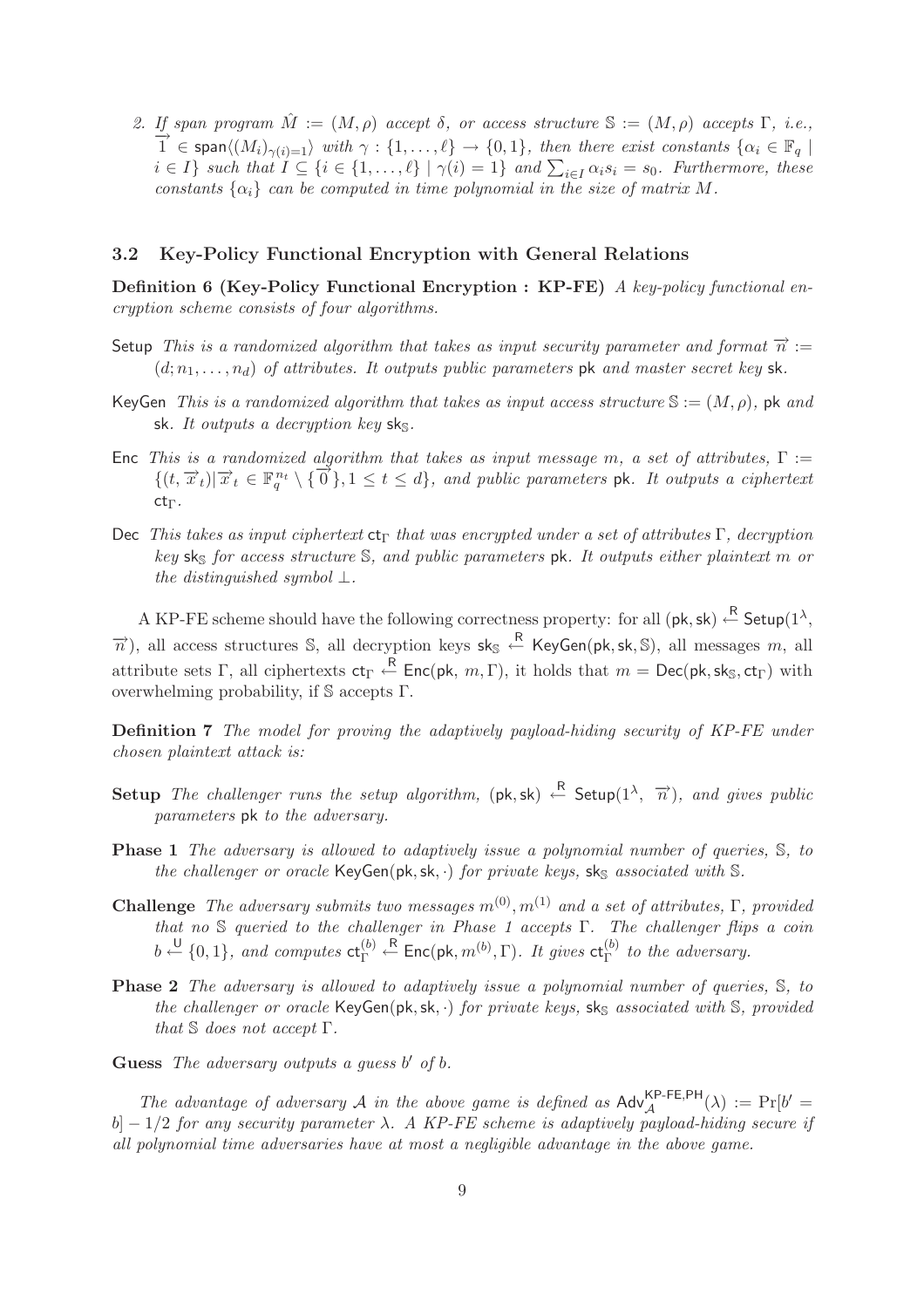2. *If span program $\hat{M} := (M, \rho)$ accept $\delta$, or access structure $\mathbb{S} := (M, \rho)$ accepts $\Gamma$, i.e., $\overrightarrow{1} \in \mathsf{span}\langle (M_i)_{\gamma(i)=1} \rangle$ with $\gamma : \{1, \ldots, \ell\} \to \{0, 1\}$, then there exist constants $\{\alpha_i \in \mathbb{F}_q \mid i \in I\}$ such that $I \subseteq \{i \in \{1, \ldots, \ell\} \mid \gamma(i) = 1\}$ and $\sum_{i \in I} \alpha_i s_i = s_0$. Furthermore, these constants $\{\alpha_i\}$ can be computed in time polynomial in the size of matrix $M$.*

### 3.2 Key-Policy Functional Encryption with General Relations

**Definition 6 (Key-Policy Functional Encryption : KP-FE)** *A key-policy functional encryption scheme consists of four algorithms.*

Setup *This is a randomized algorithm that takes as input security parameter and format $\overrightarrow{n} := (d; n_1, \ldots, n_d)$ of attributes. It outputs public parameters* pk *and master secret key* sk*.*

KeyGen *This is a randomized algorithm that takes as input access structure $\mathbb{S} := (M, \rho)$,* pk *and* sk*. It outputs a decryption key $\mathsf{sk}_{\mathbb{S}}$.*

Enc *This is a randomized algorithm that takes as input message $m$, a set of attributes, $\Gamma := \{(t, \overrightarrow{x}_t) | \overrightarrow{x}_t \in \mathbb{F}_q^{n_t} \setminus \{\overrightarrow{0}\}, 1 \le t \le d\}$, and public parameters* pk*. It outputs a ciphertext $\mathsf{ct}_\Gamma$.*

Dec *This takes as input ciphertext $\mathsf{ct}_\Gamma$ that was encrypted under a set of attributes $\Gamma$, decryption key $\mathsf{sk}_{\mathbb{S}}$ for access structure $\mathbb{S}$, and public parameters* pk*. It outputs either plaintext $m$ or the distinguished symbol $\perp$.*

A KP-FE scheme should have the following correctness property: for all $(\mathsf{pk}, \mathsf{sk}) \xleftarrow{\mathsf{R}} \mathsf{Setup}(1^\lambda, \overrightarrow{n})$, all access structures $\mathbb{S}$, all decryption keys $\mathsf{sk}_{\mathbb{S}} \xleftarrow{\mathsf{R}} \mathsf{KeyGen}(\mathsf{pk}, \mathsf{sk}, \mathbb{S})$, all messages $m$, all attribute sets $\Gamma$, all ciphertexts $\mathsf{ct}_\Gamma \xleftarrow{\mathsf{R}} \mathsf{Enc}(\mathsf{pk}, m, \Gamma)$, it holds that $m = \mathsf{Dec}(\mathsf{pk}, \mathsf{sk}_{\mathbb{S}}, \mathsf{ct}_\Gamma)$ with overwhelming probability, if $\mathbb{S}$ accepts $\Gamma$.

**Definition 7** *The model for proving the adaptively payload-hiding security of KP-FE under chosen plaintext attack is:*

**Setup** *The challenger runs the setup algorithm, $(\mathsf{pk}, \mathsf{sk}) \xleftarrow{\mathsf{R}} \mathsf{Setup}(1^\lambda, \overrightarrow{n})$, and gives public parameters* pk *to the adversary.*

**Phase 1** *The adversary is allowed to adaptively issue a polynomial number of queries, $\mathbb{S}$, to the challenger or oracle $\mathsf{KeyGen}(\mathsf{pk}, \mathsf{sk}, \cdot)$ for private keys, $\mathsf{sk}_{\mathbb{S}}$ associated with $\mathbb{S}$.*

**Challenge** *The adversary submits two messages $m^{(0)}, m^{(1)}$ and a set of attributes, $\Gamma$, provided that no $\mathbb{S}$ queried to the challenger in Phase 1 accepts $\Gamma$. The challenger flips a coin $b \xleftarrow{\mathsf{U}} \{0, 1\}$, and computes $\mathsf{ct}_\Gamma^{(b)} \xleftarrow{\mathsf{R}} \mathsf{Enc}(\mathsf{pk}, m^{(b)}, \Gamma)$. It gives $\mathsf{ct}_\Gamma^{(b)}$ to the adversary.*

**Phase 2** *The adversary is allowed to adaptively issue a polynomial number of queries, $\mathbb{S}$, to the challenger or oracle $\mathsf{KeyGen}(\mathsf{pk}, \mathsf{sk}, \cdot)$ for private keys, $\mathsf{sk}_{\mathbb{S}}$ associated with $\mathbb{S}$, provided that $\mathbb{S}$ does not accept $\Gamma$.*

**Guess** *The adversary outputs a guess $b'$ of $b$.*

*The advantage of adversary $\mathcal{A}$ in the above game is defined as $\mathsf{Adv}_{\mathcal{A}}^{\mathsf{KP\text{-}FE,PH}}(\lambda) := \Pr[b' = b] - 1/2$ for any security parameter $\lambda$. A KP-FE scheme is adaptively payload-hiding secure if all polynomial time adversaries have at most a negligible advantage in the above game.*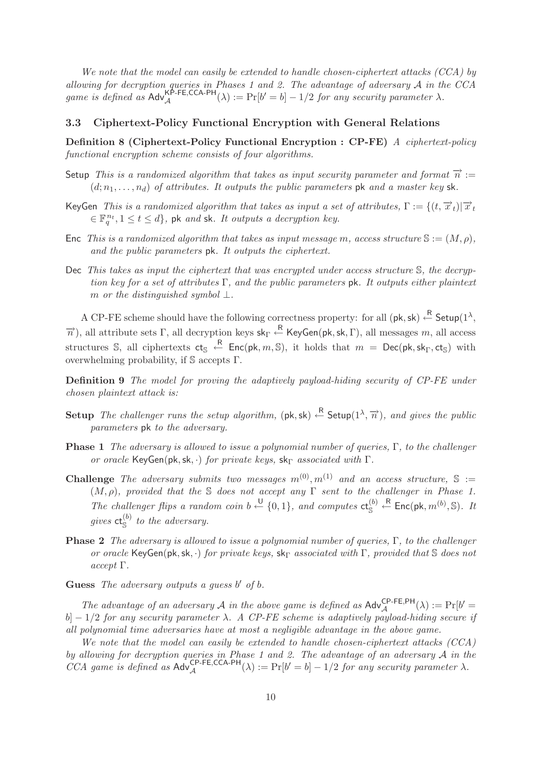*We note that the model can easily be extended to handle chosen-ciphertext attacks (CCA) by allowing for decryption queries in Phases 1 and 2. The advantage of adversary $\mathcal{A}$ in the CCA game is defined as* $\mathsf{Adv}_{\mathcal{A}}^{\mathsf{KP\text{-}FE,CCA\text{-}PH}}(\lambda) := \Pr[b' = b] - 1/2$ *for any security parameter* $\lambda$.

### 3.3 Ciphertext-Policy Functional Encryption with General Relations

**Definition 8 (Ciphertext-Policy Functional Encryption : CP-FE)** *A ciphertext-policy functional encryption scheme consists of four algorithms.*

Setup *This is a randomized algorithm that takes as input security parameter and format* $\vec{n} := (d; n_1, \ldots, n_d)$ *of attributes. It outputs the public parameters* $\mathsf{pk}$ *and a master key* $\mathsf{sk}$.

KeyGen *This is a randomized algorithm that takes as input a set of attributes,* $\Gamma := \{(t, \vec{x}_t) | \vec{x}_t \in \mathbb{F}_q^{n_t}, 1 \le t \le d\}$, $\mathsf{pk}$ *and* $\mathsf{sk}$. *It outputs a decryption key.*

Enc *This is a randomized algorithm that takes as input message* $m$, *access structure* $\mathbb{S} := (M, \rho)$, *and the public parameters* $\mathsf{pk}$. *It outputs the ciphertext.*

Dec *This takes as input the ciphertext that was encrypted under access structure* $\mathbb{S}$, *the decryption key for a set of attributes* $\Gamma$, *and the public parameters* $\mathsf{pk}$. *It outputs either plaintext* $m$ *or the distinguished symbol* $\perp$.

A CP-FE scheme should have the following correctness property: for all $(\mathsf{pk}, \mathsf{sk}) \xleftarrow{\mathsf{R}} \mathsf{Setup}(1^\lambda, \vec{n})$, all attribute sets $\Gamma$, all decryption keys $\mathsf{sk}_\Gamma \xleftarrow{\mathsf{R}} \mathsf{KeyGen}(\mathsf{pk}, \mathsf{sk}, \Gamma)$, all messages $m$, all access structures $\mathbb{S}$, all ciphertexts $\mathsf{ct}_{\mathbb{S}} \xleftarrow{\mathsf{R}} \mathsf{Enc}(\mathsf{pk}, m, \mathbb{S})$, it holds that $m = \mathsf{Dec}(\mathsf{pk}, \mathsf{sk}_\Gamma, \mathsf{ct}_{\mathbb{S}})$ with overwhelming probability, if $\mathbb{S}$ accepts $\Gamma$.

**Definition 9** *The model for proving the adaptively payload-hiding security of CP-FE under chosen plaintext attack is:*

**Setup** *The challenger runs the setup algorithm,* $(\mathsf{pk}, \mathsf{sk}) \xleftarrow{\mathsf{R}} \mathsf{Setup}(1^\lambda, \vec{n})$, *and gives the public parameters* $\mathsf{pk}$ *to the adversary.*

**Phase 1** *The adversary is allowed to issue a polynomial number of queries,* $\Gamma$, *to the challenger or oracle* $\mathsf{KeyGen}(\mathsf{pk}, \mathsf{sk}, \cdot)$ *for private keys,* $\mathsf{sk}_\Gamma$ *associated with* $\Gamma$.

**Challenge** *The adversary submits two messages* $m^{(0)}, m^{(1)}$ *and an access structure,* $\mathbb{S} := (M, \rho)$, *provided that the* $\mathbb{S}$ *does not accept any* $\Gamma$ *sent to the challenger in Phase 1. The challenger flips a random coin* $b \xleftarrow{\mathsf{U}} \{0, 1\}$, *and computes* $\mathsf{ct}_{\mathbb{S}}^{(b)} \xleftarrow{\mathsf{R}} \mathsf{Enc}(\mathsf{pk}, m^{(b)}, \mathbb{S})$. *It gives* $\mathsf{ct}_{\mathbb{S}}^{(b)}$ *to the adversary.*

**Phase 2** *The adversary is allowed to issue a polynomial number of queries,* $\Gamma$, *to the challenger or oracle* $\mathsf{KeyGen}(\mathsf{pk}, \mathsf{sk}, \cdot)$ *for private keys,* $\mathsf{sk}_\Gamma$ *associated with* $\Gamma$, *provided that* $\mathbb{S}$ *does not accept* $\Gamma$.

**Guess** *The adversary outputs a guess* $b'$ *of* $b$.

*The advantage of an adversary* $\mathcal{A}$ *in the above game is defined as* $\mathsf{Adv}_{\mathcal{A}}^{\mathsf{CP\text{-}FE,PH}}(\lambda) := \Pr[b' = b] - 1/2$ *for any security parameter* $\lambda$. *A CP-FE scheme is adaptively payload-hiding secure if all polynomial time adversaries have at most a negligible advantage in the above game.*

*We note that the model can easily be extended to handle chosen-ciphertext attacks (CCA) by allowing for decryption queries in Phase 1 and 2. The advantage of an adversary* $\mathcal{A}$ *in the CCA game is defined as* $\mathsf{Adv}_{\mathcal{A}}^{\mathsf{CP\text{-}FE,CCA\text{-}PH}}(\lambda) := \Pr[b' = b] - 1/2$ *for any security parameter* $\lambda$.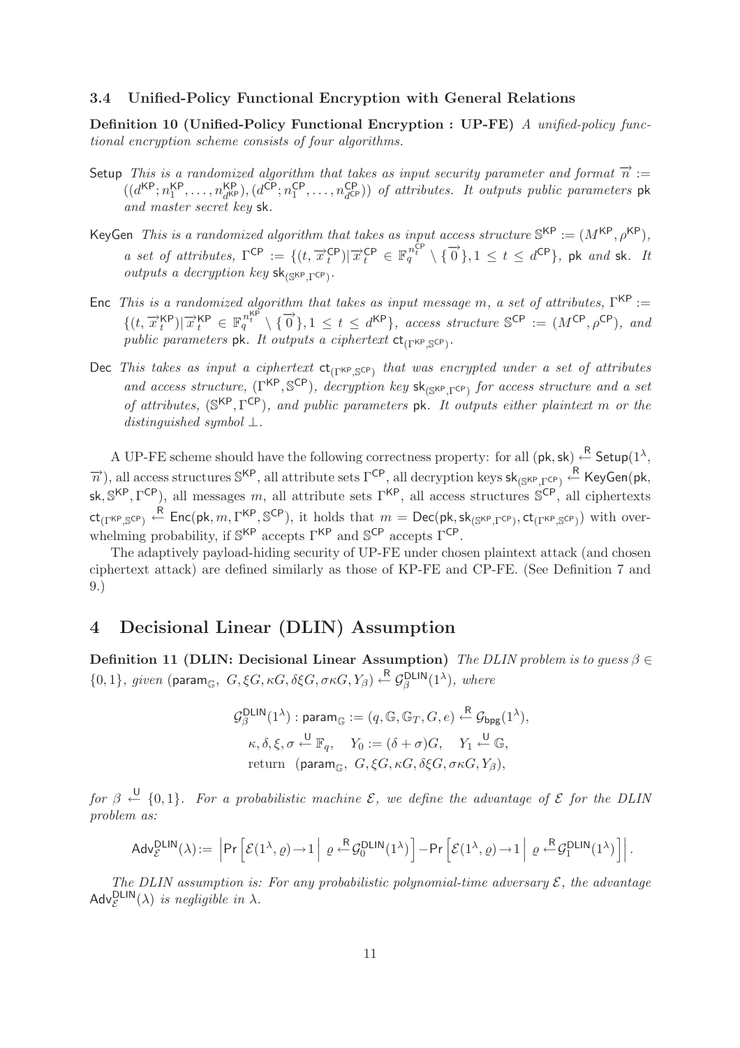### 3.4 Unified-Policy Functional Encryption with General Relations

**Definition 10 (Unified-Policy Functional Encryption : UP-FE)** *A unified-policy functional encryption scheme consists of four algorithms.*

Setup *This is a randomized algorithm that takes as input security parameter and format* $\vec{n} := ((d^{\mathsf{KP}}; n_1^{\mathsf{KP}}, \ldots, n_{d^{\mathsf{KP}}}^{\mathsf{KP}}), (d^{\mathsf{CP}}; n_1^{\mathsf{CP}}, \ldots, n_{d^{\mathsf{CP}}}^{\mathsf{CP}}))$ *of attributes. It outputs public parameters* $\mathsf{pk}$ *and master secret key* $\mathsf{sk}$.

KeyGen *This is a randomized algorithm that takes as input access structure* $\mathbb{S}^{\mathsf{KP}} := (M^{\mathsf{KP}}, \rho^{\mathsf{KP}})$, *a set of attributes,* $\Gamma^{\mathsf{CP}} := \{(t, \vec{x}_t^{\mathsf{CP}}) | \vec{x}_t^{\mathsf{CP}} \in \mathbb{F}_q^{n_t^{\mathsf{CP}}} \setminus \{\vec{0}\}, 1 \le t \le d^{\mathsf{CP}}\}$, $\mathsf{pk}$ *and* $\mathsf{sk}$. *It outputs a decryption key* $\mathsf{sk}_{(\mathbb{S}^{\mathsf{KP}}, \Gamma^{\mathsf{CP}})}$.

Enc *This is a randomized algorithm that takes as input message* $m$, *a set of attributes,* $\Gamma^{\mathsf{KP}} := \{(t, \vec{x}_t^{\mathsf{KP}}) | \vec{x}_t^{\mathsf{KP}} \in \mathbb{F}_q^{n_t^{\mathsf{KP}}} \setminus \{\vec{0}\}, 1 \le t \le d^{\mathsf{KP}}\}$, *access structure* $\mathbb{S}^{\mathsf{CP}} := (M^{\mathsf{CP}}, \rho^{\mathsf{CP}})$, *and public parameters* $\mathsf{pk}$. *It outputs a ciphertext* $\mathsf{ct}_{(\Gamma^{\mathsf{KP}}, \mathbb{S}^{\mathsf{CP}})}$.

Dec *This takes as input a ciphertext* $\mathsf{ct}_{(\Gamma^{\mathsf{KP}}, \mathbb{S}^{\mathsf{CP}})}$ *that was encrypted under a set of attributes and access structure,* $(\Gamma^{\mathsf{KP}}, \mathbb{S}^{\mathsf{CP}})$, *decryption key* $\mathsf{sk}_{(\mathbb{S}^{\mathsf{KP}}, \Gamma^{\mathsf{CP}})}$ *for access structure and a set of attributes,* $(\mathbb{S}^{\mathsf{KP}}, \Gamma^{\mathsf{CP}})$, *and public parameters* $\mathsf{pk}$. *It outputs either plaintext* $m$ *or the distinguished symbol* $\perp$.

A UP-FE scheme should have the following correctness property: for all $(\mathsf{pk}, \mathsf{sk}) \xleftarrow{\mathsf{R}} \mathsf{Setup}(1^\lambda, \vec{n})$, all access structures $\mathbb{S}^{\mathsf{KP}}$, all attribute sets $\Gamma^{\mathsf{CP}}$, all decryption keys $\mathsf{sk}_{(\mathbb{S}^{\mathsf{KP}}, \Gamma^{\mathsf{CP}})} \xleftarrow{\mathsf{R}} \mathsf{KeyGen}(\mathsf{pk}, \mathsf{sk}, \mathbb{S}^{\mathsf{KP}}, \Gamma^{\mathsf{CP}})$, all messages $m$, all attribute sets $\Gamma^{\mathsf{KP}}$, all access structures $\mathbb{S}^{\mathsf{CP}}$, all ciphertexts $\mathsf{ct}_{(\Gamma^{\mathsf{KP}}, \mathbb{S}^{\mathsf{CP}})} \xleftarrow{\mathsf{R}} \mathsf{Enc}(\mathsf{pk}, m, \Gamma^{\mathsf{KP}}, \mathbb{S}^{\mathsf{CP}})$, it holds that $m = \mathsf{Dec}(\mathsf{pk}, \mathsf{sk}_{(\mathbb{S}^{\mathsf{KP}}, \Gamma^{\mathsf{CP}})}, \mathsf{ct}_{(\Gamma^{\mathsf{KP}}, \mathbb{S}^{\mathsf{CP}})})$ with overwhelming probability, if $\mathbb{S}^{\mathsf{KP}}$ accepts $\Gamma^{\mathsf{KP}}$ and $\mathbb{S}^{\mathsf{CP}}$ accepts $\Gamma^{\mathsf{CP}}$.

The adaptively payload-hiding security of UP-FE under chosen plaintext attack (and chosen ciphertext attack) are defined similarly as those of KP-FE and CP-FE. (See Definition 7 and 9.)

## 4 Decisional Linear (DLIN) Assumption

**Definition 11 (DLIN: Decisional Linear Assumption)** *The DLIN problem is to guess* $\beta \in \{0, 1\}$, *given* $(\mathsf{param}_{\mathbb{G}},\ G, \xi G, \kappa G, \delta\xi G, \sigma\kappa G, Y_\beta) \xleftarrow{\mathsf{R}} \mathcal{G}_\beta^{\mathsf{DLIN}}(1^\lambda)$, *where*

$$\begin{aligned}
\mathcal{G}_\beta^{\mathsf{DLIN}}(1^\lambda) : \ & \mathsf{param}_{\mathbb{G}} := (q, \mathbb{G}, \mathbb{G}_T, G, e) \xleftarrow{\mathsf{R}} \mathcal{G}_{\mathsf{bpg}}(1^\lambda), \\
& \kappa, \delta, \xi, \sigma \xleftarrow{\mathsf{U}} \mathbb{F}_q, \quad Y_0 := (\delta + \sigma)G, \quad Y_1 \xleftarrow{\mathsf{U}} \mathbb{G}, \\
& \text{return} \quad (\mathsf{param}_{\mathbb{G}},\ G, \xi G, \kappa G, \delta\xi G, \sigma\kappa G, Y_\beta),
\end{aligned}$$

*for* $\beta \xleftarrow{\mathsf{U}} \{0, 1\}$. *For a probabilistic machine* $\mathcal{E}$, *we define the advantage of* $\mathcal{E}$ *for the DLIN problem as:*

$$\mathsf{Adv}_{\mathcal{E}}^{\mathsf{DLIN}}(\lambda) := \left| \Pr\left[\mathcal{E}(1^\lambda, \varrho) \to 1 \,\middle|\, \varrho \xleftarrow{\mathsf{R}} \mathcal{G}_0^{\mathsf{DLIN}}(1^\lambda)\right] - \Pr\left[\mathcal{E}(1^\lambda, \varrho) \to 1 \,\middle|\, \varrho \xleftarrow{\mathsf{R}} \mathcal{G}_1^{\mathsf{DLIN}}(1^\lambda)\right] \right|.$$

*The DLIN assumption is: For any probabilistic polynomial-time adversary* $\mathcal{E}$, *the advantage* $\mathsf{Adv}_{\mathcal{E}}^{\mathsf{DLIN}}(\lambda)$ *is negligible in* $\lambda$.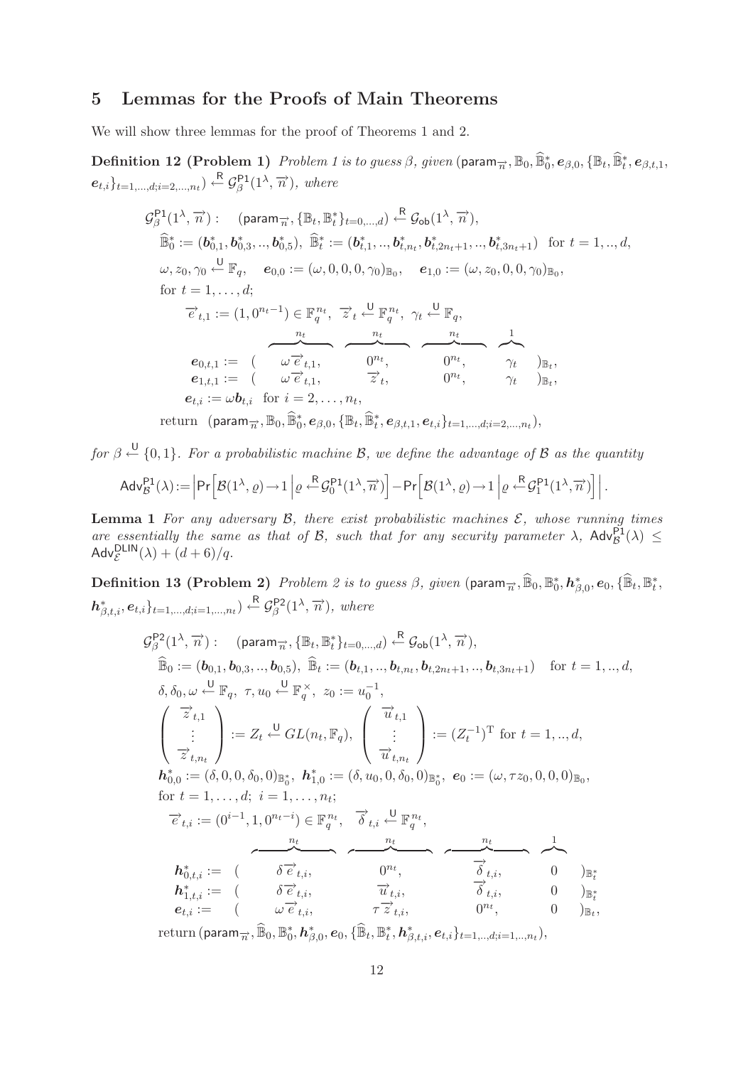## 5 Lemmas for the Proofs of Main Theorems

We will show three lemmas for the proof of Theorems 1 and 2.

**Definition 12 (Problem 1)** *Problem 1 is to guess $\beta$, given $(\mathsf{param}_{\vec{n}}, \mathbb{B}_0, \widehat{\mathbb{B}}^*_0, \boldsymbol{e}_{\beta,0}, \{\mathbb{B}_t, \widehat{\mathbb{B}}^*_t, \boldsymbol{e}_{\beta,t,1}, \boldsymbol{e}_{t,i}\}_{t=1,\dots,d; i=2,\dots,n_t}) \xleftarrow{\mathsf{R}} \mathcal{G}^{\mathsf{P1}}_\beta(1^\lambda, \vec{n})$, where*

$$
\begin{aligned}
&\mathcal{G}^{\mathsf{P1}}_\beta(1^\lambda, \vec{n}) : \quad (\mathsf{param}_{\vec{n}}, \{\mathbb{B}_t, \mathbb{B}^*_t\}_{t=0,\dots,d}) \xleftarrow{\mathsf{R}} \mathcal{G}_{\mathsf{ob}}(1^\lambda, \vec{n}),\\
&\quad \widehat{\mathbb{B}}^*_0 := (\boldsymbol{b}^*_{0,1}, \boldsymbol{b}^*_{0,3}, .., \boldsymbol{b}^*_{0,5}),\ \ \widehat{\mathbb{B}}^*_t := (\boldsymbol{b}^*_{t,1}, .., \boldsymbol{b}^*_{t,n_t}, \boldsymbol{b}^*_{t,2n_t+1}, .., \boldsymbol{b}^*_{t,3n_t+1}) \ \text{ for } t = 1, .., d,\\
&\quad \omega, z_0, \gamma_0 \xleftarrow{\mathsf{U}} \mathbb{F}_q, \quad \boldsymbol{e}_{0,0} := (\omega, 0, 0, 0, \gamma_0)_{\mathbb{B}_0}, \quad \boldsymbol{e}_{1,0} := (\omega, z_0, 0, 0, \gamma_0)_{\mathbb{B}_0},\\
&\quad \text{for } t = 1, \dots, d;\\
&\qquad \vec{e}_{t,1} := (1, 0^{n_t-1}) \in \mathbb{F}_q^{n_t}, \ \ \vec{z}_t \xleftarrow{\mathsf{U}} \mathbb{F}_q^{n_t}, \ \ \gamma_t \xleftarrow{\mathsf{U}} \mathbb{F}_q,\\
&\qquad \boldsymbol{e}_{0,t,1} := ( \overbrace{\omega \vec{e}_{t,1},}^{n_t} \ \overbrace{0^{n_t},}^{n_t} \ \overbrace{0^{n_t},}^{n_t} \ \overbrace{\gamma_t}^{1} )_{\mathbb{B}_t},\\
&\qquad \boldsymbol{e}_{1,t,1} := ( \omega \vec{e}_{t,1}, \ \vec{z}_t, \ 0^{n_t}, \ \gamma_t )_{\mathbb{B}_t},\\
&\qquad \boldsymbol{e}_{t,i} := \omega \boldsymbol{b}_{t,i} \ \text{ for } i = 2, \dots, n_t,\\
&\quad \text{return } \ (\mathsf{param}_{\vec{n}}, \mathbb{B}_0, \widehat{\mathbb{B}}^*_0, \boldsymbol{e}_{\beta,0}, \{\mathbb{B}_t, \widehat{\mathbb{B}}^*_t, \boldsymbol{e}_{\beta,t,1}, \boldsymbol{e}_{t,i}\}_{t=1,\dots,d; i=2,\dots,n_t}),
\end{aligned}
$$

*for $\beta \xleftarrow{\mathsf{U}} \{0, 1\}$. For a probabilistic machine $\mathcal{B}$, we define the advantage of $\mathcal{B}$ as the quantity*

$$
\mathsf{Adv}^{\mathsf{P1}}_{\mathcal{B}}(\lambda) := \left| \Pr\left[ \mathcal{B}(1^\lambda, \varrho) \to 1 \,\middle|\, \varrho \xleftarrow{\mathsf{R}} \mathcal{G}^{\mathsf{P1}}_0(1^\lambda, \vec{n}) \right] - \Pr\left[ \mathcal{B}(1^\lambda, \varrho) \to 1 \,\middle|\, \varrho \xleftarrow{\mathsf{R}} \mathcal{G}^{\mathsf{P1}}_1(1^\lambda, \vec{n}) \right] \right|.
$$

**Lemma 1** *For any adversary $\mathcal{B}$, there exist probabilistic machines $\mathcal{E}$, whose running times are essentially the same as that of $\mathcal{B}$, such that for any security parameter $\lambda$, $\mathsf{Adv}^{\mathsf{P1}}_{\mathcal{B}}(\lambda) \le \mathsf{Adv}^{\mathsf{DLIN}}_{\mathcal{E}}(\lambda) + (d+6)/q$.*

**Definition 13 (Problem 2)** *Problem 2 is to guess $\beta$, given $(\mathsf{param}_{\vec{n}}, \widehat{\mathbb{B}}_0, \mathbb{B}^*_0, \boldsymbol{h}^*_{\beta,0}, \boldsymbol{e}_0, \{\widehat{\mathbb{B}}_t, \mathbb{B}^*_t, \boldsymbol{h}^*_{\beta,t,i}, \boldsymbol{e}_{t,i}\}_{t=1,\dots,d; i=1,\dots,n_t}) \xleftarrow{\mathsf{R}} \mathcal{G}^{\mathsf{P2}}_\beta(1^\lambda, \vec{n})$, where*

$$
\begin{aligned}
&\mathcal{G}^{\mathsf{P2}}_\beta(1^\lambda, \vec{n}) : \quad (\mathsf{param}_{\vec{n}}, \{\mathbb{B}_t, \mathbb{B}^*_t\}_{t=0,\dots,d}) \xleftarrow{\mathsf{R}} \mathcal{G}_{\mathsf{ob}}(1^\lambda, \vec{n}),\\
&\quad \widehat{\mathbb{B}}_0 := (\boldsymbol{b}_{0,1}, \boldsymbol{b}_{0,3}, .., \boldsymbol{b}_{0,5}), \ \ \widehat{\mathbb{B}}_t := (\boldsymbol{b}_{t,1}, .., \boldsymbol{b}_{t,n_t}, \boldsymbol{b}_{t,2n_t+1}, .., \boldsymbol{b}_{t,3n_t+1}) \quad \text{for } t = 1, .., d,\\
&\quad \delta, \delta_0, \omega \xleftarrow{\mathsf{U}} \mathbb{F}_q, \ \ \tau, u_0 \xleftarrow{\mathsf{U}} \mathbb{F}_q^\times, \ \ z_0 := u_0^{-1},\\
&\quad \begin{pmatrix} \vec{z}_{t,1} \\ \vdots \\ \vec{z}_{t,n_t} \end{pmatrix} := Z_t \xleftarrow{\mathsf{U}} GL(n_t, \mathbb{F}_q), \ \ \begin{pmatrix} \vec{u}_{t,1} \\ \vdots \\ \vec{u}_{t,n_t} \end{pmatrix} := (Z_t^{-1})^{\mathrm{T}} \ \text{for } t = 1, .., d,\\
&\quad \boldsymbol{h}^*_{0,0} := (\delta, 0, 0, \delta_0, 0)_{\mathbb{B}^*_0}, \ \ \boldsymbol{h}^*_{1,0} := (\delta, u_0, 0, \delta_0, 0)_{\mathbb{B}^*_0}, \ \ \boldsymbol{e}_0 := (\omega, \tau z_0, 0, 0, 0)_{\mathbb{B}_0},\\
&\quad \text{for } t = 1, \dots, d; \ i = 1, \dots, n_t;\\
&\qquad \vec{e}_{t,i} := (0^{i-1}, 1, 0^{n_t-i}) \in \mathbb{F}_q^{n_t}, \quad \vec{\delta}_{t,i} \xleftarrow{\mathsf{U}} \mathbb{F}_q^{n_t},\\
&\qquad \boldsymbol{h}^*_{0,t,i} := ( \overbrace{\delta \vec{e}_{t,i},}^{n_t} \ \overbrace{0^{n_t},}^{n_t} \ \overbrace{\vec{\delta}_{t,i},}^{n_t} \ \overbrace{0}^{1} )_{\mathbb{B}^*_t}\\
&\qquad \boldsymbol{h}^*_{1,t,i} := ( \delta \vec{e}_{t,i}, \ \vec{u}_{t,i}, \ \vec{\delta}_{t,i}, \ 0 )_{\mathbb{B}^*_t}\\
&\qquad \boldsymbol{e}_{t,i} := ( \omega \vec{e}_{t,i}, \ \tau \vec{z}_{t,i}, \ 0^{n_t}, \ 0 )_{\mathbb{B}_t},\\
&\quad \text{return} \, (\mathsf{param}_{\vec{n}}, \widehat{\mathbb{B}}_0, \mathbb{B}^*_0, \boldsymbol{h}^*_{\beta,0}, \boldsymbol{e}_0, \{\widehat{\mathbb{B}}_t, \mathbb{B}^*_t, \boldsymbol{h}^*_{\beta,t,i}, \boldsymbol{e}_{t,i}\}_{t=1,..,d; i=1,..,n_t}),
\end{aligned}
$$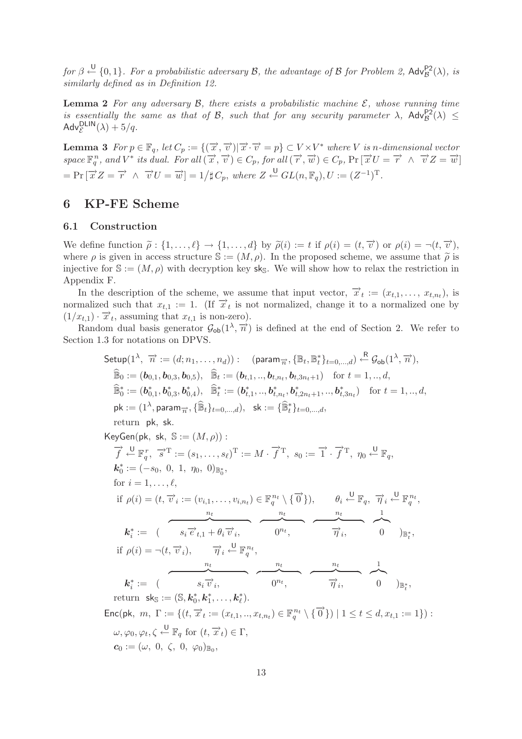*for* $\beta \xleftarrow{\mathsf{U}} \{0,1\}$. *For a probabilistic adversary* $\mathcal{B}$, *the advantage of* $\mathcal{B}$ *for Problem 2,* $\mathsf{Adv}^{\mathsf{P2}}_{\mathcal{B}}(\lambda)$, *is similarly defined as in Definition 12.*

**Lemma 2** *For any adversary* $\mathcal{B}$, *there exists a probabilistic machine* $\mathcal{E}$, *whose running time is essentially the same as that of* $\mathcal{B}$, *such that for any security parameter* $\lambda$, $\mathsf{Adv}^{\mathsf{P2}}_{\mathcal{B}}(\lambda) \leq \mathsf{Adv}^{\mathsf{DLIN}}_{\mathcal{E}}(\lambda) + 5/q$.

**Lemma 3** *For* $p \in \mathbb{F}_q$, *let* $C_p := \{(\vec{x}, \vec{v}) | \vec{x} \cdot \vec{v} = p\} \subset V \times V^*$ *where* $V$ *is* $n$*-dimensional vector space* $\mathbb{F}_q^n$, *and* $V^*$ *its dual. For all* $(\vec{x}, \vec{v}) \in C_p$, *for all* $(\vec{r}, \vec{w}) \in C_p$, $\Pr[\vec{x}U = \vec{r} \ \wedge \ \vec{v}Z = \vec{w}]$ $= \Pr[\vec{x}Z = \vec{r} \ \wedge \ \vec{v}U = \vec{w}] = 1/\sharp C_p$, *where* $Z \xleftarrow{\mathsf{U}} GL(n, \mathbb{F}_q), U := (Z^{-1})^{\mathrm{T}}$.

## 6 KP-FE Scheme

### 6.1 Construction

We define function $\widetilde{\rho} : \{1, \ldots, \ell\} \to \{1, \ldots, d\}$ by $\widetilde{\rho}(i) := t$ if $\rho(i) = (t, \vec{v})$ or $\rho(i) = \neg(t, \vec{v})$, where $\rho$ is given in access structure $\mathbb{S} := (M, \rho)$. In the proposed scheme, we assume that $\widetilde{\rho}$ is injective for $\mathbb{S} := (M, \rho)$ with decryption key $\mathsf{sk}_{\mathbb{S}}$. We will show how to relax the restriction in Appendix F.

In the description of the scheme, we assume that input vector, $\vec{x}_t := (x_{t,1}, \ldots, x_{t,n_t})$, is normalized such that $x_{t,1} := 1$. (If $\vec{x}_t$ is not normalized, change it to a normalized one by $(1/x_{t,1}) \cdot \vec{x}_t$, assuming that $x_{t,1}$ is non-zero).

Random dual basis generator $\mathcal{G}_{\mathsf{ob}}(1^\lambda, \vec{n})$ is defined at the end of Section 2. We refer to Section 1.3 for notations on DPVS.

$$
\begin{aligned}
&\mathsf{Setup}(1^\lambda,\ \vec{n} := (d; n_1, \ldots, n_d)) : \quad (\mathsf{param}_{\vec{n}}, \{\mathbb{B}_t, \mathbb{B}_t^*\}_{t=0,\ldots,d}) \xleftarrow{\mathsf{R}} \mathcal{G}_{\mathsf{ob}}(1^\lambda, \vec{n}),\\
&\quad \widehat{\mathbb{B}}_0 := (\boldsymbol{b}_{0,1}, \boldsymbol{b}_{0,3}, \boldsymbol{b}_{0,5}), \quad \widehat{\mathbb{B}}_t := (\boldsymbol{b}_{t,1}, .., \boldsymbol{b}_{t,n_t}, \boldsymbol{b}_{t,3n_t+1}) \quad \text{for } t = 1, .., d,\\
&\quad \widehat{\mathbb{B}}_0^* := (\boldsymbol{b}_{0,1}^*, \boldsymbol{b}_{0,3}^*, \boldsymbol{b}_{0,4}^*), \quad \widehat{\mathbb{B}}_t^* := (\boldsymbol{b}_{t,1}^*, .., \boldsymbol{b}_{t,n_t}^*, \boldsymbol{b}_{t,2n_t+1}^*, .., \boldsymbol{b}_{t,3n_t}^*) \quad \text{for } t = 1, .., d,\\
&\quad \mathsf{pk} := (1^\lambda, \mathsf{param}_{\vec{n}}, \{\widehat{\mathbb{B}}_t\}_{t=0,\ldots,d}), \quad \mathsf{sk} := \{\widehat{\mathbb{B}}_t^*\}_{t=0,\ldots,d},\\
&\quad \text{return } \ \mathsf{pk},\ \mathsf{sk}.\\
&\mathsf{KeyGen}(\mathsf{pk},\ \mathsf{sk},\ \mathbb{S} := (M, \rho)) :\\
&\quad \vec{f} \xleftarrow{\mathsf{U}} \mathbb{F}_q^r,\ \vec{s}^{\mathrm{T}} := (s_1, \ldots, s_\ell)^{\mathrm{T}} := M \cdot \vec{f}^{\mathrm{T}},\ s_0 := \vec{1} \cdot \vec{f}^{\mathrm{T}},\ \eta_0 \xleftarrow{\mathsf{U}} \mathbb{F}_q,\\
&\quad \boldsymbol{k}_0^* := (-s_0,\ 0,\ 1,\ \eta_0,\ 0)_{\mathbb{B}_0^*},\\
&\quad \text{for } i = 1, \ldots, \ell,\\
&\quad \text{if } \rho(i) = (t, \vec{v}_i := (v_{i,1}, \ldots, v_{i,n_t}) \in \mathbb{F}_q^{n_t} \setminus \{\vec{0}\}), \qquad \theta_i \xleftarrow{\mathsf{U}} \mathbb{F}_q,\ \vec{\eta}_i \xleftarrow{\mathsf{U}} \mathbb{F}_q^{n_t},\\
&\quad \boldsymbol{k}_i^* := (\ \overbrace{s_i \vec{e}_{t,1} + \theta_i \vec{v}_i,}^{n_t}\quad \overbrace{0^{n_t},}^{n_t}\quad \overbrace{\vec{\eta}_i,}^{n_t}\quad \overbrace{0}^{1}\ )_{\mathbb{B}_t^*},\\
&\quad \text{if } \rho(i) = \neg(t, \vec{v}_i), \qquad \vec{\eta}_i \xleftarrow{\mathsf{U}} \mathbb{F}_q^{n_t},\\
&\quad \boldsymbol{k}_i^* := (\ \overbrace{s_i \vec{v}_i,}^{n_t}\quad \overbrace{0^{n_t},}^{n_t}\quad \overbrace{\vec{\eta}_i,}^{n_t}\quad \overbrace{0}^{1}\ )_{\mathbb{B}_t^*},\\
&\quad \text{return } \ \mathsf{sk}_{\mathbb{S}} := (\mathbb{S}, \boldsymbol{k}_0^*, \boldsymbol{k}_1^*, \ldots, \boldsymbol{k}_\ell^*).\\
&\mathsf{Enc}(\mathsf{pk},\ m,\ \Gamma := \{(t, \vec{x}_t := (x_{t,1}, .., x_{t,n_t}) \in \mathbb{F}_q^{n_t} \setminus \{\vec{0}\}) \mid 1 \leq t \leq d, x_{t,1} := 1\}) :\\
&\quad \omega, \varphi_0, \varphi_t, \zeta \xleftarrow{\mathsf{U}} \mathbb{F}_q \text{ for } (t, \vec{x}_t) \in \Gamma,\\
&\quad \boldsymbol{c}_0 := (\omega,\ 0,\ \zeta,\ 0,\ \varphi_0)_{\mathbb{B}_0},
\end{aligned}
$$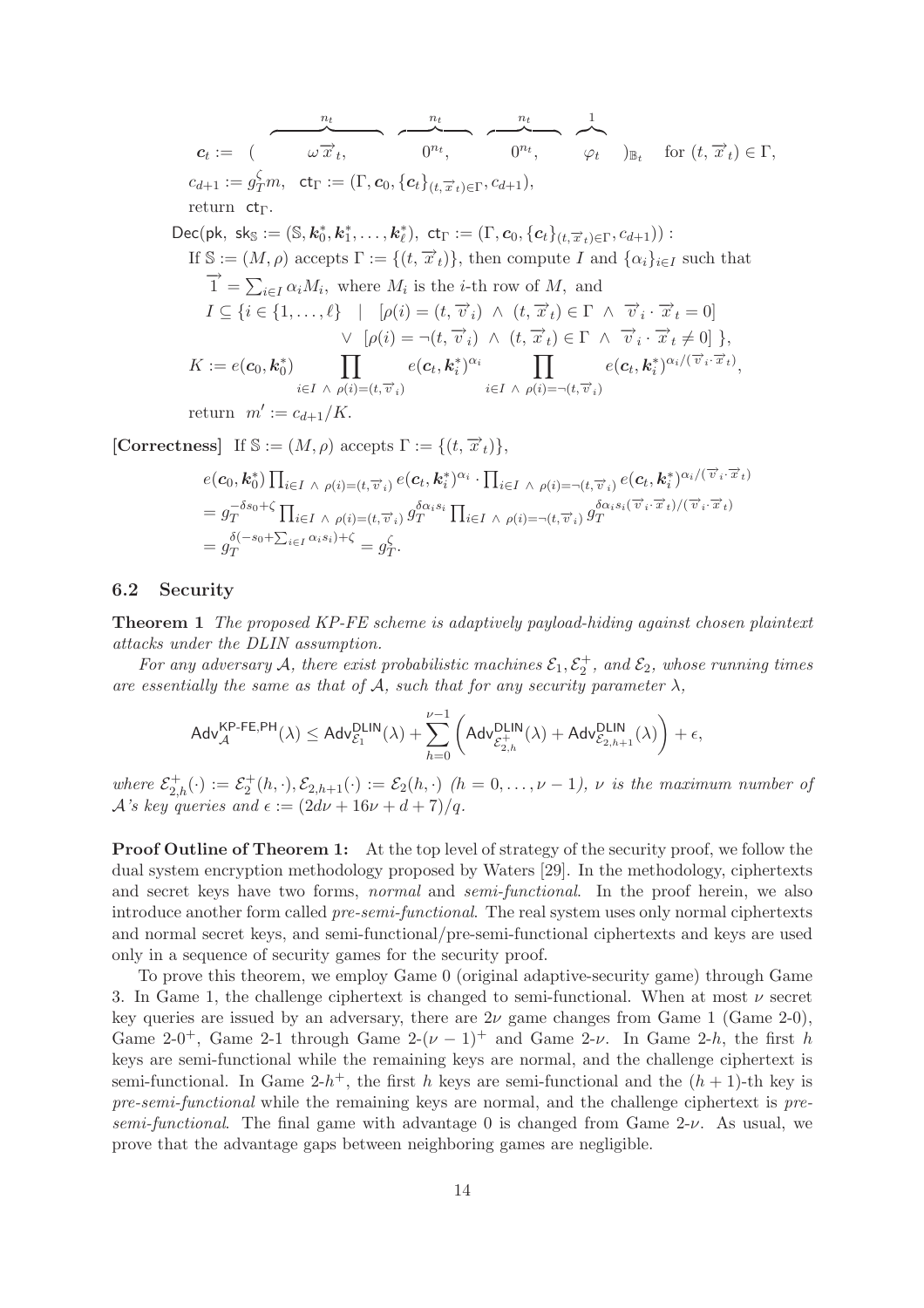$$\boldsymbol{c}_t := ( \overbrace{\omega \vec{x}_t,}^{n_t} \quad \overbrace{0^{n_t},}^{n_t} \quad \overbrace{0^{n_t},}^{n_t} \quad \overbrace{\varphi_t}^{1} \quad )_{\mathbb{B}_t} \quad \text{for } (t, \vec{x}_t) \in \Gamma,$$

$c_{d+1} := g_T^{\zeta} m, \quad \mathsf{ct}_\Gamma := (\Gamma, \boldsymbol{c}_0, \{\boldsymbol{c}_t\}_{(t,\vec{x}_t)\in\Gamma}, c_{d+1}),$

return $\mathsf{ct}_\Gamma$.

$\mathsf{Dec}(\mathsf{pk}, \ \mathsf{sk}_{\mathbb{S}} := (\mathbb{S}, \boldsymbol{k}_0^*, \boldsymbol{k}_1^*, \ldots, \boldsymbol{k}_\ell^*), \ \mathsf{ct}_\Gamma := (\Gamma, \boldsymbol{c}_0, \{\boldsymbol{c}_t\}_{(t,\vec{x}_t)\in\Gamma}, c_{d+1}))$ :

If $\mathbb{S} := (M, \rho)$ accepts $\Gamma := \{(t, \vec{x}_t)\}$, then compute $I$ and $\{\alpha_i\}_{i\in I}$ such that

$\vec{1} = \sum_{i\in I} \alpha_i M_i$, where $M_i$ is the $i$-th row of $M$, and

$$I \subseteq \{i \in \{1, \ldots, \ell\} \mid [\rho(i) = (t, \vec{v}_i) \ \wedge \ (t, \vec{x}_t) \in \Gamma \ \wedge \ \vec{v}_i \cdot \vec{x}_t = 0] \\ \vee \ [\rho(i) = \neg(t, \vec{v}_i) \ \wedge \ (t, \vec{x}_t) \in \Gamma \ \wedge \ \vec{v}_i \cdot \vec{x}_t \neq 0] \},$$

$$K := e(\boldsymbol{c}_0, \boldsymbol{k}_0^*) \prod_{i\in I \ \wedge \ \rho(i)=(t,\vec{v}_i)} e(\boldsymbol{c}_t, \boldsymbol{k}_i^*)^{\alpha_i} \prod_{i\in I \ \wedge \ \rho(i)=\neg(t,\vec{v}_i)} e(\boldsymbol{c}_t, \boldsymbol{k}_i^*)^{\alpha_i/(\vec{v}_i\cdot\vec{x}_t)},$$

return $m' := c_{d+1}/K$.

**[Correctness]** If $\mathbb{S} := (M, \rho)$ accepts $\Gamma := \{(t, \vec{x}_t)\}$,

$$e(\boldsymbol{c}_0, \boldsymbol{k}_0^*) \prod_{i\in I \ \wedge \ \rho(i)=(t,\vec{v}_i)} e(\boldsymbol{c}_t, \boldsymbol{k}_i^*)^{\alpha_i} \cdot \prod_{i\in I \ \wedge \ \rho(i)=\neg(t,\vec{v}_i)} e(\boldsymbol{c}_t, \boldsymbol{k}_i^*)^{\alpha_i/(\vec{v}_i\cdot\vec{x}_t)}$$
$$= g_T^{-\delta s_0+\zeta} \prod_{i\in I \ \wedge \ \rho(i)=(t,\vec{v}_i)} g_T^{\delta\alpha_i s_i} \prod_{i\in I \ \wedge \ \rho(i)=\neg(t,\vec{v}_i)} g_T^{\delta\alpha_i s_i(\vec{v}_i\cdot\vec{x}_t)/(\vec{v}_i\cdot\vec{x}_t)}$$
$$= g_T^{\delta(-s_0+\sum_{i\in I}\alpha_i s_i)+\zeta} = g_T^{\zeta}.$$

### 6.2 Security

**Theorem 1** *The proposed KP-FE scheme is adaptively payload-hiding against chosen plaintext attacks under the DLIN assumption.*

*For any adversary $\mathcal{A}$, there exist probabilistic machines $\mathcal{E}_1, \mathcal{E}_2^+$, and $\mathcal{E}_2$, whose running times are essentially the same as that of $\mathcal{A}$, such that for any security parameter $\lambda$,*

$$\mathsf{Adv}_{\mathcal{A}}^{\mathsf{KP\text{-}FE,PH}}(\lambda) \le \mathsf{Adv}_{\mathcal{E}_1}^{\mathsf{DLIN}}(\lambda) + \sum_{h=0}^{\nu-1} \left( \mathsf{Adv}_{\mathcal{E}_{2,h}^+}^{\mathsf{DLIN}}(\lambda) + \mathsf{Adv}_{\mathcal{E}_{2,h+1}}^{\mathsf{DLIN}}(\lambda) \right) + \epsilon,$$

*where $\mathcal{E}_{2,h}^+(\cdot) := \mathcal{E}_2^+(h, \cdot), \mathcal{E}_{2,h+1}(\cdot) := \mathcal{E}_2(h, \cdot)$ $(h = 0, \ldots, \nu-1)$, $\nu$ is the maximum number of $\mathcal{A}$'s key queries and $\epsilon := (2d\nu + 16\nu + d + 7)/q$.*

**Proof Outline of Theorem 1:** At the top level of strategy of the security proof, we follow the dual system encryption methodology proposed by Waters [29]. In the methodology, ciphertexts and secret keys have two forms, *normal* and *semi-functional*. In the proof herein, we also introduce another form called *pre-semi-functional*. The real system uses only normal ciphertexts and normal secret keys, and semi-functional/pre-semi-functional ciphertexts and keys are used only in a sequence of security games for the security proof.

To prove this theorem, we employ Game 0 (original adaptive-security game) through Game 3. In Game 1, the challenge ciphertext is changed to semi-functional. When at most $\nu$ secret key queries are issued by an adversary, there are $2\nu$ game changes from Game 1 (Game 2-0), Game 2-$0^+$, Game 2-1 through Game 2-$(\nu-1)^+$ and Game 2-$\nu$. In Game 2-$h$, the first $h$ keys are semi-functional while the remaining keys are normal, and the challenge ciphertext is semi-functional. In Game 2-$h^+$, the first $h$ keys are semi-functional and the $(h+1)$-th key is *pre-semi-functional* while the remaining keys are normal, and the challenge ciphertext is *pre-semi-functional*. The final game with advantage 0 is changed from Game 2-$\nu$. As usual, we prove that the advantage gaps between neighboring games are negligible.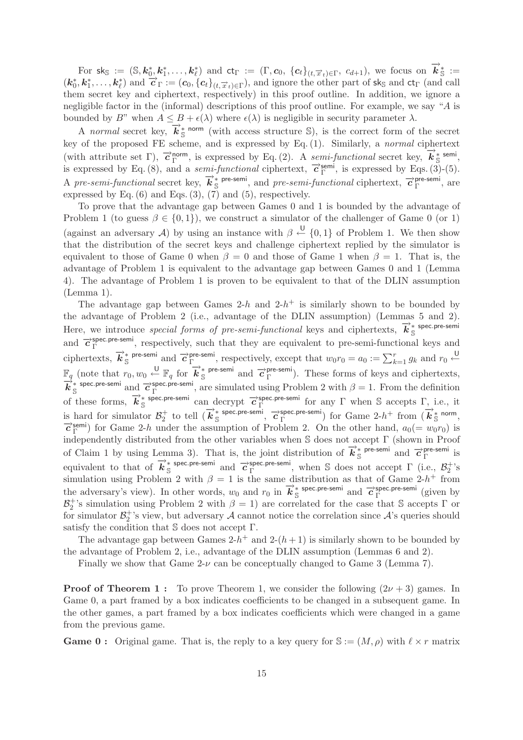For $\mathsf{sk}_{\mathbb{S}} := (\mathbb{S}, \boldsymbol{k}_0^*, \boldsymbol{k}_1^*, \ldots, \boldsymbol{k}_\ell^*)$ and $\mathsf{ct}_\Gamma := (\Gamma, \boldsymbol{c}_0, \{\boldsymbol{c}_t\}_{(t,\vec{x}_t)\in\Gamma}, c_{d+1})$, we focus on $\vec{\boldsymbol{k}}^*_{\mathbb{S}} := (\boldsymbol{k}_0^*, \boldsymbol{k}_1^*, \ldots, \boldsymbol{k}_\ell^*)$ and $\vec{\boldsymbol{c}}_\Gamma := (\boldsymbol{c}_0, \{\boldsymbol{c}_t\}_{(t,\vec{x}_t)\in\Gamma})$, and ignore the other part of $\mathsf{sk}_{\mathbb{S}}$ and $\mathsf{ct}_\Gamma$ (and call them secret key and ciphertext, respectively) in this proof outline. In addition, we ignore a negligible factor in the (informal) descriptions of this proof outline. For example, we say "$A$ is bounded by $B$" when $A \le B + \epsilon(\lambda)$ where $\epsilon(\lambda)$ is negligible in security parameter $\lambda$.

A *normal* secret key, $\vec{\boldsymbol{k}}^{*\,\mathsf{norm}}_{\mathbb{S}}$ (with access structure $\mathbb{S}$), is the correct form of the secret key of the proposed FE scheme, and is expressed by Eq. (1). Similarly, a *normal* ciphertext (with attribute set $\Gamma$), $\vec{\boldsymbol{c}}^{\,\mathsf{norm}}_\Gamma$, is expressed by Eq. (2). A *semi-functional* secret key, $\vec{\boldsymbol{k}}^{*\,\mathsf{semi}}_{\mathbb{S}}$, is expressed by Eq. (8), and a *semi-functional* ciphertext, $\vec{\boldsymbol{c}}^{\,\mathsf{semi}}_\Gamma$, is expressed by Eqs. (3)-(5). A *pre-semi-functional* secret key, $\vec{\boldsymbol{k}}^{*\,\mathsf{pre\text{-}semi}}_{\mathbb{S}}$, and *pre-semi-functional* ciphertext, $\vec{\boldsymbol{c}}^{\,\mathsf{pre\text{-}semi}}_\Gamma$, are expressed by Eq. (6) and Eqs. (3), (7) and (5), respectively.

To prove that the advantage gap between Games 0 and 1 is bounded by the advantage of Problem 1 (to guess $\beta \in \{0,1\}$), we construct a simulator of the challenger of Game 0 (or 1) (against an adversary $\mathcal{A}$) by using an instance with $\beta \xleftarrow{\mathsf{U}} \{0,1\}$ of Problem 1. We then show that the distribution of the secret keys and challenge ciphertext replied by the simulator is equivalent to those of Game 0 when $\beta = 0$ and those of Game 1 when $\beta = 1$. That is, the advantage of Problem 1 is equivalent to the advantage gap between Games 0 and 1 (Lemma 4). The advantage of Problem 1 is proven to be equivalent to that of the DLIN assumption (Lemma 1).

The advantage gap between Games 2-$h$ and 2-$h^+$ is similarly shown to be bounded by the advantage of Problem 2 (i.e., advantage of the DLIN assumption) (Lemmas 5 and 2). Here, we introduce *special forms of pre-semi-functional* keys and ciphertexts, $\vec{\boldsymbol{k}}^{*\,\mathsf{spec.pre\text{-}semi}}_{\mathbb{S}}$ and $\vec{\boldsymbol{c}}^{\,\mathsf{spec.pre\text{-}semi}}_\Gamma$, respectively, such that they are equivalent to pre-semi-functional keys and ciphertexts, $\vec{\boldsymbol{k}}^{*\,\mathsf{pre\text{-}semi}}_{\mathbb{S}}$ and $\vec{\boldsymbol{c}}^{\,\mathsf{pre\text{-}semi}}_\Gamma$, respectively, except that $w_0 r_0 = a_0 := \sum_{k=1}^r g_k$ and $r_0 \xleftarrow{\mathsf{U}} \mathbb{F}_q$ (note that $r_0, w_0 \xleftarrow{\mathsf{U}} \mathbb{F}_q$ for $\vec{\boldsymbol{k}}^{*\,\mathsf{pre\text{-}semi}}_{\mathbb{S}}$ and $\vec{\boldsymbol{c}}^{\,\mathsf{pre\text{-}semi}}_\Gamma$). These forms of keys and ciphertexts, $\vec{\boldsymbol{k}}^{*\,\mathsf{spec.pre\text{-}semi}}_{\mathbb{S}}$ and $\vec{\boldsymbol{c}}^{\,\mathsf{spec.pre\text{-}semi}}_\Gamma$, are simulated using Problem 2 with $\beta = 1$. From the definition of these forms, $\vec{\boldsymbol{k}}^{*\,\mathsf{spec.pre\text{-}semi}}_{\mathbb{S}}$ can decrypt $\vec{\boldsymbol{c}}^{\,\mathsf{spec.pre\text{-}semi}}_\Gamma$ for any $\Gamma$ when $\mathbb{S}$ accepts $\Gamma$, i.e., it is hard for simulator $\mathcal{B}_2^+$ to tell $(\vec{\boldsymbol{k}}^{*\,\mathsf{spec.pre\text{-}semi}}_{\mathbb{S}}, \vec{\boldsymbol{c}}^{\,\mathsf{spec.pre\text{-}semi}}_\Gamma)$ for Game 2-$h^+$ from $(\vec{\boldsymbol{k}}^{*\,\mathsf{norm}}_{\mathbb{S}}, \vec{\boldsymbol{c}}^{\,\mathsf{semi}}_\Gamma)$ for Game 2-$h$ under the assumption of Problem 2. On the other hand, $a_0 (= w_0 r_0)$ is independently distributed from the other variables when $\mathbb{S}$ does not accept $\Gamma$ (shown in Proof of Claim 1 by using Lemma 3). That is, the joint distribution of $\vec{\boldsymbol{k}}^{*\,\mathsf{pre\text{-}semi}}_{\mathbb{S}}$ and $\vec{\boldsymbol{c}}^{\,\mathsf{pre\text{-}semi}}_\Gamma$ is equivalent to that of $\vec{\boldsymbol{k}}^{*\,\mathsf{spec.pre\text{-}semi}}_{\mathbb{S}}$ and $\vec{\boldsymbol{c}}^{\,\mathsf{spec.pre\text{-}semi}}_\Gamma$, when $\mathbb{S}$ does not accept $\Gamma$ (i.e., $\mathcal{B}_2^+$'s simulation using Problem 2 with $\beta = 1$ is the same distribution as that of Game 2-$h^+$ from the adversary's view). In other words, $w_0$ and $r_0$ in $\vec{\boldsymbol{k}}^{*\,\mathsf{spec.pre\text{-}semi}}_{\mathbb{S}}$ and $\vec{\boldsymbol{c}}^{\,\mathsf{spec.pre\text{-}semi}}_\Gamma$ (given by $\mathcal{B}_2^+$'s simulation using Problem 2 with $\beta = 1$) are correlated for the case that $\mathbb{S}$ accepts $\Gamma$ or for simulator $\mathcal{B}_2^+$'s view, but adversary $\mathcal{A}$ cannot notice the correlation since $\mathcal{A}$'s queries should satisfy the condition that $\mathbb{S}$ does not accept $\Gamma$.

The advantage gap between Games 2-$h^+$ and 2-$(h+1)$ is similarly shown to be bounded by the advantage of Problem 2, i.e., advantage of the DLIN assumption (Lemmas 6 and 2).

Finally we show that Game 2-$\nu$ can be conceptually changed to Game 3 (Lemma 7).

**Proof of Theorem 1 :** To prove Theorem 1, we consider the following $(2\nu + 3)$ games. In Game 0, a part framed by a box indicates coefficients to be changed in a subsequent game. In the other games, a part framed by a box indicates coefficients which were changed in a game from the previous game.

**Game 0 :** Original game. That is, the reply to a key query for $\mathbb{S} := (M, \rho)$ with $\ell \times r$ matrix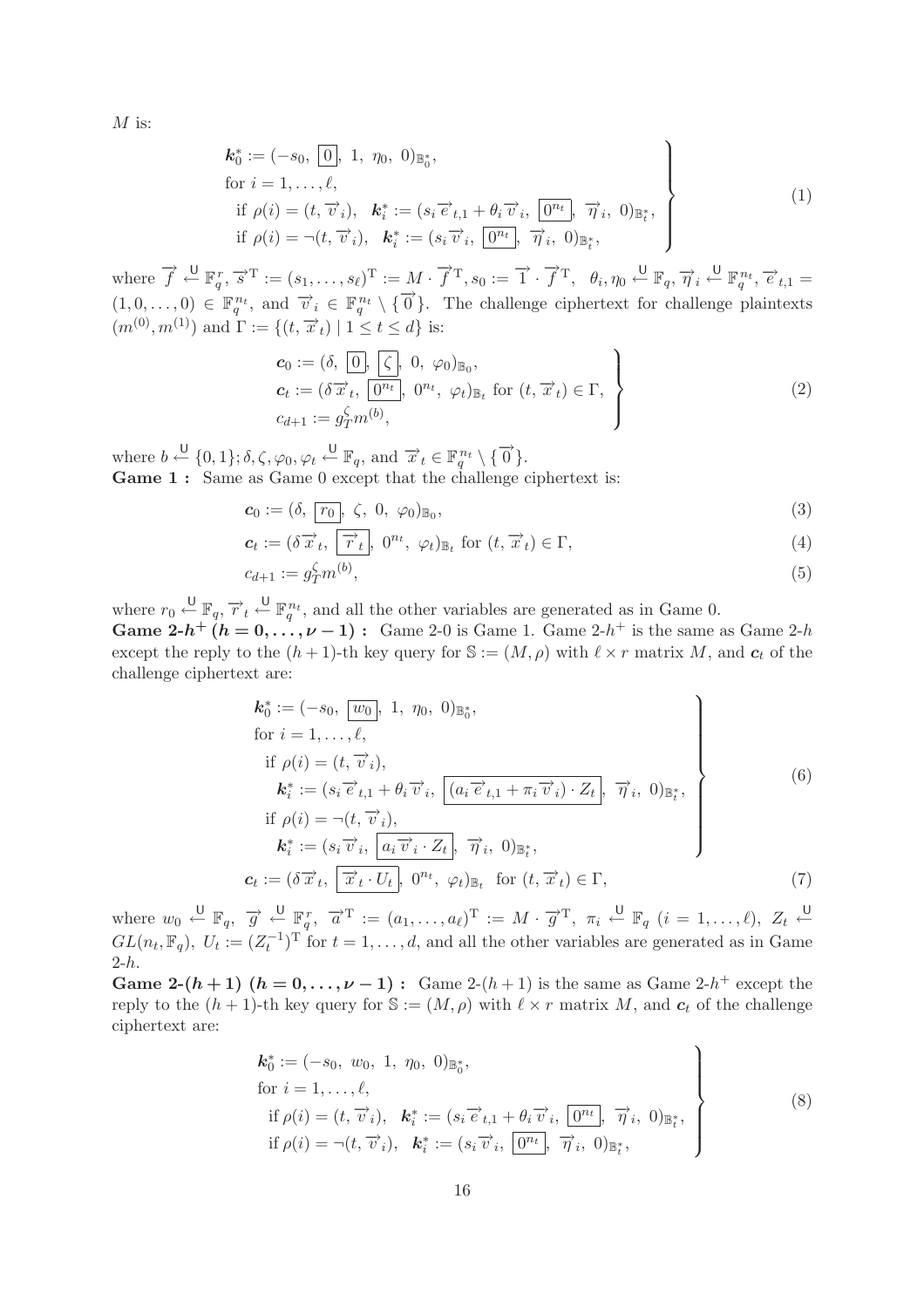$M$ is:

$$
\left.\begin{array}{l}
\boldsymbol{k}_0^* := (-s_0,\ \boxed{0},\ 1,\ \eta_0,\ 0)_{\mathbb{B}_0^*}, \\
\text{for } i = 1, \ldots, \ell, \\
\quad \text{if } \rho(i) = (t, \vec{v}_i), \quad \boldsymbol{k}_i^* := (s_i \vec{e}_{t,1} + \theta_i \vec{v}_i,\ \boxed{0^{n_t}},\ \vec{\eta}_i,\ 0)_{\mathbb{B}_t^*}, \\
\quad \text{if } \rho(i) = \neg(t, \vec{v}_i), \quad \boldsymbol{k}_i^* := (s_i \vec{v}_i,\ \boxed{0^{n_t}},\ \vec{\eta}_i,\ 0)_{\mathbb{B}_t^*},
\end{array}\right\} \tag{1}
$$

where $\vec{f} \xleftarrow{\mathsf{U}} \mathbb{F}_q^r$, $\vec{s}^{\mathrm{T}} := (s_1, \ldots, s_\ell)^{\mathrm{T}} := M \cdot \vec{f}^{\mathrm{T}}$, $s_0 := \vec{1} \cdot \vec{f}^{\mathrm{T}}$, $\theta_i, \eta_0 \xleftarrow{\mathsf{U}} \mathbb{F}_q$, $\vec{\eta}_i \xleftarrow{\mathsf{U}} \mathbb{F}_q^{n_t}$, $\vec{e}_{t,1} = (1, 0, \ldots, 0) \in \mathbb{F}_q^{n_t}$, and $\vec{v}_i \in \mathbb{F}_q^{n_t} \setminus \{\vec{0}\}$. The challenge ciphertext for challenge plaintexts $(m^{(0)}, m^{(1)})$ and $\Gamma := \{(t, \vec{x}_t) \mid 1 \le t \le d\}$ is:

$$
\left.\begin{array}{l}
\boldsymbol{c}_0 := (\delta,\ \boxed{0},\ \boxed{\zeta},\ 0,\ \varphi_0)_{\mathbb{B}_0}, \\
\boldsymbol{c}_t := (\delta \vec{x}_t,\ \boxed{0^{n_t}},\ 0^{n_t},\ \varphi_t)_{\mathbb{B}_t} \text{ for } (t, \vec{x}_t) \in \Gamma, \\
c_{d+1} := g_T^{\zeta} m^{(b)},
\end{array}\right\} \tag{2}
$$

where $b \xleftarrow{\mathsf{U}} \{0,1\}$; $\delta, \zeta, \varphi_0, \varphi_t \xleftarrow{\mathsf{U}} \mathbb{F}_q$, and $\vec{x}_t \in \mathbb{F}_q^{n_t} \setminus \{\vec{0}\}$.

**Game 1 :** Same as Game 0 except that the challenge ciphertext is:

$$
\boldsymbol{c}_0 := (\delta,\ \boxed{r_0},\ \zeta,\ 0,\ \varphi_0)_{\mathbb{B}_0}, \tag{3}
$$

$$
\boldsymbol{c}_t := (\delta \vec{x}_t,\ \boxed{\vec{r}_t},\ 0^{n_t},\ \varphi_t)_{\mathbb{B}_t} \text{ for } (t, \vec{x}_t) \in \Gamma, \tag{4}
$$

$$
c_{d+1} := g_T^{\zeta} m^{(b)}, \tag{5}
$$

where $r_0 \xleftarrow{\mathsf{U}} \mathbb{F}_q$, $\vec{r}_t \xleftarrow{\mathsf{U}} \mathbb{F}_q^{n_t}$, and all the other variables are generated as in Game 0.

**Game 2-$h^+$ ($h = 0, \ldots, \nu - 1$) :** Game 2-0 is Game 1. Game 2-$h^+$ is the same as Game 2-$h$ except the reply to the $(h+1)$-th key query for $\mathbb{S} := (M, \rho)$ with $\ell \times r$ matrix $M$, and $\boldsymbol{c}_t$ of the challenge ciphertext are:

$$
\left.\begin{array}{l}
\boldsymbol{k}_0^* := (-s_0,\ \boxed{w_0},\ 1,\ \eta_0,\ 0)_{\mathbb{B}_0^*}, \\
\text{for } i = 1, \ldots, \ell, \\
\quad \text{if } \rho(i) = (t, \vec{v}_i), \\
\quad\quad \boldsymbol{k}_i^* := (s_i \vec{e}_{t,1} + \theta_i \vec{v}_i,\ \boxed{(a_i \vec{e}_{t,1} + \pi_i \vec{v}_i) \cdot Z_t},\ \vec{\eta}_i,\ 0)_{\mathbb{B}_t^*}, \\
\quad \text{if } \rho(i) = \neg(t, \vec{v}_i), \\
\quad\quad \boldsymbol{k}_i^* := (s_i \vec{v}_i,\ \boxed{a_i \vec{v}_i \cdot Z_t},\ \vec{\eta}_i,\ 0)_{\mathbb{B}_t^*},
\end{array}\right\} \tag{6}
$$

$$
\boldsymbol{c}_t := (\delta \vec{x}_t,\ \boxed{\vec{x}_t \cdot U_t},\ 0^{n_t},\ \varphi_t)_{\mathbb{B}_t} \text{ for } (t, \vec{x}_t) \in \Gamma, \tag{7}
$$

where $w_0 \xleftarrow{\mathsf{U}} \mathbb{F}_q$, $\vec{g} \xleftarrow{\mathsf{U}} \mathbb{F}_q^r$, $\vec{a}^{\mathrm{T}} := (a_1, \ldots, a_\ell)^{\mathrm{T}} := M \cdot \vec{g}^{\mathrm{T}}$, $\pi_i \xleftarrow{\mathsf{U}} \mathbb{F}_q$ $(i = 1, \ldots, \ell)$, $Z_t \xleftarrow{\mathsf{U}} GL(n_t, \mathbb{F}_q)$, $U_t := (Z_t^{-1})^{\mathrm{T}}$ for $t = 1, \ldots, d$, and all the other variables are generated as in Game 2-$h$.

**Game 2-$(h+1)$ ($h = 0, \ldots, \nu - 1$) :** Game 2-$(h+1)$ is the same as Game 2-$h^+$ except the reply to the $(h+1)$-th key query for $\mathbb{S} := (M, \rho)$ with $\ell \times r$ matrix $M$, and $\boldsymbol{c}_t$ of the challenge ciphertext are:

$$
\left.\begin{array}{l}
\boldsymbol{k}_0^* := (-s_0,\ w_0,\ 1,\ \eta_0,\ 0)_{\mathbb{B}_0^*}, \\
\text{for } i = 1, \ldots, \ell, \\
\quad \text{if } \rho(i) = (t, \vec{v}_i), \quad \boldsymbol{k}_i^* := (s_i \vec{e}_{t,1} + \theta_i \vec{v}_i,\ \boxed{0^{n_t}},\ \vec{\eta}_i,\ 0)_{\mathbb{B}_t^*}, \\
\quad \text{if } \rho(i) = \neg(t, \vec{v}_i), \quad \boldsymbol{k}_i^* := (s_i \vec{v}_i,\ \boxed{0^{n_t}},\ \vec{\eta}_i,\ 0)_{\mathbb{B}_t^*},
\end{array}\right\} \tag{8}
$$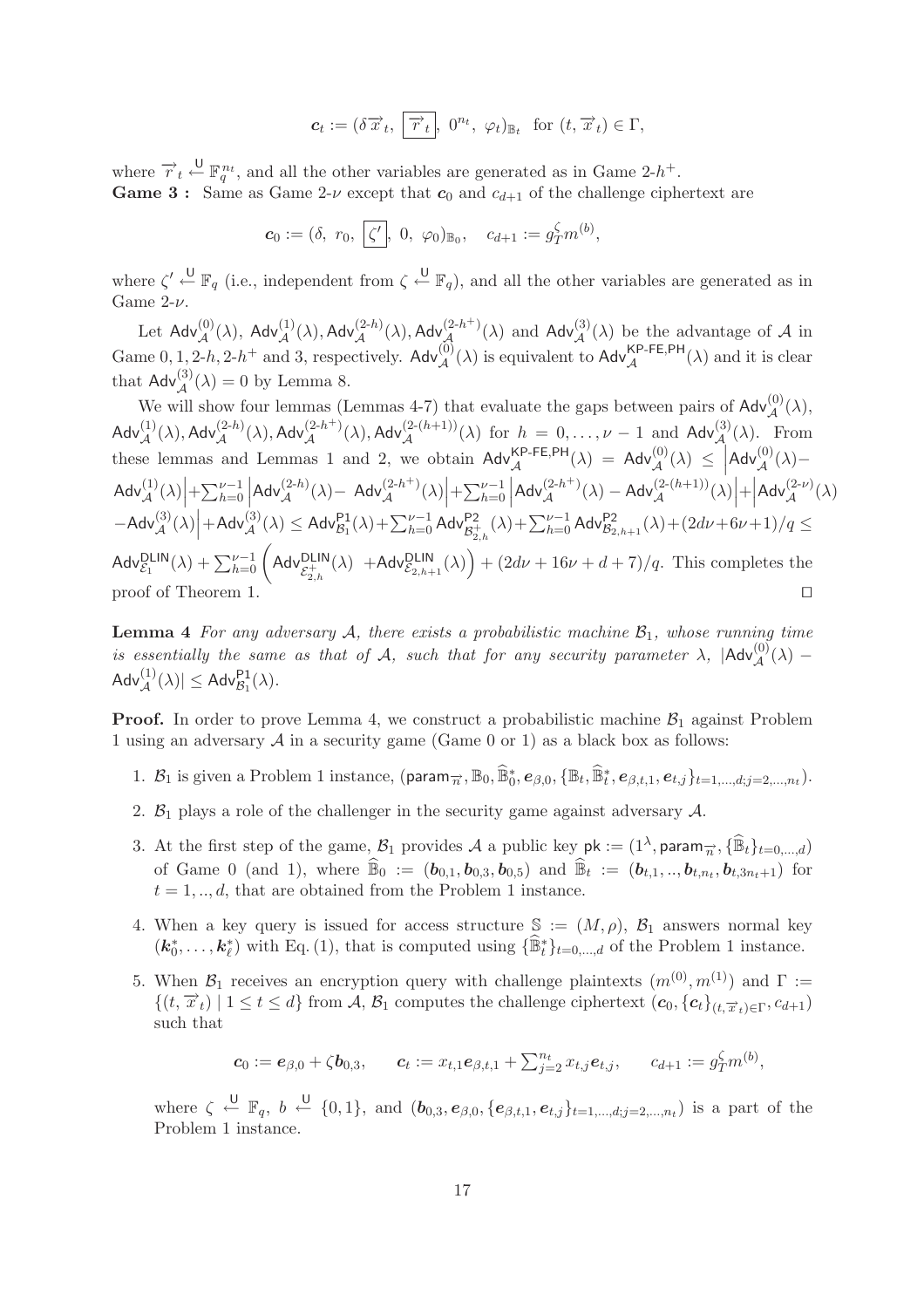$$\boldsymbol{c}_t := (\delta \overrightarrow{x}_t,\ \boxed{\overrightarrow{r}_t},\ 0^{n_t},\ \varphi_t)_{\mathbb{B}_t} \ \text{ for } (t, \overrightarrow{x}_t) \in \Gamma,$$

where $\overrightarrow{r}_t \xleftarrow{\mathsf{U}} \mathbb{F}_q^{n_t}$, and all the other variables are generated as in Game 2-$h^+$.

**Game 3 :** Same as Game 2-$\nu$ except that $\boldsymbol{c}_0$ and $c_{d+1}$ of the challenge ciphertext are

$$\boldsymbol{c}_0 := (\delta,\ r_0,\ \boxed{\zeta'},\ 0,\ \varphi_0)_{\mathbb{B}_0}, \quad c_{d+1} := g_T^{\zeta} m^{(b)},$$

where $\zeta' \xleftarrow{\mathsf{U}} \mathbb{F}_q$ (i.e., independent from $\zeta \xleftarrow{\mathsf{U}} \mathbb{F}_q$), and all the other variables are generated as in Game 2-$\nu$.

Let $\mathsf{Adv}_{\mathcal{A}}^{(0)}(\lambda)$, $\mathsf{Adv}_{\mathcal{A}}^{(1)}(\lambda), \mathsf{Adv}_{\mathcal{A}}^{(2\text{-}h)}(\lambda), \mathsf{Adv}_{\mathcal{A}}^{(2\text{-}h^+)}(\lambda)$ and $\mathsf{Adv}_{\mathcal{A}}^{(3)}(\lambda)$ be the advantage of $\mathcal{A}$ in Game 0, 1, 2-$h$, 2-$h^+$ and 3, respectively. $\mathsf{Adv}_{\mathcal{A}}^{(0)}(\lambda)$ is equivalent to $\mathsf{Adv}_{\mathcal{A}}^{\mathsf{KP\text{-}FE,PH}}(\lambda)$ and it is clear that $\mathsf{Adv}_{\mathcal{A}}^{(3)}(\lambda) = 0$ by Lemma 8.

We will show four lemmas (Lemmas 4-7) that evaluate the gaps between pairs of $\mathsf{Adv}_{\mathcal{A}}^{(0)}(\lambda)$, $\mathsf{Adv}_{\mathcal{A}}^{(1)}(\lambda), \mathsf{Adv}_{\mathcal{A}}^{(2\text{-}h)}(\lambda), \mathsf{Adv}_{\mathcal{A}}^{(2\text{-}h^+)}(\lambda), \mathsf{Adv}_{\mathcal{A}}^{(2\text{-}(h+1))}(\lambda)$ for $h = 0, \ldots, \nu - 1$ and $\mathsf{Adv}_{\mathcal{A}}^{(3)}(\lambda)$. From these lemmas and Lemmas 1 and 2, we obtain $\mathsf{Adv}_{\mathcal{A}}^{\mathsf{KP\text{-}FE,PH}}(\lambda) = \mathsf{Adv}_{\mathcal{A}}^{(0)}(\lambda) \leq \left|\mathsf{Adv}_{\mathcal{A}}^{(0)}(\lambda) - \mathsf{Adv}_{\mathcal{A}}^{(1)}(\lambda)\right| + \sum_{h=0}^{\nu-1} \left|\mathsf{Adv}_{\mathcal{A}}^{(2\text{-}h)}(\lambda) - \mathsf{Adv}_{\mathcal{A}}^{(2\text{-}h^+)}(\lambda)\right| + \sum_{h=0}^{\nu-1} \left|\mathsf{Adv}_{\mathcal{A}}^{(2\text{-}h^+)}(\lambda) - \mathsf{Adv}_{\mathcal{A}}^{(2\text{-}(h+1))}(\lambda)\right| + \left|\mathsf{Adv}_{\mathcal{A}}^{(2\text{-}\nu)}(\lambda) - \mathsf{Adv}_{\mathcal{A}}^{(3)}(\lambda)\right| + \mathsf{Adv}_{\mathcal{A}}^{(3)}(\lambda) \leq \mathsf{Adv}_{\mathcal{B}_1}^{\mathsf{P1}}(\lambda) + \sum_{h=0}^{\nu-1} \mathsf{Adv}_{\mathcal{B}_{2,h}^{+}}^{\mathsf{P2}}(\lambda) + \sum_{h=0}^{\nu-1} \mathsf{Adv}_{\mathcal{B}_{2,h+1}}^{\mathsf{P2}}(\lambda) + (2d\nu + 6\nu + 1)/q \leq \mathsf{Adv}_{\mathcal{E}_1}^{\mathsf{DLIN}}(\lambda) + \sum_{h=0}^{\nu-1} \left( \mathsf{Adv}_{\mathcal{E}_{2,h}^{+}}^{\mathsf{DLIN}}(\lambda) + \mathsf{Adv}_{\mathcal{E}_{2,h+1}}^{\mathsf{DLIN}}(\lambda) \right) + (2d\nu + 16\nu + d + 7)/q$. This completes the proof of Theorem 1. $\square$

**Lemma 4** *For any adversary $\mathcal{A}$, there exists a probabilistic machine $\mathcal{B}_1$, whose running time is essentially the same as that of $\mathcal{A}$, such that for any security parameter $\lambda$, $|\mathsf{Adv}_{\mathcal{A}}^{(0)}(\lambda) - \mathsf{Adv}_{\mathcal{A}}^{(1)}(\lambda)| \leq \mathsf{Adv}_{\mathcal{B}_1}^{\mathsf{P1}}(\lambda)$.*

**Proof.** In order to prove Lemma 4, we construct a probabilistic machine $\mathcal{B}_1$ against Problem 1 using an adversary $\mathcal{A}$ in a security game (Game 0 or 1) as a black box as follows:

1. $\mathcal{B}_1$ is given a Problem 1 instance, $(\mathsf{param}_{\overrightarrow{n}}, \mathbb{B}_0, \widehat{\mathbb{B}}_0^*, \boldsymbol{e}_{\beta,0}, \{\mathbb{B}_t, \widehat{\mathbb{B}}_t^*, \boldsymbol{e}_{\beta,t,1}, \boldsymbol{e}_{t,j}\}_{t=1,\ldots,d; j=2,\ldots,n_t})$.
2. $\mathcal{B}_1$ plays a role of the challenger in the security game against adversary $\mathcal{A}$.
3. At the first step of the game, $\mathcal{B}_1$ provides $\mathcal{A}$ a public key $\mathsf{pk} := (1^\lambda, \mathsf{param}_{\overrightarrow{n}}, \{\widehat{\mathbb{B}}_t\}_{t=0,\ldots,d})$ of Game 0 (and 1), where $\widehat{\mathbb{B}}_0 := (\boldsymbol{b}_{0,1}, \boldsymbol{b}_{0,3}, \boldsymbol{b}_{0,5})$ and $\widehat{\mathbb{B}}_t := (\boldsymbol{b}_{t,1}, .., \boldsymbol{b}_{t,n_t}, \boldsymbol{b}_{t,3n_t+1})$ for $t = 1, .., d$, that are obtained from the Problem 1 instance.
4. When a key query is issued for access structure $\mathbb{S} := (M, \rho)$, $\mathcal{B}_1$ answers normal key $(\boldsymbol{k}_0^*, \ldots, \boldsymbol{k}_\ell^*)$ with Eq. (1), that is computed using $\{\widehat{\mathbb{B}}_t^*\}_{t=0,\ldots,d}$ of the Problem 1 instance.
5. When $\mathcal{B}_1$ receives an encryption query with challenge plaintexts $(m^{(0)}, m^{(1)})$ and $\Gamma := \{(t, \overrightarrow{x}_t) \mid 1 \leq t \leq d\}$ from $\mathcal{A}$, $\mathcal{B}_1$ computes the challenge ciphertext $(\boldsymbol{c}_0, \{\boldsymbol{c}_t\}_{(t,\overrightarrow{x}_t)\in\Gamma}, c_{d+1})$ such that

$$\boldsymbol{c}_0 := \boldsymbol{e}_{\beta,0} + \zeta \boldsymbol{b}_{0,3}, \qquad \boldsymbol{c}_t := x_{t,1}\boldsymbol{e}_{\beta,t,1} + \textstyle\sum_{j=2}^{n_t} x_{t,j}\boldsymbol{e}_{t,j}, \qquad c_{d+1} := g_T^{\zeta} m^{(b)},$$

where $\zeta \xleftarrow{\mathsf{U}} \mathbb{F}_q$, $b \xleftarrow{\mathsf{U}} \{0,1\}$, and $(\boldsymbol{b}_{0,3}, \boldsymbol{e}_{\beta,0}, \{\boldsymbol{e}_{\beta,t,1}, \boldsymbol{e}_{t,j}\}_{t=1,\ldots,d; j=2,\ldots,n_t})$ is a part of the Problem 1 instance.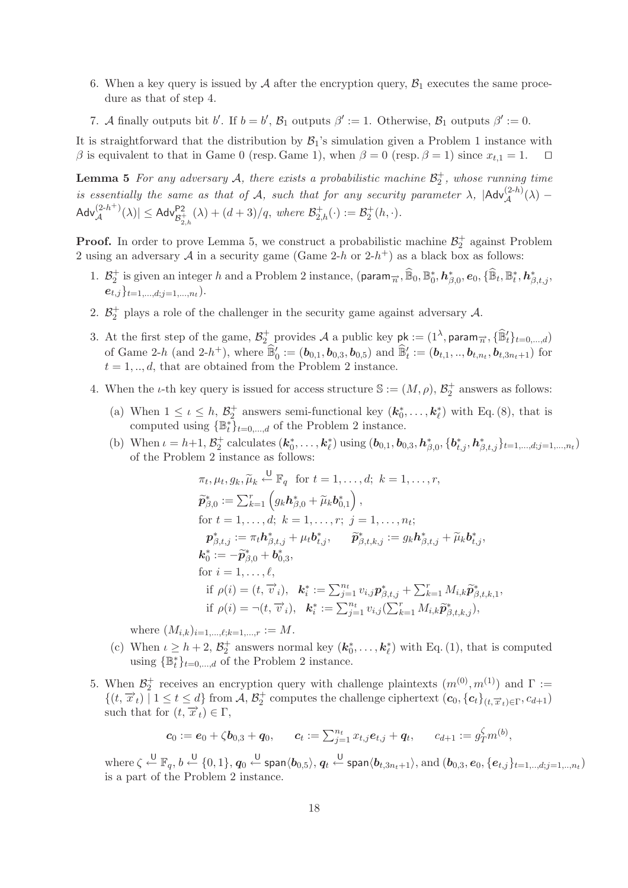6. When a key query is issued by $\mathcal{A}$ after the encryption query, $\mathcal{B}_1$ executes the same procedure as that of step 4.

7. $\mathcal{A}$ finally outputs bit $b'$. If $b = b'$, $\mathcal{B}_1$ outputs $\beta' := 1$. Otherwise, $\mathcal{B}_1$ outputs $\beta' := 0$.

It is straightforward that the distribution by $\mathcal{B}_1$'s simulation given a Problem 1 instance with $\beta$ is equivalent to that in Game 0 (resp. Game 1), when $\beta = 0$ (resp. $\beta = 1$) since $x_{t,1} = 1$. $\square$

**Lemma 5** *For any adversary $\mathcal{A}$, there exists a probabilistic machine $\mathcal{B}_2^+$, whose running time is essentially the same as that of $\mathcal{A}$, such that for any security parameter $\lambda$, $|\mathsf{Adv}_{\mathcal{A}}^{(2\text{-}h)}(\lambda) - \mathsf{Adv}_{\mathcal{A}}^{(2\text{-}h^+)}(\lambda)| \leq \mathsf{Adv}_{\mathcal{B}_{2,h}^+}^{\mathsf{P2}}(\lambda) + (d+3)/q$, where $\mathcal{B}_{2,h}^+(\cdot) := \mathcal{B}_2^+(h, \cdot)$.*

**Proof.** In order to prove Lemma 5, we construct a probabilistic machine $\mathcal{B}_2^+$ against Problem 2 using an adversary $\mathcal{A}$ in a security game (Game 2-$h$ or 2-$h^+$) as a black box as follows:

1. $\mathcal{B}_2^+$ is given an integer $h$ and a Problem 2 instance, $(\mathsf{param}_{\vec{n}}, \widehat{\mathbb{B}}_0, \mathbb{B}_0^*, \boldsymbol{h}_{\beta,0}^*, \boldsymbol{e}_0, \{\widehat{\mathbb{B}}_t, \mathbb{B}_t^*, \boldsymbol{h}_{\beta,t,j}^*, \boldsymbol{e}_{t,j}\}_{t=1,\dots,d; j=1,\dots,n_t})$.

2. $\mathcal{B}_2^+$ plays a role of the challenger in the security game against adversary $\mathcal{A}$.

3. At the first step of the game, $\mathcal{B}_2^+$ provides $\mathcal{A}$ a public key $\mathsf{pk} := (1^\lambda, \mathsf{param}_{\vec{n}}, \{\widehat{\mathbb{B}}'_t\}_{t=0,\dots,d})$ of Game 2-$h$ (and 2-$h^+$), where $\widehat{\mathbb{B}}'_0 := (\boldsymbol{b}_{0,1}, \boldsymbol{b}_{0,3}, \boldsymbol{b}_{0,5})$ and $\widehat{\mathbb{B}}'_t := (\boldsymbol{b}_{t,1}, .., \boldsymbol{b}_{t,n_t}, \boldsymbol{b}_{t,3n_t+1})$ for $t = 1, .., d$, that are obtained from the Problem 2 instance.

4. When the $\iota$-th key query is issued for access structure $\mathbb{S} := (M, \rho)$, $\mathcal{B}_2^+$ answers as follows:

   (a) When $1 \leq \iota \leq h$, $\mathcal{B}_2^+$ answers semi-functional key $(\boldsymbol{k}_0^*, \dots, \boldsymbol{k}_\ell^*)$ with Eq. (8), that is computed using $\{\mathbb{B}_t^*\}_{t=0,\dots,d}$ of the Problem 2 instance.

   (b) When $\iota = h+1$, $\mathcal{B}_2^+$ calculates $(\boldsymbol{k}_0^*, \dots, \boldsymbol{k}_\ell^*)$ using $(\boldsymbol{b}_{0,1}, \boldsymbol{b}_{0,3}, \boldsymbol{h}_{\beta,0}^*, \{\boldsymbol{b}_{t,j}^*, \boldsymbol{h}_{\beta,t,j}^*\}_{t=1,\dots,d; j=1,\dots,n_t})$ of the Problem 2 instance as follows:

$$
\begin{aligned}
&\pi_t, \mu_t, g_k, \widetilde{\mu}_k \xleftarrow{\mathsf{U}} \mathbb{F}_q \quad \text{for } t = 1, \dots, d;\ k = 1, \dots, r, \\
&\widetilde{\boldsymbol{p}}_{\beta,0}^* := \textstyle\sum_{k=1}^r \left( g_k \boldsymbol{h}_{\beta,0}^* + \widetilde{\mu}_k \boldsymbol{b}_{0,1}^* \right), \\
&\text{for } t = 1, \dots, d;\ k = 1, \dots, r;\ j = 1, \dots, n_t; \\
&\quad \boldsymbol{p}_{\beta,t,j}^* := \pi_t \boldsymbol{h}_{\beta,t,j}^* + \mu_t \boldsymbol{b}_{t,j}^*, \qquad \widetilde{\boldsymbol{p}}_{\beta,t,k,j}^* := g_k \boldsymbol{h}_{\beta,t,j}^* + \widetilde{\mu}_k \boldsymbol{b}_{t,j}^*, \\
&\boldsymbol{k}_0^* := -\widetilde{\boldsymbol{p}}_{\beta,0}^* + \boldsymbol{b}_{0,3}^*, \\
&\text{for } i = 1, \dots, \ell, \\
&\quad \text{if } \rho(i) = (t, \vec{v}_i), \quad \boldsymbol{k}_i^* := \textstyle\sum_{j=1}^{n_t} v_{i,j} \boldsymbol{p}_{\beta,t,j}^* + \sum_{k=1}^r M_{i,k} \widetilde{\boldsymbol{p}}_{\beta,t,k,1}^*, \\
&\quad \text{if } \rho(i) = \neg(t, \vec{v}_i), \quad \boldsymbol{k}_i^* := \textstyle\sum_{j=1}^{n_t} v_{i,j} (\sum_{k=1}^r M_{i,k} \widetilde{\boldsymbol{p}}_{\beta,t,k,j}^*),
\end{aligned}
$$

   where $(M_{i,k})_{i=1,\dots,\ell; k=1,\dots,r} := M$.

   (c) When $\iota \geq h+2$, $\mathcal{B}_2^+$ answers normal key $(\boldsymbol{k}_0^*, \dots, \boldsymbol{k}_\ell^*)$ with Eq. (1), that is computed using $\{\mathbb{B}_t^*\}_{t=0,\dots,d}$ of the Problem 2 instance.

5. When $\mathcal{B}_2^+$ receives an encryption query with challenge plaintexts $(m^{(0)}, m^{(1)})$ and $\Gamma := \{(t, \vec{x}_t) \mid 1 \leq t \leq d\}$ from $\mathcal{A}$, $\mathcal{B}_2^+$ computes the challenge ciphertext $(\boldsymbol{c}_0, \{\boldsymbol{c}_t\}_{(t,\vec{x}_t)\in\Gamma}, c_{d+1})$ such that for $(t, \vec{x}_t) \in \Gamma$,

$$
\boldsymbol{c}_0 := \boldsymbol{e}_0 + \zeta \boldsymbol{b}_{0,3} + \boldsymbol{q}_0, \qquad \boldsymbol{c}_t := \textstyle\sum_{j=1}^{n_t} x_{t,j} \boldsymbol{e}_{t,j} + \boldsymbol{q}_t, \qquad c_{d+1} := g_T^\zeta m^{(b)},
$$

   where $\zeta \xleftarrow{\mathsf{U}} \mathbb{F}_q$, $b \xleftarrow{\mathsf{U}} \{0,1\}$, $\boldsymbol{q}_0 \xleftarrow{\mathsf{U}} \mathsf{span}\langle \boldsymbol{b}_{0,5} \rangle$, $\boldsymbol{q}_t \xleftarrow{\mathsf{U}} \mathsf{span}\langle \boldsymbol{b}_{t,3n_t+1} \rangle$, and $(\boldsymbol{b}_{0,3}, \boldsymbol{e}_0, \{\boldsymbol{e}_{t,j}\}_{t=1,..,d; j=1,..,n_t})$ is a part of the Problem 2 instance.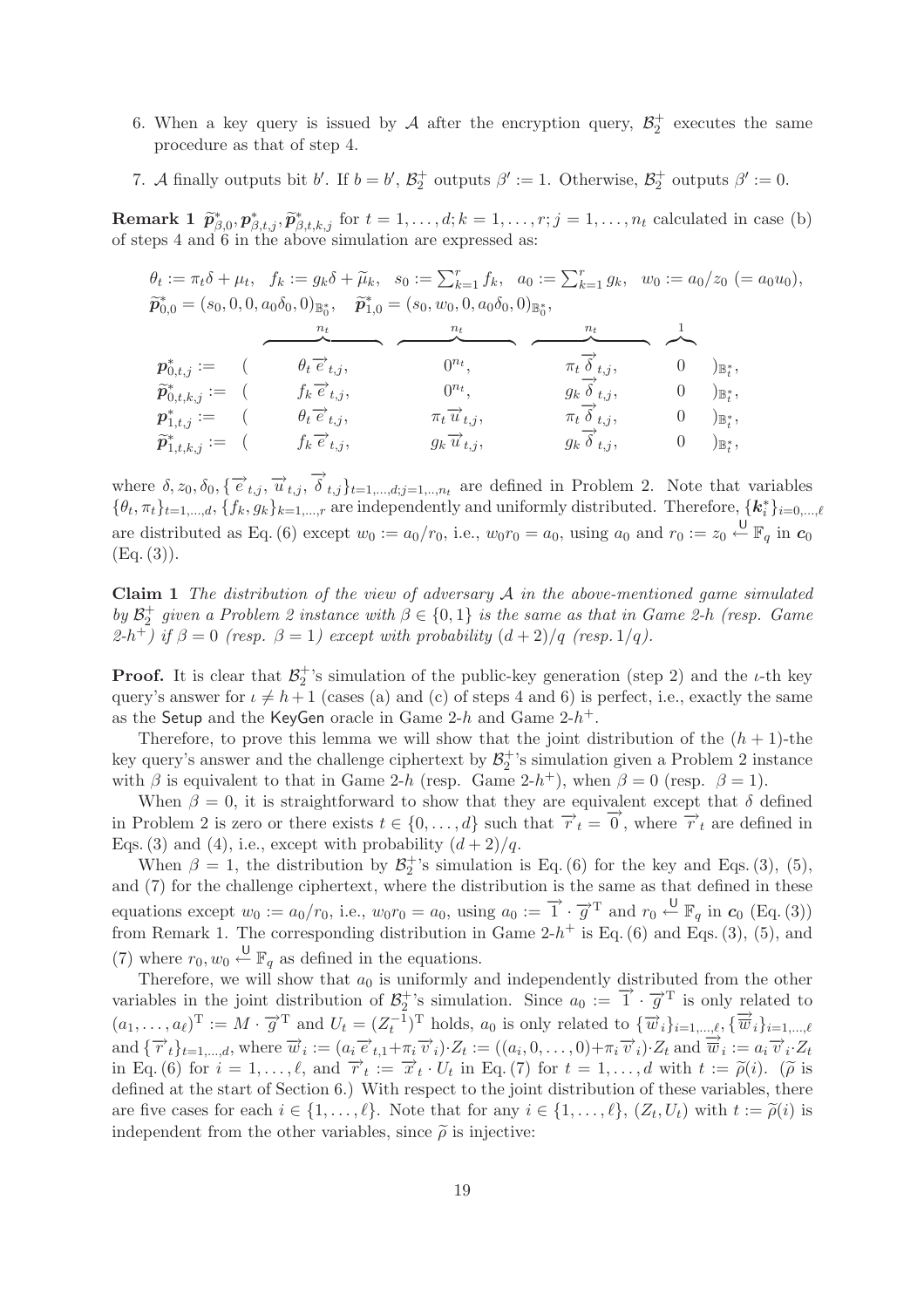6. When a key query is issued by $\mathcal{A}$ after the encryption query, $\mathcal{B}_2^+$ executes the same procedure as that of step 4.

7. $\mathcal{A}$ finally outputs bit $b'$. If $b = b'$, $\mathcal{B}_2^+$ outputs $\beta' := 1$. Otherwise, $\mathcal{B}_2^+$ outputs $\beta' := 0$.

**Remark 1** $\widetilde{\boldsymbol{p}}^*_{\beta,0}, \boldsymbol{p}^*_{\beta,t,j}, \widetilde{\boldsymbol{p}}^*_{\beta,t,k,j}$ for $t = 1, \ldots, d; k = 1, \ldots, r; j = 1, \ldots, n_t$ calculated in case (b) of steps 4 and 6 in the above simulation are expressed as:

$$\theta_t := \pi_t \delta + \mu_t, \quad f_k := g_k \delta + \widetilde{\mu}_k, \quad s_0 := \textstyle\sum_{k=1}^r f_k, \quad a_0 := \sum_{k=1}^r g_k, \quad w_0 := a_0/z_0 \ (= a_0 u_0),$$

$$\widetilde{\boldsymbol{p}}^*_{0,0} = (s_0, 0, 0, a_0\delta_0, 0)_{\mathbb{B}_0^*}, \quad \widetilde{\boldsymbol{p}}^*_{1,0} = (s_0, w_0, 0, a_0\delta_0, 0)_{\mathbb{B}_0^*},$$

$$\begin{array}{lllllll}
 & & \overbrace{\qquad\qquad}^{n_t} & \overbrace{\qquad\qquad}^{n_t} & \overbrace{\qquad\qquad}^{n_t} & \overbrace{\quad}^{1} & \\
\boldsymbol{p}^*_{0,t,j} := & ( & \theta_t \overrightarrow{e}_{t,j}, & 0^{n_t}, & \pi_t \overrightarrow{\delta}_{t,j}, & 0 & )_{\mathbb{B}_t^*}, \\
\widetilde{\boldsymbol{p}}^*_{0,t,k,j} := & ( & f_k \overrightarrow{e}_{t,j}, & 0^{n_t}, & g_k \overrightarrow{\delta}_{t,j}, & 0 & )_{\mathbb{B}_t^*}, \\
\boldsymbol{p}^*_{1,t,j} := & ( & \theta_t \overrightarrow{e}_{t,j}, & \pi_t \overrightarrow{u}_{t,j}, & \pi_t \overrightarrow{\delta}_{t,j}, & 0 & )_{\mathbb{B}_t^*}, \\
\widetilde{\boldsymbol{p}}^*_{1,t,k,j} := & ( & f_k \overrightarrow{e}_{t,j}, & g_k \overrightarrow{u}_{t,j}, & g_k \overrightarrow{\delta}_{t,j}, & 0 & )_{\mathbb{B}_t^*},
\end{array}$$

where $\delta, z_0, \delta_0, \{\overrightarrow{e}_{t,j}, \overrightarrow{u}_{t,j}, \overrightarrow{\delta}_{t,j}\}_{t=1,\ldots,d; j=1,..,n_t}$ are defined in Problem 2. Note that variables $\{\theta_t, \pi_t\}_{t=1,\ldots,d}$, $\{f_k, g_k\}_{k=1,\ldots,r}$ are independently and uniformly distributed. Therefore, $\{\boldsymbol{k}^*_i\}_{i=0,\ldots,\ell}$ are distributed as Eq. (6) except $w_0 := a_0/r_0$, i.e., $w_0 r_0 = a_0$, using $a_0$ and $r_0 := z_0 \xleftarrow{\mathsf{U}} \mathbb{F}_q$ in $\boldsymbol{c}_0$ (Eq. (3)).

**Claim 1** *The distribution of the view of adversary $\mathcal{A}$ in the above-mentioned game simulated by $\mathcal{B}_2^+$ given a Problem 2 instance with $\beta \in \{0, 1\}$ is the same as that in Game 2-h (resp. Game 2-$h^+$) if $\beta = 0$ (resp. $\beta = 1$) except with probability $(d + 2)/q$ (resp. $1/q$).*

**Proof.** It is clear that $\mathcal{B}_2^+$'s simulation of the public-key generation (step 2) and the $\iota$-th key query's answer for $\iota \neq h + 1$ (cases (a) and (c) of steps 4 and 6) is perfect, i.e., exactly the same as the $\mathsf{Setup}$ and the $\mathsf{KeyGen}$ oracle in Game 2-$h$ and Game 2-$h^+$.

Therefore, to prove this lemma we will show that the joint distribution of the $(h + 1)$-the key query's answer and the challenge ciphertext by $\mathcal{B}_2^+$'s simulation given a Problem 2 instance with $\beta$ is equivalent to that in Game 2-$h$ (resp. Game 2-$h^+$), when $\beta = 0$ (resp. $\beta = 1$).

When $\beta = 0$, it is straightforward to show that they are equivalent except that $\delta$ defined in Problem 2 is zero or there exists $t \in \{0, \ldots, d\}$ such that $\overrightarrow{r}_t = \overrightarrow{0}$, where $\overrightarrow{r}_t$ are defined in Eqs. (3) and (4), i.e., except with probability $(d + 2)/q$.

When $\beta = 1$, the distribution by $\mathcal{B}_2^+$'s simulation is Eq. (6) for the key and Eqs. (3), (5), and (7) for the challenge ciphertext, where the distribution is the same as that defined in these equations except $w_0 := a_0/r_0$, i.e., $w_0 r_0 = a_0$, using $a_0 := \overrightarrow{1} \cdot \overrightarrow{g}^{\mathrm{T}}$ and $r_0 \xleftarrow{\mathsf{U}} \mathbb{F}_q$ in $\boldsymbol{c}_0$ (Eq. (3)) from Remark 1. The corresponding distribution in Game 2-$h^+$ is Eq. (6) and Eqs. (3), (5), and (7) where $r_0, w_0 \xleftarrow{\mathsf{U}} \mathbb{F}_q$ as defined in the equations.

Therefore, we will show that $a_0$ is uniformly and independently distributed from the other variables in the joint distribution of $\mathcal{B}_2^+$'s simulation. Since $a_0 := \overrightarrow{1} \cdot \overrightarrow{g}^{\mathrm{T}}$ is only related to $(a_1, \ldots, a_\ell)^{\mathrm{T}} := M \cdot \overrightarrow{g}^{\mathrm{T}}$ and $U_t = (Z_t^{-1})^{\mathrm{T}}$ holds, $a_0$ is only related to $\{\overrightarrow{w}_i\}_{i=1,\ldots,\ell}, \{\overrightarrow{\overline{w}}_i\}_{i=1,\ldots,\ell}$ and $\{\overrightarrow{r}_t\}_{t=1,\ldots,d}$, where $\overrightarrow{w}_i := (a_i \overrightarrow{e}_{t,1} + \pi_i \overrightarrow{v}_i) \cdot Z_t := ((a_i, 0, \ldots, 0) + \pi_i \overrightarrow{v}_i) \cdot Z_t$ and $\overrightarrow{\overline{w}}_i := a_i \overrightarrow{v}_i \cdot Z_t$ in Eq. (6) for $i = 1, \ldots, \ell$, and $\overrightarrow{r}_t := \overrightarrow{x}_t \cdot U_t$ in Eq. (7) for $t = 1, \ldots, d$ with $t := \widetilde{\rho}(i)$. ($\widetilde{\rho}$ is defined at the start of Section 6.) With respect to the joint distribution of these variables, there are five cases for each $i \in \{1, \ldots, \ell\}$. Note that for any $i \in \{1, \ldots, \ell\}$, $(Z_t, U_t)$ with $t := \widetilde{\rho}(i)$ is independent from the other variables, since $\widetilde{\rho}$ is injective: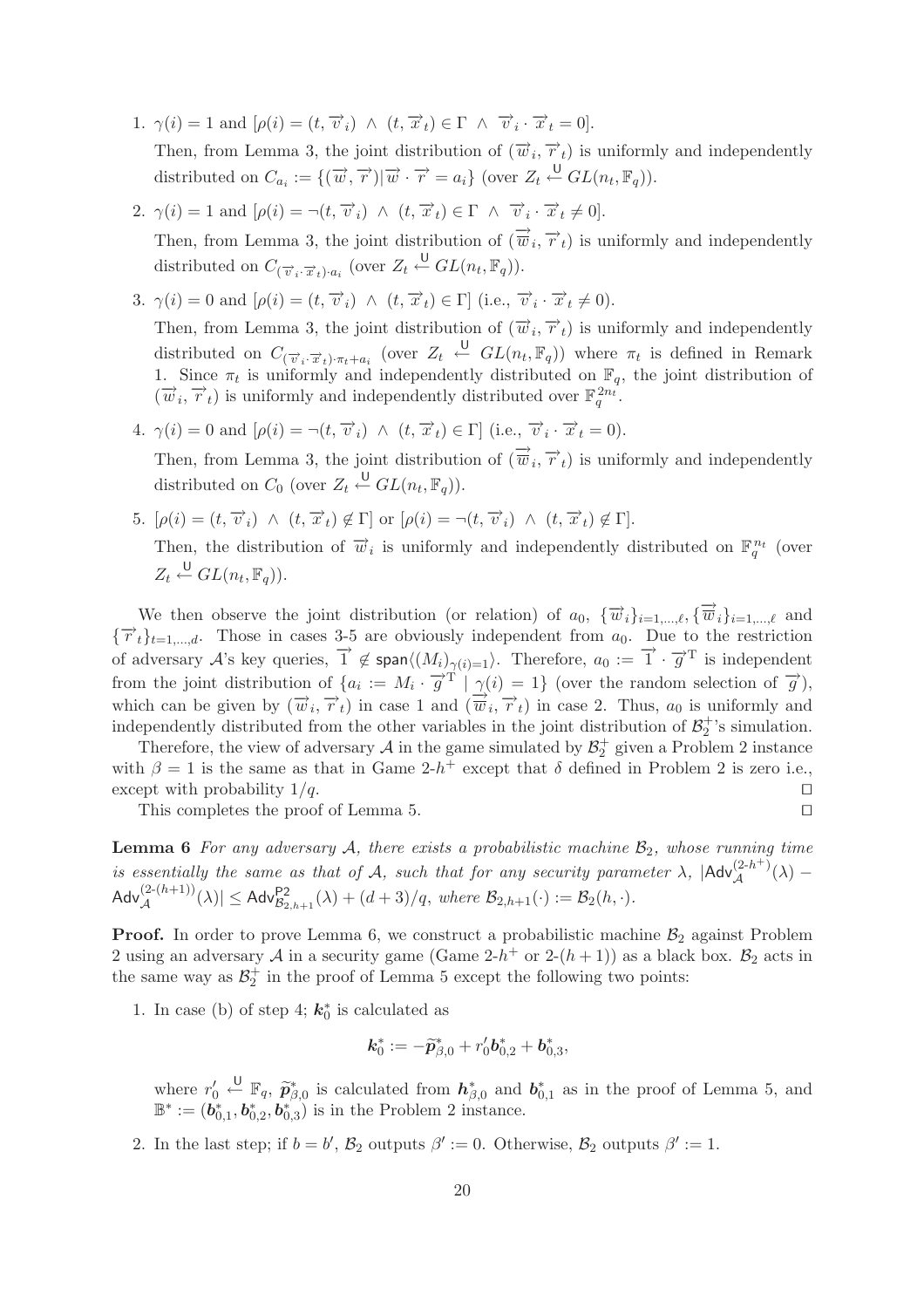1. $\gamma(i) = 1$ and $[\rho(i) = (t, \vec{v}_i) \ \wedge \ (t, \vec{x}_t) \in \Gamma \ \wedge \ \vec{v}_i \cdot \vec{x}_t = 0]$.
   Then, from Lemma 3, the joint distribution of $(\vec{w}_i, \vec{r}_t)$ is uniformly and independently distributed on $C_{a_i} := \{(\vec{w}, \vec{r}) | \vec{w} \cdot \vec{r} = a_i\}$ (over $Z_t \xleftarrow{\mathsf{U}} GL(n_t, \mathbb{F}_q)$).

2. $\gamma(i) = 1$ and $[\rho(i) = \neg(t, \vec{v}_i) \ \wedge \ (t, \vec{x}_t) \in \Gamma \ \wedge \ \vec{v}_i \cdot \vec{x}_t \neq 0]$.
   Then, from Lemma 3, the joint distribution of $(\vec{\overline{w}}_i, \vec{r}_t)$ is uniformly and independently distributed on $C_{(\vec{v}_i \cdot \vec{x}_t) \cdot a_i}$ (over $Z_t \xleftarrow{\mathsf{U}} GL(n_t, \mathbb{F}_q)$).

3. $\gamma(i) = 0$ and $[\rho(i) = (t, \vec{v}_i) \ \wedge \ (t, \vec{x}_t) \in \Gamma]$ (i.e., $\vec{v}_i \cdot \vec{x}_t \neq 0$).
   Then, from Lemma 3, the joint distribution of $(\vec{w}_i, \vec{r}_t)$ is uniformly and independently distributed on $C_{(\vec{v}_i \cdot \vec{x}_t) \cdot \pi_t + a_i}$ (over $Z_t \xleftarrow{\mathsf{U}} GL(n_t, \mathbb{F}_q)$) where $\pi_t$ is defined in Remark 1. Since $\pi_t$ is uniformly and independently distributed on $\mathbb{F}_q$, the joint distribution of $(\vec{w}_i, \vec{r}_t)$ is uniformly and independently distributed over $\mathbb{F}_q^{2n_t}$.

4. $\gamma(i) = 0$ and $[\rho(i) = \neg(t, \vec{v}_i) \ \wedge \ (t, \vec{x}_t) \in \Gamma]$ (i.e., $\vec{v}_i \cdot \vec{x}_t = 0$).
   Then, from Lemma 3, the joint distribution of $(\vec{\overline{w}}_i, \vec{r}_t)$ is uniformly and independently distributed on $C_0$ (over $Z_t \xleftarrow{\mathsf{U}} GL(n_t, \mathbb{F}_q)$).

5. $[\rho(i) = (t, \vec{v}_i) \ \wedge \ (t, \vec{x}_t) \notin \Gamma]$ or $[\rho(i) = \neg(t, \vec{v}_i) \ \wedge \ (t, \vec{x}_t) \notin \Gamma]$.
   Then, the distribution of $\vec{w}_i$ is uniformly and independently distributed on $\mathbb{F}_q^{n_t}$ (over $Z_t \xleftarrow{\mathsf{U}} GL(n_t, \mathbb{F}_q)$).

We then observe the joint distribution (or relation) of $a_0$, $\{\vec{w}_i\}_{i=1,\dots,\ell}, \{\vec{\overline{w}}_i\}_{i=1,\dots,\ell}$ and $\{\vec{r}_t\}_{t=1,\dots,d}$. Those in cases 3-5 are obviously independent from $a_0$. Due to the restriction of adversary $\mathcal{A}$'s key queries, $\vec{1} \notin \mathsf{span}\langle (M_i)_{\gamma(i)=1} \rangle$. Therefore, $a_0 := \vec{1} \cdot \vec{g}^{\mathrm{T}}$ is independent from the joint distribution of $\{a_i := M_i \cdot \vec{g}^{\mathrm{T}} \mid \gamma(i) = 1\}$ (over the random selection of $\vec{g}$), which can be given by $(\vec{w}_i, \vec{r}_t)$ in case 1 and $(\vec{\overline{w}}_i, \vec{r}_t)$ in case 2. Thus, $a_0$ is uniformly and independently distributed from the other variables in the joint distribution of $\mathcal{B}_2^+$'s simulation.

Therefore, the view of adversary $\mathcal{A}$ in the game simulated by $\mathcal{B}_2^+$ given a Problem 2 instance with $\beta = 1$ is the same as that in Game 2-$h^+$ except that $\delta$ defined in Problem 2 is zero i.e., except with probability $1/q$. ◻

This completes the proof of Lemma 5. ◻

**Lemma 6** *For any adversary $\mathcal{A}$, there exists a probabilistic machine $\mathcal{B}_2$, whose running time is essentially the same as that of $\mathcal{A}$, such that for any security parameter $\lambda$, $|\mathsf{Adv}_{\mathcal{A}}^{(2\text{-}h^+)}(\lambda) - \mathsf{Adv}_{\mathcal{A}}^{(2\text{-}(h+1))}(\lambda)| \leq \mathsf{Adv}_{\mathcal{B}_{2,h+1}}^{\mathsf{P2}}(\lambda) + (d+3)/q$, where $\mathcal{B}_{2,h+1}(\cdot) := \mathcal{B}_2(h, \cdot)$.*

**Proof.** In order to prove Lemma 6, we construct a probabilistic machine $\mathcal{B}_2$ against Problem 2 using an adversary $\mathcal{A}$ in a security game (Game 2-$h^+$ or 2-$(h+1)$) as a black box. $\mathcal{B}_2$ acts in the same way as $\mathcal{B}_2^+$ in the proof of Lemma 5 except the following two points:

1. In case (b) of step 4; $\boldsymbol{k}_0^*$ is calculated as

$$\boldsymbol{k}_0^* := -\widetilde{\boldsymbol{p}}_{\beta,0}^* + r_0' \boldsymbol{b}_{0,2}^* + \boldsymbol{b}_{0,3}^*,$$

   where $r_0' \xleftarrow{\mathsf{U}} \mathbb{F}_q$, $\widetilde{\boldsymbol{p}}_{\beta,0}^*$ is calculated from $\boldsymbol{h}_{\beta,0}^*$ and $\boldsymbol{b}_{0,1}^*$ as in the proof of Lemma 5, and $\mathbb{B}^* := (\boldsymbol{b}_{0,1}^*, \boldsymbol{b}_{0,2}^*, \boldsymbol{b}_{0,3}^*)$ is in the Problem 2 instance.

2. In the last step; if $b = b'$, $\mathcal{B}_2$ outputs $\beta' := 0$. Otherwise, $\mathcal{B}_2$ outputs $\beta' := 1$.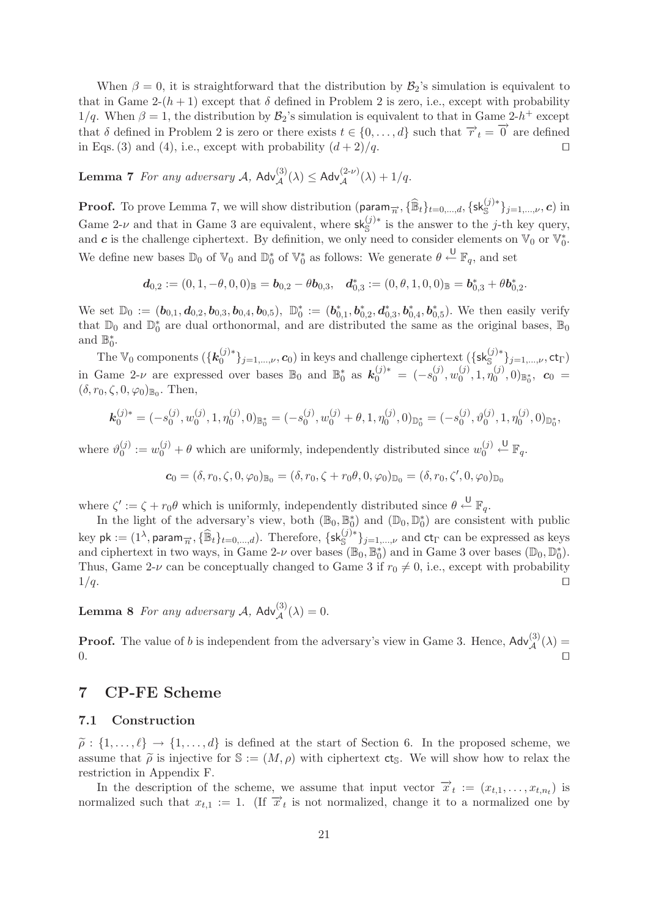When $\beta = 0$, it is straightforward that the distribution by $\mathcal{B}_2$'s simulation is equivalent to that in Game 2-$(h+1)$ except that $\delta$ defined in Problem 2 is zero, i.e., except with probability $1/q$. When $\beta = 1$, the distribution by $\mathcal{B}_2$'s simulation is equivalent to that in Game 2-$h^+$ except that $\delta$ defined in Problem 2 is zero or there exists $t \in \{0, \dots, d\}$ such that $\overrightarrow{r}_t = \overrightarrow{0}$ are defined in Eqs. (3) and (4), i.e., except with probability $(d+2)/q$. □

**Lemma 7** *For any adversary $\mathcal{A}$, $\mathsf{Adv}^{(3)}_{\mathcal{A}}(\lambda) \leq \mathsf{Adv}^{(2\text{-}\nu)}_{\mathcal{A}}(\lambda) + 1/q$.*

**Proof.** To prove Lemma 7, we will show distribution $(\mathsf{param}_{\overrightarrow{n}}, \{\widehat{\mathbb{B}}_t\}_{t=0,\dots,d}, \{\mathsf{sk}^{(j)*}_{\mathbb{S}}\}_{j=1,\dots,\nu}, \boldsymbol{c})$ in Game 2-$\nu$ and that in Game 3 are equivalent, where $\mathsf{sk}^{(j)*}_{\mathbb{S}}$ is the answer to the $j$-th key query, and $\boldsymbol{c}$ is the challenge ciphertext. By definition, we only need to consider elements on $\mathbb{V}_0$ or $\mathbb{V}^*_0$. We define new bases $\mathbb{D}_0$ of $\mathbb{V}_0$ and $\mathbb{D}^*_0$ of $\mathbb{V}^*_0$ as follows: We generate $\theta \xleftarrow{\mathsf{U}} \mathbb{F}_q$, and set

$$\boldsymbol{d}_{0,2} := (0, 1, -\theta, 0, 0)_{\mathbb{B}} = \boldsymbol{b}_{0,2} - \theta \boldsymbol{b}_{0,3}, \quad \boldsymbol{d}^*_{0,3} := (0, \theta, 1, 0, 0)_{\mathbb{B}} = \boldsymbol{b}^*_{0,3} + \theta \boldsymbol{b}^*_{0,2}.$$

We set $\mathbb{D}_0 := (\boldsymbol{b}_{0,1}, \boldsymbol{d}_{0,2}, \boldsymbol{b}_{0,3}, \boldsymbol{b}_{0,4}, \boldsymbol{b}_{0,5})$, $\mathbb{D}^*_0 := (\boldsymbol{b}^*_{0,1}, \boldsymbol{b}^*_{0,2}, \boldsymbol{d}^*_{0,3}, \boldsymbol{b}^*_{0,4}, \boldsymbol{b}^*_{0,5})$. We then easily verify that $\mathbb{D}_0$ and $\mathbb{D}^*_0$ are dual orthonormal, and are distributed the same as the original bases, $\mathbb{B}_0$ and $\mathbb{B}^*_0$.

The $\mathbb{V}_0$ components $(\{\boldsymbol{k}^{(j)*}_0\}_{j=1,\dots,\nu}, \boldsymbol{c}_0)$ in keys and challenge ciphertext $(\{\mathsf{sk}^{(j)*}_{\mathbb{S}}\}_{j=1,\dots,\nu}, \mathsf{ct}_{\Gamma})$ in Game 2-$\nu$ are expressed over bases $\mathbb{B}_0$ and $\mathbb{B}^*_0$ as $\boldsymbol{k}^{(j)*}_0 = (-s^{(j)}_0, w^{(j)}_0, 1, \eta^{(j)}_0, 0)_{\mathbb{B}^*_0}$, $\boldsymbol{c}_0 = (\delta, r_0, \zeta, 0, \varphi_0)_{\mathbb{B}_0}$. Then,

$$\boldsymbol{k}^{(j)*}_0 = (-s^{(j)}_0, w^{(j)}_0, 1, \eta^{(j)}_0, 0)_{\mathbb{B}^*_0} = (-s^{(j)}_0, w^{(j)}_0 + \theta, 1, \eta^{(j)}_0, 0)_{\mathbb{D}^*_0} = (-s^{(j)}_0, \vartheta^{(j)}_0, 1, \eta^{(j)}_0, 0)_{\mathbb{D}^*_0},$$

where $\vartheta^{(j)}_0 := w^{(j)}_0 + \theta$ which are uniformly, independently distributed since $w^{(j)}_0 \xleftarrow{\mathsf{U}} \mathbb{F}_q$.

$$\boldsymbol{c}_0 = (\delta, r_0, \zeta, 0, \varphi_0)_{\mathbb{B}_0} = (\delta, r_0, \zeta + r_0\theta, 0, \varphi_0)_{\mathbb{D}_0} = (\delta, r_0, \zeta', 0, \varphi_0)_{\mathbb{D}_0}$$

where $\zeta' := \zeta + r_0\theta$ which is uniformly, independently distributed since $\theta \xleftarrow{\mathsf{U}} \mathbb{F}_q$.

In the light of the adversary's view, both $(\mathbb{B}_0, \mathbb{B}^*_0)$ and $(\mathbb{D}_0, \mathbb{D}^*_0)$ are consistent with public key $\mathsf{pk} := (1^\lambda, \mathsf{param}_{\overrightarrow{n}}, \{\widehat{\mathbb{B}}_t\}_{t=0,\dots,d})$. Therefore, $\{\mathsf{sk}^{(j)*}_{\mathbb{S}}\}_{j=1,\dots,\nu}$ and $\mathsf{ct}_{\Gamma}$ can be expressed as keys and ciphertext in two ways, in Game 2-$\nu$ over bases $(\mathbb{B}_0, \mathbb{B}^*_0)$ and in Game 3 over bases $(\mathbb{D}_0, \mathbb{D}^*_0)$. Thus, Game 2-$\nu$ can be conceptually changed to Game 3 if $r_0 \neq 0$, i.e., except with probability $1/q$. □

**Lemma 8** *For any adversary $\mathcal{A}$, $\mathsf{Adv}^{(3)}_{\mathcal{A}}(\lambda) = 0$.*

**Proof.** The value of $b$ is independent from the adversary's view in Game 3. Hence, $\mathsf{Adv}^{(3)}_{\mathcal{A}}(\lambda) = 0$. □

# 7 CP-FE Scheme

## 7.1 Construction

$\widetilde{\rho} : \{1, \dots, \ell\} \to \{1, \dots, d\}$ is defined at the start of Section 6. In the proposed scheme, we assume that $\widetilde{\rho}$ is injective for $\mathbb{S} := (M, \rho)$ with ciphertext $\mathsf{ct}_{\mathbb{S}}$. We will show how to relax the restriction in Appendix F.

In the description of the scheme, we assume that input vector $\overrightarrow{x}_t := (x_{t,1}, \dots, x_{t,n_t})$ is normalized such that $x_{t,1} := 1$. (If $\overrightarrow{x}_t$ is not normalized, change it to a normalized one by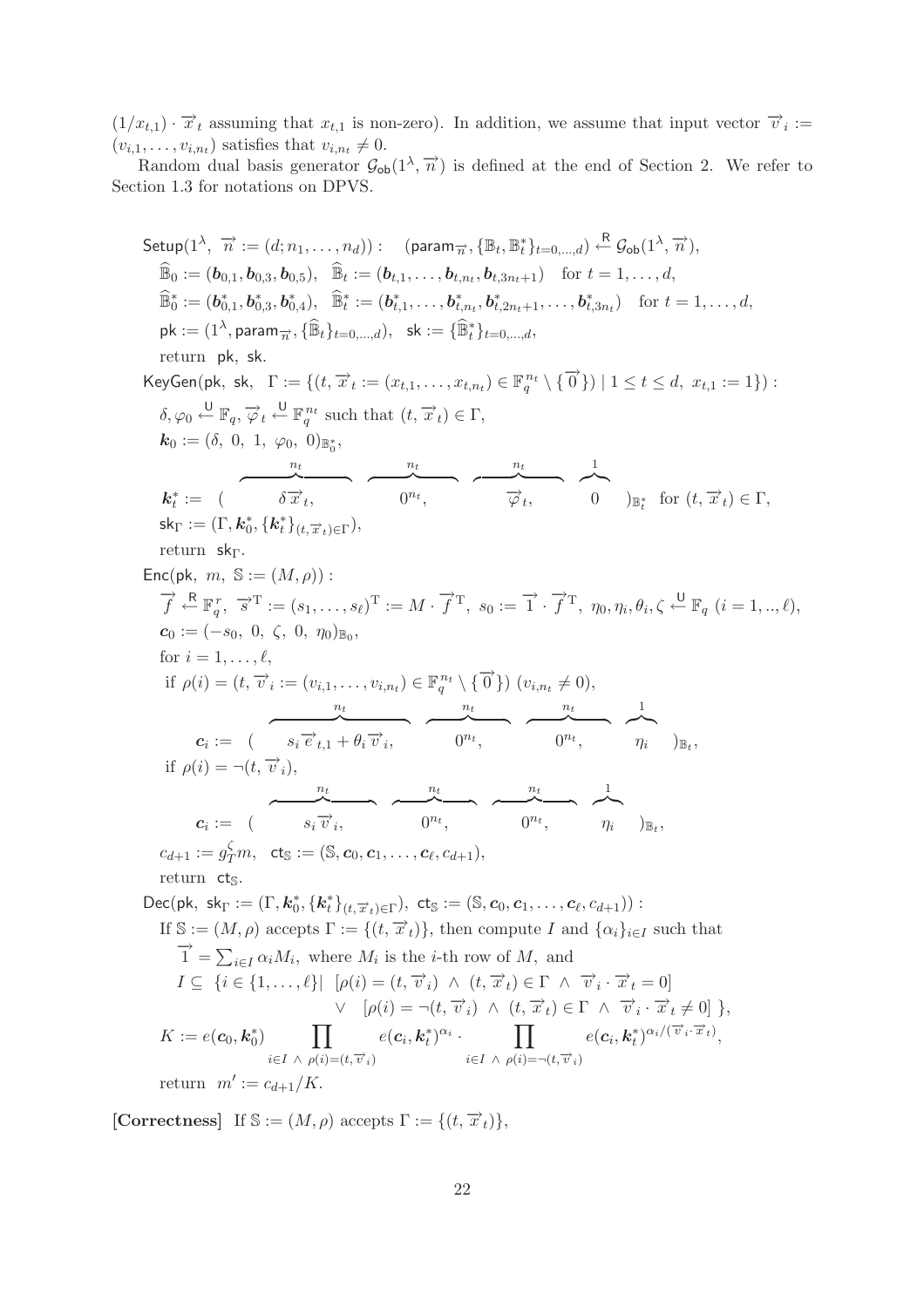$(1/x_{t,1}) \cdot \vec{x}_t$ assuming that $x_{t,1}$ is non-zero). In addition, we assume that input vector $\vec{v}_i := (v_{i,1}, \ldots, v_{i,n_t})$ satisfies that $v_{i,n_t} \neq 0$.

Random dual basis generator $\mathcal{G}_{\mathsf{ob}}(1^\lambda, \vec{n})$ is defined at the end of Section 2. We refer to Section 1.3 for notations on DPVS.

$\mathsf{Setup}(1^\lambda,\ \vec{n} := (d; n_1, \ldots, n_d)) :\quad (\mathsf{param}_{\vec{n}}, \{\mathbb{B}_t, \mathbb{B}_t^*\}_{t=0,\ldots,d}) \xleftarrow{\mathsf{R}} \mathcal{G}_{\mathsf{ob}}(1^\lambda, \vec{n}),$

$\widehat{\mathbb{B}}_0 := (\boldsymbol{b}_{0,1}, \boldsymbol{b}_{0,3}, \boldsymbol{b}_{0,5}),\quad \widehat{\mathbb{B}}_t := (\boldsymbol{b}_{t,1}, \ldots, \boldsymbol{b}_{t,n_t}, \boldsymbol{b}_{t,3n_t+1})\quad \text{for } t = 1, \ldots, d,$

$\widehat{\mathbb{B}}_0^* := (\boldsymbol{b}_{0,1}^*, \boldsymbol{b}_{0,3}^*, \boldsymbol{b}_{0,4}^*),\quad \widehat{\mathbb{B}}_t^* := (\boldsymbol{b}_{t,1}^*, \ldots, \boldsymbol{b}_{t,n_t}^*, \boldsymbol{b}_{t,2n_t+1}^*, \ldots, \boldsymbol{b}_{t,3n_t}^*)\quad \text{for } t = 1, \ldots, d,$

$\mathsf{pk} := (1^\lambda, \mathsf{param}_{\vec{n}}, \{\widehat{\mathbb{B}}_t\}_{t=0,\ldots,d}),\quad \mathsf{sk} := \{\widehat{\mathbb{B}}_t^*\}_{t=0,\ldots,d},$

return $\mathsf{pk}, \mathsf{sk}$.

$\mathsf{KeyGen}(\mathsf{pk},\ \mathsf{sk},\ \Gamma := \{(t, \vec{x}_t := (x_{t,1}, \ldots, x_{t,n_t}) \in \mathbb{F}_q^{n_t} \setminus \{\vec{0}\}) \mid 1 \leq t \leq d,\ x_{t,1} := 1\}) :$

$\delta, \varphi_0 \xleftarrow{\mathsf{U}} \mathbb{F}_q,\ \vec{\varphi}_t \xleftarrow{\mathsf{U}} \mathbb{F}_q^{n_t}$ such that $(t, \vec{x}_t) \in \Gamma$,

$\boldsymbol{k}_0 := (\delta,\ 0,\ 1,\ \varphi_0,\ 0)_{\mathbb{B}_0^*},$

$$\boldsymbol{k}_t^* := (\ \overbrace{\delta \vec{x}_t,}^{n_t}\ \ \overbrace{0^{n_t},}^{n_t}\ \ \overbrace{\vec{\varphi}_t,}^{n_t}\ \ \overbrace{0}^{1}\ )_{\mathbb{B}_t^*}\ \text{ for } (t, \vec{x}_t) \in \Gamma,$$

$\mathsf{sk}_\Gamma := (\Gamma, \boldsymbol{k}_0^*, \{\boldsymbol{k}_t^*\}_{(t,\vec{x}_t)\in\Gamma}),$

return $\mathsf{sk}_\Gamma$.

$\mathsf{Enc}(\mathsf{pk},\ m,\ \mathbb{S} := (M, \rho)) :$

$\vec{f} \xleftarrow{\mathsf{R}} \mathbb{F}_q^r,\ \vec{s}^{\mathrm{T}} := (s_1, \ldots, s_\ell)^{\mathrm{T}} := M \cdot \vec{f}^{\mathrm{T}},\ s_0 := \vec{1} \cdot \vec{f}^{\mathrm{T}},\ \eta_0, \eta_i, \theta_i, \zeta \xleftarrow{\mathsf{U}} \mathbb{F}_q\ (i = 1, .., \ell),$

$\boldsymbol{c}_0 := (-s_0,\ 0,\ \zeta,\ 0,\ \eta_0)_{\mathbb{B}_0},$

for $i = 1, \ldots, \ell$,

if $\rho(i) = (t, \vec{v}_i := (v_{i,1}, \ldots, v_{i,n_t}) \in \mathbb{F}_q^{n_t} \setminus \{\vec{0}\})\ (v_{i,n_t} \neq 0)$,

$$\boldsymbol{c}_i := (\ \overbrace{s_i \vec{e}_{t,1} + \theta_i \vec{v}_i,}^{n_t}\ \ \overbrace{0^{n_t},}^{n_t}\ \ \overbrace{0^{n_t},}^{n_t}\ \ \overbrace{\eta_i}^{1}\ )_{\mathbb{B}_t},$$

if $\rho(i) = \neg(t, \vec{v}_i)$,

$$\boldsymbol{c}_i := (\ \overbrace{s_i \vec{v}_i,}^{n_t}\ \ \overbrace{0^{n_t},}^{n_t}\ \ \overbrace{0^{n_t},}^{n_t}\ \ \overbrace{\eta_i}^{1}\ )_{\mathbb{B}_t},$$

$c_{d+1} := g_T^\zeta m,\quad \mathsf{ct}_{\mathbb{S}} := (\mathbb{S}, \boldsymbol{c}_0, \boldsymbol{c}_1, \ldots, \boldsymbol{c}_\ell, c_{d+1}),$

return $\mathsf{ct}_{\mathbb{S}}$.

$\mathsf{Dec}(\mathsf{pk},\ \mathsf{sk}_\Gamma := (\Gamma, \boldsymbol{k}_0^*, \{\boldsymbol{k}_t^*\}_{(t,\vec{x}_t)\in\Gamma}),\ \mathsf{ct}_{\mathbb{S}} := (\mathbb{S}, \boldsymbol{c}_0, \boldsymbol{c}_1, \ldots, \boldsymbol{c}_\ell, c_{d+1})) :$

If $\mathbb{S} := (M, \rho)$ accepts $\Gamma := \{(t, \vec{x}_t)\}$, then compute $I$ and $\{\alpha_i\}_{i\in I}$ such that

$\vec{1} = \sum_{i\in I} \alpha_i M_i$, where $M_i$ is the $i$-th row of $M$, and

$$I \subseteq \{ i \in \{1, \ldots, \ell\} |\ [\rho(i) = (t, \vec{v}_i)\ \wedge\ (t, \vec{x}_t) \in \Gamma\ \wedge\ \vec{v}_i \cdot \vec{x}_t = 0]$$
$$\vee\ \ [\rho(i) = \neg(t, \vec{v}_i)\ \wedge\ (t, \vec{x}_t) \in \Gamma\ \wedge\ \vec{v}_i \cdot \vec{x}_t \neq 0]\ \},$$

$$K := e(\boldsymbol{c}_0, \boldsymbol{k}_0^*) \prod_{i \in I\ \wedge\ \rho(i) = (t, \vec{v}_i)} e(\boldsymbol{c}_i, \boldsymbol{k}_t^*)^{\alpha_i} \cdot \prod_{i \in I\ \wedge\ \rho(i) = \neg(t, \vec{v}_i)} e(\boldsymbol{c}_i, \boldsymbol{k}_t^*)^{\alpha_i / (\vec{v}_i \cdot \vec{x}_t)},$$

return $m' := c_{d+1}/K$.

**[Correctness]** If $\mathbb{S} := (M, \rho)$ accepts $\Gamma := \{(t, \vec{x}_t)\}$,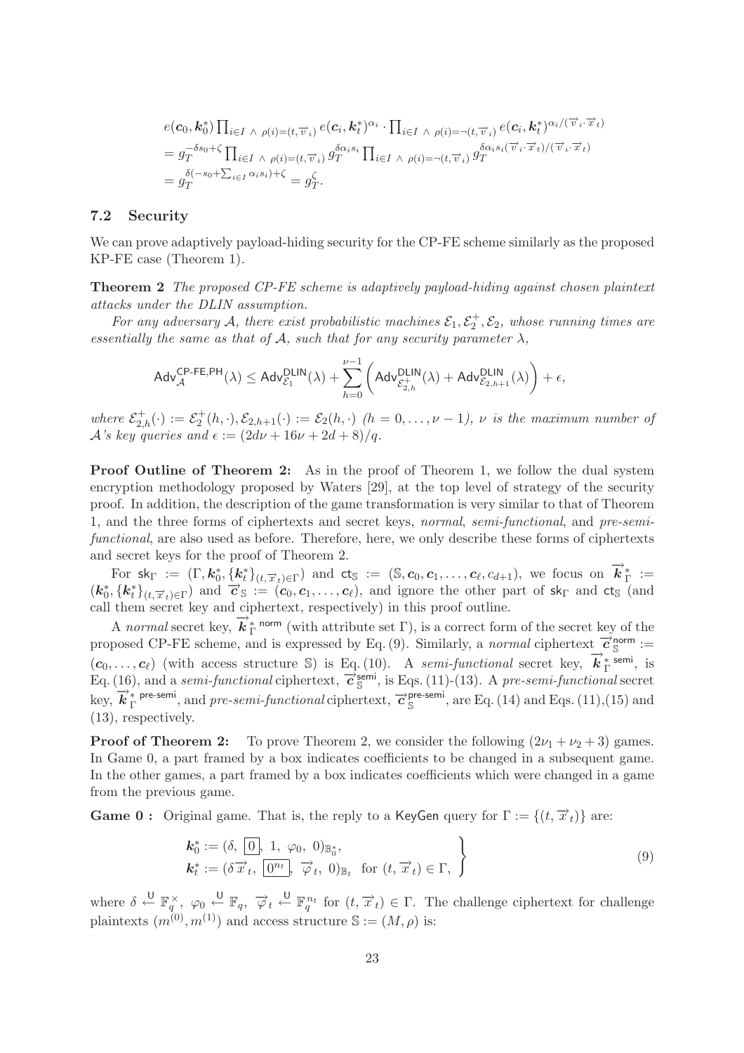$$
\begin{aligned}
&e(\boldsymbol{c}_0, \boldsymbol{k}_0^*) \prod_{i \in I \ \wedge \ \rho(i)=(t, \vec{v}_i)} e(\boldsymbol{c}_i, \boldsymbol{k}_t^*)^{\alpha_i} \cdot \prod_{i \in I \ \wedge \ \rho(i)=\neg(t, \vec{v}_i)} e(\boldsymbol{c}_i, \boldsymbol{k}_t^*)^{\alpha_i/(\vec{v}_i \cdot \vec{x}_t)} \\
&= g_T^{-\delta s_0 + \zeta} \prod_{i \in I \ \wedge \ \rho(i)=(t, \vec{v}_i)} g_T^{\delta \alpha_i s_i} \prod_{i \in I \ \wedge \ \rho(i)=\neg(t, \vec{v}_i)} g_T^{\delta \alpha_i s_i (\vec{v}_i \cdot \vec{x}_t)/(\vec{v}_i \cdot \vec{x}_t)} \\
&= g_T^{\delta(-s_0 + \sum_{i \in I} \alpha_i s_i) + \zeta} = g_T^{\zeta}.
\end{aligned}
$$

### 7.2 Security

We can prove adaptively payload-hiding security for the CP-FE scheme similarly as the proposed KP-FE case (Theorem 1).

**Theorem 2** *The proposed CP-FE scheme is adaptively payload-hiding against chosen plaintext attacks under the DLIN assumption.*

*For any adversary $\mathcal{A}$, there exist probabilistic machines $\mathcal{E}_1, \mathcal{E}_2^+, \mathcal{E}_2$, whose running times are essentially the same as that of $\mathcal{A}$, such that for any security parameter $\lambda$,*

$$
\mathsf{Adv}_{\mathcal{A}}^{\mathsf{CP\text{-}FE,PH}}(\lambda) \le \mathsf{Adv}_{\mathcal{E}_1}^{\mathsf{DLIN}}(\lambda) + \sum_{h=0}^{\nu-1} \left( \mathsf{Adv}_{\mathcal{E}_{2,h}^+}^{\mathsf{DLIN}}(\lambda) + \mathsf{Adv}_{\mathcal{E}_{2,h+1}}^{\mathsf{DLIN}}(\lambda) \right) + \epsilon,
$$

*where $\mathcal{E}_{2,h}^+(\cdot) := \mathcal{E}_2^+(h, \cdot), \mathcal{E}_{2,h+1}(\cdot) := \mathcal{E}_2(h, \cdot)$ $(h = 0, \ldots, \nu - 1)$, $\nu$ is the maximum number of $\mathcal{A}$'s key queries and $\epsilon := (2d\nu + 16\nu + 2d + 8)/q$.*

**Proof Outline of Theorem 2:** As in the proof of Theorem 1, we follow the dual system encryption methodology proposed by Waters [29], at the top level of strategy of the security proof. In addition, the description of the game transformation is very similar to that of Theorem 1, and the three forms of ciphertexts and secret keys, *normal*, *semi-functional*, and *pre-semi-functional*, are also used as before. Therefore, here, we only describe these forms of ciphertexts and secret keys for the proof of Theorem 2.

For $\mathsf{sk}_\Gamma := (\Gamma, \boldsymbol{k}_0^*, \{\boldsymbol{k}_t^*\}_{(t, \vec{x}_t) \in \Gamma})$ and $\mathsf{ct}_{\mathbb{S}} := (\mathbb{S}, \boldsymbol{c}_0, \boldsymbol{c}_1, \ldots, \boldsymbol{c}_\ell, c_{d+1})$, we focus on $\vec{\boldsymbol{k}}_\Gamma^* := (\boldsymbol{k}_0^*, \{\boldsymbol{k}_t^*\}_{(t, \vec{x}_t) \in \Gamma})$ and $\vec{\boldsymbol{c}}_{\mathbb{S}} := (\boldsymbol{c}_0, \boldsymbol{c}_1, \ldots, \boldsymbol{c}_\ell)$, and ignore the other part of $\mathsf{sk}_\Gamma$ and $\mathsf{ct}_{\mathbb{S}}$ (and call them secret key and ciphertext, respectively) in this proof outline.

A *normal* secret key, $\vec{\boldsymbol{k}}_\Gamma^{*\,\mathsf{norm}}$ (with attribute set $\Gamma$), is a correct form of the secret key of the proposed CP-FE scheme, and is expressed by Eq. (9). Similarly, a *normal* ciphertext $\vec{\boldsymbol{c}}_{\mathbb{S}}^{\mathsf{norm}} := (\boldsymbol{c}_0, \ldots, \boldsymbol{c}_\ell)$ (with access structure $\mathbb{S}$) is Eq. (10). A *semi-functional* secret key, $\vec{\boldsymbol{k}}_\Gamma^{*\,\mathsf{semi}}$, is Eq. (16), and a *semi-functional* ciphertext, $\vec{\boldsymbol{c}}_{\mathbb{S}}^{\mathsf{semi}}$, is Eqs. (11)-(13). A *pre-semi-functional* secret key, $\vec{\boldsymbol{k}}_\Gamma^{*\,\mathsf{pre\text{-}semi}}$, and *pre-semi-functional* ciphertext, $\vec{\boldsymbol{c}}_{\mathbb{S}}^{\mathsf{pre\text{-}semi}}$, are Eq. (14) and Eqs. (11),(15) and (13), respectively.

**Proof of Theorem 2:** To prove Theorem 2, we consider the following $(2\nu_1 + \nu_2 + 3)$ games. In Game 0, a part framed by a box indicates coefficients to be changed in a subsequent game. In the other games, a part framed by a box indicates coefficients which were changed in a game from the previous game.

**Game 0 :** Original game. That is, the reply to a KeyGen query for $\Gamma := \{(t, \vec{x}_t)\}$ are:

$$
\left.
\begin{aligned}
&\boldsymbol{k}_0^* := (\delta, \ \boxed{0}, \ 1, \ \varphi_0, \ 0)_{\mathbb{B}_0^*}, \\
&\boldsymbol{k}_t^* := (\delta \vec{x}_t, \ \boxed{0^{n_t}}, \ \vec{\varphi}_t, \ 0)_{\mathbb{B}_t} \ \text{ for } (t, \vec{x}_t) \in \Gamma,
\end{aligned}
\right\} \tag{9}
$$

where $\delta \xleftarrow{\mathsf{U}} \mathbb{F}_q^\times, \ \varphi_0 \xleftarrow{\mathsf{U}} \mathbb{F}_q, \ \vec{\varphi}_t \xleftarrow{\mathsf{U}} \mathbb{F}_q^{n_t}$ for $(t, \vec{x}_t) \in \Gamma$. The challenge ciphertext for challenge plaintexts $(m^{(0)}, m^{(1)})$ and access structure $\mathbb{S} := (M, \rho)$ is: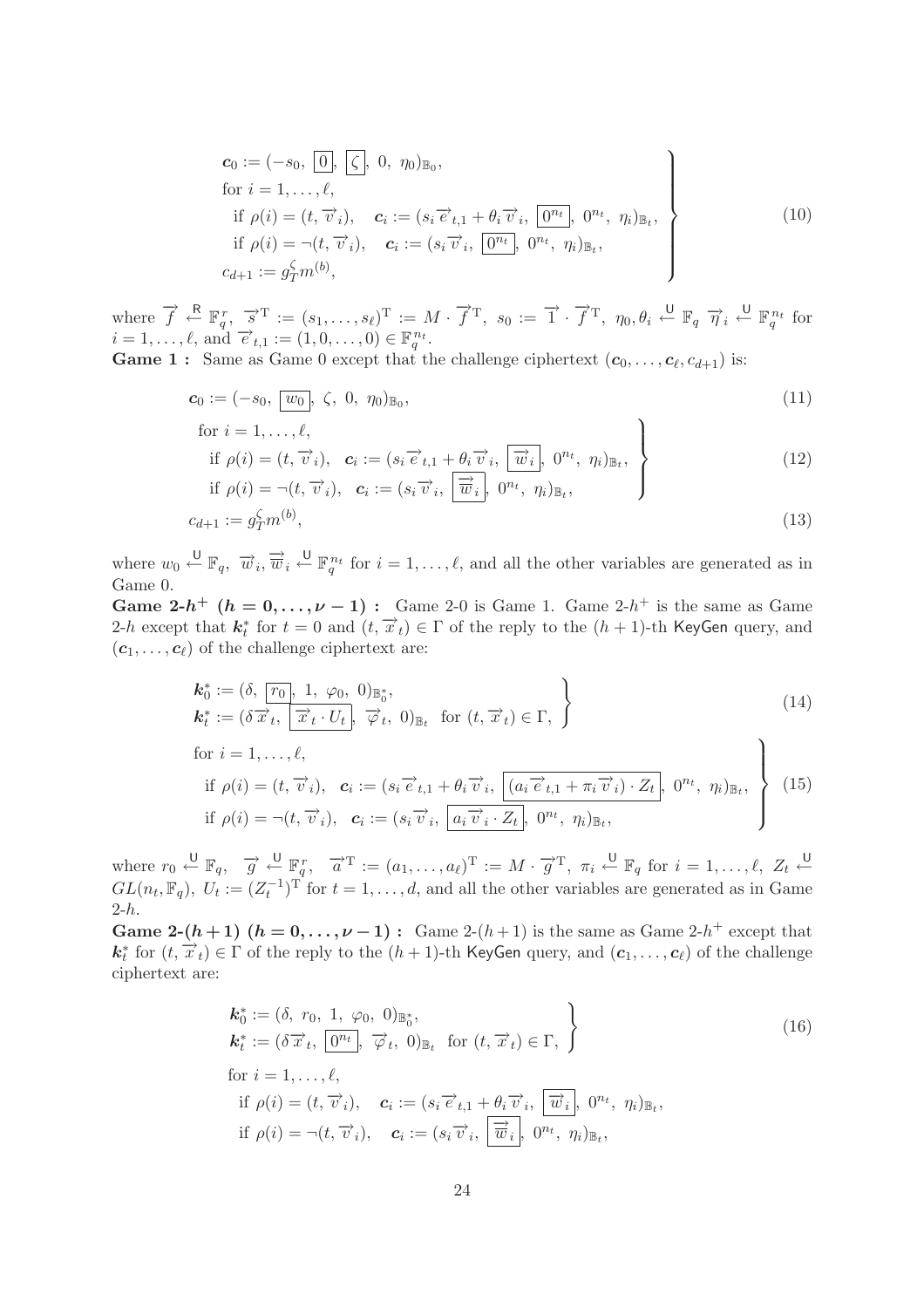$$
\left.\begin{array}{l}
\boldsymbol{c}_0 := (-s_0,\ \boxed{0},\ \boxed{\zeta},\ 0,\ \eta_0)_{\mathbb{B}_0}, \\
\text{for } i = 1, \ldots, \ell, \\
\quad \text{if } \rho(i) = (t, \vec{v}_i), \quad \boldsymbol{c}_i := (s_i \vec{e}_{t,1} + \theta_i \vec{v}_i,\ \boxed{0^{n_t}},\ 0^{n_t},\ \eta_i)_{\mathbb{B}_t}, \\
\quad \text{if } \rho(i) = \neg(t, \vec{v}_i), \quad \boldsymbol{c}_i := (s_i \vec{v}_i,\ \boxed{0^{n_t}},\ 0^{n_t},\ \eta_i)_{\mathbb{B}_t}, \\
c_{d+1} := g_T^{\zeta} m^{(b)},
\end{array}\right\} \tag{10}
$$

where $\vec{f} \xleftarrow{\mathsf{R}} \mathbb{F}_q^r$, $\vec{s}^{\mathrm{T}} := (s_1, \ldots, s_\ell)^{\mathrm{T}} := M \cdot \vec{f}^{\mathrm{T}}$, $s_0 := \vec{1} \cdot \vec{f}^{\mathrm{T}}$, $\eta_0, \theta_i \xleftarrow{\mathsf{U}} \mathbb{F}_q$ $\vec{\eta}_i \xleftarrow{\mathsf{U}} \mathbb{F}_q^{n_t}$ for $i = 1, \ldots, \ell$, and $\vec{e}_{t,1} := (1, 0, \ldots, 0) \in \mathbb{F}_q^{n_t}$.

**Game 1 :** Same as Game 0 except that the challenge ciphertext $(\boldsymbol{c}_0, \ldots, \boldsymbol{c}_\ell, c_{d+1})$ is:

$$
\boldsymbol{c}_0 := (-s_0,\ \boxed{w_0},\ \zeta,\ 0,\ \eta_0)_{\mathbb{B}_0}, \tag{11}
$$

$$
\left.\begin{array}{l}
\text{for } i = 1, \ldots, \ell, \\
\quad \text{if } \rho(i) = (t, \vec{v}_i), \quad \boldsymbol{c}_i := (s_i \vec{e}_{t,1} + \theta_i \vec{v}_i,\ \boxed{\vec{w}_i},\ 0^{n_t},\ \eta_i)_{\mathbb{B}_t}, \\
\quad \text{if } \rho(i) = \neg(t, \vec{v}_i), \quad \boldsymbol{c}_i := (s_i \vec{v}_i,\ \boxed{\vec{\overline{w}}_i},\ 0^{n_t},\ \eta_i)_{\mathbb{B}_t},
\end{array}\right\} \tag{12}
$$

$$
c_{d+1} := g_T^{\zeta} m^{(b)}, \tag{13}
$$

where $w_0 \xleftarrow{\mathsf{U}} \mathbb{F}_q$, $\vec{w}_i, \vec{\overline{w}}_i \xleftarrow{\mathsf{U}} \mathbb{F}_q^{n_t}$ for $i = 1, \ldots, \ell$, and all the other variables are generated as in Game 0.

**Game 2-$h^+$ $(h = 0, \ldots, \nu - 1)$ :** Game 2-0 is Game 1. Game 2-$h^+$ is the same as Game 2-$h$ except that $\boldsymbol{k}_t^*$ for $t = 0$ and $(t, \vec{x}_t) \in \Gamma$ of the reply to the $(h+1)$-th $\mathsf{KeyGen}$ query, and $(\boldsymbol{c}_1, \ldots, \boldsymbol{c}_\ell)$ of the challenge ciphertext are:

$$
\left.\begin{array}{l}
\boldsymbol{k}_0^* := (\delta,\ \boxed{r_0},\ 1,\ \varphi_0,\ 0)_{\mathbb{B}_0^*}, \\
\boldsymbol{k}_t^* := (\delta \vec{x}_t,\ \boxed{\vec{x}_t \cdot U_t},\ \vec{\varphi}_t,\ 0)_{\mathbb{B}_t} \ \text{ for } (t, \vec{x}_t) \in \Gamma,
\end{array}\right\} \tag{14}
$$

$$
\left.\begin{array}{l}
\text{for } i = 1, \ldots, \ell, \\
\quad \text{if } \rho(i) = (t, \vec{v}_i), \quad \boldsymbol{c}_i := (s_i \vec{e}_{t,1} + \theta_i \vec{v}_i,\ \boxed{(a_i \vec{e}_{t,1} + \pi_i \vec{v}_i) \cdot Z_t},\ 0^{n_t},\ \eta_i)_{\mathbb{B}_t}, \\
\quad \text{if } \rho(i) = \neg(t, \vec{v}_i), \quad \boldsymbol{c}_i := (s_i \vec{v}_i,\ \boxed{a_i \vec{v}_i \cdot Z_t},\ 0^{n_t},\ \eta_i)_{\mathbb{B}_t},
\end{array}\right\} \tag{15}
$$

where $r_0 \xleftarrow{\mathsf{U}} \mathbb{F}_q$, $\vec{g} \xleftarrow{\mathsf{U}} \mathbb{F}_q^r$, $\vec{a}^{\mathrm{T}} := (a_1, \ldots, a_\ell)^{\mathrm{T}} := M \cdot \vec{g}^{\mathrm{T}}$, $\pi_i \xleftarrow{\mathsf{U}} \mathbb{F}_q$ for $i = 1, \ldots, \ell$, $Z_t \xleftarrow{\mathsf{U}} GL(n_t, \mathbb{F}_q)$, $U_t := (Z_t^{-1})^{\mathrm{T}}$ for $t = 1, \ldots, d$, and all the other variables are generated as in Game 2-$h$.

**Game 2-$(h+1)$ $(h = 0, \ldots, \nu - 1)$ :** Game 2-$(h+1)$ is the same as Game 2-$h^+$ except that $\boldsymbol{k}_t^*$ for $(t, \vec{x}_t) \in \Gamma$ of the reply to the $(h+1)$-th $\mathsf{KeyGen}$ query, and $(\boldsymbol{c}_1, \ldots, \boldsymbol{c}_\ell)$ of the challenge ciphertext are:

$$
\left.\begin{array}{l}
\boldsymbol{k}_0^* := (\delta,\ r_0,\ 1,\ \varphi_0,\ 0)_{\mathbb{B}_0^*}, \\
\boldsymbol{k}_t^* := (\delta \vec{x}_t,\ \boxed{0^{n_t}},\ \vec{\varphi}_t,\ 0)_{\mathbb{B}_t} \ \text{ for } (t, \vec{x}_t) \in \Gamma,
\end{array}\right\} \tag{16}
$$

$$
\begin{array}{l}
\text{for } i = 1, \ldots, \ell, \\
\quad \text{if } \rho(i) = (t, \vec{v}_i), \quad \boldsymbol{c}_i := (s_i \vec{e}_{t,1} + \theta_i \vec{v}_i,\ \boxed{\vec{w}_i},\ 0^{n_t},\ \eta_i)_{\mathbb{B}_t}, \\
\quad \text{if } \rho(i) = \neg(t, \vec{v}_i), \quad \boldsymbol{c}_i := (s_i \vec{v}_i,\ \boxed{\vec{\overline{w}}_i},\ 0^{n_t},\ \eta_i)_{\mathbb{B}_t},
\end{array}
$$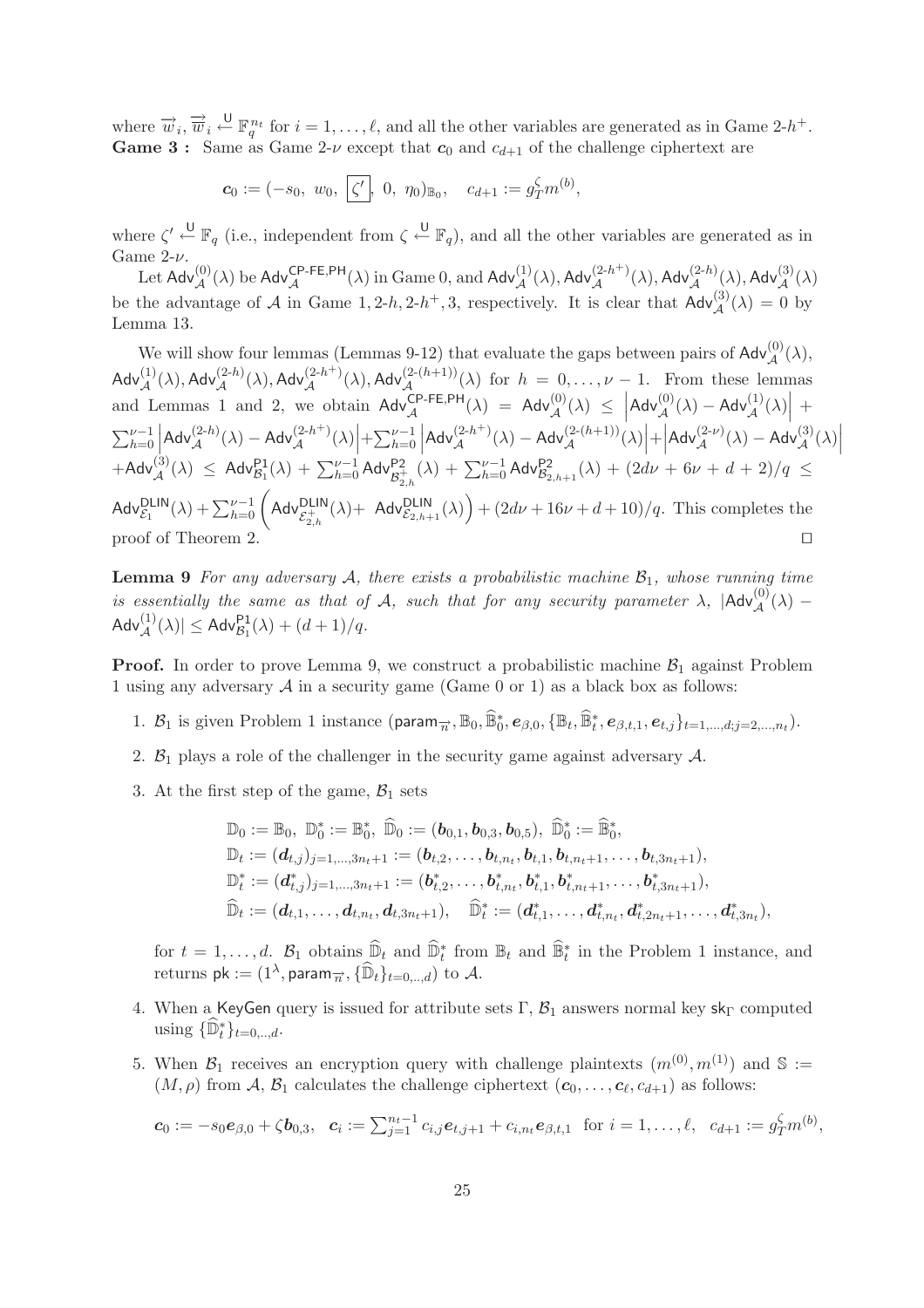where $\overrightarrow{w}_i, \overrightarrow{\overline{w}}_i \xleftarrow{\mathsf{U}} \mathbb{F}_q^{n_t}$ for $i = 1, \ldots, \ell$, and all the other variables are generated as in Game 2-$h^+$.

**Game 3 :** Same as Game 2-$\nu$ except that $\boldsymbol{c}_0$ and $c_{d+1}$ of the challenge ciphertext are

$$\boldsymbol{c}_0 := (-s_0,\ w_0,\ \boxed{\zeta'},\ 0,\ \eta_0)_{\mathbb{B}_0}, \quad c_{d+1} := g_T^{\zeta} m^{(b)},$$

where $\zeta' \xleftarrow{\mathsf{U}} \mathbb{F}_q$ (i.e., independent from $\zeta \xleftarrow{\mathsf{U}} \mathbb{F}_q$), and all the other variables are generated as in Game 2-$\nu$.

Let $\mathsf{Adv}_{\mathcal{A}}^{(0)}(\lambda)$ be $\mathsf{Adv}_{\mathcal{A}}^{\mathsf{CP\text{-}FE,PH}}(\lambda)$ in Game 0, and $\mathsf{Adv}_{\mathcal{A}}^{(1)}(\lambda), \mathsf{Adv}_{\mathcal{A}}^{(2\text{-}h^+)}(\lambda), \mathsf{Adv}_{\mathcal{A}}^{(2\text{-}h)}(\lambda), \mathsf{Adv}_{\mathcal{A}}^{(3)}(\lambda)$ be the advantage of $\mathcal{A}$ in Game $1, 2\text{-}h, 2\text{-}h^+, 3$, respectively. It is clear that $\mathsf{Adv}_{\mathcal{A}}^{(3)}(\lambda) = 0$ by Lemma 13.

We will show four lemmas (Lemmas 9-12) that evaluate the gaps between pairs of $\mathsf{Adv}_{\mathcal{A}}^{(0)}(\lambda)$, $\mathsf{Adv}_{\mathcal{A}}^{(1)}(\lambda), \mathsf{Adv}_{\mathcal{A}}^{(2\text{-}h)}(\lambda), \mathsf{Adv}_{\mathcal{A}}^{(2\text{-}h^+)}(\lambda), \mathsf{Adv}_{\mathcal{A}}^{(2\text{-}(h+1))}(\lambda)$ for $h = 0, \ldots, \nu - 1$. From these lemmas and Lemmas 1 and 2, we obtain $\mathsf{Adv}_{\mathcal{A}}^{\mathsf{CP\text{-}FE,PH}}(\lambda) = \mathsf{Adv}_{\mathcal{A}}^{(0)}(\lambda) \leq \left|\mathsf{Adv}_{\mathcal{A}}^{(0)}(\lambda) - \mathsf{Adv}_{\mathcal{A}}^{(1)}(\lambda)\right| + \sum_{h=0}^{\nu-1}\left|\mathsf{Adv}_{\mathcal{A}}^{(2\text{-}h)}(\lambda) - \mathsf{Adv}_{\mathcal{A}}^{(2\text{-}h^+)}(\lambda)\right| + \sum_{h=0}^{\nu-1}\left|\mathsf{Adv}_{\mathcal{A}}^{(2\text{-}h^+)}(\lambda) - \mathsf{Adv}_{\mathcal{A}}^{(2\text{-}(h+1))}(\lambda)\right| + \left|\mathsf{Adv}_{\mathcal{A}}^{(2\text{-}\nu)}(\lambda) - \mathsf{Adv}_{\mathcal{A}}^{(3)}(\lambda)\right| + \mathsf{Adv}_{\mathcal{A}}^{(3)}(\lambda) \leq \mathsf{Adv}_{\mathcal{B}_1}^{\mathsf{P1}}(\lambda) + \sum_{h=0}^{\nu-1}\mathsf{Adv}_{\mathcal{B}_{2,h}^+}^{\mathsf{P2}}(\lambda) + \sum_{h=0}^{\nu-1}\mathsf{Adv}_{\mathcal{B}_{2,h+1}}^{\mathsf{P2}}(\lambda) + (2d\nu + 6\nu + d + 2)/q \leq \mathsf{Adv}_{\mathcal{E}_1}^{\mathsf{DLIN}}(\lambda) + \sum_{h=0}^{\nu-1}\left(\mathsf{Adv}_{\mathcal{E}_{2,h}^+}^{\mathsf{DLIN}}(\lambda) + \mathsf{Adv}_{\mathcal{E}_{2,h+1}}^{\mathsf{DLIN}}(\lambda)\right) + (2d\nu + 16\nu + d + 10)/q$. This completes the proof of Theorem 2. $\square$

**Lemma 9** *For any adversary $\mathcal{A}$, there exists a probabilistic machine $\mathcal{B}_1$, whose running time is essentially the same as that of $\mathcal{A}$, such that for any security parameter $\lambda$, $|\mathsf{Adv}_{\mathcal{A}}^{(0)}(\lambda) - \mathsf{Adv}_{\mathcal{A}}^{(1)}(\lambda)| \leq \mathsf{Adv}_{\mathcal{B}_1}^{\mathsf{P1}}(\lambda) + (d+1)/q$.*

**Proof.** In order to prove Lemma 9, we construct a probabilistic machine $\mathcal{B}_1$ against Problem 1 using any adversary $\mathcal{A}$ in a security game (Game 0 or 1) as a black box as follows:

1. $\mathcal{B}_1$ is given Problem 1 instance $(\mathsf{param}_{\overrightarrow{n}}, \mathbb{B}_0, \widehat{\mathbb{B}}_0^*, \boldsymbol{e}_{\beta,0}, \{\mathbb{B}_t, \widehat{\mathbb{B}}_t^*, \boldsymbol{e}_{\beta,t,1}, \boldsymbol{e}_{t,j}\}_{t=1,\ldots,d;j=2,\ldots,n_t})$.

2. $\mathcal{B}_1$ plays a role of the challenger in the security game against adversary $\mathcal{A}$.

3. At the first step of the game, $\mathcal{B}_1$ sets

$$\begin{aligned}
&\mathbb{D}_0 := \mathbb{B}_0,\ \mathbb{D}_0^* := \mathbb{B}_0^*,\ \widehat{\mathbb{D}}_0 := (\boldsymbol{b}_{0,1}, \boldsymbol{b}_{0,3}, \boldsymbol{b}_{0,5}),\ \widehat{\mathbb{D}}_0^* := \widehat{\mathbb{B}}_0^*, \\
&\mathbb{D}_t := (\boldsymbol{d}_{t,j})_{j=1,\ldots,3n_t+1} := (\boldsymbol{b}_{t,2}, \ldots, \boldsymbol{b}_{t,n_t}, \boldsymbol{b}_{t,1}, \boldsymbol{b}_{t,n_t+1}, \ldots, \boldsymbol{b}_{t,3n_t+1}), \\
&\mathbb{D}_t^* := (\boldsymbol{d}_{t,j}^*)_{j=1,\ldots,3n_t+1} := (\boldsymbol{b}_{t,2}^*, \ldots, \boldsymbol{b}_{t,n_t}^*, \boldsymbol{b}_{t,1}^*, \boldsymbol{b}_{t,n_t+1}^*, \ldots, \boldsymbol{b}_{t,3n_t+1}^*), \\
&\widehat{\mathbb{D}}_t := (\boldsymbol{d}_{t,1}, \ldots, \boldsymbol{d}_{t,n_t}, \boldsymbol{d}_{t,3n_t+1}), \quad \widehat{\mathbb{D}}_t^* := (\boldsymbol{d}_{t,1}^*, \ldots, \boldsymbol{d}_{t,n_t}^*, \boldsymbol{d}_{t,2n_t+1}^*, \ldots, \boldsymbol{d}_{t,3n_t}^*),
\end{aligned}$$

for $t = 1, \ldots, d$. $\mathcal{B}_1$ obtains $\widehat{\mathbb{D}}_t$ and $\widehat{\mathbb{D}}_t^*$ from $\mathbb{B}_t$ and $\widehat{\mathbb{B}}_t^*$ in the Problem 1 instance, and returns $\mathsf{pk} := (1^\lambda, \mathsf{param}_{\overrightarrow{n}}, \{\widehat{\mathbb{D}}_t\}_{t=0,..,d})$ to $\mathcal{A}$.

4. When a $\mathsf{KeyGen}$ query is issued for attribute sets $\Gamma$, $\mathcal{B}_1$ answers normal key $\mathsf{sk}_\Gamma$ computed using $\{\widehat{\mathbb{D}}_t^*\}_{t=0,..,d}$.

5. When $\mathcal{B}_1$ receives an encryption query with challenge plaintexts $(m^{(0)}, m^{(1)})$ and $\mathbb{S} := (M, \rho)$ from $\mathcal{A}$, $\mathcal{B}_1$ calculates the challenge ciphertext $(\boldsymbol{c}_0, \ldots, \boldsymbol{c}_\ell, c_{d+1})$ as follows:

$$\boldsymbol{c}_0 := -s_0\boldsymbol{e}_{\beta,0} + \zeta\boldsymbol{b}_{0,3}, \quad \boldsymbol{c}_i := \textstyle\sum_{j=1}^{n_t-1} c_{i,j}\boldsymbol{e}_{t,j+1} + c_{i,n_t}\boldsymbol{e}_{\beta,t,1} \ \text{ for } i = 1, \ldots, \ell, \quad c_{d+1} := g_T^{\zeta} m^{(b)},$$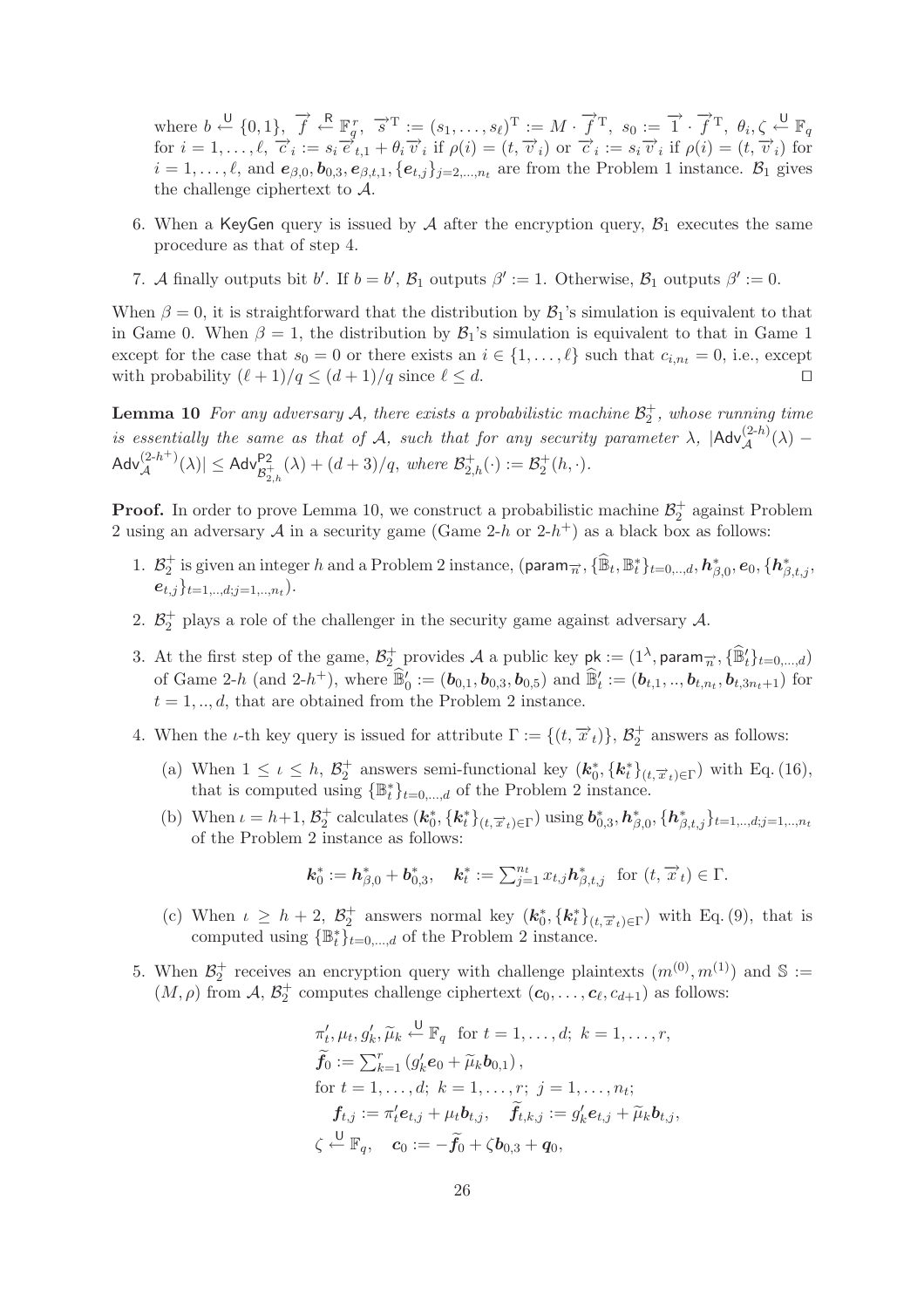where $b \xleftarrow{\mathsf{U}} \{0,1\}$, $\vec{f} \xleftarrow{\mathsf{R}} \mathbb{F}_q^r$, $\vec{s}^{\mathrm{T}} := (s_1, \ldots, s_\ell)^{\mathrm{T}} := M \cdot \vec{f}^{\mathrm{T}}$, $s_0 := \vec{1} \cdot \vec{f}^{\mathrm{T}}$, $\theta_i, \zeta \xleftarrow{\mathsf{U}} \mathbb{F}_q$ for $i = 1, \ldots, \ell$, $\vec{c}_i := s_i \vec{e}_{t,1} + \theta_i \vec{v}_i$ if $\rho(i) = (t, \vec{v}_i)$ or $\vec{c}_i := s_i \vec{v}_i$ if $\rho(i) = (t, \vec{v}_i)$ for $i = 1, \ldots, \ell$, and $\boldsymbol{e}_{\beta,0}, \boldsymbol{b}_{0,3}, \boldsymbol{e}_{\beta,t,1}, \{\boldsymbol{e}_{t,j}\}_{j=2,\ldots,n_t}$ are from the Problem 1 instance. $\mathcal{B}_1$ gives the challenge ciphertext to $\mathcal{A}$.

6. When a $\mathsf{KeyGen}$ query is issued by $\mathcal{A}$ after the encryption query, $\mathcal{B}_1$ executes the same procedure as that of step 4.

7. $\mathcal{A}$ finally outputs bit $b'$. If $b = b'$, $\mathcal{B}_1$ outputs $\beta' := 1$. Otherwise, $\mathcal{B}_1$ outputs $\beta' := 0$.

When $\beta = 0$, it is straightforward that the distribution by $\mathcal{B}_1$'s simulation is equivalent to that in Game 0. When $\beta = 1$, the distribution by $\mathcal{B}_1$'s simulation is equivalent to that in Game 1 except for the case that $s_0 = 0$ or there exists an $i \in \{1, \ldots, \ell\}$ such that $c_{i,n_t} = 0$, i.e., except with probability $(\ell+1)/q \le (d+1)/q$ since $\ell \le d$. $\square$

**Lemma 10** *For any adversary $\mathcal{A}$, there exists a probabilistic machine $\mathcal{B}_2^+$, whose running time is essentially the same as that of $\mathcal{A}$, such that for any security parameter $\lambda$, $|\mathsf{Adv}_{\mathcal{A}}^{(2\text{-}h)}(\lambda) - \mathsf{Adv}_{\mathcal{A}}^{(2\text{-}h^+)}(\lambda)| \le \mathsf{Adv}_{\mathcal{B}_{2,h}^+}^{\mathsf{P2}}(\lambda) + (d+3)/q$, where $\mathcal{B}_{2,h}^+(\cdot) := \mathcal{B}_2^+(h, \cdot)$.*

**Proof.** In order to prove Lemma 10, we construct a probabilistic machine $\mathcal{B}_2^+$ against Problem 2 using an adversary $\mathcal{A}$ in a security game (Game 2-$h$ or 2-$h^+$) as a black box as follows:

1. $\mathcal{B}_2^+$ is given an integer $h$ and a Problem 2 instance, $(\mathsf{param}_{\vec{n}}, \{\widehat{\mathbb{B}}_t, \mathbb{B}_t^*\}_{t=0,..,d}, \boldsymbol{h}_{\beta,0}^*, \boldsymbol{e}_0, \{\boldsymbol{h}_{\beta,t,j}^*, \boldsymbol{e}_{t,j}\}_{t=1,..,d;j=1,..,n_t})$.

2. $\mathcal{B}_2^+$ plays a role of the challenger in the security game against adversary $\mathcal{A}$.

3. At the first step of the game, $\mathcal{B}_2^+$ provides $\mathcal{A}$ a public key $\mathsf{pk} := (1^\lambda, \mathsf{param}_{\vec{n}}, \{\widehat{\mathbb{B}}'_t\}_{t=0,\ldots,d})$ of Game 2-$h$ (and 2-$h^+$), where $\widehat{\mathbb{B}}'_0 := (\boldsymbol{b}_{0,1}, \boldsymbol{b}_{0,3}, \boldsymbol{b}_{0,5})$ and $\widehat{\mathbb{B}}'_t := (\boldsymbol{b}_{t,1}, .., \boldsymbol{b}_{t,n_t}, \boldsymbol{b}_{t,3n_t+1})$ for $t = 1, .., d$, that are obtained from the Problem 2 instance.

4. When the $\iota$-th key query is issued for attribute $\Gamma := \{(t, \vec{x}_t)\}$, $\mathcal{B}_2^+$ answers as follows:

   (a) When $1 \le \iota \le h$, $\mathcal{B}_2^+$ answers semi-functional key $(\boldsymbol{k}_0^*, \{\boldsymbol{k}_t^*\}_{(t,\vec{x}_t)\in\Gamma})$ with Eq. (16), that is computed using $\{\mathbb{B}_t^*\}_{t=0,\ldots,d}$ of the Problem 2 instance.

   (b) When $\iota = h+1$, $\mathcal{B}_2^+$ calculates $(\boldsymbol{k}_0^*, \{\boldsymbol{k}_t^*\}_{(t,\vec{x}_t)\in\Gamma})$ using $\boldsymbol{b}_{0,3}^*, \boldsymbol{h}_{\beta,0}^*, \{\boldsymbol{h}_{\beta,t,j}^*\}_{t=1,..,d;j=1,..,n_t}$ of the Problem 2 instance as follows:

   $$\boldsymbol{k}_0^* := \boldsymbol{h}_{\beta,0}^* + \boldsymbol{b}_{0,3}^*, \quad \boldsymbol{k}_t^* := \textstyle\sum_{j=1}^{n_t} x_{t,j} \boldsymbol{h}_{\beta,t,j}^* \;\text{ for } (t, \vec{x}_t) \in \Gamma.$$

   (c) When $\iota \ge h+2$, $\mathcal{B}_2^+$ answers normal key $(\boldsymbol{k}_0^*, \{\boldsymbol{k}_t^*\}_{(t,\vec{x}_t)\in\Gamma})$ with Eq. (9), that is computed using $\{\mathbb{B}_t^*\}_{t=0,\ldots,d}$ of the Problem 2 instance.

5. When $\mathcal{B}_2^+$ receives an encryption query with challenge plaintexts $(m^{(0)}, m^{(1)})$ and $\mathbb{S} := (M, \rho)$ from $\mathcal{A}$, $\mathcal{B}_2^+$ computes challenge ciphertext $(\boldsymbol{c}_0, \ldots, \boldsymbol{c}_\ell, c_{d+1})$ as follows:

$$\begin{aligned}
&\pi'_t, \mu_t, g'_k, \widetilde{\mu}_k \xleftarrow{\mathsf{U}} \mathbb{F}_q \;\text{ for } t = 1, \ldots, d;\; k = 1, \ldots, r, \\
&\widetilde{\boldsymbol{f}}_0 := \textstyle\sum_{k=1}^{r} (g'_k \boldsymbol{e}_0 + \widetilde{\mu}_k \boldsymbol{b}_{0,1}), \\
&\text{for } t = 1, \ldots, d;\; k = 1, \ldots, r;\; j = 1, \ldots, n_t; \\
&\quad \boldsymbol{f}_{t,j} := \pi'_t \boldsymbol{e}_{t,j} + \mu_t \boldsymbol{b}_{t,j}, \quad \widetilde{\boldsymbol{f}}_{t,k,j} := g'_k \boldsymbol{e}_{t,j} + \widetilde{\mu}_k \boldsymbol{b}_{t,j}, \\
&\zeta \xleftarrow{\mathsf{U}} \mathbb{F}_q, \quad \boldsymbol{c}_0 := -\widetilde{\boldsymbol{f}}_0 + \zeta \boldsymbol{b}_{0,3} + \boldsymbol{q}_0,
\end{aligned}$$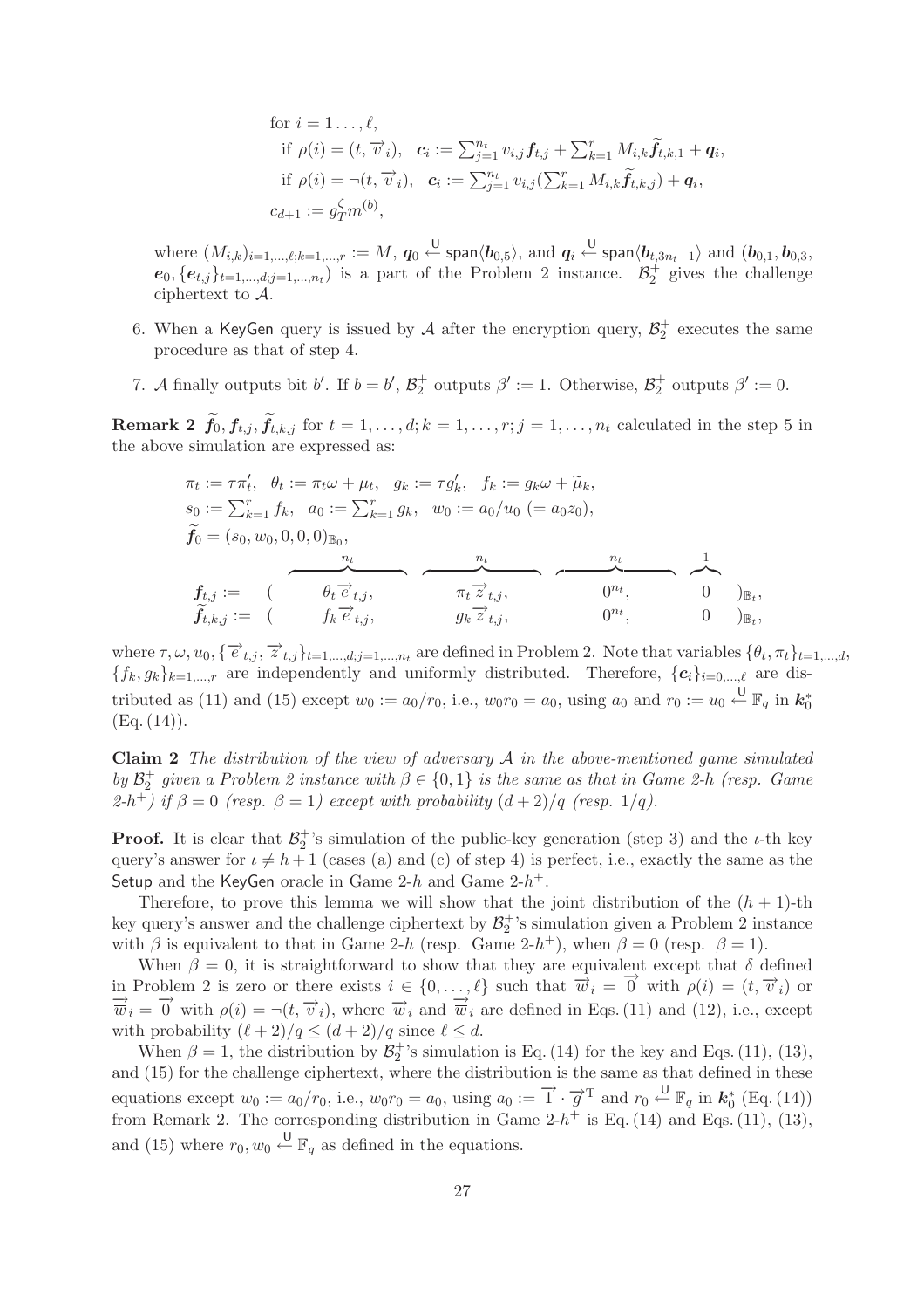$$
\begin{aligned}
&\text{for } i = 1 \ldots, \ell, \\
&\quad \text{if } \rho(i) = (t, \overrightarrow{v}_i), \quad \boldsymbol{c}_i := \textstyle\sum_{j=1}^{n_t} v_{i,j} \boldsymbol{f}_{t,j} + \sum_{k=1}^{r} M_{i,k} \widetilde{\boldsymbol{f}}_{t,k,1} + \boldsymbol{q}_i, \\
&\quad \text{if } \rho(i) = \neg(t, \overrightarrow{v}_i), \quad \boldsymbol{c}_i := \textstyle\sum_{j=1}^{n_t} v_{i,j} (\sum_{k=1}^{r} M_{i,k} \widetilde{\boldsymbol{f}}_{t,k,j}) + \boldsymbol{q}_i, \\
&c_{d+1} := g_T^{\zeta} m^{(b)},
\end{aligned}
$$

where $(M_{i,k})_{i=1,\ldots,\ell;k=1,\ldots,r} := M$, $\boldsymbol{q}_0 \xleftarrow{\mathsf{U}} \mathsf{span}\langle \boldsymbol{b}_{0,5} \rangle$, and $\boldsymbol{q}_i \xleftarrow{\mathsf{U}} \mathsf{span}\langle \boldsymbol{b}_{t,3n_t+1} \rangle$ and $(\boldsymbol{b}_{0,1}, \boldsymbol{b}_{0,3}, \boldsymbol{e}_0, \{\boldsymbol{e}_{t,j}\}_{t=1,\ldots,d;j=1,\ldots,n_t})$ is a part of the Problem 2 instance. $\mathcal{B}_2^+$ gives the challenge ciphertext to $\mathcal{A}$.

6. When a KeyGen query is issued by $\mathcal{A}$ after the encryption query, $\mathcal{B}_2^+$ executes the same procedure as that of step 4.

7. $\mathcal{A}$ finally outputs bit $b'$. If $b = b'$, $\mathcal{B}_2^+$ outputs $\beta' := 1$. Otherwise, $\mathcal{B}_2^+$ outputs $\beta' := 0$.

**Remark 2** $\widetilde{\boldsymbol{f}}_0, \boldsymbol{f}_{t,j}, \widetilde{\boldsymbol{f}}_{t,k,j}$ for $t = 1, \ldots, d; k = 1, \ldots, r; j = 1, \ldots, n_t$ calculated in the step 5 in the above simulation are expressed as:

$$
\begin{aligned}
&\pi_t := \tau \pi_t', \quad \theta_t := \pi_t \omega + \mu_t, \quad g_k := \tau g_k', \quad f_k := g_k \omega + \widetilde{\mu}_k, \\
&s_0 := \textstyle\sum_{k=1}^{r} f_k, \quad a_0 := \sum_{k=1}^{r} g_k, \quad w_0 := a_0/u_0 \ (= a_0 z_0), \\
&\widetilde{\boldsymbol{f}}_0 = (s_0, w_0, 0, 0, 0)_{\mathbb{B}_0}, \\
&\boldsymbol{f}_{t,j} := (\ \overbrace{\theta_t \overrightarrow{e}_{t,j},}^{n_t} \ \overbrace{\pi_t \overrightarrow{z}_{t,j},}^{n_t} \ \overbrace{0^{n_t},}^{n_t} \ \overbrace{0}^{1} \ )_{\mathbb{B}_t}, \\
&\widetilde{\boldsymbol{f}}_{t,k,j} := (\ f_k \overrightarrow{e}_{t,j}, \ g_k \overrightarrow{z}_{t,j}, \ 0^{n_t}, \ 0 \ )_{\mathbb{B}_t},
\end{aligned}
$$

where $\tau, \omega, u_0, \{\overrightarrow{e}_{t,j}, \overrightarrow{z}_{t,j}\}_{t=1,\ldots,d;j=1,\ldots,n_t}$ are defined in Problem 2. Note that variables $\{\theta_t, \pi_t\}_{t=1,\ldots,d}$, $\{f_k, g_k\}_{k=1,\ldots,r}$ are independently and uniformly distributed. Therefore, $\{\boldsymbol{c}_i\}_{i=0,\ldots,\ell}$ are distributed as (11) and (15) except $w_0 := a_0/r_0$, i.e., $w_0 r_0 = a_0$, using $a_0$ and $r_0 := u_0 \xleftarrow{\mathsf{U}} \mathbb{F}_q$ in $\boldsymbol{k}_0^*$ (Eq. (14)).

**Claim 2** *The distribution of the view of adversary $\mathcal{A}$ in the above-mentioned game simulated by $\mathcal{B}_2^+$ given a Problem 2 instance with $\beta \in \{0, 1\}$ is the same as that in Game 2-h (resp. Game 2-$h^+$) if $\beta = 0$ (resp. $\beta = 1$) except with probability $(d + 2)/q$ (resp. $1/q$).*

**Proof.** It is clear that $\mathcal{B}_2^+$'s simulation of the public-key generation (step 3) and the $\iota$-th key query's answer for $\iota \neq h + 1$ (cases (a) and (c) of step 4) is perfect, i.e., exactly the same as the Setup and the KeyGen oracle in Game 2-$h$ and Game 2-$h^+$.

Therefore, to prove this lemma we will show that the joint distribution of the $(h + 1)$-th key query's answer and the challenge ciphertext by $\mathcal{B}_2^+$'s simulation given a Problem 2 instance with $\beta$ is equivalent to that in Game 2-$h$ (resp. Game 2-$h^+$), when $\beta = 0$ (resp. $\beta = 1$).

When $\beta = 0$, it is straightforward to show that they are equivalent except that $\delta$ defined in Problem 2 is zero or there exists $i \in \{0, \ldots, \ell\}$ such that $\overrightarrow{w}_i = \overrightarrow{0}$ with $\rho(i) = (t, \overrightarrow{v}_i)$ or $\overrightarrow{\overline{w}}_i = \overrightarrow{0}$ with $\rho(i) = \neg(t, \overrightarrow{v}_i)$, where $\overrightarrow{w}_i$ and $\overrightarrow{\overline{w}}_i$ are defined in Eqs. (11) and (12), i.e., except with probability $(\ell + 2)/q \leq (d + 2)/q$ since $\ell \leq d$.

When $\beta = 1$, the distribution by $\mathcal{B}_2^+$'s simulation is Eq. (14) for the key and Eqs. (11), (13), and (15) for the challenge ciphertext, where the distribution is the same as that defined in these equations except $w_0 := a_0/r_0$, i.e., $w_0 r_0 = a_0$, using $a_0 := \overrightarrow{1} \cdot \overrightarrow{g}^{\mathrm{T}}$ and $r_0 \xleftarrow{\mathsf{U}} \mathbb{F}_q$ in $\boldsymbol{k}_0^*$ (Eq. (14)) from Remark 2. The corresponding distribution in Game 2-$h^+$ is Eq. (14) and Eqs. (11), (13), and (15) where $r_0, w_0 \xleftarrow{\mathsf{U}} \mathbb{F}_q$ as defined in the equations.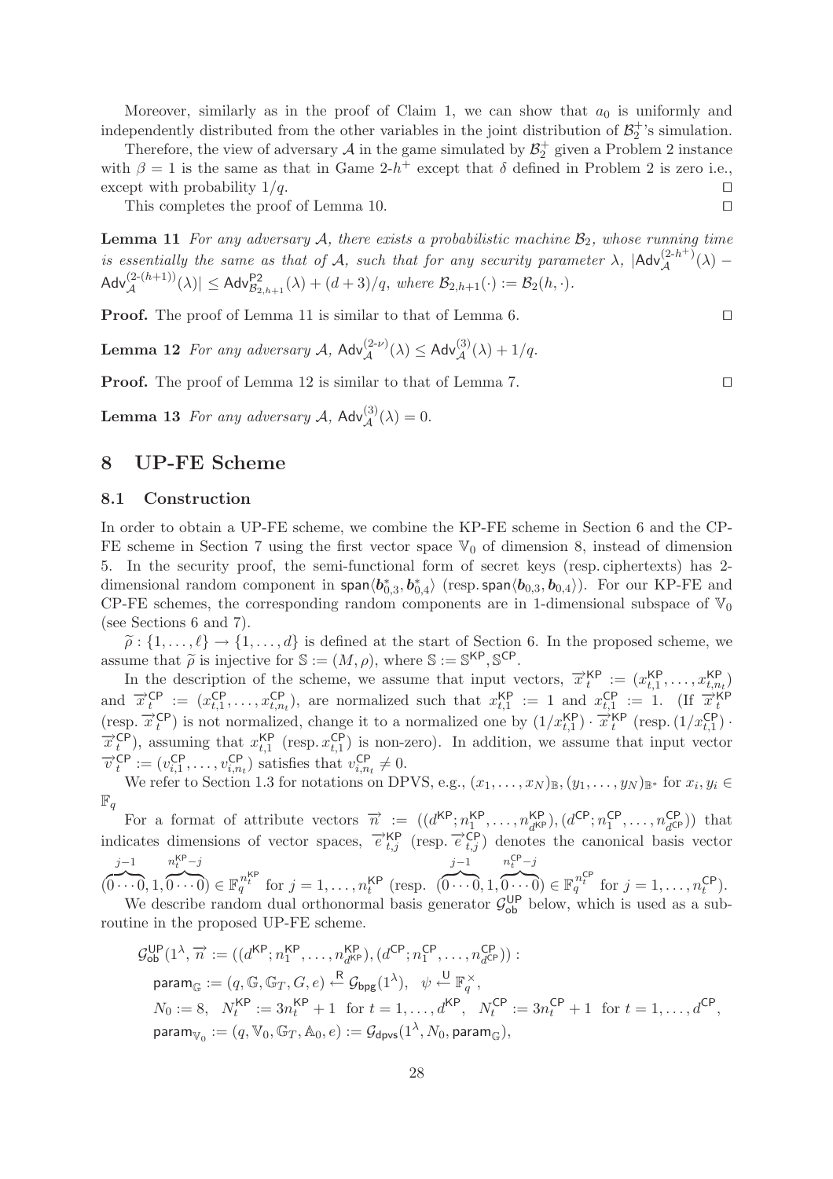Moreover, similarly as in the proof of Claim 1, we can show that $a_0$ is uniformly and independently distributed from the other variables in the joint distribution of $\mathcal{B}_2^+$'s simulation.

Therefore, the view of adversary $\mathcal{A}$ in the game simulated by $\mathcal{B}_2^+$ given a Problem 2 instance with $\beta = 1$ is the same as that in Game 2-$h^+$ except that $\delta$ defined in Problem 2 is zero i.e., except with probability $1/q$. ◻

This completes the proof of Lemma 10. ◻

**Lemma 11** *For any adversary $\mathcal{A}$, there exists a probabilistic machine $\mathcal{B}_2$, whose running time is essentially the same as that of $\mathcal{A}$, such that for any security parameter $\lambda$, $|\mathsf{Adv}_{\mathcal{A}}^{(2\text{-}h^+)}(\lambda) - \mathsf{Adv}_{\mathcal{A}}^{(2\text{-}(h+1))}(\lambda)| \leq \mathsf{Adv}_{\mathcal{B}_{2,h+1}}^{\mathsf{P2}}(\lambda) + (d+3)/q$, where $\mathcal{B}_{2,h+1}(\cdot) := \mathcal{B}_2(h, \cdot)$.*

**Proof.** The proof of Lemma 11 is similar to that of Lemma 6. ◻

**Lemma 12** *For any adversary $\mathcal{A}$, $\mathsf{Adv}_{\mathcal{A}}^{(2\text{-}\nu)}(\lambda) \leq \mathsf{Adv}_{\mathcal{A}}^{(3)}(\lambda) + 1/q$.*

**Proof.** The proof of Lemma 12 is similar to that of Lemma 7. ◻

**Lemma 13** *For any adversary $\mathcal{A}$, $\mathsf{Adv}_{\mathcal{A}}^{(3)}(\lambda) = 0$.*

# 8 UP-FE Scheme

## 8.1 Construction

In order to obtain a UP-FE scheme, we combine the KP-FE scheme in Section 6 and the CP-FE scheme in Section 7 using the first vector space $\mathbb{V}_0$ of dimension 8, instead of dimension 5. In the security proof, the semi-functional form of secret keys (resp. ciphertexts) has 2-dimensional random component in $\mathsf{span}\langle \boldsymbol{b}_{0,3}^*, \boldsymbol{b}_{0,4}^* \rangle$ (resp. $\mathsf{span}\langle \boldsymbol{b}_{0,3}, \boldsymbol{b}_{0,4} \rangle$). For our KP-FE and CP-FE schemes, the corresponding random components are in 1-dimensional subspace of $\mathbb{V}_0$ (see Sections 6 and 7).

$\widetilde{\rho} : \{1, \ldots, \ell\} \to \{1, \ldots, d\}$ is defined at the start of Section 6. In the proposed scheme, we assume that $\widetilde{\rho}$ is injective for $\mathbb{S} := (M, \rho)$, where $\mathbb{S} := \mathbb{S}^{\mathsf{KP}}, \mathbb{S}^{\mathsf{CP}}$.

In the description of the scheme, we assume that input vectors, $\overrightarrow{x}_t^{\mathsf{KP}} := (x_{t,1}^{\mathsf{KP}}, \ldots, x_{t,n_t}^{\mathsf{KP}})$ and $\overrightarrow{x}_t^{\mathsf{CP}} := (x_{t,1}^{\mathsf{CP}}, \ldots, x_{t,n_t}^{\mathsf{CP}})$, are normalized such that $x_{t,1}^{\mathsf{KP}} := 1$ and $x_{t,1}^{\mathsf{CP}} := 1$. (If $\overrightarrow{x}_t^{\mathsf{KP}}$ (resp. $\overrightarrow{x}_t^{\mathsf{CP}}$) is not normalized, change it to a normalized one by $(1/x_{t,1}^{\mathsf{KP}}) \cdot \overrightarrow{x}_t^{\mathsf{KP}}$ (resp. $(1/x_{t,1}^{\mathsf{CP}}) \cdot \overrightarrow{x}_t^{\mathsf{CP}}$), assuming that $x_{t,1}^{\mathsf{KP}}$ (resp. $x_{t,1}^{\mathsf{CP}}$) is non-zero). In addition, we assume that input vector $\overrightarrow{v}_t^{\mathsf{CP}} := (v_{i,1}^{\mathsf{CP}}, \ldots, v_{i,n_t}^{\mathsf{CP}})$ satisfies that $v_{i,n_t}^{\mathsf{CP}} \neq 0$.

We refer to Section 1.3 for notations on DPVS, e.g., $(x_1, \ldots, x_N)_{\mathbb{B}}, (y_1, \ldots, y_N)_{\mathbb{B}^*}$ for $x_i, y_i \in \mathbb{F}_q$

For a format of attribute vectors $\overrightarrow{n} := ((d^{\mathsf{KP}}; n_1^{\mathsf{KP}}, \ldots, n_{d^{\mathsf{KP}}}^{\mathsf{KP}}), (d^{\mathsf{CP}}; n_1^{\mathsf{CP}}, \ldots, n_{d^{\mathsf{CP}}}^{\mathsf{CP}}))$ that indicates dimensions of vector spaces, $\overrightarrow{e}_{t,j}^{\mathsf{KP}}$ (resp. $\overrightarrow{e}_{t,j}^{\mathsf{CP}}$) denotes the canonical basis vector $(\overbrace{0 \cdots 0}^{j-1}, 1, \overbrace{0 \cdots 0}^{n_t^{\mathsf{KP}}-j}) \in \mathbb{F}_q^{n_t^{\mathsf{KP}}}$ for $j = 1, \ldots, n_t^{\mathsf{KP}}$ (resp. $(\overbrace{0 \cdots 0}^{j-1}, 1, \overbrace{0 \cdots 0}^{n_t^{\mathsf{CP}}-j}) \in \mathbb{F}_q^{n_t^{\mathsf{CP}}}$ for $j = 1, \ldots, n_t^{\mathsf{CP}}$).

We describe random dual orthonormal basis generator $\mathcal{G}_{\mathsf{ob}}^{\mathsf{UP}}$ below, which is used as a subroutine in the proposed UP-FE scheme.

$$
\begin{aligned}
&\mathcal{G}_{\mathsf{ob}}^{\mathsf{UP}}(1^\lambda, \overrightarrow{n} := ((d^{\mathsf{KP}}; n_1^{\mathsf{KP}}, \ldots, n_{d^{\mathsf{KP}}}^{\mathsf{KP}}), (d^{\mathsf{CP}}; n_1^{\mathsf{CP}}, \ldots, n_{d^{\mathsf{CP}}}^{\mathsf{CP}})) : \\
&\quad \mathsf{param}_{\mathbb{G}} := (q, \mathbb{G}, \mathbb{G}_T, G, e) \xleftarrow{\mathsf{R}} \mathcal{G}_{\mathsf{bpg}}(1^\lambda), \quad \psi \xleftarrow{\mathsf{U}} \mathbb{F}_q^{\times}, \\
&\quad N_0 := 8, \quad N_t^{\mathsf{KP}} := 3n_t^{\mathsf{KP}} + 1 \;\text{ for } t = 1, \ldots, d^{\mathsf{KP}}, \quad N_t^{\mathsf{CP}} := 3n_t^{\mathsf{CP}} + 1 \;\text{ for } t = 1, \ldots, d^{\mathsf{CP}}, \\
&\quad \mathsf{param}_{\mathbb{V}_0} := (q, \mathbb{V}_0, \mathbb{G}_T, \mathbb{A}_0, e) := \mathcal{G}_{\mathsf{dpvs}}(1^\lambda, N_0, \mathsf{param}_{\mathbb{G}}),
\end{aligned}
$$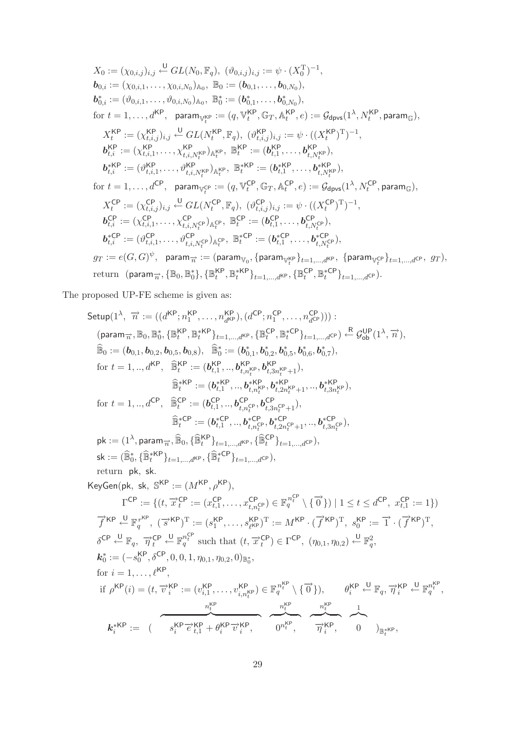$$
\begin{aligned}
& X_0 := (\chi_{0,i,j})_{i,j} \xleftarrow{\mathsf{U}} GL(N_0, \mathbb{F}_q),\ (\vartheta_{0,i,j})_{i,j} := \psi \cdot (X_0^{\mathrm{T}})^{-1}, \\
& \boldsymbol{b}_{0,i} := (\chi_{0,i,1}, \ldots, \chi_{0,i,N_0})_{\mathbb{A}_0},\ \mathbb{B}_0 := (\boldsymbol{b}_{0,1}, \ldots, \boldsymbol{b}_{0,N_0}), \\
& \boldsymbol{b}^*_{0,i} := (\vartheta_{0,i,1}, \ldots, \vartheta_{0,i,N_0})_{\mathbb{A}_0},\ \mathbb{B}^*_0 := (\boldsymbol{b}^*_{0,1}, \ldots, \boldsymbol{b}^*_{0,N_0}), \\
& \text{for } t = 1, \ldots, d^{\mathsf{KP}},\ \ \mathsf{param}_{\mathbb{V}^{\mathsf{KP}}_t} := (q, \mathbb{V}^{\mathsf{KP}}_t, \mathbb{G}_T, \mathbb{A}^{\mathsf{KP}}_t, e) := \mathcal{G}_{\mathsf{dpvs}}(1^\lambda, N^{\mathsf{KP}}_t, \mathsf{param}_{\mathbb{G}}), \\
& \quad X^{\mathsf{KP}}_t := (\chi^{\mathsf{KP}}_{t,i,j})_{i,j} \xleftarrow{\mathsf{U}} GL(N^{\mathsf{KP}}_t, \mathbb{F}_q),\ (\vartheta^{\mathsf{KP}}_{t,i,j})_{i,j} := \psi \cdot ((X^{\mathsf{KP}}_t)^{\mathrm{T}})^{-1}, \\
& \quad \boldsymbol{b}^{\mathsf{KP}}_{t,i} := (\chi^{\mathsf{KP}}_{t,i,1}, \ldots, \chi^{\mathsf{KP}}_{t,i,N^{\mathsf{KP}}_t})_{\mathbb{A}^{\mathsf{KP}}_t},\ \mathbb{B}^{\mathsf{KP}}_t := (\boldsymbol{b}^{\mathsf{KP}}_{t,1}, \ldots, \boldsymbol{b}^{\mathsf{KP}}_{t,N^{\mathsf{KP}}_t}), \\
& \quad \boldsymbol{b}^{*\mathsf{KP}}_{t,i} := (\vartheta^{\mathsf{KP}}_{t,i,1}, \ldots, \vartheta^{\mathsf{KP}}_{t,i,N^{\mathsf{KP}}_t})_{\mathbb{A}^{\mathsf{KP}}_t},\ \mathbb{B}^{*\mathsf{KP}}_t := (\boldsymbol{b}^{*\mathsf{KP}}_{t,1}, \ldots, \boldsymbol{b}^{*\mathsf{KP}}_{t,N^{\mathsf{KP}}_t}), \\
& \text{for } t = 1, \ldots, d^{\mathsf{CP}},\ \ \mathsf{param}_{\mathbb{V}^{\mathsf{CP}}_t} := (q, \mathbb{V}^{\mathsf{CP}}_t, \mathbb{G}_T, \mathbb{A}^{\mathsf{CP}}_t, e) := \mathcal{G}_{\mathsf{dpvs}}(1^\lambda, N^{\mathsf{CP}}_t, \mathsf{param}_{\mathbb{G}}), \\
& \quad X^{\mathsf{CP}}_t := (\chi^{\mathsf{CP}}_{t,i,j})_{i,j} \xleftarrow{\mathsf{U}} GL(N^{\mathsf{CP}}_t, \mathbb{F}_q),\ (\vartheta^{\mathsf{CP}}_{t,i,j})_{i,j} := \psi \cdot ((X^{\mathsf{CP}}_t)^{\mathrm{T}})^{-1}, \\
& \quad \boldsymbol{b}^{\mathsf{CP}}_{t,i} := (\chi^{\mathsf{CP}}_{t,i,1}, \ldots, \chi^{\mathsf{CP}}_{t,i,N^{\mathsf{CP}}_t})_{\mathbb{A}^{\mathsf{CP}}_t},\ \mathbb{B}^{\mathsf{CP}}_t := (\boldsymbol{b}^{\mathsf{CP}}_{t,1}, \ldots, \boldsymbol{b}^{\mathsf{CP}}_{t,N^{\mathsf{CP}}_t}), \\
& \quad \boldsymbol{b}^{*\mathsf{CP}}_{t,i} := (\vartheta^{\mathsf{CP}}_{t,i,1}, \ldots, \vartheta^{\mathsf{CP}}_{t,i,N^{\mathsf{CP}}_t})_{\mathbb{A}^{\mathsf{CP}}_t},\ \mathbb{B}^{*\mathsf{CP}}_t := (\boldsymbol{b}^{*\mathsf{CP}}_{t,1}, \ldots, \boldsymbol{b}^{*\mathsf{CP}}_{t,N^{\mathsf{CP}}_t}), \\
& g_T := e(G, G)^\psi,\ \ \mathsf{param}_{\vec{n}} := (\mathsf{param}_{\mathbb{V}_0}, \{\mathsf{param}_{\mathbb{V}^{\mathsf{KP}}_t}\}_{t=1,\ldots,d^{\mathsf{KP}}},\ \{\mathsf{param}_{\mathbb{V}^{\mathsf{CP}}_t}\}_{t=1,\ldots,d^{\mathsf{CP}}},\ g_T), \\
& \text{return } \ (\mathsf{param}_{\vec{n}}, \{\mathbb{B}_0, \mathbb{B}^*_0\}, \{\mathbb{B}^{\mathsf{KP}}_t, \mathbb{B}^{*\mathsf{KP}}_t\}_{t=1,\ldots,d^{\mathsf{KP}}}, \{\mathbb{B}^{\mathsf{CP}}_t, \mathbb{B}^{*\mathsf{CP}}_t\}_{t=1,\ldots,d^{\mathsf{CP}}}).
\end{aligned}
$$

The proposed UP-FE scheme is given as:

$$
\begin{aligned}
& \mathsf{Setup}(1^\lambda,\ \vec{n} := ((d^{\mathsf{KP}}; n^{\mathsf{KP}}_1, \ldots, n^{\mathsf{KP}}_{d^{\mathsf{KP}}}), (d^{\mathsf{CP}}; n^{\mathsf{CP}}_1, \ldots, n^{\mathsf{CP}}_{d^{\mathsf{CP}}}))): \\
& \quad (\mathsf{param}_{\vec{n}}, \mathbb{B}_0, \mathbb{B}^*_0, \{\mathbb{B}^{\mathsf{KP}}_t, \mathbb{B}^{*\mathsf{KP}}_t\}_{t=1,\ldots,d^{\mathsf{KP}}}, \{\mathbb{B}^{\mathsf{CP}}_t, \mathbb{B}^{*\mathsf{CP}}_t\}_{t=1,\ldots,d^{\mathsf{CP}}}) \xleftarrow{\mathsf{R}} \mathcal{G}^{\mathsf{UP}}_{\mathsf{ob}}(1^\lambda, \vec{n}), \\
& \quad \widehat{\mathbb{B}}_0 := (\boldsymbol{b}_{0,1}, \boldsymbol{b}_{0,2}, \boldsymbol{b}_{0,5}, \boldsymbol{b}_{0,8}),\ \ \widehat{\mathbb{B}}^*_0 := (\boldsymbol{b}^*_{0,1}, \boldsymbol{b}^*_{0,2}, \boldsymbol{b}^*_{0,5}, \boldsymbol{b}^*_{0,6}, \boldsymbol{b}^*_{0,7}), \\
& \quad \text{for } t = 1, .., d^{\mathsf{KP}},\ \ \widehat{\mathbb{B}}^{\mathsf{KP}}_t := (\boldsymbol{b}^{\mathsf{KP}}_{t,1}, .., \boldsymbol{b}^{\mathsf{KP}}_{t,n^{\mathsf{KP}}_t}, \boldsymbol{b}^{\mathsf{KP}}_{t,3n^{\mathsf{KP}}_t+1}), \\
& \quad \qquad \widehat{\mathbb{B}}^{*\mathsf{KP}}_t := (\boldsymbol{b}^{*\mathsf{KP}}_{t,1}, .., \boldsymbol{b}^{*\mathsf{KP}}_{t,n^{\mathsf{KP}}_t}, \boldsymbol{b}^{*\mathsf{KP}}_{t,2n^{\mathsf{KP}}_t+1}, .., \boldsymbol{b}^{*\mathsf{KP}}_{t,3n^{\mathsf{KP}}_t}), \\
& \quad \text{for } t = 1, .., d^{\mathsf{CP}},\ \ \widehat{\mathbb{B}}^{\mathsf{CP}}_t := (\boldsymbol{b}^{\mathsf{CP}}_{t,1}, .., \boldsymbol{b}^{\mathsf{CP}}_{t,n^{\mathsf{CP}}_t}, \boldsymbol{b}^{\mathsf{CP}}_{t,3n^{\mathsf{CP}}_t+1}), \\
& \quad \qquad \widehat{\mathbb{B}}^{*\mathsf{CP}}_t := (\boldsymbol{b}^{*\mathsf{CP}}_{t,1}, .., \boldsymbol{b}^{*\mathsf{CP}}_{t,n^{\mathsf{CP}}_t}, \boldsymbol{b}^{*\mathsf{CP}}_{t,2n^{\mathsf{CP}}_t+1}, .., \boldsymbol{b}^{*\mathsf{CP}}_{t,3n^{\mathsf{CP}}_t}), \\
& \quad \mathsf{pk} := (1^\lambda, \mathsf{param}_{\vec{n}}, \widehat{\mathbb{B}}_0, \{\widehat{\mathbb{B}}^{\mathsf{KP}}_t\}_{t=1,\ldots,d^{\mathsf{KP}}}, \{\widehat{\mathbb{B}}^{\mathsf{CP}}_t\}_{t=1,\ldots,d^{\mathsf{CP}}}), \\
& \quad \mathsf{sk} := (\widehat{\mathbb{B}}^*_0, \{\widehat{\mathbb{B}}^{*\mathsf{KP}}_t\}_{t=1,\ldots,d^{\mathsf{KP}}}, \{\widehat{\mathbb{B}}^{*\mathsf{CP}}_t\}_{t=1,\ldots,d^{\mathsf{CP}}}), \\
& \quad \text{return } \ \mathsf{pk},\ \mathsf{sk}. \\
& \mathsf{KeyGen}(\mathsf{pk},\ \mathsf{sk},\ \mathbb{S}^{\mathsf{KP}} := (M^{\mathsf{KP}}, \rho^{\mathsf{KP}}), \\
& \qquad \Gamma^{\mathsf{CP}} := \{(t, \vec{x}^{\mathsf{CP}}_t := (x^{\mathsf{CP}}_{t,1}, \ldots, x^{\mathsf{CP}}_{t,n^{\mathsf{CP}}_t}) \in \mathbb{F}_q^{n^{\mathsf{CP}}_t} \setminus \{\vec{0}\}) \mid 1 \le t \le d^{\mathsf{CP}},\ x^{\mathsf{CP}}_{t,1} := 1\}) \\
& \quad \vec{f}^{\mathsf{KP}} \xleftarrow{\mathsf{U}} \mathbb{F}_q^{r^{\mathsf{KP}}},\ (\vec{s}^{\mathsf{KP}})^{\mathrm{T}} := (s^{\mathsf{KP}}_1, \ldots, s^{\mathsf{KP}}_{\ell^{\mathsf{KP}}})^{\mathrm{T}} := M^{\mathsf{KP}} \cdot (\vec{f}^{\mathsf{KP}})^{\mathrm{T}},\ s^{\mathsf{KP}}_0 := \vec{1} \cdot (\vec{f}^{\mathsf{KP}})^{\mathrm{T}}, \\
& \quad \delta^{\mathsf{CP}} \xleftarrow{\mathsf{U}} \mathbb{F}_q,\ \vec{\eta}^{\mathsf{CP}}_t \xleftarrow{\mathsf{U}} \mathbb{F}_q^{n^{\mathsf{CP}}_t} \text{ such that } (t, \vec{x}^{\mathsf{CP}}_t) \in \Gamma^{\mathsf{CP}},\ (\eta_{0,1}, \eta_{0,2}) \xleftarrow{\mathsf{U}} \mathbb{F}_q^2, \\
& \quad \boldsymbol{k}^*_0 := (-s^{\mathsf{KP}}_0, \delta^{\mathsf{CP}}, 0, 0, 1, \eta_{0,1}, \eta_{0,2}, 0)_{\mathbb{B}^*_0}, \\
& \quad \text{for } i = 1, \ldots, \ell^{\mathsf{KP}}, \\
& \quad \text{if } \rho^{\mathsf{KP}}(i) = (t, \vec{v}^{\mathsf{KP}}_i := (v^{\mathsf{KP}}_{i,1}, \ldots, v^{\mathsf{KP}}_{i,n^{\mathsf{KP}}_t}) \in \mathbb{F}_q^{n^{\mathsf{KP}}_t} \setminus \{\vec{0}\}), \qquad \theta^{\mathsf{KP}}_i \xleftarrow{\mathsf{U}} \mathbb{F}_q, \vec{\eta}^{\mathsf{KP}}_i \xleftarrow{\mathsf{U}} \mathbb{F}_q^{n^{\mathsf{KP}}_t}, \\
& \quad \boldsymbol{k}^{*\mathsf{KP}}_i := (\ \overbrace{s^{\mathsf{KP}}_i \vec{e}_{t,1} + \theta^{\mathsf{KP}}_i \vec{v}^{\mathsf{KP}}_i}^{n^{\mathsf{KP}}_t},\ \ \overbrace{0^{n^{\mathsf{KP}}_t}}^{n^{\mathsf{KP}}_t},\ \ \overbrace{\vec{\eta}^{\mathsf{KP}}_i}^{n^{\mathsf{KP}}_t},\ \ \overbrace{0}^{1}\ \ )_{\mathbb{B}^{*\mathsf{KP}}_t},
\end{aligned}
$$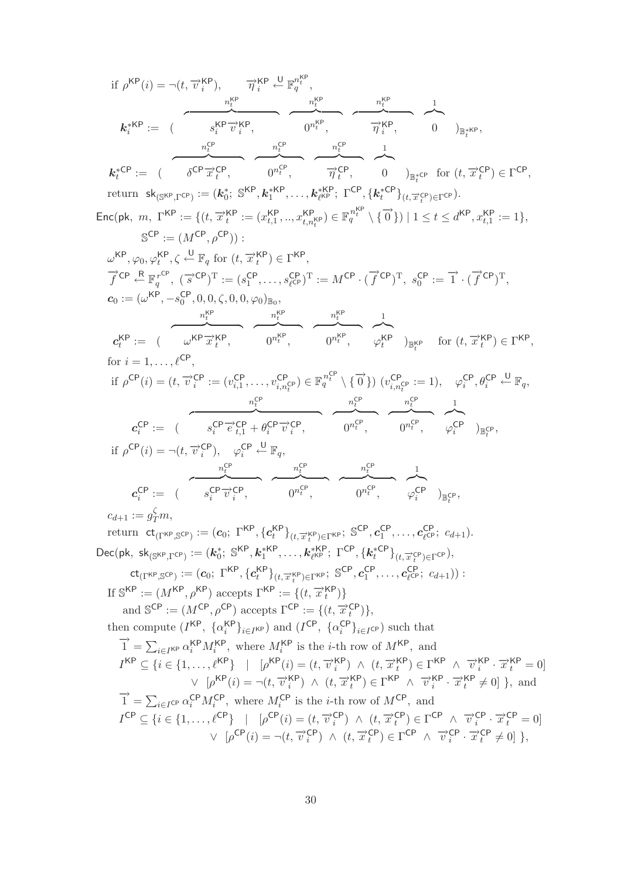if $\rho^{\mathsf{KP}}(i) = \neg(t, \overrightarrow{v}_i^{\mathsf{KP}})$, $\quad \overrightarrow{\eta}_i^{\mathsf{KP}} \xleftarrow{\mathsf{U}} \mathbb{F}_q^{n_t^{\mathsf{KP}}}$,

$$\boldsymbol{k}_i^{*\mathsf{KP}} := ( \overbrace{s_i^{\mathsf{KP}} \overrightarrow{v}_i^{\mathsf{KP}},}^{n_t^{\mathsf{KP}}} \quad \overbrace{0^{n_t^{\mathsf{KP}}},}^{n_t^{\mathsf{KP}}} \quad \overbrace{\overrightarrow{\eta}_i^{\mathsf{KP}},}^{n_t^{\mathsf{KP}}} \quad \overbrace{0}^{1} \quad )_{\mathbb{B}_t^{*\mathsf{KP}}},$$

$$\boldsymbol{k}_t^{*\mathsf{CP}} := ( \overbrace{\delta^{\mathsf{CP}} \overrightarrow{x}_t^{\mathsf{CP}},}^{n_t^{\mathsf{CP}}} \quad \overbrace{0^{n_t^{\mathsf{CP}}},}^{n_t^{\mathsf{CP}}} \quad \overbrace{\overrightarrow{\eta}_t^{\mathsf{CP}},}^{n_t^{\mathsf{CP}}} \quad \overbrace{0}^{1} \quad )_{\mathbb{B}_t^{*\mathsf{CP}}} \text{ for } (t, \overrightarrow{x}_t^{\mathsf{CP}}) \in \Gamma^{\mathsf{CP}},$$

return $\mathsf{sk}_{(\mathbb{S}^{\mathsf{KP}}, \Gamma^{\mathsf{CP}})} := (\boldsymbol{k}_0^*;\ \mathbb{S}^{\mathsf{KP}}, \boldsymbol{k}_1^{*\mathsf{KP}}, \ldots, \boldsymbol{k}_{\ell^{\mathsf{KP}}}^{*\mathsf{KP}};\ \Gamma^{\mathsf{CP}}, \{\boldsymbol{k}_t^{*\mathsf{CP}}\}_{(t, \overrightarrow{x}_t^{\mathsf{CP}}) \in \Gamma^{\mathsf{CP}}})$.

$\mathsf{Enc}(\mathsf{pk},\ m,\ \Gamma^{\mathsf{KP}} := \{(t, \overrightarrow{x}_t^{\mathsf{KP}} := (x_{t,1}^{\mathsf{KP}}, .., x_{t,n_t^{\mathsf{KP}}}^{\mathsf{KP}}) \in \mathbb{F}_q^{n_t^{\mathsf{KP}}} \setminus \{\overrightarrow{0}\}) \mid 1 \le t \le d^{\mathsf{KP}}, x_{t,1}^{\mathsf{KP}} := 1\},$
$\quad \mathbb{S}^{\mathsf{CP}} := (M^{\mathsf{CP}}, \rho^{\mathsf{CP}}))$ :

$\omega^{\mathsf{KP}}, \varphi_0, \varphi_t^{\mathsf{KP}}, \zeta \xleftarrow{\mathsf{U}} \mathbb{F}_q$ for $(t, \overrightarrow{x}_t^{\mathsf{KP}}) \in \Gamma^{\mathsf{KP}}$,

$\overrightarrow{f}^{\mathsf{CP}} \xleftarrow{\mathsf{R}} \mathbb{F}_q^{r^{\mathsf{CP}}}$, $(\overrightarrow{s}^{\mathsf{CP}})^{\mathrm{T}} := (s_1^{\mathsf{CP}}, \ldots, s_{\ell^{\mathsf{CP}}}^{\mathsf{CP}})^{\mathrm{T}} := M^{\mathsf{CP}} \cdot (\overrightarrow{f}^{\mathsf{CP}})^{\mathrm{T}}$, $s_0^{\mathsf{CP}} := \overrightarrow{1} \cdot (\overrightarrow{f}^{\mathsf{CP}})^{\mathrm{T}}$,

$\boldsymbol{c}_0 := (\omega^{\mathsf{KP}}, -s_0^{\mathsf{CP}}, 0, 0, \zeta, 0, 0, \varphi_0)_{\mathbb{B}_0}$,

$$\boldsymbol{c}_t^{\mathsf{KP}} := ( \overbrace{\omega^{\mathsf{KP}} \overrightarrow{x}_t^{\mathsf{KP}},}^{n_t^{\mathsf{KP}}} \quad \overbrace{0^{n_t^{\mathsf{KP}}},}^{n_t^{\mathsf{KP}}} \quad \overbrace{0^{n_t^{\mathsf{KP}}},}^{n_t^{\mathsf{KP}}} \quad \overbrace{\varphi_t^{\mathsf{KP}}}^{1} \quad )_{\mathbb{B}_t^{\mathsf{KP}}} \quad \text{for } (t, \overrightarrow{x}_t^{\mathsf{KP}}) \in \Gamma^{\mathsf{KP}},$$

for $i = 1, \ldots, \ell^{\mathsf{CP}}$,

if $\rho^{\mathsf{CP}}(i) = (t, \overrightarrow{v}_i^{\mathsf{CP}} := (v_{i,1}^{\mathsf{CP}}, \ldots, v_{i,n_t^{\mathsf{CP}}}^{\mathsf{CP}}) \in \mathbb{F}_q^{n_t^{\mathsf{CP}}} \setminus \{\overrightarrow{0}\})$ $(v_{i,n_t^{\mathsf{CP}}}^{\mathsf{CP}} := 1)$, $\quad \varphi_i^{\mathsf{CP}}, \theta_i^{\mathsf{CP}} \xleftarrow{\mathsf{U}} \mathbb{F}_q$,

$$\boldsymbol{c}_i^{\mathsf{CP}} := ( \overbrace{s_i^{\mathsf{CP}} \overrightarrow{e}_{t,1}^{\mathsf{CP}} + \theta_i^{\mathsf{CP}} \overrightarrow{v}_i^{\mathsf{CP}},}^{n_t^{\mathsf{CP}}} \quad \overbrace{0^{n_t^{\mathsf{CP}}},}^{n_t^{\mathsf{CP}}} \quad \overbrace{0^{n_t^{\mathsf{CP}}},}^{n_t^{\mathsf{CP}}} \quad \overbrace{\varphi_i^{\mathsf{CP}}}^{1} \quad )_{\mathbb{B}_t^{\mathsf{CP}}},$$

if $\rho^{\mathsf{CP}}(i) = \neg(t, \overrightarrow{v}_i^{\mathsf{CP}})$, $\quad \varphi_i^{\mathsf{CP}} \xleftarrow{\mathsf{U}} \mathbb{F}_q$,

$$\boldsymbol{c}_i^{\mathsf{CP}} := ( \overbrace{s_i^{\mathsf{CP}} \overrightarrow{v}_i^{\mathsf{CP}},}^{n_t^{\mathsf{CP}}} \quad \overbrace{0^{n_t^{\mathsf{CP}}},}^{n_t^{\mathsf{CP}}} \quad \overbrace{0^{n_t^{\mathsf{CP}}},}^{n_t^{\mathsf{CP}}} \quad \overbrace{\varphi_i^{\mathsf{CP}}}^{1} \quad )_{\mathbb{B}_t^{\mathsf{CP}}},$$

$c_{d+1} := g_T^{\zeta} m$,

return $\mathsf{ct}_{(\Gamma^{\mathsf{KP}}, \mathbb{S}^{\mathsf{CP}})} := (\boldsymbol{c}_0;\ \Gamma^{\mathsf{KP}}, \{\boldsymbol{c}_t^{\mathsf{KP}}\}_{(t, \overrightarrow{x}_t^{\mathsf{KP}}) \in \Gamma^{\mathsf{KP}}};\ \mathbb{S}^{\mathsf{CP}}, \boldsymbol{c}_1^{\mathsf{CP}}, \ldots, \boldsymbol{c}_{\ell^{\mathsf{CP}}}^{\mathsf{CP}};\ c_{d+1})$.

$\mathsf{Dec}(\mathsf{pk},\ \mathsf{sk}_{(\mathbb{S}^{\mathsf{KP}}, \Gamma^{\mathsf{CP}})} := (\boldsymbol{k}_0^*;\ \mathbb{S}^{\mathsf{KP}}, \boldsymbol{k}_1^{*\mathsf{KP}}, \ldots, \boldsymbol{k}_{\ell^{\mathsf{KP}}}^{*\mathsf{KP}};\ \Gamma^{\mathsf{CP}}, \{\boldsymbol{k}_t^{*\mathsf{CP}}\}_{(t, \overrightarrow{x}_t^{\mathsf{CP}}) \in \Gamma^{\mathsf{CP}}}),$
$\quad \mathsf{ct}_{(\Gamma^{\mathsf{KP}}, \mathbb{S}^{\mathsf{CP}})} := (\boldsymbol{c}_0;\ \Gamma^{\mathsf{KP}}, \{\boldsymbol{c}_t^{\mathsf{KP}}\}_{(t, \overrightarrow{x}_t^{\mathsf{KP}}) \in \Gamma^{\mathsf{KP}}};\ \mathbb{S}^{\mathsf{CP}}, \boldsymbol{c}_1^{\mathsf{CP}}, \ldots, \boldsymbol{c}_{\ell^{\mathsf{CP}}}^{\mathsf{CP}};\ c_{d+1}))$ :

If $\mathbb{S}^{\mathsf{KP}} := (M^{\mathsf{KP}}, \rho^{\mathsf{KP}})$ accepts $\Gamma^{\mathsf{KP}} := \{(t, \overrightarrow{x}_t^{\mathsf{KP}})\}$
$\quad$ and $\mathbb{S}^{\mathsf{CP}} := (M^{\mathsf{CP}}, \rho^{\mathsf{CP}})$ accepts $\Gamma^{\mathsf{CP}} := \{(t, \overrightarrow{x}_t^{\mathsf{CP}})\}$,

then compute $(I^{\mathsf{KP}},\ \{\alpha_i^{\mathsf{KP}}\}_{i \in I^{\mathsf{KP}}})$ and $(I^{\mathsf{CP}},\ \{\alpha_i^{\mathsf{CP}}\}_{i \in I^{\mathsf{CP}}})$ such that

$\overrightarrow{1} = \sum_{i \in I^{\mathsf{KP}}} \alpha_i^{\mathsf{KP}} M_i^{\mathsf{KP}}$, where $M_i^{\mathsf{KP}}$ is the $i$-th row of $M^{\mathsf{KP}}$, and

$I^{\mathsf{KP}} \subseteq \{i \in \{1, \ldots, \ell^{\mathsf{KP}}\} \ \mid\ [\rho^{\mathsf{KP}}(i) = (t, \overrightarrow{v}_i^{\mathsf{KP}}) \ \wedge\ (t, \overrightarrow{x}_t^{\mathsf{KP}}) \in \Gamma^{\mathsf{KP}} \ \wedge\ \overrightarrow{v}_i^{\mathsf{KP}} \cdot \overrightarrow{x}_t^{\mathsf{KP}} = 0]$
$\quad \vee\ [\rho^{\mathsf{KP}}(i) = \neg(t, \overrightarrow{v}_i^{\mathsf{KP}}) \ \wedge\ (t, \overrightarrow{x}_t^{\mathsf{KP}}) \in \Gamma^{\mathsf{KP}} \ \wedge\ \overrightarrow{v}_i^{\mathsf{KP}} \cdot \overrightarrow{x}_t^{\mathsf{KP}} \neq 0]\ \}$, and

$\overrightarrow{1} = \sum_{i \in I^{\mathsf{CP}}} \alpha_i^{\mathsf{CP}} M_i^{\mathsf{CP}}$, where $M_i^{\mathsf{CP}}$ is the $i$-th row of $M^{\mathsf{CP}}$, and

$I^{\mathsf{CP}} \subseteq \{i \in \{1, \ldots, \ell^{\mathsf{CP}}\} \ \mid\ [\rho^{\mathsf{CP}}(i) = (t, \overrightarrow{v}_i^{\mathsf{CP}}) \ \wedge\ (t, \overrightarrow{x}_t^{\mathsf{CP}}) \in \Gamma^{\mathsf{CP}} \ \wedge\ \overrightarrow{v}_i^{\mathsf{CP}} \cdot \overrightarrow{x}_t^{\mathsf{CP}} = 0]$
$\quad \vee\ [\rho^{\mathsf{CP}}(i) = \neg(t, \overrightarrow{v}_i^{\mathsf{CP}}) \ \wedge\ (t, \overrightarrow{x}_t^{\mathsf{CP}}) \in \Gamma^{\mathsf{CP}} \ \wedge\ \overrightarrow{v}_i^{\mathsf{CP}} \cdot \overrightarrow{x}_t^{\mathsf{CP}} \neq 0]\ \}$,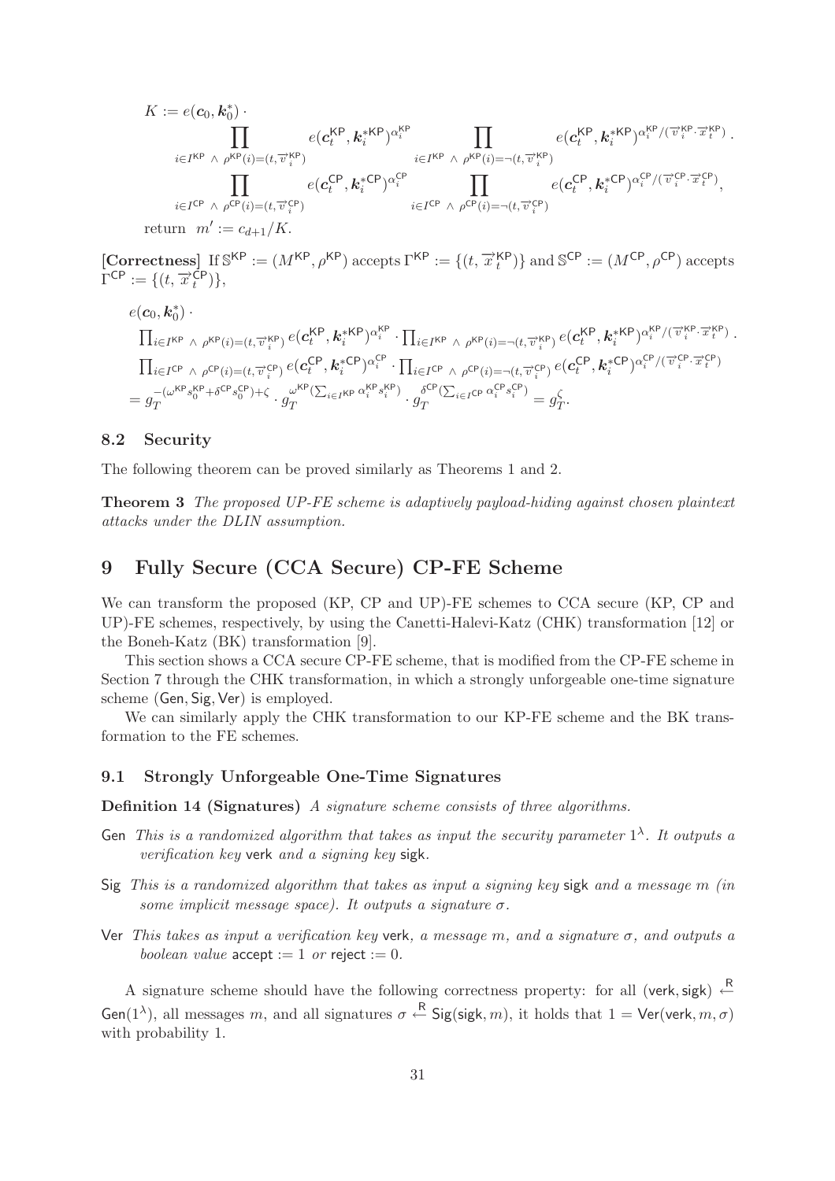$$K := e(\boldsymbol{c}_0, \boldsymbol{k}_0^*) \cdot \prod_{i \in I^{\mathsf{KP}} \wedge \rho^{\mathsf{KP}}(i)=(t,\overrightarrow{v}_i^{\mathsf{KP}})} e(\boldsymbol{c}_t^{\mathsf{KP}}, \boldsymbol{k}_i^{*\mathsf{KP}})^{\alpha_i^{\mathsf{KP}}} \prod_{i \in I^{\mathsf{KP}} \wedge \rho^{\mathsf{KP}}(i)=\neg(t,\overrightarrow{v}_i^{\mathsf{KP}})} e(\boldsymbol{c}_t^{\mathsf{KP}}, \boldsymbol{k}_i^{*\mathsf{KP}})^{\alpha_i^{\mathsf{KP}}/(\overrightarrow{v}_i^{\mathsf{KP}} \cdot \overrightarrow{x}_t^{\mathsf{KP}})} \cdot$$

$$\prod_{i \in I^{\mathsf{CP}} \wedge \rho^{\mathsf{CP}}(i)=(t,\overrightarrow{v}_i^{\mathsf{CP}})} e(\boldsymbol{c}_t^{\mathsf{CP}}, \boldsymbol{k}_i^{*\mathsf{CP}})^{\alpha_i^{\mathsf{CP}}} \prod_{i \in I^{\mathsf{CP}} \wedge \rho^{\mathsf{CP}}(i)=\neg(t,\overrightarrow{v}_i^{\mathsf{CP}})} e(\boldsymbol{c}_t^{\mathsf{CP}}, \boldsymbol{k}_i^{*\mathsf{CP}})^{\alpha_i^{\mathsf{CP}}/(\overrightarrow{v}_i^{\mathsf{CP}} \cdot \overrightarrow{x}_t^{\mathsf{CP}})},$$

return $m' := c_{d+1}/K$.

**[Correctness]** If $\mathbb{S}^{\mathsf{KP}} := (M^{\mathsf{KP}}, \rho^{\mathsf{KP}})$ accepts $\Gamma^{\mathsf{KP}} := \{(t, \overrightarrow{x}_t^{\mathsf{KP}})\}$ and $\mathbb{S}^{\mathsf{CP}} := (M^{\mathsf{CP}}, \rho^{\mathsf{CP}})$ accepts $\Gamma^{\mathsf{CP}} := \{(t, \overrightarrow{x}_t^{\mathsf{CP}})\}$,

$$\begin{aligned}
&e(\boldsymbol{c}_0, \boldsymbol{k}_0^*) \cdot \\
&\prod_{i \in I^{\mathsf{KP}} \wedge \rho^{\mathsf{KP}}(i)=(t,\overrightarrow{v}_i^{\mathsf{KP}})} e(\boldsymbol{c}_t^{\mathsf{KP}}, \boldsymbol{k}_i^{*\mathsf{KP}})^{\alpha_i^{\mathsf{KP}}} \cdot \prod_{i \in I^{\mathsf{KP}} \wedge \rho^{\mathsf{KP}}(i)=\neg(t,\overrightarrow{v}_i^{\mathsf{KP}})} e(\boldsymbol{c}_t^{\mathsf{KP}}, \boldsymbol{k}_i^{*\mathsf{KP}})^{\alpha_i^{\mathsf{KP}}/(\overrightarrow{v}_i^{\mathsf{KP}} \cdot \overrightarrow{x}_t^{\mathsf{KP}})} \cdot \\
&\prod_{i \in I^{\mathsf{CP}} \wedge \rho^{\mathsf{CP}}(i)=(t,\overrightarrow{v}_i^{\mathsf{CP}})} e(\boldsymbol{c}_t^{\mathsf{CP}}, \boldsymbol{k}_i^{*\mathsf{CP}})^{\alpha_i^{\mathsf{CP}}} \cdot \prod_{i \in I^{\mathsf{CP}} \wedge \rho^{\mathsf{CP}}(i)=\neg(t,\overrightarrow{v}_i^{\mathsf{CP}})} e(\boldsymbol{c}_t^{\mathsf{CP}}, \boldsymbol{k}_i^{*\mathsf{CP}})^{\alpha_i^{\mathsf{CP}}/(\overrightarrow{v}_i^{\mathsf{CP}} \cdot \overrightarrow{x}_t^{\mathsf{CP}})} \\
&= g_T^{-(\omega^{\mathsf{KP}} s_0^{\mathsf{KP}} + \delta^{\mathsf{CP}} s_0^{\mathsf{CP}}) + \zeta} \cdot g_T^{\omega^{\mathsf{KP}}(\sum_{i \in I^{\mathsf{KP}}} \alpha_i^{\mathsf{KP}} s_i^{\mathsf{KP}})} \cdot g_T^{\delta^{\mathsf{CP}}(\sum_{i \in I^{\mathsf{CP}}} \alpha_i^{\mathsf{CP}} s_i^{\mathsf{CP}})} = g_T^{\zeta}.
\end{aligned}$$

### 8.2 Security

The following theorem can be proved similarly as Theorems 1 and 2.

**Theorem 3** *The proposed UP-FE scheme is adaptively payload-hiding against chosen plaintext attacks under the DLIN assumption.*

## 9 Fully Secure (CCA Secure) CP-FE Scheme

We can transform the proposed (KP, CP and UP)-FE schemes to CCA secure (KP, CP and UP)-FE schemes, respectively, by using the Canetti-Halevi-Katz (CHK) transformation [12] or the Boneh-Katz (BK) transformation [9].

This section shows a CCA secure CP-FE scheme, that is modified from the CP-FE scheme in Section 7 through the CHK transformation, in which a strongly unforgeable one-time signature scheme (Gen, Sig, Ver) is employed.

We can similarly apply the CHK transformation to our KP-FE scheme and the BK transformation to the FE schemes.

### 9.1 Strongly Unforgeable One-Time Signatures

**Definition 14 (Signatures)** *A signature scheme consists of three algorithms.*

- Gen *This is a randomized algorithm that takes as input the security parameter $1^\lambda$. It outputs a verification key* verk *and a signing key* sigk.
- Sig *This is a randomized algorithm that takes as input a signing key* sigk *and a message $m$ (in some implicit message space). It outputs a signature $\sigma$.*
- Ver *This takes as input a verification key* verk*, a message $m$, and a signature $\sigma$, and outputs a boolean value* accept $:= 1$ *or* reject $:= 0$.

A signature scheme should have the following correctness property: for all $(\mathsf{verk}, \mathsf{sigk}) \xleftarrow{\mathsf{R}} \mathsf{Gen}(1^\lambda)$, all messages $m$, and all signatures $\sigma \xleftarrow{\mathsf{R}} \mathsf{Sig}(\mathsf{sigk}, m)$, it holds that $1 = \mathsf{Ver}(\mathsf{verk}, m, \sigma)$ with probability 1.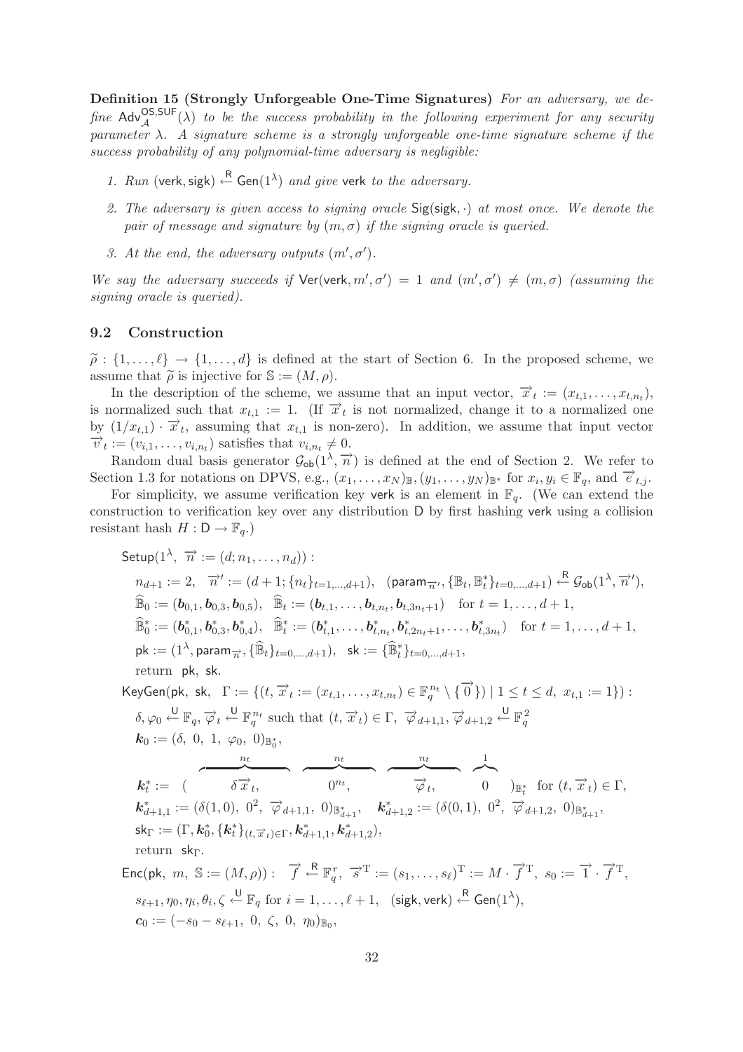**Definition 15 (Strongly Unforgeable One-Time Signatures)** *For an adversary, we define $\mathsf{Adv}^{\mathsf{OS,SUF}}_{\mathcal{A}}(\lambda)$ to be the success probability in the following experiment for any security parameter $\lambda$. A signature scheme is a strongly unforgeable one-time signature scheme if the success probability of any polynomial-time adversary is negligible:*

1. *Run* $(\mathsf{verk}, \mathsf{sigk}) \xleftarrow{\mathsf{R}} \mathsf{Gen}(1^\lambda)$ *and give* $\mathsf{verk}$ *to the adversary.*
2. *The adversary is given access to signing oracle* $\mathsf{Sig}(\mathsf{sigk}, \cdot)$ *at most once. We denote the pair of message and signature by* $(m, \sigma)$ *if the signing oracle is queried.*
3. *At the end, the adversary outputs* $(m', \sigma')$.

*We say the adversary succeeds if* $\mathsf{Ver}(\mathsf{verk}, m', \sigma') = 1$ *and* $(m', \sigma') \neq (m, \sigma)$ *(assuming the signing oracle is queried).*

### 9.2 Construction

$\widetilde{\rho} : \{1, \ldots, \ell\} \to \{1, \ldots, d\}$ is defined at the start of Section 6. In the proposed scheme, we assume that $\widetilde{\rho}$ is injective for $\mathbb{S} := (M, \rho)$.

In the description of the scheme, we assume that an input vector, $\overrightarrow{x}_t := (x_{t,1}, \ldots, x_{t,n_t})$, is normalized such that $x_{t,1} := 1$. (If $\overrightarrow{x}_t$ is not normalized, change it to a normalized one by $(1/x_{t,1}) \cdot \overrightarrow{x}_t$, assuming that $x_{t,1}$ is non-zero). In addition, we assume that input vector $\overrightarrow{v}_t := (v_{i,1}, \ldots, v_{i,n_t})$ satisfies that $v_{i,n_t} \neq 0$.

Random dual basis generator $\mathcal{G}_{\mathsf{ob}}(1^\lambda, \overrightarrow{n})$ is defined at the end of Section 2. We refer to Section 1.3 for notations on DPVS, e.g., $(x_1, \ldots, x_N)_{\mathbb{B}}, (y_1, \ldots, y_N)_{\mathbb{B}^*}$ for $x_i, y_i \in \mathbb{F}_q$, and $\overrightarrow{e}_{t,j}$.

For simplicity, we assume verification key $\mathsf{verk}$ is an element in $\mathbb{F}_q$. (We can extend the construction to verification key over any distribution $\mathsf{D}$ by first hashing $\mathsf{verk}$ using a collision resistant hash $H : \mathsf{D} \to \mathbb{F}_q$.)

$\mathsf{Setup}(1^\lambda, \ \overrightarrow{n} := (d; n_1, \ldots, n_d))$ :

$\quad n_{d+1} := 2, \quad \overrightarrow{n}' := (d+1; \{n_t\}_{t=1,\ldots,d+1}), \quad (\mathsf{param}_{\overrightarrow{n}'}, \{\mathbb{B}_t, \mathbb{B}^*_t\}_{t=0,\ldots,d+1}) \xleftarrow{\mathsf{R}} \mathcal{G}_{\mathsf{ob}}(1^\lambda, \overrightarrow{n}'),$

$\quad \widehat{\mathbb{B}}_0 := (\boldsymbol{b}_{0,1}, \boldsymbol{b}_{0,3}, \boldsymbol{b}_{0,5}), \quad \widehat{\mathbb{B}}_t := (\boldsymbol{b}_{t,1}, \ldots, \boldsymbol{b}_{t,n_t}, \boldsymbol{b}_{t,3n_t+1}) \quad \text{for } t = 1, \ldots, d+1,$

$\quad \widehat{\mathbb{B}}^*_0 := (\boldsymbol{b}^*_{0,1}, \boldsymbol{b}^*_{0,3}, \boldsymbol{b}^*_{0,4}), \quad \widehat{\mathbb{B}}^*_t := (\boldsymbol{b}^*_{t,1}, \ldots, \boldsymbol{b}^*_{t,n_t}, \boldsymbol{b}^*_{t,2n_t+1}, \ldots, \boldsymbol{b}^*_{t,3n_t}) \quad \text{for } t = 1, \ldots, d+1,$

$\quad \mathsf{pk} := (1^\lambda, \mathsf{param}_{\overrightarrow{n}}, \{\widehat{\mathbb{B}}_t\}_{t=0,\ldots,d+1}), \quad \mathsf{sk} := \{\widehat{\mathbb{B}}^*_t\}_{t=0,\ldots,d+1},$

$\quad$ return $\mathsf{pk}, \mathsf{sk}$.

$\mathsf{KeyGen}(\mathsf{pk}, \ \mathsf{sk}, \ \Gamma := \{(t, \overrightarrow{x}_t := (x_{t,1}, \ldots, x_{t,n_t}) \in \mathbb{F}_q^{n_t} \setminus \{\overrightarrow{0}\}) \mid 1 \le t \le d, \ x_{t,1} := 1\})$ :

$\quad \delta, \varphi_0 \xleftarrow{\mathsf{U}} \mathbb{F}_q, \overrightarrow{\varphi}_t \xleftarrow{\mathsf{U}} \mathbb{F}_q^{n_t}$ such that $(t, \overrightarrow{x}_t) \in \Gamma, \ \overrightarrow{\varphi}_{d+1,1}, \overrightarrow{\varphi}_{d+1,2} \xleftarrow{\mathsf{U}} \mathbb{F}_q^2$

$\quad \boldsymbol{k}_0 := (\delta, \ 0, \ 1, \ \varphi_0, \ 0)_{\mathbb{B}^*_0},$

$$\boldsymbol{k}^*_t := (\ \overbrace{\delta \overrightarrow{x}_t,}^{n_t} \ \ \overbrace{0^{n_t},}^{n_t} \ \ \overbrace{\overrightarrow{\varphi}_t,}^{n_t} \ \ \overbrace{0}^{1} \ )_{\mathbb{B}^*_t} \ \text{ for } (t, \overrightarrow{x}_t) \in \Gamma,$$

$\quad \boldsymbol{k}^*_{d+1,1} := (\delta(1,0), \ 0^2, \ \overrightarrow{\varphi}_{d+1,1}, \ 0)_{\mathbb{B}^*_{d+1}}, \quad \boldsymbol{k}^*_{d+1,2} := (\delta(0,1), \ 0^2, \ \overrightarrow{\varphi}_{d+1,2}, \ 0)_{\mathbb{B}^*_{d+1}},$

$\quad \mathsf{sk}_\Gamma := (\Gamma, \boldsymbol{k}^*_0, \{\boldsymbol{k}^*_t\}_{(t,\overrightarrow{x}_t)\in\Gamma}, \boldsymbol{k}^*_{d+1,1}, \boldsymbol{k}^*_{d+1,2}),$

$\quad$ return $\mathsf{sk}_\Gamma$.

$\mathsf{Enc}(\mathsf{pk}, \ m, \ \mathbb{S} := (M, \rho)) : \quad \overrightarrow{f} \xleftarrow{\mathsf{R}} \mathbb{F}_q^r, \ \overrightarrow{s}^{\mathrm{T}} := (s_1, \ldots, s_\ell)^{\mathrm{T}} := M \cdot \overrightarrow{f}^{\mathrm{T}}, \ s_0 := \overrightarrow{1} \cdot \overrightarrow{f}^{\mathrm{T}},$

$\quad s_{\ell+1}, \eta_0, \eta_i, \theta_i, \zeta \xleftarrow{\mathsf{U}} \mathbb{F}_q$ for $i = 1, \ldots, \ell+1, \quad (\mathsf{sigk}, \mathsf{verk}) \xleftarrow{\mathsf{R}} \mathsf{Gen}(1^\lambda),$

$\quad \boldsymbol{c}_0 := (-s_0 - s_{\ell+1}, \ 0, \ \zeta, \ 0, \ \eta_0)_{\mathbb{B}_0},$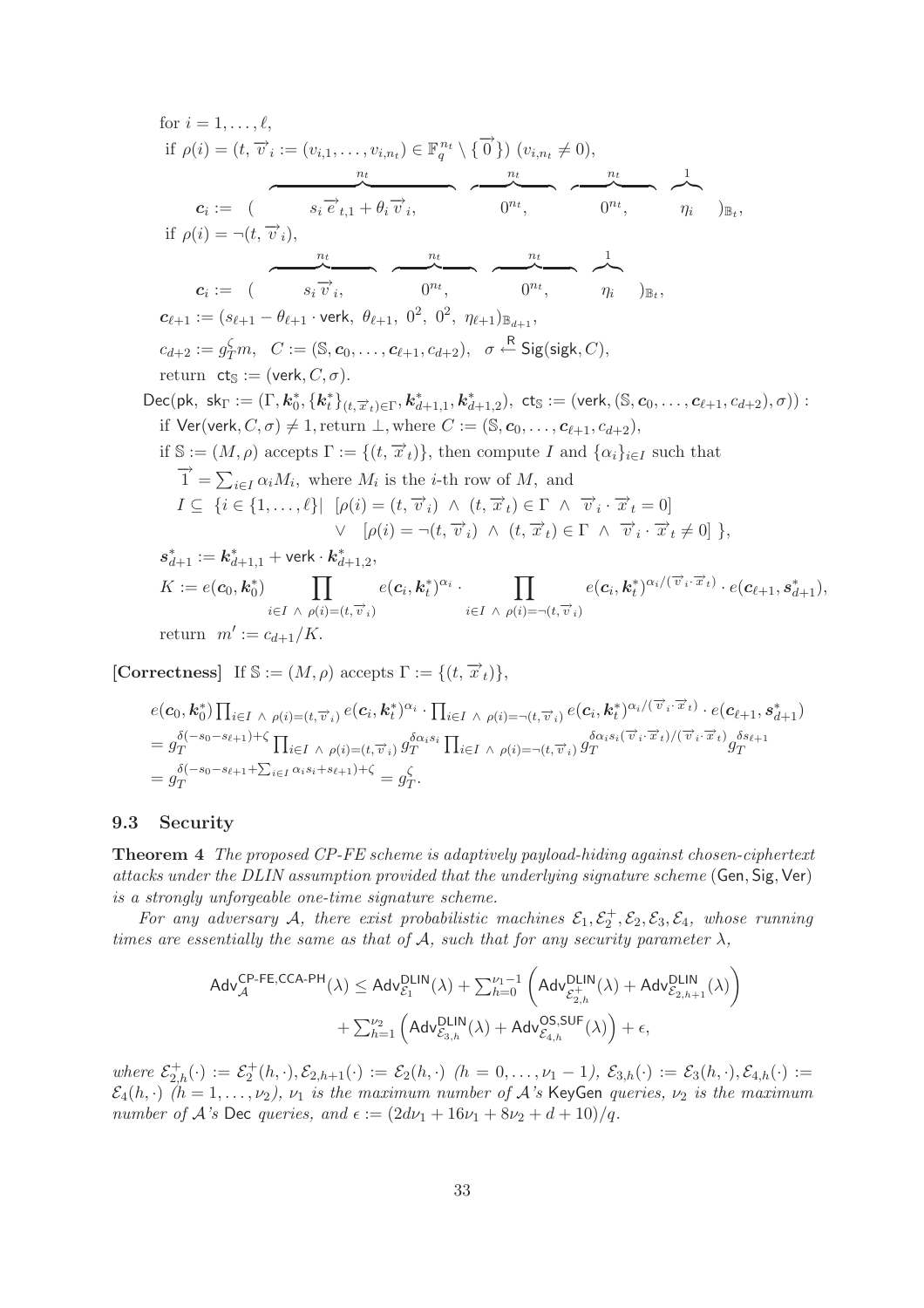for $i = 1, \ldots, \ell$,

if $\rho(i) = (t, \vec{v}_i := (v_{i,1}, \ldots, v_{i,n_t}) \in \mathbb{F}_q^{n_t} \setminus \{\vec{0}\})$ $(v_{i,n_t} \neq 0)$,

$$\boldsymbol{c}_i := ( \overbrace{s_i \vec{e}_{t,1} + \theta_i \vec{v}_i,}^{n_t} \quad \overbrace{0^{n_t},}^{n_t} \quad \overbrace{0^{n_t},}^{n_t} \quad \overbrace{\eta_i}^{1} )_{\mathbb{B}_t},$$

if $\rho(i) = \neg(t, \vec{v}_i)$,

$$\boldsymbol{c}_i := ( \overbrace{s_i \vec{v}_i,}^{n_t} \quad \overbrace{0^{n_t},}^{n_t} \quad \overbrace{0^{n_t},}^{n_t} \quad \overbrace{\eta_i}^{1} )_{\mathbb{B}_t},$$

$\boldsymbol{c}_{\ell+1} := (s_{\ell+1} - \theta_{\ell+1} \cdot \mathsf{verk},\ \theta_{\ell+1},\ 0^2,\ 0^2,\ \eta_{\ell+1})_{\mathbb{B}_{d+1}}$,

$c_{d+2} := g_T^{\zeta} m$, $\quad C := (\mathbb{S}, \boldsymbol{c}_0, \ldots, \boldsymbol{c}_{\ell+1}, c_{d+2})$, $\quad \sigma \xleftarrow{\mathsf{R}} \mathsf{Sig}(\mathsf{sigk}, C)$,

return $\mathsf{ct}_{\mathbb{S}} := (\mathsf{verk}, C, \sigma)$.

$\mathsf{Dec}(\mathsf{pk},\ \mathsf{sk}_\Gamma := (\Gamma, \boldsymbol{k}_0^*, \{\boldsymbol{k}_t^*\}_{(t,\vec{x}_t)\in\Gamma}, \boldsymbol{k}_{d+1,1}^*, \boldsymbol{k}_{d+1,2}^*),\ \mathsf{ct}_{\mathbb{S}} := (\mathsf{verk}, (\mathbb{S}, \boldsymbol{c}_0, \ldots, \boldsymbol{c}_{\ell+1}, c_{d+2}), \sigma))$ :

if $\mathsf{Ver}(\mathsf{verk}, C, \sigma) \neq 1$, return $\perp$, where $C := (\mathbb{S}, \boldsymbol{c}_0, \ldots, \boldsymbol{c}_{\ell+1}, c_{d+2})$,

if $\mathbb{S} := (M, \rho)$ accepts $\Gamma := \{(t, \vec{x}_t)\}$, then compute $I$ and $\{\alpha_i\}_{i\in I}$ such that

$\vec{1} = \sum_{i\in I} \alpha_i M_i$, where $M_i$ is the $i$-th row of $M$, and

$I \subseteq \{ i \in \{1, \ldots, \ell\} \mid\ [\rho(i) = (t, \vec{v}_i)\ \wedge\ (t, \vec{x}_t) \in \Gamma\ \wedge\ \vec{v}_i \cdot \vec{x}_t = 0]$
$\qquad \vee\ [\rho(i) = \neg(t, \vec{v}_i)\ \wedge\ (t, \vec{x}_t) \in \Gamma\ \wedge\ \vec{v}_i \cdot \vec{x}_t \neq 0]\ \}$,

$\boldsymbol{s}_{d+1}^* := \boldsymbol{k}_{d+1,1}^* + \mathsf{verk} \cdot \boldsymbol{k}_{d+1,2}^*$,

$$K := e(\boldsymbol{c}_0, \boldsymbol{k}_0^*) \prod_{i \in I\ \wedge\ \rho(i) = (t, \vec{v}_i)} e(\boldsymbol{c}_i, \boldsymbol{k}_t^*)^{\alpha_i} \cdot \prod_{i \in I\ \wedge\ \rho(i) = \neg(t, \vec{v}_i)} e(\boldsymbol{c}_i, \boldsymbol{k}_t^*)^{\alpha_i/(\vec{v}_i \cdot \vec{x}_t)} \cdot e(\boldsymbol{c}_{\ell+1}, \boldsymbol{s}_{d+1}^*),$$

return $m' := c_{d+1}/K$.

**[Correctness]** If $\mathbb{S} := (M, \rho)$ accepts $\Gamma := \{(t, \vec{x}_t)\}$,

$$\begin{aligned}
& e(\boldsymbol{c}_0, \boldsymbol{k}_0^*) \textstyle\prod_{i \in I\ \wedge\ \rho(i) = (t, \vec{v}_i)} e(\boldsymbol{c}_i, \boldsymbol{k}_t^*)^{\alpha_i} \cdot \prod_{i \in I\ \wedge\ \rho(i) = \neg(t, \vec{v}_i)} e(\boldsymbol{c}_i, \boldsymbol{k}_t^*)^{\alpha_i/(\vec{v}_i \cdot \vec{x}_t)} \cdot e(\boldsymbol{c}_{\ell+1}, \boldsymbol{s}_{d+1}^*) \\
&= g_T^{\delta(-s_0 - s_{\ell+1}) + \zeta} \textstyle\prod_{i \in I\ \wedge\ \rho(i) = (t, \vec{v}_i)} g_T^{\delta \alpha_i s_i} \prod_{i \in I\ \wedge\ \rho(i) = \neg(t, \vec{v}_i)} g_T^{\delta \alpha_i s_i (\vec{v}_i \cdot \vec{x}_t)/(\vec{v}_i \cdot \vec{x}_t)} g_T^{\delta s_{\ell+1}} \\
&= g_T^{\delta(-s_0 - s_{\ell+1} + \sum_{i\in I} \alpha_i s_i + s_{\ell+1}) + \zeta} = g_T^{\zeta}.
\end{aligned}$$

### 9.3 Security

**Theorem 4** *The proposed CP-FE scheme is adaptively payload-hiding against chosen-ciphertext attacks under the DLIN assumption provided that the underlying signature scheme* $(\mathsf{Gen}, \mathsf{Sig}, \mathsf{Ver})$ *is a strongly unforgeable one-time signature scheme.*

*For any adversary $\mathcal{A}$, there exist probabilistic machines $\mathcal{E}_1, \mathcal{E}_2^+, \mathcal{E}_2, \mathcal{E}_3, \mathcal{E}_4$, whose running times are essentially the same as that of $\mathcal{A}$, such that for any security parameter $\lambda$,*

$$\begin{aligned}
\mathsf{Adv}_{\mathcal{A}}^{\mathsf{CP\text{-}FE,CCA\text{-}PH}}(\lambda) \leq \mathsf{Adv}_{\mathcal{E}_1}^{\mathsf{DLIN}}(\lambda) &+ \textstyle\sum_{h=0}^{\nu_1 - 1} \left( \mathsf{Adv}_{\mathcal{E}_{2,h}^+}^{\mathsf{DLIN}}(\lambda) + \mathsf{Adv}_{\mathcal{E}_{2,h+1}}^{\mathsf{DLIN}}(\lambda) \right) \\
&+ \textstyle\sum_{h=1}^{\nu_2} \left( \mathsf{Adv}_{\mathcal{E}_{3,h}}^{\mathsf{DLIN}}(\lambda) + \mathsf{Adv}_{\mathcal{E}_{4,h}}^{\mathsf{OS,SUF}}(\lambda) \right) + \epsilon,
\end{aligned}$$

*where $\mathcal{E}_{2,h}^+(\cdot) := \mathcal{E}_2^+(h, \cdot), \mathcal{E}_{2,h+1}(\cdot) := \mathcal{E}_2(h, \cdot)$ $(h = 0, \ldots, \nu_1 - 1)$, $\mathcal{E}_{3,h}(\cdot) := \mathcal{E}_3(h, \cdot), \mathcal{E}_{4,h}(\cdot) := \mathcal{E}_4(h, \cdot)$ $(h = 1, \ldots, \nu_2)$, $\nu_1$ is the maximum number of $\mathcal{A}$'s* $\mathsf{KeyGen}$ *queries, $\nu_2$ is the maximum number of $\mathcal{A}$'s* $\mathsf{Dec}$ *queries, and $\epsilon := (2d\nu_1 + 16\nu_1 + 8\nu_2 + d + 10)/q$.*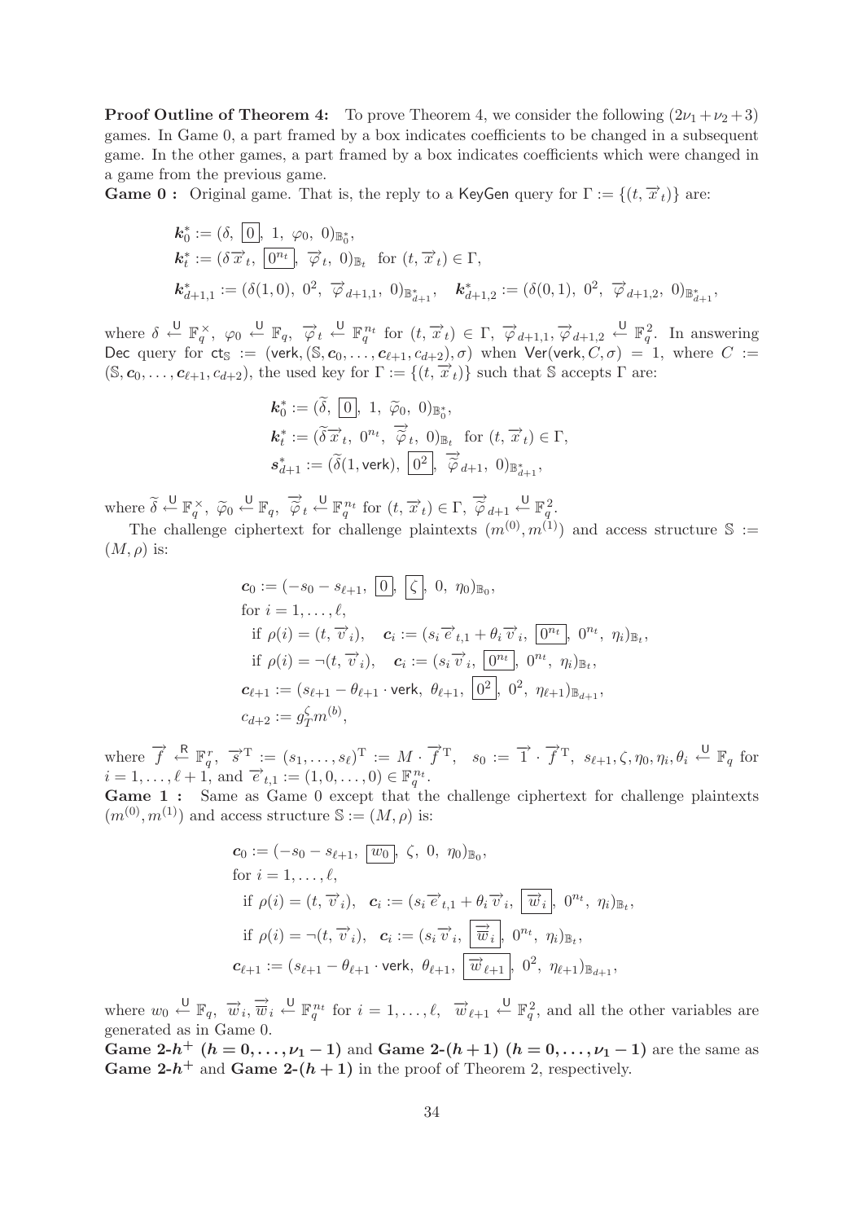**Proof Outline of Theorem 4:** To prove Theorem 4, we consider the following $(2\nu_1+\nu_2+3)$ games. In Game 0, a part framed by a box indicates coefficients to be changed in a subsequent game. In the other games, a part framed by a box indicates coefficients which were changed in a game from the previous game.

**Game 0 :** Original game. That is, the reply to a KeyGen query for $\Gamma := \{(t, \vec{x}_t)\}$ are:

$$\boldsymbol{k}_0^* := (\delta,\ \boxed{0},\ 1,\ \varphi_0,\ 0)_{\mathbb{B}_0^*},$$
$$\boldsymbol{k}_t^* := (\delta \vec{x}_t,\ \boxed{0^{n_t}},\ \vec{\varphi}_t,\ 0)_{\mathbb{B}_t} \text{ for } (t, \vec{x}_t) \in \Gamma,$$
$$\boldsymbol{k}_{d+1,1}^* := (\delta(1,0),\ 0^2,\ \vec{\varphi}_{d+1,1},\ 0)_{\mathbb{B}_{d+1}^*}, \quad \boldsymbol{k}_{d+1,2}^* := (\delta(0,1),\ 0^2,\ \vec{\varphi}_{d+1,2},\ 0)_{\mathbb{B}_{d+1}^*},$$

where $\delta \xleftarrow{\mathsf{U}} \mathbb{F}_q^\times$, $\varphi_0 \xleftarrow{\mathsf{U}} \mathbb{F}_q$, $\vec{\varphi}_t \xleftarrow{\mathsf{U}} \mathbb{F}_q^{n_t}$ for $(t, \vec{x}_t) \in \Gamma$, $\vec{\varphi}_{d+1,1}, \vec{\varphi}_{d+1,2} \xleftarrow{\mathsf{U}} \mathbb{F}_q^2$. In answering Dec query for $\mathsf{ct}_{\mathbb{S}} := (\mathsf{verk}, (\mathbb{S}, \boldsymbol{c}_0, \ldots, \boldsymbol{c}_{\ell+1}, c_{d+2}), \sigma)$ when $\mathsf{Ver}(\mathsf{verk}, C, \sigma) = 1$, where $C := (\mathbb{S}, \boldsymbol{c}_0, \ldots, \boldsymbol{c}_{\ell+1}, c_{d+2})$, the used key for $\Gamma := \{(t, \vec{x}_t)\}$ such that $\mathbb{S}$ accepts $\Gamma$ are:

$$\boldsymbol{k}_0^* := (\widetilde{\delta},\ \boxed{0},\ 1,\ \widetilde{\varphi}_0,\ 0)_{\mathbb{B}_0^*},$$
$$\boldsymbol{k}_t^* := (\widetilde{\delta} \vec{x}_t,\ 0^{n_t},\ \vec{\widetilde{\varphi}}_t,\ 0)_{\mathbb{B}_t} \text{ for } (t, \vec{x}_t) \in \Gamma,$$
$$\boldsymbol{s}_{d+1}^* := (\widetilde{\delta}(1, \mathsf{verk}),\ \boxed{0^2},\ \vec{\widetilde{\varphi}}_{d+1},\ 0)_{\mathbb{B}_{d+1}^*},$$

where $\widetilde{\delta} \xleftarrow{\mathsf{U}} \mathbb{F}_q^\times$, $\widetilde{\varphi}_0 \xleftarrow{\mathsf{U}} \mathbb{F}_q$, $\vec{\widetilde{\varphi}}_t \xleftarrow{\mathsf{U}} \mathbb{F}_q^{n_t}$ for $(t, \vec{x}_t) \in \Gamma$, $\vec{\widetilde{\varphi}}_{d+1} \xleftarrow{\mathsf{U}} \mathbb{F}_q^2$.

The challenge ciphertext for challenge plaintexts $(m^{(0)}, m^{(1)})$ and access structure $\mathbb{S} := (M, \rho)$ is:

$$\boldsymbol{c}_0 := (-s_0 - s_{\ell+1},\ \boxed{0},\ \boxed{\zeta},\ 0,\ \eta_0)_{\mathbb{B}_0},$$
for $i = 1, \ldots, \ell$,
$$\text{if } \rho(i) = (t, \vec{v}_i), \quad \boldsymbol{c}_i := (s_i \vec{e}_{t,1} + \theta_i \vec{v}_i,\ \boxed{0^{n_t}},\ 0^{n_t},\ \eta_i)_{\mathbb{B}_t},$$
$$\text{if } \rho(i) = \neg(t, \vec{v}_i), \quad \boldsymbol{c}_i := (s_i \vec{v}_i,\ \boxed{0^{n_t}},\ 0^{n_t},\ \eta_i)_{\mathbb{B}_t},$$
$$\boldsymbol{c}_{\ell+1} := (s_{\ell+1} - \theta_{\ell+1} \cdot \mathsf{verk},\ \theta_{\ell+1},\ \boxed{0^2},\ 0^2,\ \eta_{\ell+1})_{\mathbb{B}_{d+1}},$$
$$c_{d+2} := g_T^\zeta m^{(b)},$$

where $\vec{f} \xleftarrow{\mathsf{R}} \mathbb{F}_q^r$, $\vec{s}^{\mathrm{T}} := (s_1, \ldots, s_\ell)^{\mathrm{T}} := M \cdot \vec{f}^{\mathrm{T}}$, $s_0 := \vec{1} \cdot \vec{f}^{\mathrm{T}}$, $s_{\ell+1}, \zeta, \eta_0, \eta_i, \theta_i \xleftarrow{\mathsf{U}} \mathbb{F}_q$ for $i = 1, \ldots, \ell+1$, and $\vec{e}_{t,1} := (1, 0, \ldots, 0) \in \mathbb{F}_q^{n_t}$.

**Game 1 :** Same as Game 0 except that the challenge ciphertext for challenge plaintexts $(m^{(0)}, m^{(1)})$ and access structure $\mathbb{S} := (M, \rho)$ is:

$$\boldsymbol{c}_0 := (-s_0 - s_{\ell+1},\ \boxed{w_0},\ \zeta,\ 0,\ \eta_0)_{\mathbb{B}_0},$$
for $i = 1, \ldots, \ell$,
$$\text{if } \rho(i) = (t, \vec{v}_i), \quad \boldsymbol{c}_i := (s_i \vec{e}_{t,1} + \theta_i \vec{v}_i,\ \boxed{\vec{w}_i},\ 0^{n_t},\ \eta_i)_{\mathbb{B}_t},$$
$$\text{if } \rho(i) = \neg(t, \vec{v}_i), \quad \boldsymbol{c}_i := (s_i \vec{v}_i,\ \boxed{\vec{\overline{w}}_i},\ 0^{n_t},\ \eta_i)_{\mathbb{B}_t},$$
$$\boldsymbol{c}_{\ell+1} := (s_{\ell+1} - \theta_{\ell+1} \cdot \mathsf{verk},\ \theta_{\ell+1},\ \boxed{\vec{w}_{\ell+1}},\ 0^2,\ \eta_{\ell+1})_{\mathbb{B}_{d+1}},$$

where $w_0 \xleftarrow{\mathsf{U}} \mathbb{F}_q$, $\vec{w}_i, \vec{\overline{w}}_i \xleftarrow{\mathsf{U}} \mathbb{F}_q^{n_t}$ for $i = 1, \ldots, \ell$, $\vec{w}_{\ell+1} \xleftarrow{\mathsf{U}} \mathbb{F}_q^2$, and all the other variables are generated as in Game 0.

**Game 2-$h^+$ $(h = 0, \ldots, \nu_1 - 1)$** and **Game 2-$(h+1)$ $(h = 0, \ldots, \nu_1 - 1)$** are the same as **Game 2-$h^+$** and **Game 2-$(h+1)$** in the proof of Theorem 2, respectively.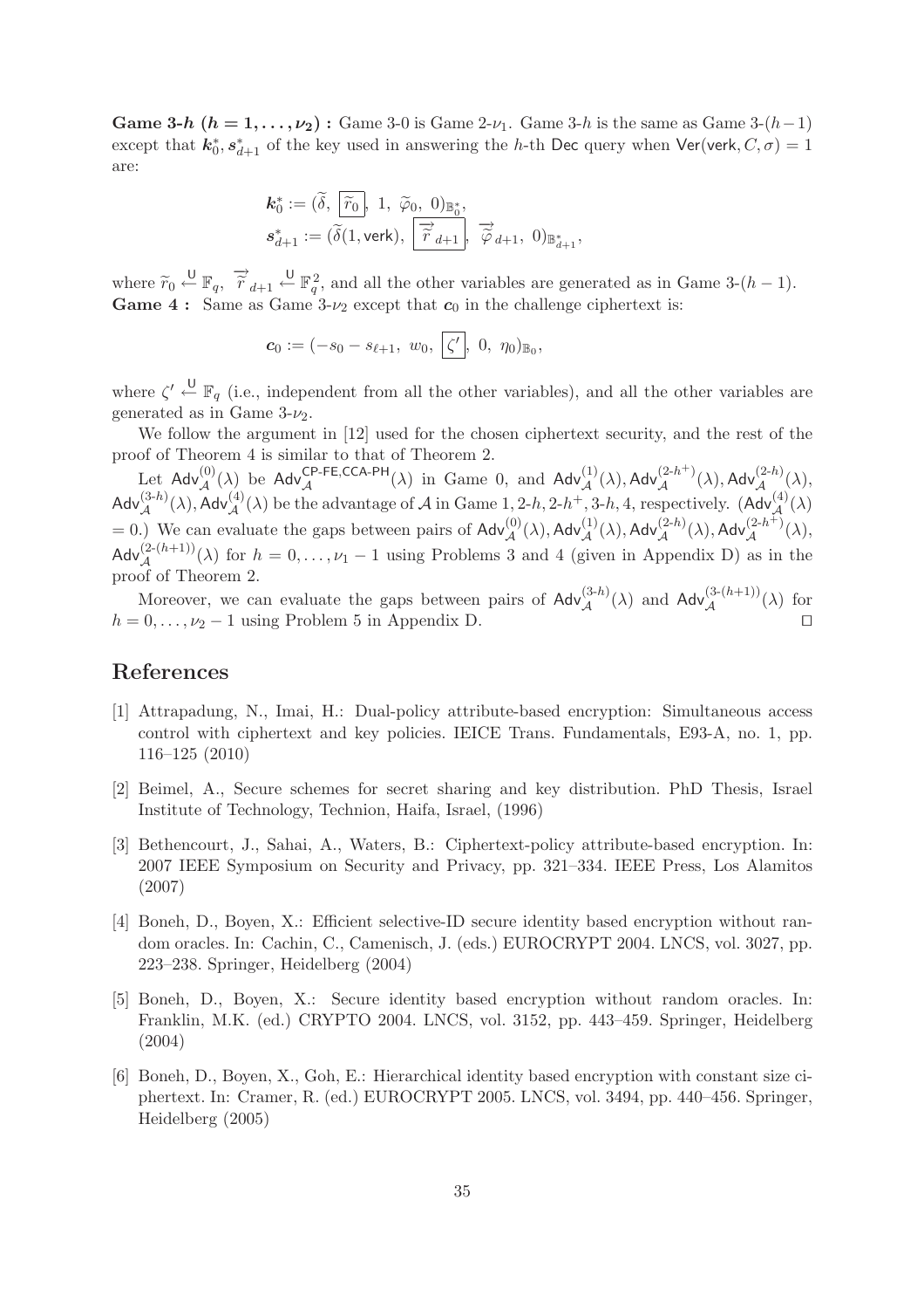**Game 3-$h$ ($h = 1, \ldots, \nu_2$) :** Game 3-0 is Game 2-$\nu_1$. Game 3-$h$ is the same as Game 3-$(h-1)$ except that $\boldsymbol{k}_0^*, \boldsymbol{s}_{d+1}^*$ of the key used in answering the $h$-th $\mathsf{Dec}$ query when $\mathsf{Ver}(\mathsf{verk}, C, \sigma) = 1$ are:

$$\boldsymbol{k}_0^* := (\widetilde{\delta},\ \boxed{\widetilde{r}_0},\ 1,\ \widetilde{\varphi}_0,\ 0)_{\mathbb{B}_0^*},$$
$$\boldsymbol{s}_{d+1}^* := (\widetilde{\delta}(1, \mathsf{verk}),\ \boxed{\overrightarrow{\widetilde{r}}_{d+1}},\ \overrightarrow{\widetilde{\varphi}}_{d+1},\ 0)_{\mathbb{B}_{d+1}^*},$$

where $\widetilde{r}_0 \xleftarrow{\mathsf{U}} \mathbb{F}_q$, $\overrightarrow{\widetilde{r}}_{d+1} \xleftarrow{\mathsf{U}} \mathbb{F}_q^2$, and all the other variables are generated as in Game 3-$(h-1)$.
**Game 4 :** Same as Game 3-$\nu_2$ except that $\boldsymbol{c}_0$ in the challenge ciphertext is:

$$\boldsymbol{c}_0 := (-s_0 - s_{\ell+1},\ w_0,\ \boxed{\zeta'},\ 0,\ \eta_0)_{\mathbb{B}_0},$$

where $\zeta' \xleftarrow{\mathsf{U}} \mathbb{F}_q$ (i.e., independent from all the other variables), and all the other variables are generated as in Game 3-$\nu_2$.

We follow the argument in [12] used for the chosen ciphertext security, and the rest of the proof of Theorem 4 is similar to that of Theorem 2.

Let $\mathsf{Adv}_{\mathcal{A}}^{(0)}(\lambda)$ be $\mathsf{Adv}_{\mathcal{A}}^{\mathsf{CP\text{-}FE,CCA\text{-}PH}}(\lambda)$ in Game 0, and $\mathsf{Adv}_{\mathcal{A}}^{(1)}(\lambda), \mathsf{Adv}_{\mathcal{A}}^{(2\text{-}h^+)}(\lambda), \mathsf{Adv}_{\mathcal{A}}^{(2\text{-}h)}(\lambda)$, $\mathsf{Adv}_{\mathcal{A}}^{(3\text{-}h)}(\lambda), \mathsf{Adv}_{\mathcal{A}}^{(4)}(\lambda)$ be the advantage of $\mathcal{A}$ in Game $1, 2\text{-}h, 2\text{-}h^+, 3\text{-}h, 4$, respectively. ($\mathsf{Adv}_{\mathcal{A}}^{(4)}(\lambda)$ $= 0$.) We can evaluate the gaps between pairs of $\mathsf{Adv}_{\mathcal{A}}^{(0)}(\lambda), \mathsf{Adv}_{\mathcal{A}}^{(1)}(\lambda), \mathsf{Adv}_{\mathcal{A}}^{(2\text{-}h)}(\lambda), \mathsf{Adv}_{\mathcal{A}}^{(2\text{-}h^+)}(\lambda)$, $\mathsf{Adv}_{\mathcal{A}}^{(2\text{-}(h+1))}(\lambda)$ for $h = 0, \ldots, \nu_1 - 1$ using Problems 3 and 4 (given in Appendix D) as in the proof of Theorem 2.

Moreover, we can evaluate the gaps between pairs of $\mathsf{Adv}_{\mathcal{A}}^{(3\text{-}h)}(\lambda)$ and $\mathsf{Adv}_{\mathcal{A}}^{(3\text{-}(h+1))}(\lambda)$ for $h = 0, \ldots, \nu_2 - 1$ using Problem 5 in Appendix D. $\square$

## References

[1] Attrapadung, N., Imai, H.: Dual-policy attribute-based encryption: Simultaneous access control with ciphertext and key policies. IEICE Trans. Fundamentals, E93-A, no. 1, pp. 116–125 (2010)

[2] Beimel, A., Secure schemes for secret sharing and key distribution. PhD Thesis, Israel Institute of Technology, Technion, Haifa, Israel, (1996)

[3] Bethencourt, J., Sahai, A., Waters, B.: Ciphertext-policy attribute-based encryption. In: 2007 IEEE Symposium on Security and Privacy, pp. 321–334. IEEE Press, Los Alamitos (2007)

[4] Boneh, D., Boyen, X.: Efficient selective-ID secure identity based encryption without random oracles. In: Cachin, C., Camenisch, J. (eds.) EUROCRYPT 2004. LNCS, vol. 3027, pp. 223–238. Springer, Heidelberg (2004)

[5] Boneh, D., Boyen, X.: Secure identity based encryption without random oracles. In: Franklin, M.K. (ed.) CRYPTO 2004. LNCS, vol. 3152, pp. 443–459. Springer, Heidelberg (2004)

[6] Boneh, D., Boyen, X., Goh, E.: Hierarchical identity based encryption with constant size ciphertext. In: Cramer, R. (ed.) EUROCRYPT 2005. LNCS, vol. 3494, pp. 440–456. Springer, Heidelberg (2005)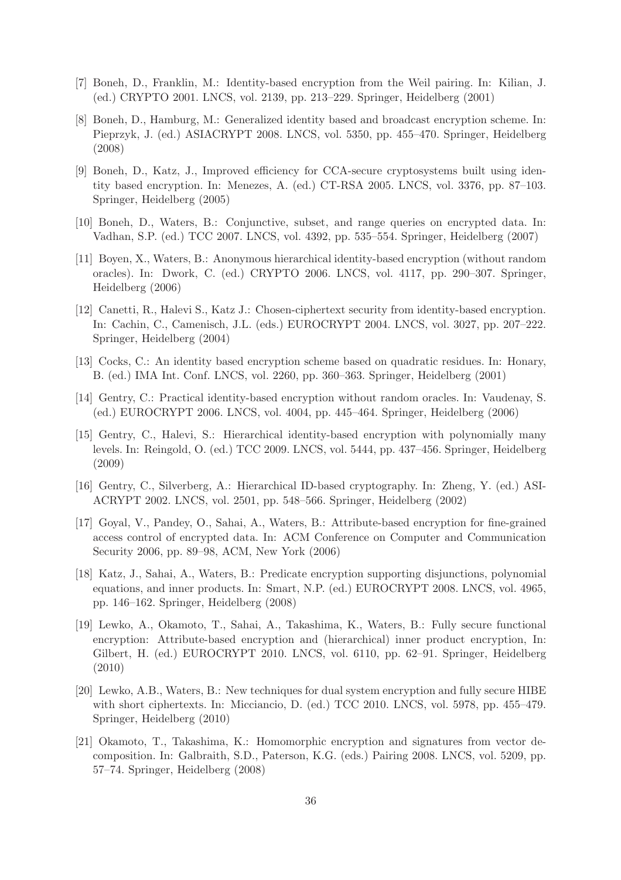[7] Boneh, D., Franklin, M.: Identity-based encryption from the Weil pairing. In: Kilian, J. (ed.) CRYPTO 2001. LNCS, vol. 2139, pp. 213–229. Springer, Heidelberg (2001)

[8] Boneh, D., Hamburg, M.: Generalized identity based and broadcast encryption scheme. In: Pieprzyk, J. (ed.) ASIACRYPT 2008. LNCS, vol. 5350, pp. 455–470. Springer, Heidelberg (2008)

[9] Boneh, D., Katz, J., Improved efficiency for CCA-secure cryptosystems built using identity based encryption. In: Menezes, A. (ed.) CT-RSA 2005. LNCS, vol. 3376, pp. 87–103. Springer, Heidelberg (2005)

[10] Boneh, D., Waters, B.: Conjunctive, subset, and range queries on encrypted data. In: Vadhan, S.P. (ed.) TCC 2007. LNCS, vol. 4392, pp. 535–554. Springer, Heidelberg (2007)

[11] Boyen, X., Waters, B.: Anonymous hierarchical identity-based encryption (without random oracles). In: Dwork, C. (ed.) CRYPTO 2006. LNCS, vol. 4117, pp. 290–307. Springer, Heidelberg (2006)

[12] Canetti, R., Halevi S., Katz J.: Chosen-ciphertext security from identity-based encryption. In: Cachin, C., Camenisch, J.L. (eds.) EUROCRYPT 2004. LNCS, vol. 3027, pp. 207–222. Springer, Heidelberg (2004)

[13] Cocks, C.: An identity based encryption scheme based on quadratic residues. In: Honary, B. (ed.) IMA Int. Conf. LNCS, vol. 2260, pp. 360–363. Springer, Heidelberg (2001)

[14] Gentry, C.: Practical identity-based encryption without random oracles. In: Vaudenay, S. (ed.) EUROCRYPT 2006. LNCS, vol. 4004, pp. 445–464. Springer, Heidelberg (2006)

[15] Gentry, C., Halevi, S.: Hierarchical identity-based encryption with polynomially many levels. In: Reingold, O. (ed.) TCC 2009. LNCS, vol. 5444, pp. 437–456. Springer, Heidelberg (2009)

[16] Gentry, C., Silverberg, A.: Hierarchical ID-based cryptography. In: Zheng, Y. (ed.) ASIACRYPT 2002. LNCS, vol. 2501, pp. 548–566. Springer, Heidelberg (2002)

[17] Goyal, V., Pandey, O., Sahai, A., Waters, B.: Attribute-based encryption for fine-grained access control of encrypted data. In: ACM Conference on Computer and Communication Security 2006, pp. 89–98, ACM, New York (2006)

[18] Katz, J., Sahai, A., Waters, B.: Predicate encryption supporting disjunctions, polynomial equations, and inner products. In: Smart, N.P. (ed.) EUROCRYPT 2008. LNCS, vol. 4965, pp. 146–162. Springer, Heidelberg (2008)

[19] Lewko, A., Okamoto, T., Sahai, A., Takashima, K., Waters, B.: Fully secure functional encryption: Attribute-based encryption and (hierarchical) inner product encryption, In: Gilbert, H. (ed.) EUROCRYPT 2010. LNCS, vol. 6110, pp. 62–91. Springer, Heidelberg (2010)

[20] Lewko, A.B., Waters, B.: New techniques for dual system encryption and fully secure HIBE with short ciphertexts. In: Micciancio, D. (ed.) TCC 2010. LNCS, vol. 5978, pp. 455–479. Springer, Heidelberg (2010)

[21] Okamoto, T., Takashima, K.: Homomorphic encryption and signatures from vector decomposition. In: Galbraith, S.D., Paterson, K.G. (eds.) Pairing 2008. LNCS, vol. 5209, pp. 57–74. Springer, Heidelberg (2008)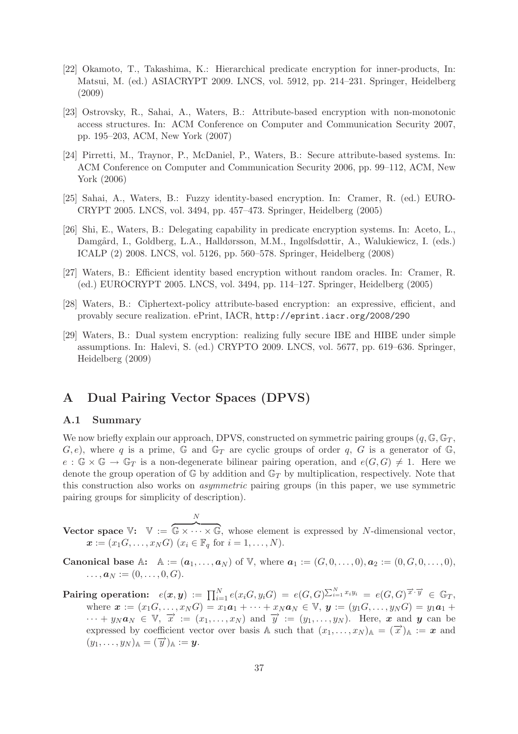[22] Okamoto, T., Takashima, K.: Hierarchical predicate encryption for inner-products, In: Matsui, M. (ed.) ASIACRYPT 2009. LNCS, vol. 5912, pp. 214–231. Springer, Heidelberg (2009)

[23] Ostrovsky, R., Sahai, A., Waters, B.: Attribute-based encryption with non-monotonic access structures. In: ACM Conference on Computer and Communication Security 2007, pp. 195–203, ACM, New York (2007)

[24] Pirretti, M., Traynor, P., McDaniel, P., Waters, B.: Secure attribute-based systems. In: ACM Conference on Computer and Communication Security 2006, pp. 99–112, ACM, New York (2006)

[25] Sahai, A., Waters, B.: Fuzzy identity-based encryption. In: Cramer, R. (ed.) EUROCRYPT 2005. LNCS, vol. 3494, pp. 457–473. Springer, Heidelberg (2005)

[26] Shi, E., Waters, B.: Delegating capability in predicate encryption systems. In: Aceto, L., Damgård, I., Goldberg, L.A., Halldørsson, M.M., Ingølfsdøttir, A., Walukiewicz, I. (eds.) ICALP (2) 2008. LNCS, vol. 5126, pp. 560–578. Springer, Heidelberg (2008)

[27] Waters, B.: Efficient identity based encryption without random oracles. In: Cramer, R. (ed.) EUROCRYPT 2005. LNCS, vol. 3494, pp. 114–127. Springer, Heidelberg (2005)

[28] Waters, B.: Ciphertext-policy attribute-based encryption: an expressive, efficient, and provably secure realization. ePrint, IACR, `http://eprint.iacr.org/2008/290`

[29] Waters, B.: Dual system encryption: realizing fully secure IBE and HIBE under simple assumptions. In: Halevi, S. (ed.) CRYPTO 2009. LNCS, vol. 5677, pp. 619–636. Springer, Heidelberg (2009)

# A Dual Pairing Vector Spaces (DPVS)

## A.1 Summary

We now briefly explain our approach, DPVS, constructed on symmetric pairing groups $(q, \mathbb{G}, \mathbb{G}_T, G, e)$, where $q$ is a prime, $\mathbb{G}$ and $\mathbb{G}_T$ are cyclic groups of order $q$, $G$ is a generator of $\mathbb{G}$, $e : \mathbb{G} \times \mathbb{G} \to \mathbb{G}_T$ is a non-degenerate bilinear pairing operation, and $e(G, G) \neq 1$. Here we denote the group operation of $\mathbb{G}$ by addition and $\mathbb{G}_T$ by multiplication, respectively. Note that this construction also works on *asymmetric* pairing groups (in this paper, we use symmetric pairing groups for simplicity of description).

**Vector space $\mathbb{V}$:** $\mathbb{V} := \overbrace{\mathbb{G} \times \cdots \times \mathbb{G}}^{N}$, whose element is expressed by $N$-dimensional vector, $\boldsymbol{x} := (x_1 G, \ldots, x_N G)$ ($x_i \in \mathbb{F}_q$ for $i = 1, \ldots, N$).

**Canonical base $\mathbb{A}$:** $\mathbb{A} := (\boldsymbol{a}_1, \ldots, \boldsymbol{a}_N)$ of $\mathbb{V}$, where $\boldsymbol{a}_1 := (G, 0, \ldots, 0), \boldsymbol{a}_2 := (0, G, 0, \ldots, 0), \ldots, \boldsymbol{a}_N := (0, \ldots, 0, G)$.

**Pairing operation:** $e(\boldsymbol{x}, \boldsymbol{y}) := \prod_{i=1}^{N} e(x_i G, y_i G) = e(G, G)^{\sum_{i=1}^{N} x_i y_i} = e(G, G)^{\overrightarrow{x} \cdot \overrightarrow{y}} \in \mathbb{G}_T$, where $\boldsymbol{x} := (x_1 G, \ldots, x_N G) = x_1 \boldsymbol{a}_1 + \cdots + x_N \boldsymbol{a}_N \in \mathbb{V}$, $\boldsymbol{y} := (y_1 G, \ldots, y_N G) = y_1 \boldsymbol{a}_1 + \cdots + y_N \boldsymbol{a}_N \in \mathbb{V}$, $\overrightarrow{x} := (x_1, \ldots, x_N)$ and $\overrightarrow{y} := (y_1, \ldots, y_N)$. Here, $\boldsymbol{x}$ and $\boldsymbol{y}$ can be expressed by coefficient vector over basis $\mathbb{A}$ such that $(x_1, \ldots, x_N)_{\mathbb{A}} = (\overrightarrow{x})_{\mathbb{A}} := \boldsymbol{x}$ and $(y_1, \ldots, y_N)_{\mathbb{A}} = (\overrightarrow{y})_{\mathbb{A}} := \boldsymbol{y}$.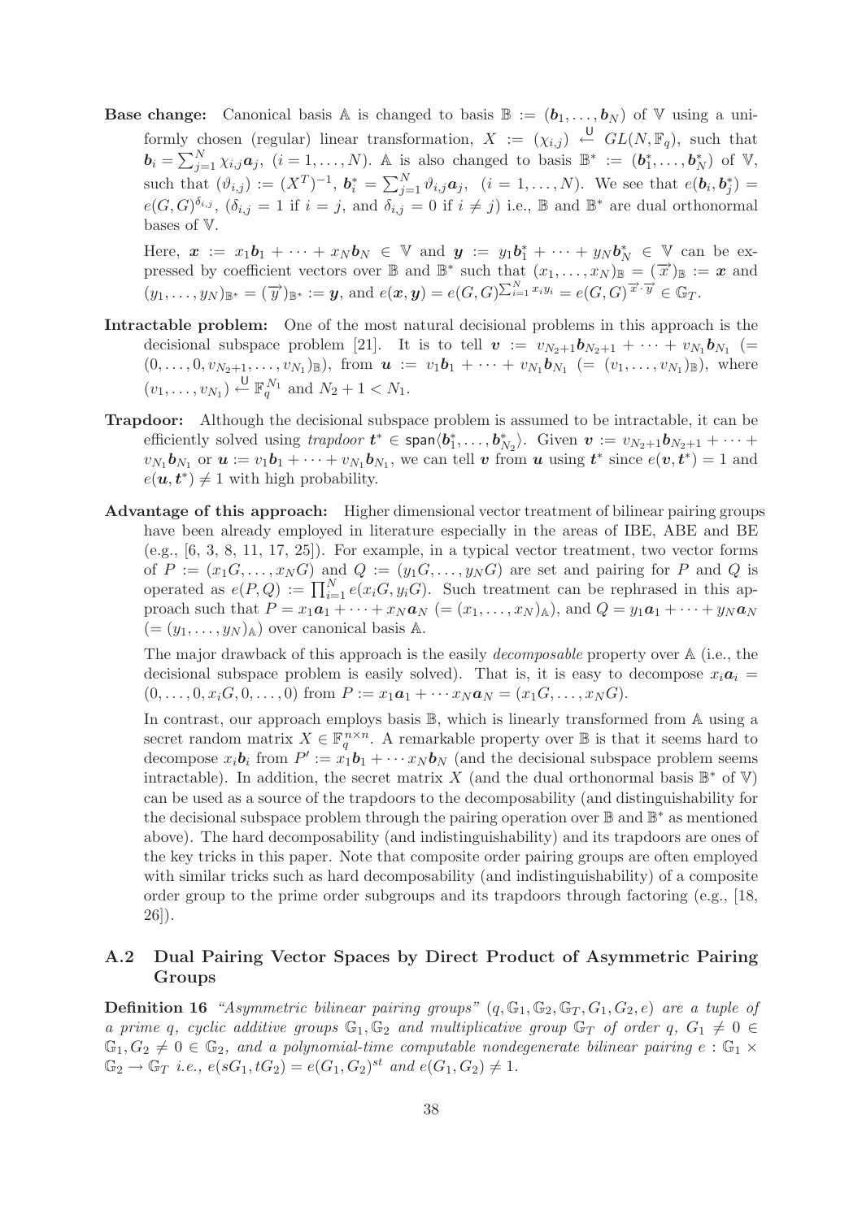**Base change:** Canonical basis $\mathbb{A}$ is changed to basis $\mathbb{B} := (\boldsymbol{b}_1, \ldots, \boldsymbol{b}_N)$ of $\mathbb{V}$ using a uniformly chosen (regular) linear transformation, $X := (\chi_{i,j}) \xleftarrow{\mathsf{U}} GL(N, \mathbb{F}_q)$, such that $\boldsymbol{b}_i = \sum_{j=1}^{N} \chi_{i,j} \boldsymbol{a}_j$, $(i = 1, \ldots, N)$. $\mathbb{A}$ is also changed to basis $\mathbb{B}^* := (\boldsymbol{b}_1^*, \ldots, \boldsymbol{b}_N^*)$ of $\mathbb{V}$, such that $(\vartheta_{i,j}) := (X^T)^{-1}$, $\boldsymbol{b}_i^* = \sum_{j=1}^{N} \vartheta_{i,j} \boldsymbol{a}_j$, $(i = 1, \ldots, N)$. We see that $e(\boldsymbol{b}_i, \boldsymbol{b}_j^*) = e(G, G)^{\delta_{i,j}}$, ($\delta_{i,j} = 1$ if $i = j$, and $\delta_{i,j} = 0$ if $i \neq j$) i.e., $\mathbb{B}$ and $\mathbb{B}^*$ are dual orthonormal bases of $\mathbb{V}$.

Here, $\boldsymbol{x} := x_1 \boldsymbol{b}_1 + \cdots + x_N \boldsymbol{b}_N \in \mathbb{V}$ and $\boldsymbol{y} := y_1 \boldsymbol{b}_1^* + \cdots + y_N \boldsymbol{b}_N^* \in \mathbb{V}$ can be expressed by coefficient vectors over $\mathbb{B}$ and $\mathbb{B}^*$ such that $(x_1, \ldots, x_N)_{\mathbb{B}} = (\overrightarrow{x})_{\mathbb{B}} := \boldsymbol{x}$ and $(y_1, \ldots, y_N)_{\mathbb{B}^*} = (\overrightarrow{y})_{\mathbb{B}^*} := \boldsymbol{y}$, and $e(\boldsymbol{x}, \boldsymbol{y}) = e(G, G)^{\sum_{i=1}^{N} x_i y_i} = e(G, G)^{\overrightarrow{x} \cdot \overrightarrow{y}} \in \mathbb{G}_T$.

**Intractable problem:** One of the most natural decisional problems in this approach is the decisional subspace problem [21]. It is to tell $\boldsymbol{v} := v_{N_2+1} \boldsymbol{b}_{N_2+1} + \cdots + v_{N_1} \boldsymbol{b}_{N_1}$ $(= (0, \ldots, 0, v_{N_2+1}, \ldots, v_{N_1})_{\mathbb{B}})$, from $\boldsymbol{u} := v_1 \boldsymbol{b}_1 + \cdots + v_{N_1} \boldsymbol{b}_{N_1}$ $(= (v_1, \ldots, v_{N_1})_{\mathbb{B}})$, where $(v_1, \ldots, v_{N_1}) \xleftarrow{\mathsf{U}} \mathbb{F}_q^{N_1}$ and $N_2 + 1 < N_1$.

**Trapdoor:** Although the decisional subspace problem is assumed to be intractable, it can be efficiently solved using *trapdoor* $\boldsymbol{t}^* \in \mathsf{span}\langle \boldsymbol{b}_1^*, \ldots, \boldsymbol{b}_{N_2}^* \rangle$. Given $\boldsymbol{v} := v_{N_2+1} \boldsymbol{b}_{N_2+1} + \cdots + v_{N_1} \boldsymbol{b}_{N_1}$ or $\boldsymbol{u} := v_1 \boldsymbol{b}_1 + \cdots + v_{N_1} \boldsymbol{b}_{N_1}$, we can tell $\boldsymbol{v}$ from $\boldsymbol{u}$ using $\boldsymbol{t}^*$ since $e(\boldsymbol{v}, \boldsymbol{t}^*) = 1$ and $e(\boldsymbol{u}, \boldsymbol{t}^*) \neq 1$ with high probability.

**Advantage of this approach:** Higher dimensional vector treatment of bilinear pairing groups have been already employed in literature especially in the areas of IBE, ABE and BE (e.g., [6, 3, 8, 11, 17, 25]). For example, in a typical vector treatment, two vector forms of $P := (x_1 G, \ldots, x_N G)$ and $Q := (y_1 G, \ldots, y_N G)$ are set and pairing for $P$ and $Q$ is operated as $e(P, Q) := \prod_{i=1}^{N} e(x_i G, y_i G)$. Such treatment can be rephrased in this approach such that $P = x_1 \boldsymbol{a}_1 + \cdots + x_N \boldsymbol{a}_N$ $(= (x_1, \ldots, x_N)_{\mathbb{A}})$, and $Q = y_1 \boldsymbol{a}_1 + \cdots + y_N \boldsymbol{a}_N$ $(= (y_1, \ldots, y_N)_{\mathbb{A}})$ over canonical basis $\mathbb{A}$.

The major drawback of this approach is the easily *decomposable* property over $\mathbb{A}$ (i.e., the decisional subspace problem is easily solved). That is, it is easy to decompose $x_i \boldsymbol{a}_i = (0, \ldots, 0, x_i G, 0, \ldots, 0)$ from $P := x_1 \boldsymbol{a}_1 + \cdots x_N \boldsymbol{a}_N = (x_1 G, \ldots, x_N G)$.

In contrast, our approach employs basis $\mathbb{B}$, which is linearly transformed from $\mathbb{A}$ using a secret random matrix $X \in \mathbb{F}_q^{n \times n}$. A remarkable property over $\mathbb{B}$ is that it seems hard to decompose $x_i \boldsymbol{b}_i$ from $P' := x_1 \boldsymbol{b}_1 + \cdots x_N \boldsymbol{b}_N$ (and the decisional subspace problem seems intractable). In addition, the secret matrix $X$ (and the dual orthonormal basis $\mathbb{B}^*$ of $\mathbb{V}$) can be used as a source of the trapdoors to the decomposability (and distinguishability for the decisional subspace problem through the pairing operation over $\mathbb{B}$ and $\mathbb{B}^*$ as mentioned above). The hard decomposability (and indistinguishability) and its trapdoors are ones of the key tricks in this paper. Note that composite order pairing groups are often employed with similar tricks such as hard decomposability (and indistinguishability) of a composite order group to the prime order subgroups and its trapdoors through factoring (e.g., [18, 26]).

## A.2 Dual Pairing Vector Spaces by Direct Product of Asymmetric Pairing Groups

**Definition 16** *"Asymmetric bilinear pairing groups" $(q, \mathbb{G}_1, \mathbb{G}_2, \mathbb{G}_T, G_1, G_2, e)$ are a tuple of a prime $q$, cyclic additive groups $\mathbb{G}_1, \mathbb{G}_2$ and multiplicative group $\mathbb{G}_T$ of order $q$, $G_1 \neq 0 \in \mathbb{G}_1, G_2 \neq 0 \in \mathbb{G}_2$, and a polynomial-time computable nondegenerate bilinear pairing $e : \mathbb{G}_1 \times \mathbb{G}_2 \to \mathbb{G}_T$ i.e., $e(sG_1, tG_2) = e(G_1, G_2)^{st}$ and $e(G_1, G_2) \neq 1$.*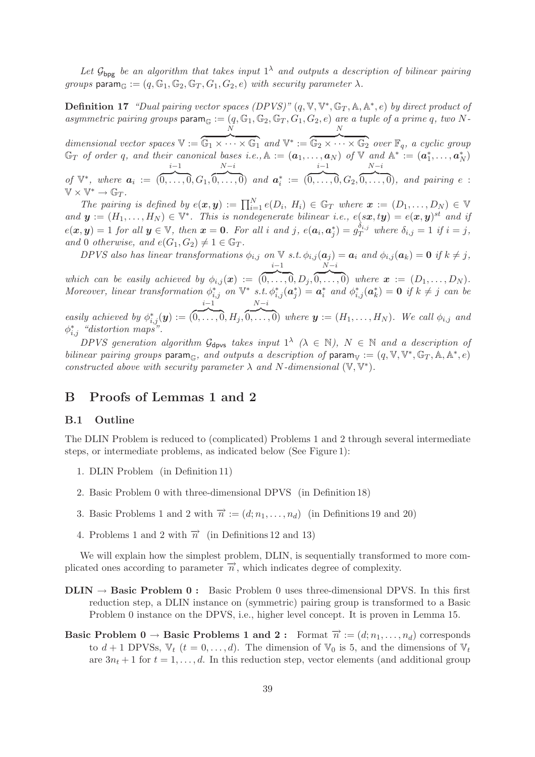*Let $\mathcal{G}_{\mathsf{bpg}}$ be an algorithm that takes input $1^\lambda$ and outputs a description of bilinear pairing groups* $\mathsf{param}_{\mathbb{G}} := (q, \mathbb{G}_1, \mathbb{G}_2, \mathbb{G}_T, G_1, G_2, e)$ *with security parameter $\lambda$.*

**Definition 17** *"Dual pairing vector spaces (DPVS)" $(q, \mathbb{V}, \mathbb{V}^*, \mathbb{G}_T, \mathbb{A}, \mathbb{A}^*, e)$ by direct product of asymmetric pairing groups $\mathsf{param}_{\mathbb{G}} := (q, \mathbb{G}_1, \mathbb{G}_2, \mathbb{G}_T, G_1, G_2, e)$ are a tuple of a prime $q$, two $N$-dimensional vector spaces $\mathbb{V} := \overbrace{\mathbb{G}_1 \times \cdots \times \mathbb{G}_1}^{N}$ and $\mathbb{V}^* := \overbrace{\mathbb{G}_2 \times \cdots \times \mathbb{G}_2}^{N}$ over $\mathbb{F}_q$, a cyclic group $\mathbb{G}_T$ of order $q$, and their canonical bases i.e., $\mathbb{A} := (\boldsymbol{a}_1, \ldots, \boldsymbol{a}_N)$ of $\mathbb{V}$ and $\mathbb{A}^* := (\boldsymbol{a}_1^*, \ldots, \boldsymbol{a}_N^*)$ of $\mathbb{V}^*$, where $\boldsymbol{a}_i := (\overbrace{0, \ldots, 0}^{i-1}, G_1, \overbrace{0, \ldots, 0}^{N-i})$ and $\boldsymbol{a}_i^* := (\overbrace{0, \ldots, 0}^{i-1}, G_2, \overbrace{0, \ldots, 0}^{N-i})$, and pairing $e : \mathbb{V} \times \mathbb{V}^* \to \mathbb{G}_T$.*

*The pairing is defined by $e(\boldsymbol{x}, \boldsymbol{y}) := \prod_{i=1}^N e(D_i, H_i) \in \mathbb{G}_T$ where $\boldsymbol{x} := (D_1, \ldots, D_N) \in \mathbb{V}$ and $\boldsymbol{y} := (H_1, \ldots, H_N) \in \mathbb{V}^*$. This is nondegenerate bilinear i.e., $e(s\boldsymbol{x}, t\boldsymbol{y}) = e(\boldsymbol{x}, \boldsymbol{y})^{st}$ and if $e(\boldsymbol{x}, \boldsymbol{y}) = 1$ for all $\boldsymbol{y} \in \mathbb{V}$, then $\boldsymbol{x} = \boldsymbol{0}$. For all $i$ and $j$, $e(\boldsymbol{a}_i, \boldsymbol{a}_j^*) = g_T^{\delta_{i,j}}$ where $\delta_{i,j} = 1$ if $i = j$, and $0$ otherwise, and $e(G_1, G_2) \neq 1 \in \mathbb{G}_T$.*

*DPVS also has linear transformations $\phi_{i,j}$ on $\mathbb{V}$ s.t. $\phi_{i,j}(\boldsymbol{a}_j) = \boldsymbol{a}_i$ and $\phi_{i,j}(\boldsymbol{a}_k) = \boldsymbol{0}$ if $k \neq j$, which can be easily achieved by $\phi_{i,j}(\boldsymbol{x}) := (\overbrace{0, \ldots, 0}^{i-1}, D_j, \overbrace{0, \ldots, 0}^{N-i})$ where $\boldsymbol{x} := (D_1, \ldots, D_N)$. Moreover, linear transformation $\phi_{i,j}^*$ on $\mathbb{V}^*$ s.t. $\phi_{i,j}^*(\boldsymbol{a}_j^*) = \boldsymbol{a}_i^*$ and $\phi_{i,j}^*(\boldsymbol{a}_k^*) = \boldsymbol{0}$ if $k \neq j$ can be easily achieved by $\phi_{i,j}^*(\boldsymbol{y}) := (\overbrace{0, \ldots, 0}^{i-1}, H_j, \overbrace{0, \ldots, 0}^{N-i})$ where $\boldsymbol{y} := (H_1, \ldots, H_N)$. We call $\phi_{i,j}$ and $\phi_{i,j}^*$ "distortion maps".*

*DPVS generation algorithm $\mathcal{G}_{\mathsf{dpvs}}$ takes input $1^\lambda$ ($\lambda \in \mathbb{N}$), $N \in \mathbb{N}$ and a description of bilinear pairing groups $\mathsf{param}_{\mathbb{G}}$, and outputs a description of $\mathsf{param}_{\mathbb{V}} := (q, \mathbb{V}, \mathbb{V}^*, \mathbb{G}_T, \mathbb{A}, \mathbb{A}^*, e)$ constructed above with security parameter $\lambda$ and $N$-dimensional $(\mathbb{V}, \mathbb{V}^*)$.*

# B Proofs of Lemmas 1 and 2

## B.1 Outline

The DLIN Problem is reduced to (complicated) Problems 1 and 2 through several intermediate steps, or intermediate problems, as indicated below (See Figure 1):

1. DLIN Problem (in Definition 11)
2. Basic Problem 0 with three-dimensional DPVS (in Definition 18)
3. Basic Problems 1 and 2 with $\overrightarrow{n} := (d; n_1, \ldots, n_d)$ (in Definitions 19 and 20)
4. Problems 1 and 2 with $\overrightarrow{n}$ (in Definitions 12 and 13)

We will explain how the simplest problem, DLIN, is sequentially transformed to more complicated ones according to parameter $\overrightarrow{n}$, which indicates degree of complexity.

**DLIN $\to$ Basic Problem 0 :** Basic Problem 0 uses three-dimensional DPVS. In this first reduction step, a DLIN instance on (symmetric) pairing group is transformed to a Basic Problem 0 instance on the DPVS, i.e., higher level concept. It is proven in Lemma 15.

**Basic Problem 0 $\to$ Basic Problems 1 and 2 :** Format $\overrightarrow{n} := (d; n_1, \ldots, n_d)$ corresponds to $d+1$ DPVSs, $\mathbb{V}_t$ ($t = 0, \ldots, d$). The dimension of $\mathbb{V}_0$ is 5, and the dimensions of $\mathbb{V}_t$ are $3n_t + 1$ for $t = 1, \ldots, d$. In this reduction step, vector elements (and additional group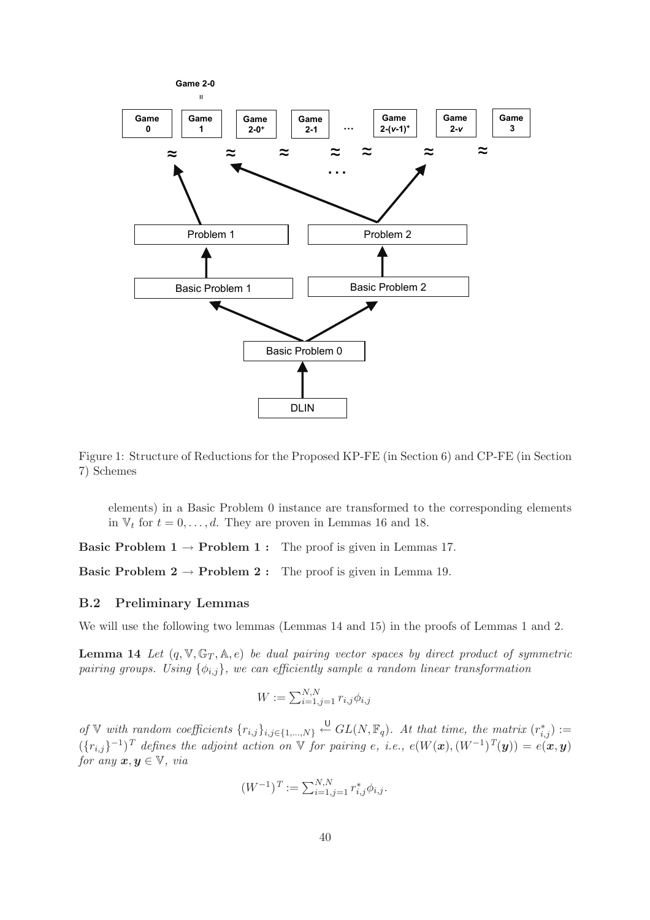Figure 1: Structure of Reductions for the Proposed KP-FE (in Section 6) and CP-FE (in Section 7) Schemes

elements) in a Basic Problem 0 instance are transformed to the corresponding elements in $\mathbb{V}_t$ for $t = 0, \ldots, d$. They are proven in Lemmas 16 and 18.

**Basic Problem 1 $\to$ Problem 1 :** The proof is given in Lemmas 17.

**Basic Problem 2 $\to$ Problem 2 :** The proof is given in Lemma 19.

## B.2 Preliminary Lemmas

We will use the following two lemmas (Lemmas 14 and 15) in the proofs of Lemmas 1 and 2.

**Lemma 14** *Let $(q, \mathbb{V}, \mathbb{G}_T, \mathbb{A}, e)$ be dual pairing vector spaces by direct product of symmetric pairing groups. Using $\{\phi_{i,j}\}$, we can efficiently sample a random linear transformation*

$$W := \sum_{i=1,j=1}^{N,N} r_{i,j}\phi_{i,j}$$

*of $\mathbb{V}$ with random coefficients $\{r_{i,j}\}_{i,j\in\{1,\ldots,N\}} \xleftarrow{\mathsf{U}} GL(N, \mathbb{F}_q)$. At that time, the matrix $(r^*_{i,j}) := (\{r_{i,j}\}^{-1})^T$ defines the adjoint action on $\mathbb{V}$ for pairing $e$, i.e., $e(W(\boldsymbol{x}), (W^{-1})^T(\boldsymbol{y})) = e(\boldsymbol{x}, \boldsymbol{y})$ for any $\boldsymbol{x}, \boldsymbol{y} \in \mathbb{V}$, via*

$$(W^{-1})^T := \sum_{i=1,j=1}^{N,N} r^*_{i,j}\phi_{i,j}.$$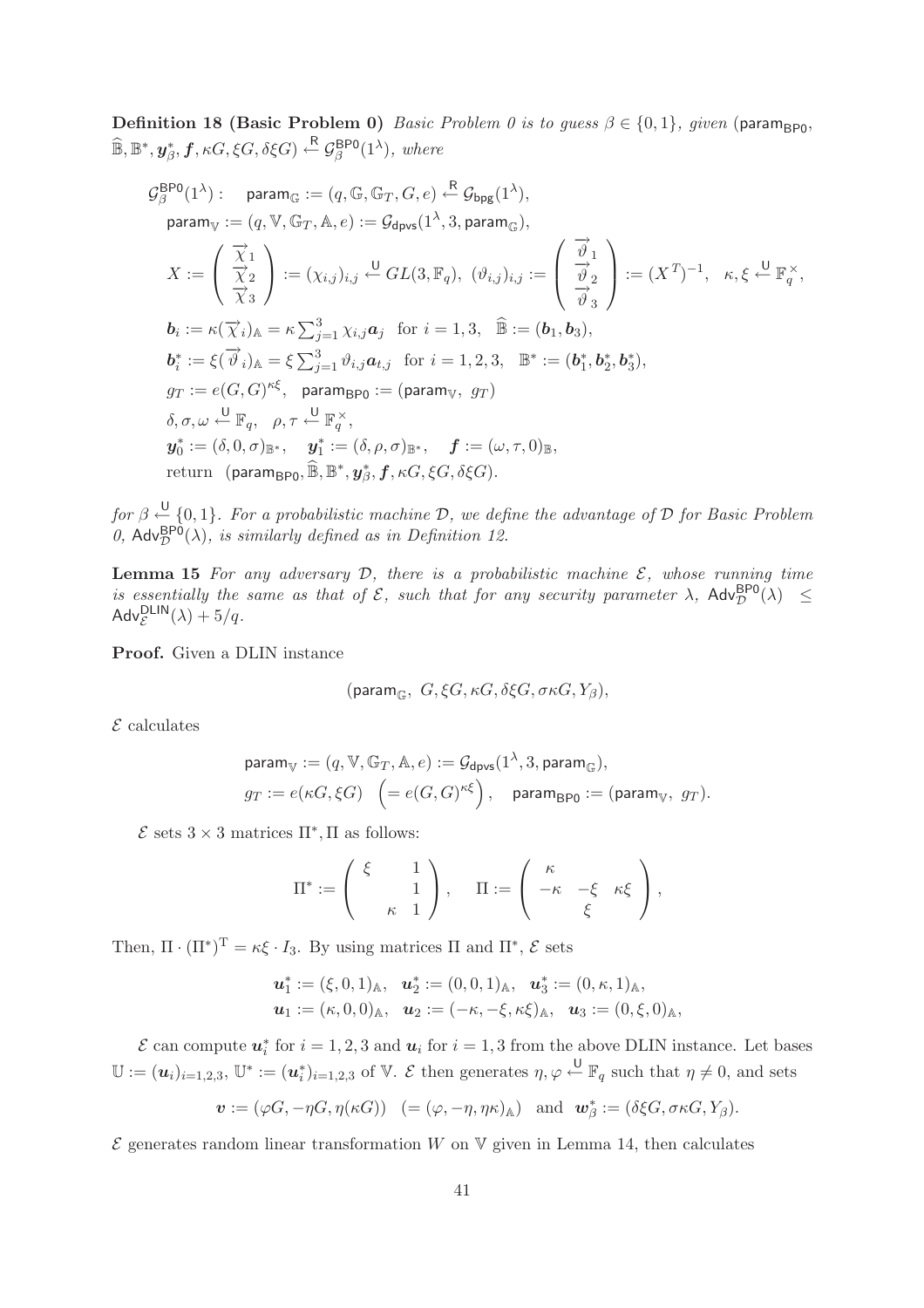**Definition 18 (Basic Problem 0)** *Basic Problem 0 is to guess $\beta \in \{0,1\}$, given* $(\mathsf{param}_{\mathsf{BP0}}, \widehat{\mathbb{B}}, \mathbb{B}^*, \boldsymbol{y}^*_\beta, \boldsymbol{f}, \kappa G, \xi G, \delta\xi G) \xleftarrow{\mathsf{R}} \mathcal{G}^{\mathsf{BP0}}_\beta(1^\lambda)$*, where*

$$
\begin{aligned}
&\mathcal{G}^{\mathsf{BP0}}_\beta(1^\lambda): \quad \mathsf{param}_{\mathbb{G}} := (q, \mathbb{G}, \mathbb{G}_T, G, e) \xleftarrow{\mathsf{R}} \mathcal{G}_{\mathsf{bpg}}(1^\lambda), \\
&\mathsf{param}_{\mathbb{V}} := (q, \mathbb{V}, \mathbb{G}_T, \mathbb{A}, e) := \mathcal{G}_{\mathsf{dpvs}}(1^\lambda, 3, \mathsf{param}_{\mathbb{G}}), \\
&X := \begin{pmatrix} \overrightarrow{\chi}_1 \\ \overrightarrow{\chi}_2 \\ \overrightarrow{\chi}_3 \end{pmatrix} := (\chi_{i,j})_{i,j} \xleftarrow{\mathsf{U}} GL(3, \mathbb{F}_q), \ (\vartheta_{i,j})_{i,j} := \begin{pmatrix} \overrightarrow{\vartheta}_1 \\ \overrightarrow{\vartheta}_2 \\ \overrightarrow{\vartheta}_3 \end{pmatrix} := (X^T)^{-1}, \quad \kappa, \xi \xleftarrow{\mathsf{U}} \mathbb{F}_q^\times, \\
&\boldsymbol{b}_i := \kappa(\overrightarrow{\chi}_i)_{\mathbb{A}} = \kappa \textstyle\sum_{j=1}^3 \chi_{i,j} \boldsymbol{a}_j \quad \text{for } i = 1, 3, \quad \widehat{\mathbb{B}} := (\boldsymbol{b}_1, \boldsymbol{b}_3), \\
&\boldsymbol{b}^*_i := \xi(\overrightarrow{\vartheta}_i)_{\mathbb{A}} = \xi \textstyle\sum_{j=1}^3 \vartheta_{i,j} \boldsymbol{a}_{t,j} \quad \text{for } i = 1, 2, 3, \quad \mathbb{B}^* := (\boldsymbol{b}^*_1, \boldsymbol{b}^*_2, \boldsymbol{b}^*_3), \\
&g_T := e(G, G)^{\kappa\xi}, \quad \mathsf{param}_{\mathsf{BP0}} := (\mathsf{param}_{\mathbb{V}}, \ g_T) \\
&\delta, \sigma, \omega \xleftarrow{\mathsf{U}} \mathbb{F}_q, \quad \rho, \tau \xleftarrow{\mathsf{U}} \mathbb{F}_q^\times, \\
&\boldsymbol{y}^*_0 := (\delta, 0, \sigma)_{\mathbb{B}^*}, \quad \boldsymbol{y}^*_1 := (\delta, \rho, \sigma)_{\mathbb{B}^*}, \quad \boldsymbol{f} := (\omega, \tau, 0)_{\mathbb{B}}, \\
&\text{return} \quad (\mathsf{param}_{\mathsf{BP0}}, \widehat{\mathbb{B}}, \mathbb{B}^*, \boldsymbol{y}^*_\beta, \boldsymbol{f}, \kappa G, \xi G, \delta\xi G).
\end{aligned}
$$

*for $\beta \xleftarrow{\mathsf{U}} \{0,1\}$. For a probabilistic machine $\mathcal{D}$, we define the advantage of $\mathcal{D}$ for Basic Problem 0, $\mathsf{Adv}^{\mathsf{BP0}}_{\mathcal{D}}(\lambda)$, is similarly defined as in Definition 12.*

**Lemma 15** *For any adversary $\mathcal{D}$, there is a probabilistic machine $\mathcal{E}$, whose running time is essentially the same as that of $\mathcal{E}$, such that for any security parameter $\lambda$, $\mathsf{Adv}^{\mathsf{BP0}}_{\mathcal{D}}(\lambda) \leq \mathsf{Adv}^{\mathsf{DLIN}}_{\mathcal{E}}(\lambda) + 5/q$.*

**Proof.** Given a DLIN instance

$$(\mathsf{param}_{\mathbb{G}}, \ G, \xi G, \kappa G, \delta\xi G, \sigma\kappa G, Y_\beta),$$

$\mathcal{E}$ calculates

$$
\begin{aligned}
&\mathsf{param}_{\mathbb{V}} := (q, \mathbb{V}, \mathbb{G}_T, \mathbb{A}, e) := \mathcal{G}_{\mathsf{dpvs}}(1^\lambda, 3, \mathsf{param}_{\mathbb{G}}), \\
&g_T := e(\kappa G, \xi G) \ \left(= e(G,G)^{\kappa\xi}\right), \quad \mathsf{param}_{\mathsf{BP0}} := (\mathsf{param}_{\mathbb{V}}, \ g_T).
\end{aligned}
$$

$\mathcal{E}$ sets $3 \times 3$ matrices $\Pi^*, \Pi$ as follows:

$$\Pi^* := \begin{pmatrix} \xi & & 1 \\ & & 1 \\ & \kappa & 1 \end{pmatrix}, \quad \Pi := \begin{pmatrix} \kappa & & \\ -\kappa & -\xi & \kappa\xi \\ & \xi & \end{pmatrix},$$

Then, $\Pi \cdot (\Pi^*)^{\mathrm{T}} = \kappa\xi \cdot I_3$. By using matrices $\Pi$ and $\Pi^*$, $\mathcal{E}$ sets

$$
\begin{aligned}
&\boldsymbol{u}^*_1 := (\xi, 0, 1)_{\mathbb{A}}, \quad \boldsymbol{u}^*_2 := (0, 0, 1)_{\mathbb{A}}, \quad \boldsymbol{u}^*_3 := (0, \kappa, 1)_{\mathbb{A}}, \\
&\boldsymbol{u}_1 := (\kappa, 0, 0)_{\mathbb{A}}, \quad \boldsymbol{u}_2 := (-\kappa, -\xi, \kappa\xi)_{\mathbb{A}}, \quad \boldsymbol{u}_3 := (0, \xi, 0)_{\mathbb{A}},
\end{aligned}
$$

$\mathcal{E}$ can compute $\boldsymbol{u}^*_i$ for $i = 1, 2, 3$ and $\boldsymbol{u}_i$ for $i = 1, 3$ from the above DLIN instance. Let bases $\mathbb{U} := (\boldsymbol{u}_i)_{i=1,2,3}$, $\mathbb{U}^* := (\boldsymbol{u}^*_i)_{i=1,2,3}$ of $\mathbb{V}$. $\mathcal{E}$ then generates $\eta, \varphi \xleftarrow{\mathsf{U}} \mathbb{F}_q$ such that $\eta \neq 0$, and sets

$$\boldsymbol{v} := (\varphi G, -\eta G, \eta(\kappa G)) \quad (= (\varphi, -\eta, \eta\kappa)_{\mathbb{A}}) \quad \text{and} \quad \boldsymbol{w}^*_\beta := (\delta\xi G, \sigma\kappa G, Y_\beta).$$

$\mathcal{E}$ generates random linear transformation $W$ on $\mathbb{V}$ given in Lemma 14, then calculates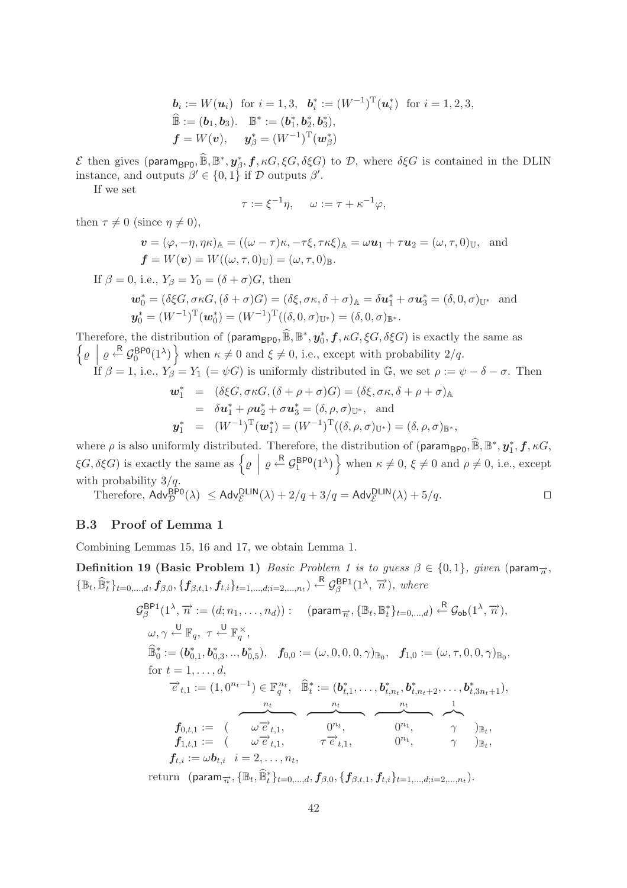$$\boldsymbol{b}_i := W(\boldsymbol{u}_i) \;\text{ for } i = 1, 3, \quad \boldsymbol{b}^*_i := (W^{-1})^{\mathrm{T}}(\boldsymbol{u}^*_i) \;\text{ for } i = 1, 2, 3,$$
$$\widehat{\mathbb{B}} := (\boldsymbol{b}_1, \boldsymbol{b}_3). \quad \mathbb{B}^* := (\boldsymbol{b}^*_1, \boldsymbol{b}^*_2, \boldsymbol{b}^*_3),$$
$$\boldsymbol{f} = W(\boldsymbol{v}), \quad \boldsymbol{y}^*_\beta = (W^{-1})^{\mathrm{T}}(\boldsymbol{w}^*_\beta)$$

$\mathcal{E}$ then gives $(\mathsf{param}_{\mathsf{BP0}}, \widehat{\mathbb{B}}, \mathbb{B}^*, \boldsymbol{y}^*_\beta, \boldsymbol{f}, \kappa G, \xi G, \delta\xi G)$ to $\mathcal{D}$, where $\delta\xi G$ is contained in the DLIN instance, and outputs $\beta' \in \{0, 1\}$ if $\mathcal{D}$ outputs $\beta'$.

If we set

$$\tau := \xi^{-1}\eta, \quad \omega := \tau + \kappa^{-1}\varphi,$$

then $\tau \neq 0$ (since $\eta \neq 0$),

$$\boldsymbol{v} = (\varphi, -\eta, \eta\kappa)_{\mathbb{A}} = ((\omega - \tau)\kappa, -\tau\xi, \tau\kappa\xi)_{\mathbb{A}} = \omega\boldsymbol{u}_1 + \tau\boldsymbol{u}_2 = (\omega, \tau, 0)_{\mathbb{U}}, \;\text{ and}$$
$$\boldsymbol{f} = W(\boldsymbol{v}) = W((\omega, \tau, 0)_{\mathbb{U}}) = (\omega, \tau, 0)_{\mathbb{B}}.$$

If $\beta = 0$, i.e., $Y_\beta = Y_0 = (\delta + \sigma)G$, then

$$\boldsymbol{w}^*_0 = (\delta\xi G, \sigma\kappa G, (\delta + \sigma)G) = (\delta\xi, \sigma\kappa, \delta + \sigma)_{\mathbb{A}} = \delta\boldsymbol{u}^*_1 + \sigma\boldsymbol{u}^*_3 = (\delta, 0, \sigma)_{\mathbb{U}^*} \;\text{ and}$$
$$\boldsymbol{y}^*_0 = (W^{-1})^{\mathrm{T}}(\boldsymbol{w}^*_0) = (W^{-1})^{\mathrm{T}}((\delta, 0, \sigma)_{\mathbb{U}^*}) = (\delta, 0, \sigma)_{\mathbb{B}^*}.$$

Therefore, the distribution of $(\mathsf{param}_{\mathsf{BP0}}, \widehat{\mathbb{B}}, \mathbb{B}^*, \boldsymbol{y}^*_0, \boldsymbol{f}, \kappa G, \xi G, \delta\xi G)$ is exactly the same as $\left\{ \varrho \;\middle|\; \varrho \xleftarrow{\mathsf{R}} \mathcal{G}^{\mathsf{BP0}}_0(1^\lambda) \right\}$ when $\kappa \neq 0$ and $\xi \neq 0$, i.e., except with probability $2/q$.

If $\beta = 1$, i.e., $Y_\beta = Y_1$ $(= \psi G)$ is uniformly distributed in $\mathbb{G}$, we set $\rho := \psi - \delta - \sigma$. Then

$$\begin{aligned}
\boldsymbol{w}^*_1 &= (\delta\xi G, \sigma\kappa G, (\delta + \rho + \sigma)G) = (\delta\xi, \sigma\kappa, \delta + \rho + \sigma)_{\mathbb{A}} \\
&= \delta\boldsymbol{u}^*_1 + \rho\boldsymbol{u}^*_2 + \sigma\boldsymbol{u}^*_3 = (\delta, \rho, \sigma)_{\mathbb{U}^*}, \;\text{ and} \\
\boldsymbol{y}^*_1 &= (W^{-1})^{\mathrm{T}}(\boldsymbol{w}^*_1) = (W^{-1})^{\mathrm{T}}((\delta, \rho, \sigma)_{\mathbb{U}^*}) = (\delta, \rho, \sigma)_{\mathbb{B}^*},
\end{aligned}$$

where $\rho$ is also uniformly distributed. Therefore, the distribution of $(\mathsf{param}_{\mathsf{BP0}}, \widehat{\mathbb{B}}, \mathbb{B}^*, \boldsymbol{y}^*_1, \boldsymbol{f}, \kappa G, \xi G, \delta\xi G)$ is exactly the same as $\left\{ \varrho \;\middle|\; \varrho \xleftarrow{\mathsf{R}} \mathcal{G}^{\mathsf{BP0}}_1(1^\lambda) \right\}$ when $\kappa \neq 0$, $\xi \neq 0$ and $\rho \neq 0$, i.e., except with probability $3/q$.

Therefore, $\mathsf{Adv}^{\mathsf{BP0}}_{\mathcal{D}}(\lambda) \;\leq \mathsf{Adv}^{\mathsf{DLIN}}_{\mathcal{E}}(\lambda) + 2/q + 3/q = \mathsf{Adv}^{\mathsf{DLIN}}_{\mathcal{E}}(\lambda) + 5/q$. $\square$

### B.3 Proof of Lemma 1

Combining Lemmas 15, 16 and 17, we obtain Lemma 1.

**Definition 19 (Basic Problem 1)** *Basic Problem 1 is to guess $\beta \in \{0, 1\}$, given $(\mathsf{param}_{\vec{n}}, \{\mathbb{B}_t, \widehat{\mathbb{B}}^*_t\}_{t=0,\ldots,d}, \boldsymbol{f}_{\beta,0}, \{\boldsymbol{f}_{\beta,t,1}, \boldsymbol{f}_{t,i}\}_{t=1,\ldots,d;i=2,\ldots,n_t}) \xleftarrow{\mathsf{R}} \mathcal{G}^{\mathsf{BP1}}_\beta(1^\lambda, \vec{n})$, where*

$$\begin{aligned}
&\mathcal{G}^{\mathsf{BP1}}_\beta(1^\lambda, \vec{n} := (d; n_1, \ldots, n_d)) : \quad (\mathsf{param}_{\vec{n}}, \{\mathbb{B}_t, \mathbb{B}^*_t\}_{t=0,\ldots,d}) \xleftarrow{\mathsf{R}} \mathcal{G}_{\mathsf{ob}}(1^\lambda, \vec{n}), \\
&\quad \omega, \gamma \xleftarrow{\mathsf{U}} \mathbb{F}_q, \;\; \tau \xleftarrow{\mathsf{U}} \mathbb{F}_q^\times, \\
&\quad \widehat{\mathbb{B}}^*_0 := (\boldsymbol{b}^*_{0,1}, \boldsymbol{b}^*_{0,3}, .., \boldsymbol{b}^*_{0,5}), \quad \boldsymbol{f}_{0,0} := (\omega, 0, 0, 0, \gamma)_{\mathbb{B}_0}, \quad \boldsymbol{f}_{1,0} := (\omega, \tau, 0, 0, \gamma)_{\mathbb{B}_0}, \\
&\quad \text{for } t = 1, \ldots, d, \\
&\qquad \vec{e}_{t,1} := (1, 0^{n_t - 1}) \in \mathbb{F}_q^{n_t}, \quad \widehat{\mathbb{B}}^*_t := (\boldsymbol{b}^*_{t,1}, \ldots, \boldsymbol{b}^*_{t,n_t}, \boldsymbol{b}^*_{t,n_t+2}, \ldots, \boldsymbol{b}^*_{t,3n_t+1}), \\
&\qquad \boldsymbol{f}_{0,t,1} := ( \overbrace{\omega\vec{e}_{t,1},}^{n_t} \; \overbrace{0^{n_t},}^{n_t} \; \overbrace{0^{n_t},}^{n_t} \; \overbrace{\gamma}^{1} )_{\mathbb{B}_t}, \\
&\qquad \boldsymbol{f}_{1,t,1} := ( \omega\vec{e}_{t,1}, \; \tau\vec{e}_{t,1}, \; 0^{n_t}, \; \gamma )_{\mathbb{B}_t}, \\
&\qquad \boldsymbol{f}_{t,i} := \omega\boldsymbol{b}_{t,i} \quad i = 2, \ldots, n_t, \\
&\quad \text{return } \; (\mathsf{param}_{\vec{n}}, \{\mathbb{B}_t, \widehat{\mathbb{B}}^*_t\}_{t=0,\ldots,d}, \boldsymbol{f}_{\beta,0}, \{\boldsymbol{f}_{\beta,t,1}, \boldsymbol{f}_{t,i}\}_{t=1,\ldots,d;i=2,\ldots,n_t}).
\end{aligned}$$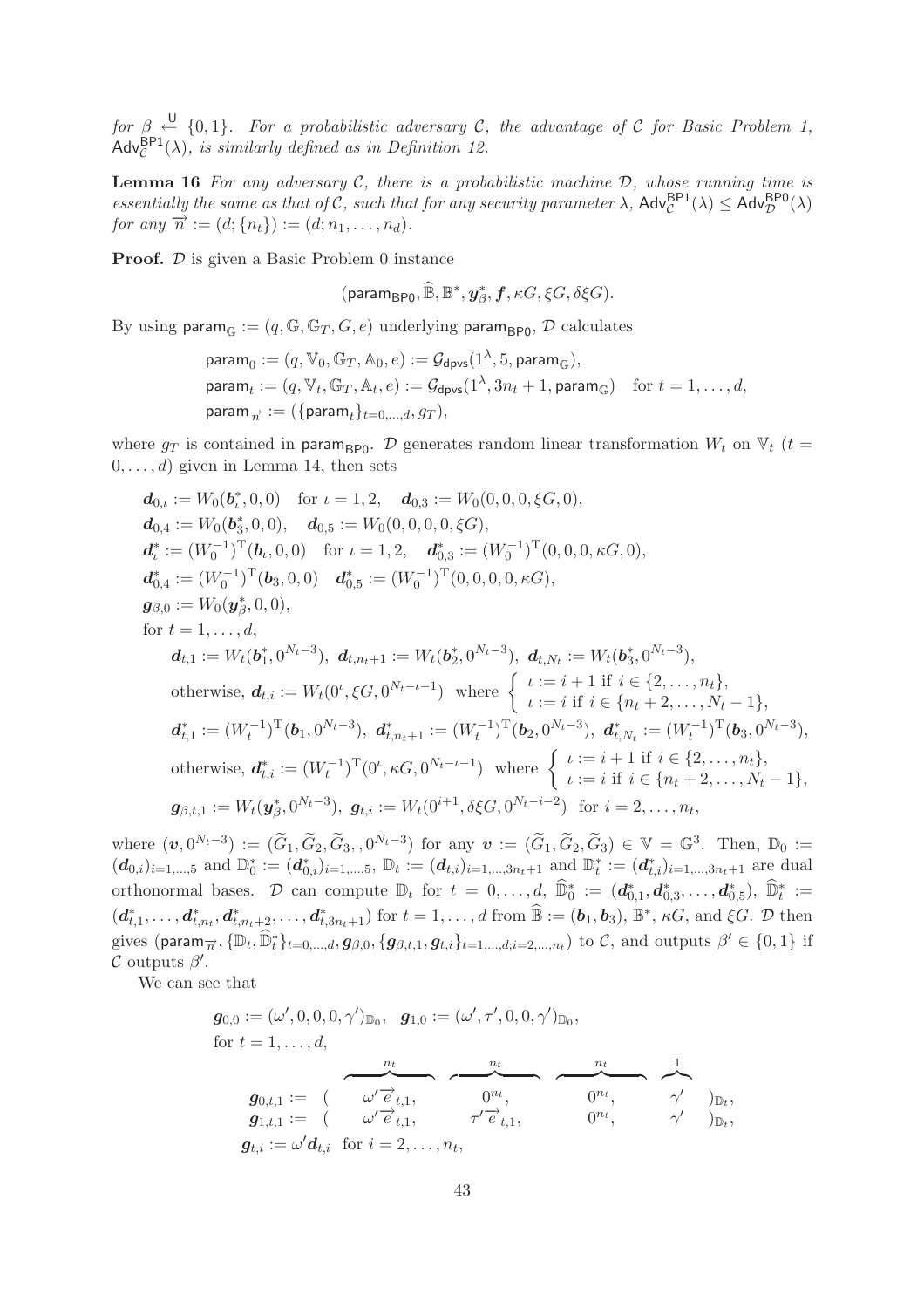for $\beta \xleftarrow{\mathsf{U}} \{0,1\}$. *For a probabilistic adversary* $\mathcal{C}$*, the advantage of* $\mathcal{C}$ *for Basic Problem 1,* $\mathsf{Adv}^{\mathsf{BP1}}_{\mathcal{C}}(\lambda)$*, is similarly defined as in Definition 12.*

**Lemma 16** *For any adversary* $\mathcal{C}$*, there is a probabilistic machine* $\mathcal{D}$*, whose running time is essentially the same as that of* $\mathcal{C}$*, such that for any security parameter* $\lambda$*,* $\mathsf{Adv}^{\mathsf{BP1}}_{\mathcal{C}}(\lambda) \leq \mathsf{Adv}^{\mathsf{BP0}}_{\mathcal{D}}(\lambda)$ *for any* $\overrightarrow{n} := (d;\{n_t\}) := (d; n_1,\ldots,n_d)$*.*

**Proof.** $\mathcal{D}$ is given a Basic Problem 0 instance

$$(\mathsf{param}_{\mathsf{BP0}}, \widehat{\mathbb{B}}, \mathbb{B}^*, \boldsymbol{y}^*_\beta, \boldsymbol{f}, \kappa G, \xi G, \delta\xi G).$$

By using $\mathsf{param}_{\mathbb{G}} := (q, \mathbb{G}, \mathbb{G}_T, G, e)$ underlying $\mathsf{param}_{\mathsf{BP0}}$, $\mathcal{D}$ calculates

$$\begin{aligned}
&\mathsf{param}_0 := (q, \mathbb{V}_0, \mathbb{G}_T, \mathbb{A}_0, e) := \mathcal{G}_{\mathsf{dpvs}}(1^\lambda, 5, \mathsf{param}_{\mathbb{G}}),\\
&\mathsf{param}_t := (q, \mathbb{V}_t, \mathbb{G}_T, \mathbb{A}_t, e) := \mathcal{G}_{\mathsf{dpvs}}(1^\lambda, 3n_t+1, \mathsf{param}_{\mathbb{G}}) \quad \text{for } t = 1,\ldots,d,\\
&\mathsf{param}_{\overrightarrow{n}} := (\{\mathsf{param}_t\}_{t=0,\ldots,d}, g_T),
\end{aligned}$$

where $g_T$ is contained in $\mathsf{param}_{\mathsf{BP0}}$. $\mathcal{D}$ generates random linear transformation $W_t$ on $\mathbb{V}_t$ $(t = 0,\ldots,d)$ given in Lemma 14, then sets

$$\begin{aligned}
&\boldsymbol{d}_{0,\iota} := W_0(\boldsymbol{b}^*_\iota, 0, 0) \quad \text{for } \iota = 1,2, \quad \boldsymbol{d}_{0,3} := W_0(0,0,0,\xi G, 0),\\
&\boldsymbol{d}_{0,4} := W_0(\boldsymbol{b}^*_3, 0, 0), \quad \boldsymbol{d}_{0,5} := W_0(0,0,0,0,\xi G),\\
&\boldsymbol{d}^*_\iota := (W_0^{-1})^{\mathrm{T}}(\boldsymbol{b}_\iota, 0, 0) \quad \text{for } \iota = 1,2, \quad \boldsymbol{d}^*_{0,3} := (W_0^{-1})^{\mathrm{T}}(0,0,0,\kappa G, 0),\\
&\boldsymbol{d}^*_{0,4} := (W_0^{-1})^{\mathrm{T}}(\boldsymbol{b}_3, 0, 0) \quad \boldsymbol{d}^*_{0,5} := (W_0^{-1})^{\mathrm{T}}(0,0,0,0,\kappa G),\\
&\boldsymbol{g}_{\beta,0} := W_0(\boldsymbol{y}^*_\beta, 0, 0),\\
&\text{for } t = 1,\ldots,d,\\
&\quad \boldsymbol{d}_{t,1} := W_t(\boldsymbol{b}^*_1, 0^{N_t-3}),\ \boldsymbol{d}_{t,n_t+1} := W_t(\boldsymbol{b}^*_2, 0^{N_t-3}),\ \boldsymbol{d}_{t,N_t} := W_t(\boldsymbol{b}^*_3, 0^{N_t-3}),\\
&\quad \text{otherwise, } \boldsymbol{d}_{t,i} := W_t(0^\iota, \xi G, 0^{N_t-\iota-1}) \ \text{ where } \begin{cases} \iota := i+1 \text{ if } i \in \{2,\ldots,n_t\},\\ \iota := i \text{ if } i \in \{n_t+2,\ldots,N_t-1\},\end{cases}\\
&\quad \boldsymbol{d}^*_{t,1} := (W_t^{-1})^{\mathrm{T}}(\boldsymbol{b}_1, 0^{N_t-3}),\ \boldsymbol{d}^*_{t,n_t+1} := (W_t^{-1})^{\mathrm{T}}(\boldsymbol{b}_2, 0^{N_t-3}),\ \boldsymbol{d}^*_{t,N_t} := (W_t^{-1})^{\mathrm{T}}(\boldsymbol{b}_3, 0^{N_t-3}),\\
&\quad \text{otherwise, } \boldsymbol{d}^*_{t,i} := (W_t^{-1})^{\mathrm{T}}(0^\iota, \kappa G, 0^{N_t-\iota-1}) \ \text{ where } \begin{cases} \iota := i+1 \text{ if } i \in \{2,\ldots,n_t\},\\ \iota := i \text{ if } i \in \{n_t+2,\ldots,N_t-1\},\end{cases}\\
&\quad \boldsymbol{g}_{\beta,t,1} := W_t(\boldsymbol{y}^*_\beta, 0^{N_t-3}),\ \boldsymbol{g}_{t,i} := W_t(0^{i+1}, \delta\xi G, 0^{N_t-i-2}) \ \text{ for } i = 2,\ldots,n_t,
\end{aligned}$$

where $(\boldsymbol{v}, 0^{N_t-3}) := (\widetilde{G}_1, \widetilde{G}_2, \widetilde{G}_3,, 0^{N_t-3})$ for any $\boldsymbol{v} := (\widetilde{G}_1, \widetilde{G}_2, \widetilde{G}_3) \in \mathbb{V} = \mathbb{G}^3$. Then, $\mathbb{D}_0 := (\boldsymbol{d}_{0,i})_{i=1,\ldots,5}$ and $\mathbb{D}^*_0 := (\boldsymbol{d}^*_{0,i})_{i=1,\ldots,5}$, $\mathbb{D}_t := (\boldsymbol{d}_{t,i})_{i=1,\ldots,3n_t+1}$ and $\mathbb{D}^*_t := (\boldsymbol{d}^*_{t,i})_{i=1,\ldots,3n_t+1}$ are dual orthonormal bases. $\mathcal{D}$ can compute $\mathbb{D}_t$ for $t = 0,\ldots,d$, $\widehat{\mathbb{D}}^*_0 := (\boldsymbol{d}^*_{0,1}, \boldsymbol{d}^*_{0,3}, \ldots, \boldsymbol{d}^*_{0,5})$, $\widehat{\mathbb{D}}^*_t := (\boldsymbol{d}^*_{t,1}, \ldots, \boldsymbol{d}^*_{t,n_t}, \boldsymbol{d}^*_{t,n_t+2}, \ldots, \boldsymbol{d}^*_{t,3n_t+1})$ for $t = 1,\ldots,d$ from $\widehat{\mathbb{B}} := (\boldsymbol{b}_1, \boldsymbol{b}_3)$, $\mathbb{B}^*$, $\kappa G$, and $\xi G$. $\mathcal{D}$ then gives $(\mathsf{param}_{\overrightarrow{n}}, \{\mathbb{D}_t, \widehat{\mathbb{D}}^*_t\}_{t=0,\ldots,d}, \boldsymbol{g}_{\beta,0}, \{\boldsymbol{g}_{\beta,t,1}, \boldsymbol{g}_{t,i}\}_{t=1,\ldots,d; i=2,\ldots,n_t})$ to $\mathcal{C}$, and outputs $\beta' \in \{0,1\}$ if $\mathcal{C}$ outputs $\beta'$.

We can see that

$$\begin{aligned}
&\boldsymbol{g}_{0,0} := (\omega', 0, 0, 0, \gamma')_{\mathbb{D}_0}, \quad \boldsymbol{g}_{1,0} := (\omega', \tau', 0, 0, \gamma')_{\mathbb{D}_0},\\
&\text{for } t = 1,\ldots,d,\\
&\quad \boldsymbol{g}_{0,t,1} := (\ \overbrace{\omega'\overrightarrow{e}_{t,1}}^{n_t},\ \overbrace{0^{n_t}}^{n_t},\ \overbrace{0^{n_t}}^{n_t},\ \overbrace{\gamma'}^{1}\ )_{\mathbb{D}_t},\\
&\quad \boldsymbol{g}_{1,t,1} := (\ \omega'\overrightarrow{e}_{t,1},\ \tau'\overrightarrow{e}_{t,1},\ 0^{n_t},\ \gamma'\ )_{\mathbb{D}_t},\\
&\quad \boldsymbol{g}_{t,i} := \omega'\boldsymbol{d}_{t,i} \quad \text{for } i = 2,\ldots,n_t,
\end{aligned}$$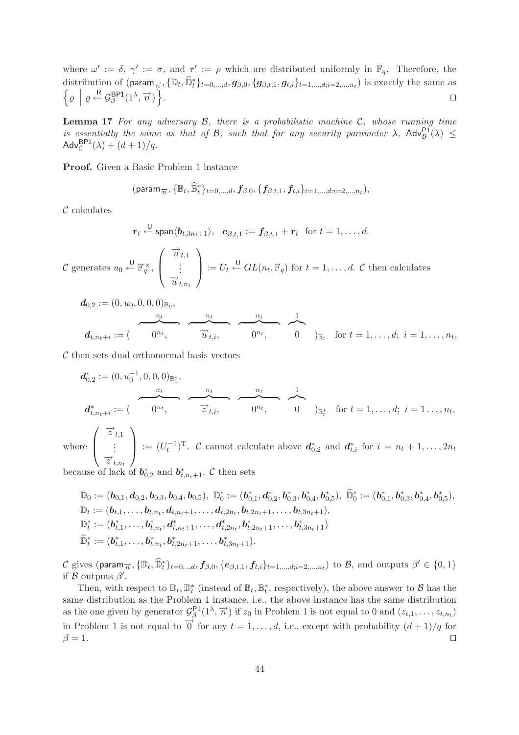where $\omega' := \delta$, $\gamma' := \sigma$, and $\tau' := \rho$ which are distributed uniformly in $\mathbb{F}_q$. Therefore, the distribution of $(\mathsf{param}_{\vec{n}}, \{\mathbb{D}_t, \widehat{\mathbb{D}}^*_t\}_{t=0,\ldots,d}, \boldsymbol{g}_{\beta,0}, \{\boldsymbol{g}_{\beta,t,1}, \boldsymbol{g}_{t,i}\}_{t=1,\ldots,d;i=2,\ldots,n_t})$ is exactly the same as $\left\{\varrho \;\middle|\; \varrho \xleftarrow{\mathsf{R}} \mathcal{G}^{\mathsf{BP1}}_{\beta}(1^\lambda, \vec{n})\right\}$. $\square$

**Lemma 17** *For any adversary $\mathcal{B}$, there is a probabilistic machine $\mathcal{C}$, whose running time is essentially the same as that of $\mathcal{B}$, such that for any security parameter $\lambda$, $\mathsf{Adv}^{\mathsf{P1}}_{\mathcal{B}}(\lambda) \leq \mathsf{Adv}^{\mathsf{BP1}}_{\mathcal{C}}(\lambda) + (d+1)/q$.*

**Proof.** Given a Basic Problem 1 instance

$$(\mathsf{param}_{\vec{n}}, \{\mathbb{B}_t, \widehat{\mathbb{B}}^*_t\}_{t=0,\ldots,d}, \boldsymbol{f}_{\beta,0}, \{\boldsymbol{f}_{\beta,t,1}, \boldsymbol{f}_{t,i}\}_{t=1,\ldots,d;i=2,\ldots,n_t}),$$

$\mathcal{C}$ calculates

$$\boldsymbol{r}_t \xleftarrow{\mathsf{U}} \mathsf{span}\langle \boldsymbol{b}_{t,3n_t+1}\rangle, \quad \boldsymbol{e}_{\beta,t,1} := \boldsymbol{f}_{\beta,t,1} + \boldsymbol{r}_t \;\; \text{for } t = 1,\ldots,d.$$

$\mathcal{C}$ generates $u_0 \xleftarrow{\mathsf{U}} \mathbb{F}_q^\times$, $\begin{pmatrix} \vec{u}_{t,1} \\ \vdots \\ \vec{u}_{t,n_t} \end{pmatrix} := U_t \xleftarrow{\mathsf{U}} GL(n_t, \mathbb{F}_q)$ for $t = 1,\ldots,d$. $\mathcal{C}$ then calculates

$$\boldsymbol{d}_{0,2} := (0, u_0, 0, 0, 0)_{\mathbb{B}_0},$$

$$\boldsymbol{d}_{t,n_t+i} := ( \overbrace{0^{n_t}}^{n_t}, \overbrace{\vec{u}_{t,i}}^{n_t}, \overbrace{0^{n_t}}^{n_t}, \overbrace{0}^{1} )_{\mathbb{B}_t} \quad \text{for } t = 1,\ldots,d;\; i = 1,\ldots,n_t,$$

$\mathcal{C}$ then sets dual orthonormal basis vectors

$$\boldsymbol{d}^*_{0,2} := (0, u_0^{-1}, 0, 0, 0)_{\mathbb{B}^*_0},$$

$$\boldsymbol{d}^*_{t,n_t+i} := ( \overbrace{0^{n_t}}^{n_t}, \overbrace{\vec{z}_{t,i}}^{n_t}, \overbrace{0^{n_t}}^{n_t}, \overbrace{0}^{1} )_{\mathbb{B}^*_t} \quad \text{for } t = 1,\ldots,d;\; i = 1\ldots,n_t,$$

where $\begin{pmatrix} \vec{z}_{t,1} \\ \vdots \\ \vec{z}_{t,n_t} \end{pmatrix} := (U_t^{-1})^{\mathrm{T}}$. $\mathcal{C}$ cannot calculate above $\boldsymbol{d}^*_{0,2}$ and $\boldsymbol{d}^*_{t,i}$ for $i = n_t+1,\ldots,2n_t$ because of lack of $\boldsymbol{b}^*_{0,2}$ and $\boldsymbol{b}^*_{t,n_t+1}$. $\mathcal{C}$ then sets

$$\mathbb{D}_0 := (\boldsymbol{b}_{0,1}, \boldsymbol{d}_{0,2}, \boldsymbol{b}_{0,3}, \boldsymbol{b}_{0,4}, \boldsymbol{b}_{0,5}),\; \mathbb{D}^*_0 := (\boldsymbol{b}^*_{0,1}, \boldsymbol{d}^*_{0,2}, \boldsymbol{b}^*_{0,3}, \boldsymbol{b}^*_{0,4}, \boldsymbol{b}^*_{0,5}),\; \widehat{\mathbb{D}}^*_0 := (\boldsymbol{b}^*_{0,1}, \boldsymbol{b}^*_{0,3}, \boldsymbol{b}^*_{0,4}, \boldsymbol{b}^*_{0,5}),$$
$$\mathbb{D}_t := (\boldsymbol{b}_{t,1},\ldots,\boldsymbol{b}_{t,n_t}, \boldsymbol{d}_{t,n_t+1},\ldots,\boldsymbol{d}_{t,2n_t}, \boldsymbol{b}_{t,2n_t+1},\ldots,\boldsymbol{b}_{t,3n_t+1}),$$
$$\mathbb{D}^*_t := (\boldsymbol{b}^*_{t,1},\ldots,\boldsymbol{b}^*_{t,n_t}, \boldsymbol{d}^*_{t,n_t+1},\ldots,\boldsymbol{d}^*_{t,2n_t}, \boldsymbol{b}^*_{t,2n_t+1},\ldots,\boldsymbol{b}^*_{t,3n_t+1})$$
$$\widehat{\mathbb{D}}^*_t := (\boldsymbol{b}^*_{t,1},\ldots,\boldsymbol{b}^*_{t,n_t}, \boldsymbol{b}^*_{t,2n_t+1},\ldots,\boldsymbol{b}^*_{t,3n_t+1}).$$

$\mathcal{C}$ gives $(\mathsf{param}_{\vec{n}}, \{\mathbb{D}_t, \widehat{\mathbb{D}}^*_t\}_{t=0,\ldots,d}, \boldsymbol{f}_{\beta,0}, \{\boldsymbol{e}_{\beta,t,1}, \boldsymbol{f}_{t,i}\}_{t=1,\ldots,d;i=2,\ldots,n_t})$ to $\mathcal{B}$, and outputs $\beta' \in \{0,1\}$ if $\mathcal{B}$ outputs $\beta'$.

Then, with respect to $\mathbb{D}_t, \mathbb{D}^*_t$ (instead of $\mathbb{B}_t, \mathbb{B}^*_t$, respectively), the above answer to $\mathcal{B}$ has the same distribution as the Problem 1 instance, i.e., the above instance has the same distribution as the one given by generator $\mathcal{G}^{\mathsf{P1}}_{\beta}(1^\lambda, \vec{n})$ if $z_0$ in Problem 1 is not equal to 0 and $(z_{t,1},\ldots,z_{t,n_t})$ in Problem 1 is not equal to $\vec{0}$ for any $t = 1,\ldots,d$, i.e., except with probability $(d+1)/q$ for $\beta = 1$. $\square$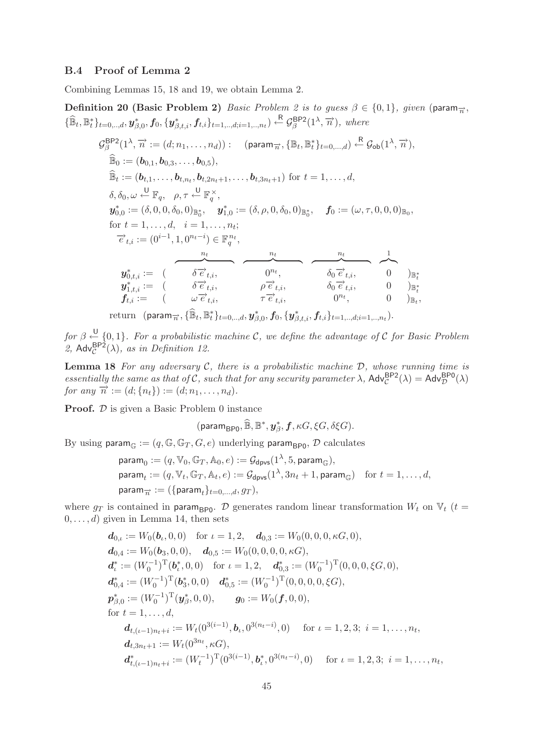### B.4 Proof of Lemma 2

Combining Lemmas 15, 18 and 19, we obtain Lemma 2.

**Definition 20 (Basic Problem 2)** *Basic Problem 2 is to guess $\beta \in \{0,1\}$, given $(\mathsf{param}_{\vec{n}}, \{\widehat{\mathbb{B}}_t, \mathbb{B}^*_t\}_{t=0,..,d}, \boldsymbol{y}^*_{\beta,0}, \boldsymbol{f}_0, \{\boldsymbol{y}^*_{\beta,t,i}, \boldsymbol{f}_{t,i}\}_{t=1,..,d;i=1,..,n_t}) \xleftarrow{\mathsf{R}} \mathcal{G}^{\mathsf{BP2}}_\beta(1^\lambda, \vec{n})$, where*

$$
\begin{aligned}
&\mathcal{G}^{\mathsf{BP2}}_\beta(1^\lambda, \vec{n} := (d; n_1, \ldots, n_d)) : \quad (\mathsf{param}_{\vec{n}}, \{\mathbb{B}_t, \mathbb{B}^*_t\}_{t=0,\ldots,d}) \xleftarrow{\mathsf{R}} \mathcal{G}_{\mathsf{ob}}(1^\lambda, \vec{n}),\\
&\quad \widehat{\mathbb{B}}_0 := (\boldsymbol{b}_{0,1}, \boldsymbol{b}_{0,3}, \ldots, \boldsymbol{b}_{0,5}),\\
&\quad \widehat{\mathbb{B}}_t := (\boldsymbol{b}_{t,1}, \ldots, \boldsymbol{b}_{t,n_t}, \boldsymbol{b}_{t,2n_t+1}, \ldots, \boldsymbol{b}_{t,3n_t+1}) \text{ for } t = 1, \ldots, d,\\
&\quad \delta, \delta_0, \omega \xleftarrow{\mathsf{U}} \mathbb{F}_q, \quad \rho, \tau \xleftarrow{\mathsf{U}} \mathbb{F}_q^\times,\\
&\quad \boldsymbol{y}^*_{0,0} := (\delta, 0, 0, \delta_0, 0)_{\mathbb{B}^*_0}, \quad \boldsymbol{y}^*_{1,0} := (\delta, \rho, 0, \delta_0, 0)_{\mathbb{B}^*_0}, \quad \boldsymbol{f}_0 := (\omega, \tau, 0, 0, 0)_{\mathbb{B}_0},\\
&\quad \text{for } t = 1, \ldots, d, \quad i = 1, \ldots, n_t;\\
&\qquad \vec{e}_{t,i} := (0^{i-1}, 1, 0^{n_t - i}) \in \mathbb{F}_q^{n_t},\\
&\qquad \boldsymbol{y}^*_{0,t,i} := (\ \overbrace{\delta \vec{e}_{t,i}}^{n_t},\ \overbrace{0^{n_t}}^{n_t},\ \overbrace{\delta_0 \vec{e}_{t,i}}^{n_t},\ \overbrace{0}^{1}\ )_{\mathbb{B}^*_t}\\
&\qquad \boldsymbol{y}^*_{1,t,i} := (\ \delta \vec{e}_{t,i},\ \rho \vec{e}_{t,i},\ \delta_0 \vec{e}_{t,i},\ 0\ )_{\mathbb{B}^*_t}\\
&\qquad \boldsymbol{f}_{t,i} := (\ \omega \vec{e}_{t,i},\ \tau \vec{e}_{t,i},\ 0^{n_t},\ 0\ )_{\mathbb{B}_t},\\
&\quad \text{return } \ (\mathsf{param}_{\vec{n}}, \{\widehat{\mathbb{B}}_t, \mathbb{B}^*_t\}_{t=0,..,d}, \boldsymbol{y}^*_{\beta,0}, \boldsymbol{f}_0, \{\boldsymbol{y}^*_{\beta,t,i}, \boldsymbol{f}_{t,i}\}_{t=1,..,d;i=1,..,n_t}).
\end{aligned}
$$

*for $\beta \xleftarrow{\mathsf{U}} \{0,1\}$. For a probabilistic machine $\mathcal{C}$, we define the advantage of $\mathcal{C}$ for Basic Problem 2, $\mathsf{Adv}^{\mathsf{BP2}}_{\mathcal{C}}(\lambda)$, as in Definition 12.*

**Lemma 18** *For any adversary $\mathcal{C}$, there is a probabilistic machine $\mathcal{D}$, whose running time is essentially the same as that of $\mathcal{C}$, such that for any security parameter $\lambda$, $\mathsf{Adv}^{\mathsf{BP2}}_{\mathcal{C}}(\lambda) = \mathsf{Adv}^{\mathsf{BP0}}_{\mathcal{D}}(\lambda)$ for any $\vec{n} := (d; \{n_t\}) := (d; n_1, \ldots, n_d)$.*

**Proof.** $\mathcal{D}$ is given a Basic Problem 0 instance

$$(\mathsf{param}_{\mathsf{BP0}}, \widehat{\mathbb{B}}, \mathbb{B}^*, \boldsymbol{y}^*_\beta, \boldsymbol{f}, \kappa G, \xi G, \delta\xi G).$$

By using $\mathsf{param}_{\mathbb{G}} := (q, \mathbb{G}, \mathbb{G}_T, G, e)$ underlying $\mathsf{param}_{\mathsf{BP0}}$, $\mathcal{D}$ calculates

$$
\begin{aligned}
&\mathsf{param}_0 := (q, \mathbb{V}_0, \mathbb{G}_T, \mathbb{A}_0, e) := \mathcal{G}_{\mathsf{dpvs}}(1^\lambda, 5, \mathsf{param}_{\mathbb{G}}),\\
&\mathsf{param}_t := (q, \mathbb{V}_t, \mathbb{G}_T, \mathbb{A}_t, e) := \mathcal{G}_{\mathsf{dpvs}}(1^\lambda, 3n_t + 1, \mathsf{param}_{\mathbb{G}}) \quad \text{for } t = 1, \ldots, d,\\
&\mathsf{param}_{\vec{n}} := (\{\mathsf{param}_t\}_{t=0,\ldots,d}, g_T),
\end{aligned}
$$

where $g_T$ is contained in $\mathsf{param}_{\mathsf{BP0}}$. $\mathcal{D}$ generates random linear transformation $W_t$ on $\mathbb{V}_t$ ($t = 0, \ldots, d$) given in Lemma 14, then sets

$$
\begin{aligned}
&\boldsymbol{d}_{0,\iota} := W_0(\boldsymbol{b}_\iota, 0, 0) \quad \text{for } \iota = 1, 2, \quad \boldsymbol{d}_{0,3} := W_0(0, 0, 0, \kappa G, 0),\\
&\boldsymbol{d}_{0,4} := W_0(\boldsymbol{b}_3, 0, 0), \quad \boldsymbol{d}_{0,5} := W_0(0, 0, 0, 0, \kappa G),\\
&\boldsymbol{d}^*_\iota := (W_0^{-1})^{\mathrm{T}}(\boldsymbol{b}^*_\iota, 0, 0) \quad \text{for } \iota = 1, 2, \quad \boldsymbol{d}^*_{0,3} := (W_0^{-1})^{\mathrm{T}}(0, 0, 0, \xi G, 0),\\
&\boldsymbol{d}^*_{0,4} := (W_0^{-1})^{\mathrm{T}}(\boldsymbol{b}^*_3, 0, 0) \quad \boldsymbol{d}^*_{0,5} := (W_0^{-1})^{\mathrm{T}}(0, 0, 0, 0, \xi G),\\
&\boldsymbol{p}^*_{\beta,0} := (W_0^{-1})^{\mathrm{T}}(\boldsymbol{y}^*_\beta, 0, 0), \qquad \boldsymbol{g}_0 := W_0(\boldsymbol{f}, 0, 0),\\
&\text{for } t = 1, \ldots, d,\\
&\quad \boldsymbol{d}_{t,(\iota-1)n_t+i} := W_t(0^{3(i-1)}, \boldsymbol{b}_\iota, 0^{3(n_t-i)}, 0) \quad \text{ for } \iota = 1, 2, 3;\ i = 1, \ldots, n_t,\\
&\quad \boldsymbol{d}_{t,3n_t+1} := W_t(0^{3n_t}, \kappa G),\\
&\quad \boldsymbol{d}^*_{t,(\iota-1)n_t+i} := (W_t^{-1})^{\mathrm{T}}(0^{3(i-1)}, \boldsymbol{b}^*_\iota, 0^{3(n_t-i)}, 0) \quad \text{ for } \iota = 1, 2, 3;\ i = 1, \ldots, n_t,
\end{aligned}
$$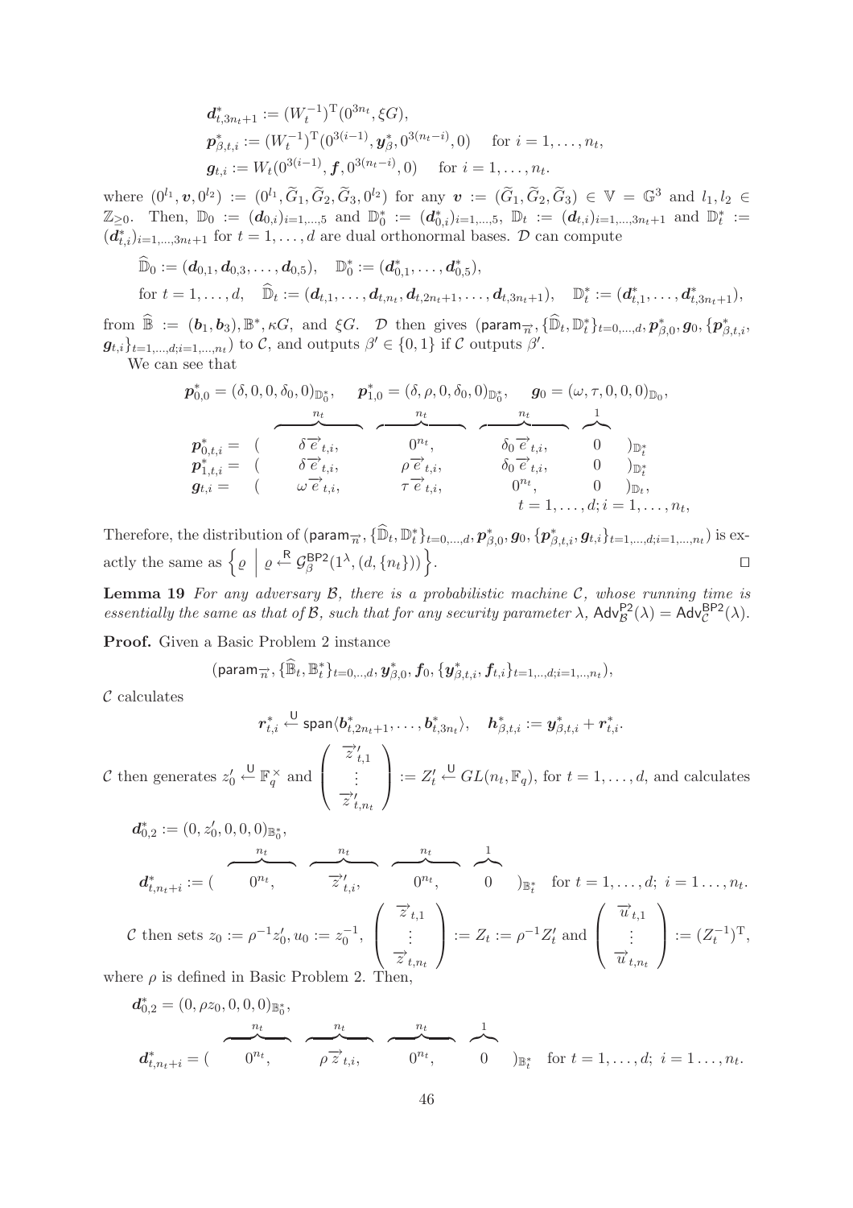$$\boldsymbol{d}^*_{t,3n_t+1} := (W_t^{-1})^{\mathrm{T}}(0^{3n_t}, \xi G),$$
$$\boldsymbol{p}^*_{\beta,t,i} := (W_t^{-1})^{\mathrm{T}}(0^{3(i-1)}, \boldsymbol{y}^*_\beta, 0^{3(n_t-i)}, 0) \quad \text{for } i = 1, \ldots, n_t,$$
$$\boldsymbol{g}_{t,i} := W_t(0^{3(i-1)}, \boldsymbol{f}, 0^{3(n_t-i)}, 0) \quad \text{for } i = 1, \ldots, n_t.$$

where $(0^{l_1}, \boldsymbol{v}, 0^{l_2}) := (0^{l_1}, \widetilde{G}_1, \widetilde{G}_2, \widetilde{G}_3, 0^{l_2})$ for any $\boldsymbol{v} := (\widetilde{G}_1, \widetilde{G}_2, \widetilde{G}_3) \in \mathbb{V} = \mathbb{G}^3$ and $l_1, l_2 \in \mathbb{Z}_{\geq 0}$. Then, $\mathbb{D}_0 := (\boldsymbol{d}_{0,i})_{i=1,\ldots,5}$ and $\mathbb{D}^*_0 := (\boldsymbol{d}^*_{0,i})_{i=1,\ldots,5}$, $\mathbb{D}_t := (\boldsymbol{d}_{t,i})_{i=1,\ldots,3n_t+1}$ and $\mathbb{D}^*_t := (\boldsymbol{d}^*_{t,i})_{i=1,\ldots,3n_t+1}$ for $t = 1, \ldots, d$ are dual orthonormal bases. $\mathcal{D}$ can compute

$$\widehat{\mathbb{D}}_0 := (\boldsymbol{d}_{0,1}, \boldsymbol{d}_{0,3}, \ldots, \boldsymbol{d}_{0,5}), \quad \mathbb{D}^*_0 := (\boldsymbol{d}^*_{0,1}, \ldots, \boldsymbol{d}^*_{0,5}),$$
$$\text{for } t = 1, \ldots, d, \quad \widehat{\mathbb{D}}_t := (\boldsymbol{d}_{t,1}, \ldots, \boldsymbol{d}_{t,n_t}, \boldsymbol{d}_{t,2n_t+1}, \ldots, \boldsymbol{d}_{t,3n_t+1}), \quad \mathbb{D}^*_t := (\boldsymbol{d}^*_{t,1}, \ldots, \boldsymbol{d}^*_{t,3n_t+1}),$$

from $\widehat{\mathbb{B}} := (\boldsymbol{b}_1, \boldsymbol{b}_3), \mathbb{B}^*, \kappa G$, and $\xi G$. $\mathcal{D}$ then gives $(\mathsf{param}_{\overrightarrow{n}}, \{\widehat{\mathbb{D}}_t, \mathbb{D}^*_t\}_{t=0,\ldots,d}, \boldsymbol{p}^*_{\beta,0}, \boldsymbol{g}_0, \{\boldsymbol{p}^*_{\beta,t,i}, \boldsymbol{g}_{t,i}\}_{t=1,\ldots,d; i=1,\ldots,n_t})$ to $\mathcal{C}$, and outputs $\beta' \in \{0,1\}$ if $\mathcal{C}$ outputs $\beta'$.

We can see that

$$\boldsymbol{p}^*_{0,0} = (\delta, 0, 0, \delta_0, 0)_{\mathbb{D}^*_0}, \quad \boldsymbol{p}^*_{1,0} = (\delta, \rho, 0, \delta_0, 0)_{\mathbb{D}^*_0}, \quad \boldsymbol{g}_0 = (\omega, \tau, 0, 0, 0)_{\mathbb{D}_0},$$

$$\begin{array}{rcccccl}
 & & \overbrace{\phantom{\delta \overrightarrow{e}_{t,i},}}^{n_t} & \overbrace{\phantom{\rho \overrightarrow{e}_{t,i},}}^{n_t} & \overbrace{\phantom{\delta_0 \overrightarrow{e}_{t,i},}}^{n_t} & \overbrace{\phantom{0}}^{1} & \\
\boldsymbol{p}^*_{0,t,i} = & ( & \delta \overrightarrow{e}_{t,i}, & 0^{n_t}, & \delta_0 \overrightarrow{e}_{t,i}, & 0 & )_{\mathbb{D}^*_t} \\
\boldsymbol{p}^*_{1,t,i} = & ( & \delta \overrightarrow{e}_{t,i}, & \rho \overrightarrow{e}_{t,i}, & \delta_0 \overrightarrow{e}_{t,i}, & 0 & )_{\mathbb{D}^*_t} \\
\boldsymbol{g}_{t,i} = & ( & \omega \overrightarrow{e}_{t,i}, & \tau \overrightarrow{e}_{t,i}, & 0^{n_t}, & 0 & )_{\mathbb{D}_t}, \\
 & & & & & & t = 1, \ldots, d; i = 1, \ldots, n_t,
\end{array}$$

Therefore, the distribution of $(\mathsf{param}_{\overrightarrow{n}}, \{\widehat{\mathbb{D}}_t, \mathbb{D}^*_t\}_{t=0,\ldots,d}, \boldsymbol{p}^*_{\beta,0}, \boldsymbol{g}_0, \{\boldsymbol{p}^*_{\beta,t,i}, \boldsymbol{g}_{t,i}\}_{t=1,\ldots,d; i=1,\ldots,n_t})$ is exactly the same as $\left\{ \varrho \;\middle|\; \varrho \xleftarrow{\mathsf{R}} \mathcal{G}^{\mathsf{BP2}}_\beta(1^\lambda, (d, \{n_t\})) \right\}$. $\square$

**Lemma 19** *For any adversary $\mathcal{B}$, there is a probabilistic machine $\mathcal{C}$, whose running time is essentially the same as that of $\mathcal{B}$, such that for any security parameter $\lambda$, $\mathsf{Adv}^{\mathsf{P2}}_{\mathcal{B}}(\lambda) = \mathsf{Adv}^{\mathsf{BP2}}_{\mathcal{C}}(\lambda)$.*

**Proof.** Given a Basic Problem 2 instance

$$(\mathsf{param}_{\overrightarrow{n}}, \{\widehat{\mathbb{B}}_t, \mathbb{B}^*_t\}_{t=0,\ldots,d}, \boldsymbol{y}^*_{\beta,0}, \boldsymbol{f}_0, \{\boldsymbol{y}^*_{\beta,t,i}, \boldsymbol{f}_{t,i}\}_{t=1,\ldots,d; i=1,\ldots,n_t}),$$

$\mathcal{C}$ calculates

$$\boldsymbol{r}^*_{t,i} \xleftarrow{\mathsf{U}} \mathsf{span}\langle \boldsymbol{b}^*_{t,2n_t+1}, \ldots, \boldsymbol{b}^*_{t,3n_t} \rangle, \quad \boldsymbol{h}^*_{\beta,t,i} := \boldsymbol{y}^*_{\beta,t,i} + \boldsymbol{r}^*_{t,i}.$$

$\mathcal{C}$ then generates $z'_0 \xleftarrow{\mathsf{U}} \mathbb{F}_q^\times$ and $\begin{pmatrix} \overrightarrow{z}'_{t,1} \\ \vdots \\ \overrightarrow{z}'_{t,n_t} \end{pmatrix} := Z'_t \xleftarrow{\mathsf{U}} GL(n_t, \mathbb{F}_q)$, for $t = 1, \ldots, d$, and calculates

$$\boldsymbol{d}^*_{0,2} := (0, z'_0, 0, 0, 0)_{\mathbb{B}^*_0},$$

$$\boldsymbol{d}^*_{t,n_t+i} := (\overbrace{0^{n_t},}^{n_t} \overbrace{\overrightarrow{z}'_{t,i},}^{n_t} \overbrace{0^{n_t},}^{n_t} \overbrace{0}^{1})_{\mathbb{B}^*_t} \quad \text{for } t = 1, \ldots, d; \; i = 1 \ldots, n_t.$$

$\mathcal{C}$ then sets $z_0 := \rho^{-1} z'_0, u_0 := z_0^{-1}$, $\begin{pmatrix} \overrightarrow{z}_{t,1} \\ \vdots \\ \overrightarrow{z}_{t,n_t} \end{pmatrix} := Z_t := \rho^{-1} Z'_t$ and $\begin{pmatrix} \overrightarrow{u}_{t,1} \\ \vdots \\ \overrightarrow{u}_{t,n_t} \end{pmatrix} := (Z_t^{-1})^{\mathrm{T}}$,

where $\rho$ is defined in Basic Problem 2. Then,

$$\boldsymbol{d}^*_{0,2} = (0, \rho z_0, 0, 0, 0)_{\mathbb{B}^*_0},$$

$$\boldsymbol{d}^*_{t,n_t+i} = (\overbrace{0^{n_t},}^{n_t} \overbrace{\rho \overrightarrow{z}_{t,i},}^{n_t} \overbrace{0^{n_t},}^{n_t} \overbrace{0}^{1})_{\mathbb{B}^*_t} \quad \text{for } t = 1, \ldots, d; \; i = 1 \ldots, n_t.$$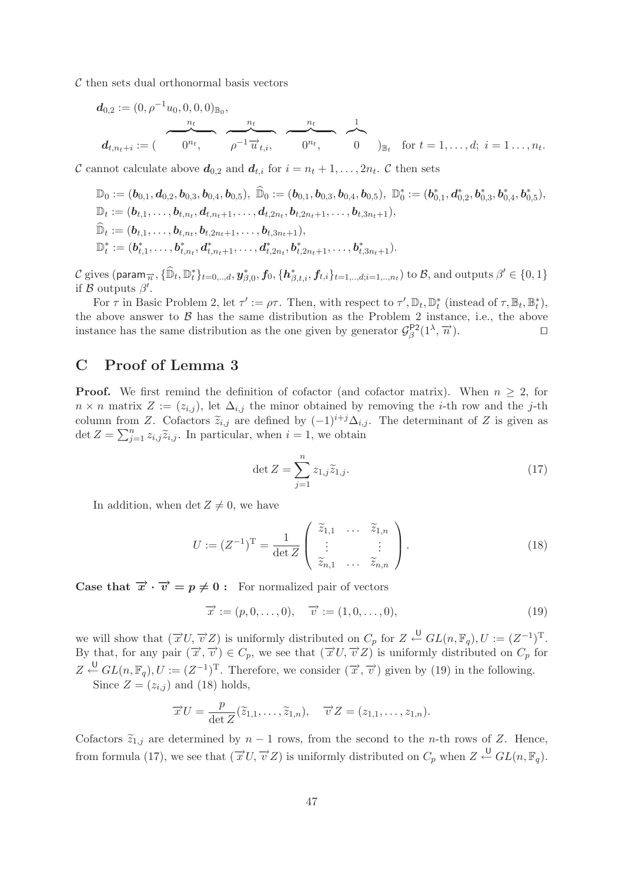$\mathcal{C}$ then sets dual orthonormal basis vectors

$$\boldsymbol{d}_{0,2} := (0, \rho^{-1} u_0, 0, 0, 0)_{\mathbb{B}_0},$$

$$\boldsymbol{d}_{t,n_t+i} := ( \overbrace{0^{n_t},}^{n_t} \quad \overbrace{\rho^{-1} \overrightarrow{u}_{t,i},}^{n_t} \quad \overbrace{0^{n_t},}^{n_t} \quad \overbrace{0}^{1} \quad )_{\mathbb{B}_t} \quad \text{for } t = 1, \ldots, d; \; i = 1 \ldots, n_t.$$

$\mathcal{C}$ cannot calculate above $\boldsymbol{d}_{0,2}$ and $\boldsymbol{d}_{t,i}$ for $i = n_t + 1, \ldots, 2n_t$. $\mathcal{C}$ then sets

$$\mathbb{D}_0 := (\boldsymbol{b}_{0,1}, \boldsymbol{d}_{0,2}, \boldsymbol{b}_{0,3}, \boldsymbol{b}_{0,4}, \boldsymbol{b}_{0,5}), \; \widehat{\mathbb{D}}_0 := (\boldsymbol{b}_{0,1}, \boldsymbol{b}_{0,3}, \boldsymbol{b}_{0,4}, \boldsymbol{b}_{0,5}), \; \mathbb{D}_0^* := (\boldsymbol{b}_{0,1}^*, \boldsymbol{d}_{0,2}^*, \boldsymbol{b}_{0,3}^*, \boldsymbol{b}_{0,4}^*, \boldsymbol{b}_{0,5}^*),$$
$$\mathbb{D}_t := (\boldsymbol{b}_{t,1}, \ldots, \boldsymbol{b}_{t,n_t}, \boldsymbol{d}_{t,n_t+1}, \ldots, \boldsymbol{d}_{t,2n_t}, \boldsymbol{b}_{t,2n_t+1}, \ldots, \boldsymbol{b}_{t,3n_t+1}),$$
$$\widehat{\mathbb{D}}_t := (\boldsymbol{b}_{t,1}, \ldots, \boldsymbol{b}_{t,n_t}, \boldsymbol{b}_{t,2n_t+1}, \ldots, \boldsymbol{b}_{t,3n_t+1}),$$
$$\mathbb{D}_t^* := (\boldsymbol{b}_{t,1}^*, \ldots, \boldsymbol{b}_{t,n_t}^*, \boldsymbol{d}_{t,n_t+1}^*, \ldots, \boldsymbol{d}_{t,2n_t}^*, \boldsymbol{b}_{t,2n_t+1}^*, \ldots, \boldsymbol{b}_{t,3n_t+1}^*).$$

$\mathcal{C}$ gives $(\mathsf{param}_{\overrightarrow{n}}, \{\widehat{\mathbb{D}}_t, \mathbb{D}_t^*\}_{t=0,..,d}, \boldsymbol{y}_{\beta,0}^*, \boldsymbol{f}_0, \{\boldsymbol{h}_{\beta,t,i}^*, \boldsymbol{f}_{t,i}\}_{t=1,..,d;i=1,..,n_t})$ to $\mathcal{B}$, and outputs $\beta' \in \{0,1\}$ if $\mathcal{B}$ outputs $\beta'$.

For $\tau$ in Basic Problem 2, let $\tau' := \rho\tau$. Then, with respect to $\tau', \mathbb{D}_t, \mathbb{D}_t^*$ (instead of $\tau, \mathbb{B}_t, \mathbb{B}_t^*$), the above answer to $\mathcal{B}$ has the same distribution as the Problem 2 instance, i.e., the above instance has the same distribution as the one given by generator $\mathcal{G}_\beta^{\mathsf{P2}}(1^\lambda, \overrightarrow{n})$. $\square$

## C Proof of Lemma 3

**Proof.** We first remind the definition of cofactor (and cofactor matrix). When $n \geq 2$, for $n \times n$ matrix $Z := (z_{i,j})$, let $\Delta_{i,j}$ the minor obtained by removing the $i$-th row and the $j$-th column from $Z$. Cofactors $\widetilde{z}_{i,j}$ are defined by $(-1)^{i+j}\Delta_{i,j}$. The determinant of $Z$ is given as $\det Z = \sum_{j=1}^n z_{i,j}\widetilde{z}_{i,j}$. In particular, when $i = 1$, we obtain

$$\det Z = \sum_{j=1}^n z_{1,j}\widetilde{z}_{1,j}. \tag{17}$$

In addition, when $\det Z \neq 0$, we have

$$U := (Z^{-1})^{\mathrm{T}} = \frac{1}{\det Z} \begin{pmatrix} \widetilde{z}_{1,1} & \ldots & \widetilde{z}_{1,n} \\ \vdots & & \vdots \\ \widetilde{z}_{n,1} & \ldots & \widetilde{z}_{n,n} \end{pmatrix}. \tag{18}$$

**Case that $\overrightarrow{x} \cdot \overrightarrow{v} = p \neq 0$ :** For normalized pair of vectors

$$\overrightarrow{x} := (p, 0, \ldots, 0), \quad \overrightarrow{v} := (1, 0, \ldots, 0), \tag{19}$$

we will show that $(\overrightarrow{x}U, \overrightarrow{v}Z)$ is uniformly distributed on $C_p$ for $Z \xleftarrow{\mathsf{U}} GL(n, \mathbb{F}_q), U := (Z^{-1})^{\mathrm{T}}$. By that, for any pair $(\overrightarrow{x}, \overrightarrow{v}) \in C_p$, we see that $(\overrightarrow{x}U, \overrightarrow{v}Z)$ is uniformly distributed on $C_p$ for $Z \xleftarrow{\mathsf{U}} GL(n, \mathbb{F}_q), U := (Z^{-1})^{\mathrm{T}}$. Therefore, we consider $(\overrightarrow{x}, \overrightarrow{v})$ given by (19) in the following.

Since $Z = (z_{i,j})$ and (18) holds,

$$\overrightarrow{x}U = \frac{p}{\det Z}(\widetilde{z}_{1,1}, \ldots, \widetilde{z}_{1,n}), \quad \overrightarrow{v}Z = (z_{1,1}, \ldots, z_{1,n}).$$

Cofactors $\widetilde{z}_{1,j}$ are determined by $n-1$ rows, from the second to the $n$-th rows of $Z$. Hence, from formula (17), we see that $(\overrightarrow{x}U, \overrightarrow{v}Z)$ is uniformly distributed on $C_p$ when $Z \xleftarrow{\mathsf{U}} GL(n, \mathbb{F}_q)$.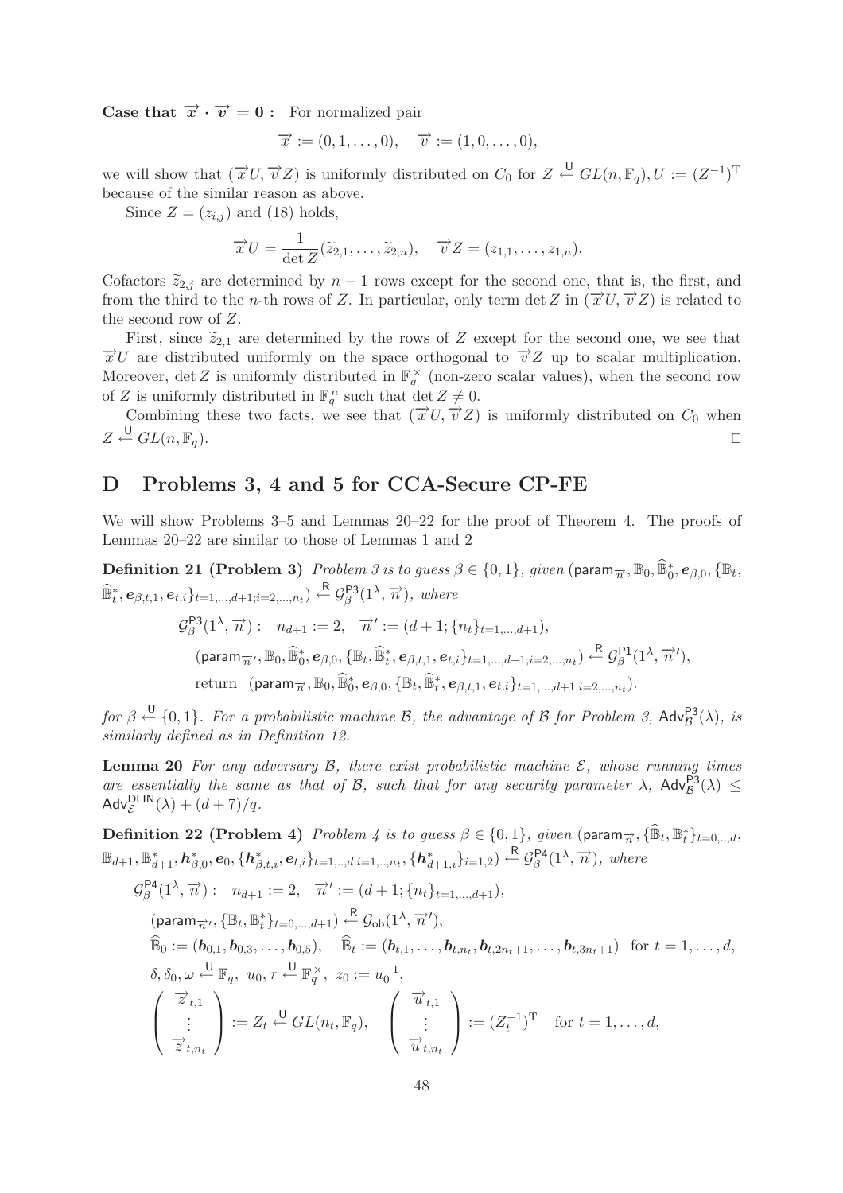**Case that $\vec{x} \cdot \vec{v} = 0$ :** For normalized pair

$$\vec{x} := (0, 1, \ldots, 0), \quad \vec{v} := (1, 0, \ldots, 0),$$

we will show that $(\vec{x}U, \vec{v}Z)$ is uniformly distributed on $C_0$ for $Z \xleftarrow{\mathsf{U}} GL(n, \mathbb{F}_q), U := (Z^{-1})^{\mathrm{T}}$ because of the similar reason as above.

Since $Z = (z_{i,j})$ and (18) holds,

$$\vec{x}U = \frac{1}{\det Z}(\widetilde{z}_{2,1}, \ldots, \widetilde{z}_{2,n}), \quad \vec{v}Z = (z_{1,1}, \ldots, z_{1,n}).$$

Cofactors $\widetilde{z}_{2,j}$ are determined by $n-1$ rows except for the second one, that is, the first, and from the third to the $n$-th rows of $Z$. In particular, only term $\det Z$ in $(\vec{x}U, \vec{v}Z)$ is related to the second row of $Z$.

First, since $\widetilde{z}_{2,1}$ are determined by the rows of $Z$ except for the second one, we see that $\vec{x}U$ are distributed uniformly on the space orthogonal to $\vec{v}Z$ up to scalar multiplication. Moreover, $\det Z$ is uniformly distributed in $\mathbb{F}_q^\times$ (non-zero scalar values), when the second row of $Z$ is uniformly distributed in $\mathbb{F}_q^n$ such that $\det Z \neq 0$.

Combining these two facts, we see that $(\vec{x}U, \vec{v}Z)$ is uniformly distributed on $C_0$ when $Z \xleftarrow{\mathsf{U}} GL(n, \mathbb{F}_q)$. □

## D Problems 3, 4 and 5 for CCA-Secure CP-FE

We will show Problems 3–5 and Lemmas 20–22 for the proof of Theorem 4. The proofs of Lemmas 20–22 are similar to those of Lemmas 1 and 2

**Definition 21 (Problem 3)** *Problem 3 is to guess $\beta \in \{0,1\}$, given $(\mathsf{param}_{\vec{n}}, \mathbb{B}_0, \widehat{\mathbb{B}}_0^*, \boldsymbol{e}_{\beta,0}, \{\mathbb{B}_t, \widehat{\mathbb{B}}_t^*, \boldsymbol{e}_{\beta,t,1}, \boldsymbol{e}_{t,i}\}_{t=1,\ldots,d+1; i=2,\ldots,n_t}) \xleftarrow{\mathsf{R}} \mathcal{G}_\beta^{\mathsf{P3}}(1^\lambda, \vec{n})$, where*

$$\begin{aligned}
&\mathcal{G}_\beta^{\mathsf{P3}}(1^\lambda, \vec{n}): \quad n_{d+1} := 2, \quad \vec{n}' := (d+1; \{n_t\}_{t=1,\ldots,d+1}), \\
&\quad (\mathsf{param}_{\vec{n}'}, \mathbb{B}_0, \widehat{\mathbb{B}}_0^*, \boldsymbol{e}_{\beta,0}, \{\mathbb{B}_t, \widehat{\mathbb{B}}_t^*, \boldsymbol{e}_{\beta,t,1}, \boldsymbol{e}_{t,i}\}_{t=1,\ldots,d+1; i=2,\ldots,n_t}) \xleftarrow{\mathsf{R}} \mathcal{G}_\beta^{\mathsf{P1}}(1^\lambda, \vec{n}'), \\
&\quad \text{return} \quad (\mathsf{param}_{\vec{n}}, \mathbb{B}_0, \widehat{\mathbb{B}}_0^*, \boldsymbol{e}_{\beta,0}, \{\mathbb{B}_t, \widehat{\mathbb{B}}_t^*, \boldsymbol{e}_{\beta,t,1}, \boldsymbol{e}_{t,i}\}_{t=1,\ldots,d+1; i=2,\ldots,n_t}).
\end{aligned}$$

*for $\beta \xleftarrow{\mathsf{U}} \{0,1\}$. For a probabilistic machine $\mathcal{B}$, the advantage of $\mathcal{B}$ for Problem 3, $\mathsf{Adv}_{\mathcal{B}}^{\mathsf{P3}}(\lambda)$, is similarly defined as in Definition 12.*

**Lemma 20** *For any adversary $\mathcal{B}$, there exist probabilistic machine $\mathcal{E}$, whose running times are essentially the same as that of $\mathcal{B}$, such that for any security parameter $\lambda$, $\mathsf{Adv}_{\mathcal{B}}^{\mathsf{P3}}(\lambda) \leq \mathsf{Adv}_{\mathcal{E}}^{\mathsf{DLIN}}(\lambda) + (d+7)/q$.*

**Definition 22 (Problem 4)** *Problem 4 is to guess $\beta \in \{0,1\}$, given $(\mathsf{param}_{\vec{n}}, \{\widehat{\mathbb{B}}_t, \mathbb{B}_t^*\}_{t=0,\ldots,d}, \mathbb{B}_{d+1}, \mathbb{B}_{d+1}^*, \boldsymbol{h}_{\beta,0}^*, \boldsymbol{e}_0, \{\boldsymbol{h}_{\beta,t,i}^*, \boldsymbol{e}_{t,i}\}_{t=1,\ldots,d; i=1,\ldots,n_t}, \{\boldsymbol{h}_{d+1,i}^*\}_{i=1,2}) \xleftarrow{\mathsf{R}} \mathcal{G}_\beta^{\mathsf{P4}}(1^\lambda, \vec{n})$, where*

$$\begin{aligned}
&\mathcal{G}_\beta^{\mathsf{P4}}(1^\lambda, \vec{n}): \quad n_{d+1} := 2, \quad \vec{n}' := (d+1; \{n_t\}_{t=1,\ldots,d+1}), \\
&\quad (\mathsf{param}_{\vec{n}'}, \{\mathbb{B}_t, \mathbb{B}_t^*\}_{t=0,\ldots,d+1}) \xleftarrow{\mathsf{R}} \mathcal{G}_{\mathsf{ob}}(1^\lambda, \vec{n}'), \\
&\quad \widehat{\mathbb{B}}_0 := (\boldsymbol{b}_{0,1}, \boldsymbol{b}_{0,3}, \ldots, \boldsymbol{b}_{0,5}), \quad \widehat{\mathbb{B}}_t := (\boldsymbol{b}_{t,1}, \ldots, \boldsymbol{b}_{t,n_t}, \boldsymbol{b}_{t,2n_t+1}, \ldots, \boldsymbol{b}_{t,3n_t+1}) \quad \text{for } t = 1, \ldots, d, \\
&\quad \delta, \delta_0, \omega \xleftarrow{\mathsf{U}} \mathbb{F}_q, \ u_0, \tau \xleftarrow{\mathsf{U}} \mathbb{F}_q^\times, \ z_0 := u_0^{-1}, \\
&\quad \begin{pmatrix} \vec{z}_{t,1} \\ \vdots \\ \vec{z}_{t,n_t} \end{pmatrix} := Z_t \xleftarrow{\mathsf{U}} GL(n_t, \mathbb{F}_q), \quad \begin{pmatrix} \vec{u}_{t,1} \\ \vdots \\ \vec{u}_{t,n_t} \end{pmatrix} := (Z_t^{-1})^{\mathrm{T}} \quad \text{for } t = 1, \ldots, d,
\end{aligned}$$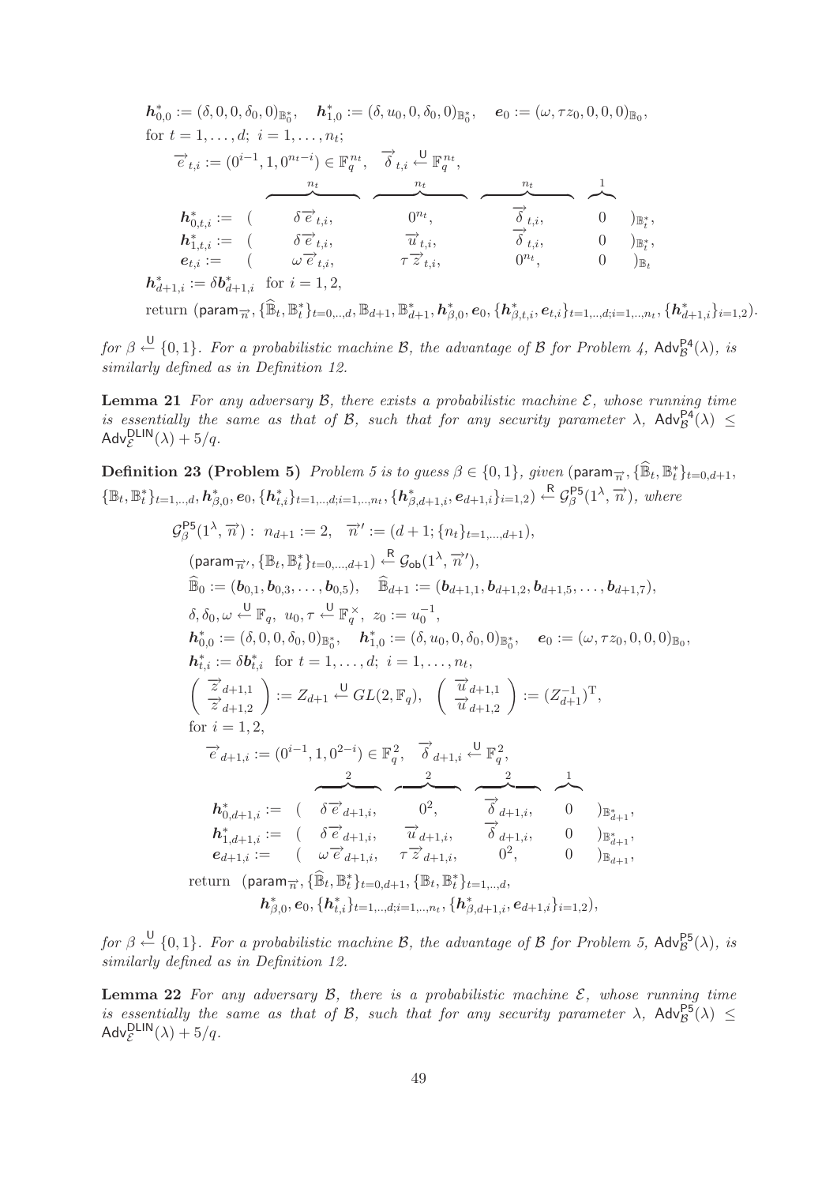$$\boldsymbol{h}^*_{0,0} := (\delta, 0, 0, \delta_0, 0)_{\mathbb{B}^*_0}, \quad \boldsymbol{h}^*_{1,0} := (\delta, u_0, 0, \delta_0, 0)_{\mathbb{B}^*_0}, \quad \boldsymbol{e}_0 := (\omega, \tau z_0, 0, 0, 0)_{\mathbb{B}_0},$$

for $t = 1, \ldots, d;\ i = 1, \ldots, n_t$;

$$\overrightarrow{e}_{t,i} := (0^{i-1}, 1, 0^{n_t - i}) \in \mathbb{F}_q^{n_t}, \quad \overrightarrow{\delta}_{t,i} \xleftarrow{\mathsf{U}} \mathbb{F}_q^{n_t},$$

$$\begin{array}{llllll}
 & & \overbrace{\phantom{\delta\overrightarrow{e}_{t,i},}}^{n_t} & \overbrace{\phantom{\tau\overrightarrow{z}_{t,i},}}^{n_t} & \overbrace{\phantom{\overrightarrow{\delta}_{t,i},}}^{n_t} & \overbrace{\phantom{0}}^{1} \\
\boldsymbol{h}^*_{0,t,i} := & ( & \delta\overrightarrow{e}_{t,i}, & 0^{n_t}, & \overrightarrow{\delta}_{t,i}, & 0 \quad )_{\mathbb{B}^*_t}, \\
\boldsymbol{h}^*_{1,t,i} := & ( & \delta\overrightarrow{e}_{t,i}, & \overrightarrow{u}_{t,i}, & \overrightarrow{\delta}_{t,i}, & 0 \quad )_{\mathbb{B}^*_t}, \\
\boldsymbol{e}_{t,i} := & ( & \omega\overrightarrow{e}_{t,i}, & \tau\overrightarrow{z}_{t,i}, & 0^{n_t}, & 0 \quad )_{\mathbb{B}_t}
\end{array}$$

$\boldsymbol{h}^*_{d+1,i} := \delta \boldsymbol{b}^*_{d+1,i}$ for $i = 1, 2$,

return $(\mathsf{param}_{\overrightarrow{n}}, \{\widehat{\mathbb{B}}_t, \mathbb{B}^*_t\}_{t=0,..,d}, \mathbb{B}_{d+1}, \mathbb{B}^*_{d+1}, \boldsymbol{h}^*_{\beta,0}, \boldsymbol{e}_0, \{\boldsymbol{h}^*_{\beta,t,i}, \boldsymbol{e}_{t,i}\}_{t=1,..,d;i=1,..,n_t}, \{\boldsymbol{h}^*_{d+1,i}\}_{i=1,2})$.

*for* $\beta \xleftarrow{\mathsf{U}} \{0, 1\}$. *For a probabilistic machine* $\mathcal{B}$, *the advantage of* $\mathcal{B}$ *for Problem 4,* $\mathsf{Adv}^{\mathsf{P4}}_{\mathcal{B}}(\lambda)$, *is similarly defined as in Definition 12.*

**Lemma 21** *For any adversary* $\mathcal{B}$, *there exists a probabilistic machine* $\mathcal{E}$, *whose running time is essentially the same as that of* $\mathcal{B}$, *such that for any security parameter* $\lambda$, $\mathsf{Adv}^{\mathsf{P4}}_{\mathcal{B}}(\lambda) \leq \mathsf{Adv}^{\mathsf{DLIN}}_{\mathcal{E}}(\lambda) + 5/q$.

**Definition 23 (Problem 5)** *Problem 5 is to guess* $\beta \in \{0, 1\}$, *given* $(\mathsf{param}_{\overrightarrow{n}}, \{\widehat{\mathbb{B}}_t, \mathbb{B}^*_t\}_{t=0,d+1}, \{\mathbb{B}_t, \mathbb{B}^*_t\}_{t=1,..,d}, \boldsymbol{h}^*_{\beta,0}, \boldsymbol{e}_0, \{\boldsymbol{h}^*_{t,i}\}_{t=1,..,d;i=1,..,n_t}, \{\boldsymbol{h}^*_{\beta,d+1,i}, \boldsymbol{e}_{d+1,i}\}_{i=1,2}) \xleftarrow{\mathsf{R}} \mathcal{G}^{\mathsf{P5}}_{\beta}(1^\lambda, \overrightarrow{n})$, *where*

$\mathcal{G}^{\mathsf{P5}}_{\beta}(1^\lambda, \overrightarrow{n}):\ n_{d+1} := 2, \quad \overrightarrow{n}' := (d+1; \{n_t\}_{t=1,\ldots,d+1})$,

$(\mathsf{param}_{\overrightarrow{n}'}, \{\mathbb{B}_t, \mathbb{B}^*_t\}_{t=0,\ldots,d+1}) \xleftarrow{\mathsf{R}} \mathcal{G}_{\mathsf{ob}}(1^\lambda, \overrightarrow{n}')$,

$\widehat{\mathbb{B}}_0 := (\boldsymbol{b}_{0,1}, \boldsymbol{b}_{0,3}, \ldots, \boldsymbol{b}_{0,5}), \quad \widehat{\mathbb{B}}_{d+1} := (\boldsymbol{b}_{d+1,1}, \boldsymbol{b}_{d+1,2}, \boldsymbol{b}_{d+1,5}, \ldots, \boldsymbol{b}_{d+1,7})$,

$\delta, \delta_0, \omega \xleftarrow{\mathsf{U}} \mathbb{F}_q,\ u_0, \tau \xleftarrow{\mathsf{U}} \mathbb{F}_q^\times,\ z_0 := u_0^{-1}$,

$\boldsymbol{h}^*_{0,0} := (\delta, 0, 0, \delta_0, 0)_{\mathbb{B}^*_0}, \quad \boldsymbol{h}^*_{1,0} := (\delta, u_0, 0, \delta_0, 0)_{\mathbb{B}^*_0}, \quad \boldsymbol{e}_0 := (\omega, \tau z_0, 0, 0, 0)_{\mathbb{B}_0}$,

$\boldsymbol{h}^*_{t,i} := \delta \boldsymbol{b}^*_{t,i}$ for $t = 1, \ldots, d;\ i = 1, \ldots, n_t$,

$$\begin{pmatrix} \overrightarrow{z}_{d+1,1} \\ \overrightarrow{z}_{d+1,2} \end{pmatrix} := Z_{d+1} \xleftarrow{\mathsf{U}} GL(2, \mathbb{F}_q), \quad \begin{pmatrix} \overrightarrow{u}_{d+1,1} \\ \overrightarrow{u}_{d+1,2} \end{pmatrix} := (Z_{d+1}^{-1})^{\mathrm{T}},$$

for $i = 1, 2$,

$$\overrightarrow{e}_{d+1,i} := (0^{i-1}, 1, 0^{2-i}) \in \mathbb{F}_q^2, \quad \overrightarrow{\delta}_{d+1,i} \xleftarrow{\mathsf{U}} \mathbb{F}_q^2,$$

$$\begin{array}{llllll}
 & & \overbrace{\phantom{\delta\overrightarrow{e}_{d+1,i},}}^{2} & \overbrace{\phantom{\tau\overrightarrow{z}_{d+1,i},}}^{2} & \overbrace{\phantom{\overrightarrow{\delta}_{d+1,i},}}^{2} & \overbrace{\phantom{0}}^{1} \\
\boldsymbol{h}^*_{0,d+1,i} := & ( & \delta\overrightarrow{e}_{d+1,i}, & 0^2, & \overrightarrow{\delta}_{d+1,i}, & 0 \quad )_{\mathbb{B}^*_{d+1}}, \\
\boldsymbol{h}^*_{1,d+1,i} := & ( & \delta\overrightarrow{e}_{d+1,i}, & \overrightarrow{u}_{d+1,i}, & \overrightarrow{\delta}_{d+1,i}, & 0 \quad )_{\mathbb{B}^*_{d+1}}, \\
\boldsymbol{e}_{d+1,i} := & ( & \omega\overrightarrow{e}_{d+1,i}, & \tau\overrightarrow{z}_{d+1,i}, & 0^2, & 0 \quad )_{\mathbb{B}_{d+1}},
\end{array}$$

return $(\mathsf{param}_{\overrightarrow{n}}, \{\widehat{\mathbb{B}}_t, \mathbb{B}^*_t\}_{t=0,d+1}, \{\mathbb{B}_t, \mathbb{B}^*_t\}_{t=1,..,d},$
$\boldsymbol{h}^*_{\beta,0}, \boldsymbol{e}_0, \{\boldsymbol{h}^*_{t,i}\}_{t=1,..,d;i=1,..,n_t}, \{\boldsymbol{h}^*_{\beta,d+1,i}, \boldsymbol{e}_{d+1,i}\}_{i=1,2})$,

*for* $\beta \xleftarrow{\mathsf{U}} \{0, 1\}$. *For a probabilistic machine* $\mathcal{B}$, *the advantage of* $\mathcal{B}$ *for Problem 5,* $\mathsf{Adv}^{\mathsf{P5}}_{\mathcal{B}}(\lambda)$, *is similarly defined as in Definition 12.*

**Lemma 22** *For any adversary* $\mathcal{B}$, *there is a probabilistic machine* $\mathcal{E}$, *whose running time is essentially the same as that of* $\mathcal{B}$, *such that for any security parameter* $\lambda$, $\mathsf{Adv}^{\mathsf{P5}}_{\mathcal{B}}(\lambda) \leq \mathsf{Adv}^{\mathsf{DLIN}}_{\mathcal{E}}(\lambda) + 5/q$.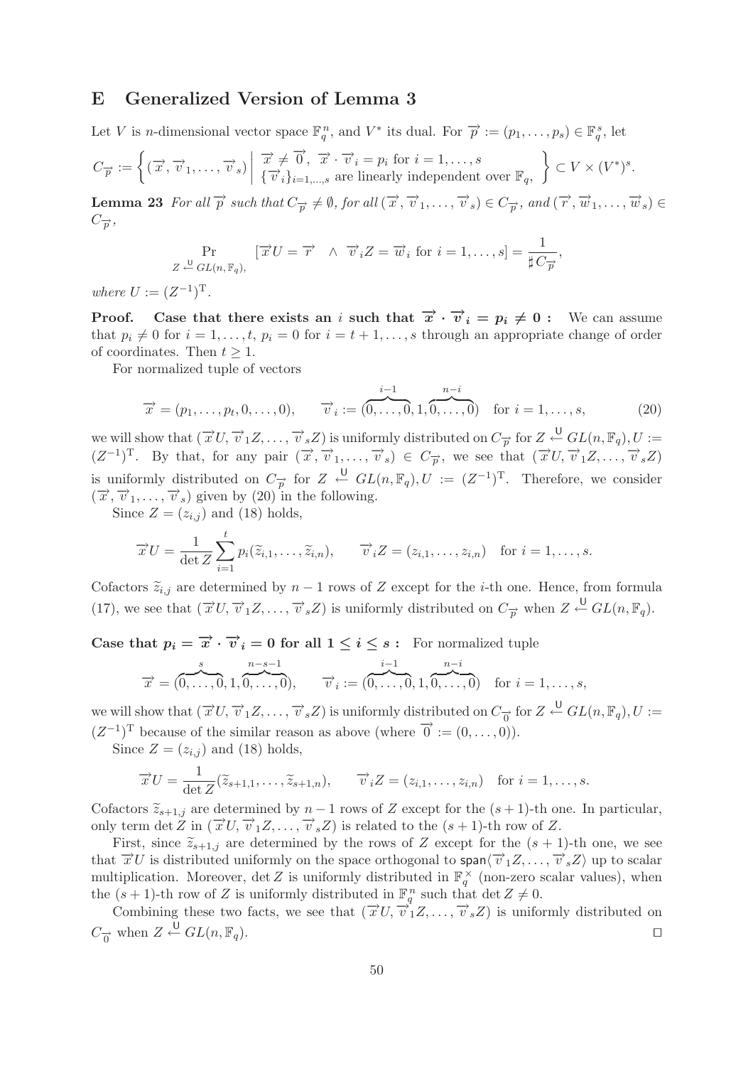## E Generalized Version of Lemma 3

Let $V$ is $n$-dimensional vector space $\mathbb{F}_q^n$, and $V^*$ its dual. For $\overrightarrow{p} := (p_1, \ldots, p_s) \in \mathbb{F}_q^s$, let

$$C_{\overrightarrow{p}} := \left\{ (\overrightarrow{x}, \overrightarrow{v}_1, \ldots, \overrightarrow{v}_s) \;\middle|\; \begin{array}{l} \overrightarrow{x} \neq \overrightarrow{0},\ \overrightarrow{x} \cdot \overrightarrow{v}_i = p_i \text{ for } i = 1, \ldots, s \\ \{\overrightarrow{v}_i\}_{i=1,\ldots,s} \text{ are linearly independent over } \mathbb{F}_q, \end{array} \right\} \subset V \times (V^*)^s.$$

**Lemma 23** *For all $\overrightarrow{p}$ such that $C_{\overrightarrow{p}} \neq \emptyset$, for all $(\overrightarrow{x}, \overrightarrow{v}_1, \ldots, \overrightarrow{v}_s) \in C_{\overrightarrow{p}}$, and $(\overrightarrow{r}, \overrightarrow{w}_1, \ldots, \overrightarrow{w}_s) \in C_{\overrightarrow{p}}$,*

$$\Pr_{Z \xleftarrow{\mathsf{U}} GL(n, \mathbb{F}_q),} [\overrightarrow{x} U = \overrightarrow{r} \quad \wedge \quad \overrightarrow{v}_i Z = \overrightarrow{w}_i \text{ for } i = 1, \ldots, s] = \frac{1}{\sharp C_{\overrightarrow{p}}},$$

*where $U := (Z^{-1})^{\mathrm{T}}$.*

**Proof. Case that there exists an $i$ such that $\overrightarrow{x} \cdot \overrightarrow{v}_i = p_i \neq 0$ :** We can assume that $p_i \neq 0$ for $i = 1, \ldots, t$, $p_i = 0$ for $i = t+1, \ldots, s$ through an appropriate change of order of coordinates. Then $t \geq 1$.

For normalized tuple of vectors

$$\overrightarrow{x} = (p_1, \ldots, p_t, 0, \ldots, 0), \qquad \overrightarrow{v}_i := (\overbrace{0, \ldots, 0}^{i-1}, 1, \overbrace{0, \ldots, 0}^{n-i}) \quad \text{for } i = 1, \ldots, s, \tag{20}$$

we will show that $(\overrightarrow{x} U, \overrightarrow{v}_1 Z, \ldots, \overrightarrow{v}_s Z)$ is uniformly distributed on $C_{\overrightarrow{p}}$ for $Z \xleftarrow{\mathsf{U}} GL(n, \mathbb{F}_q), U := (Z^{-1})^{\mathrm{T}}$. By that, for any pair $(\overrightarrow{x}, \overrightarrow{v}_1, \ldots, \overrightarrow{v}_s) \in C_{\overrightarrow{p}}$, we see that $(\overrightarrow{x} U, \overrightarrow{v}_1 Z, \ldots, \overrightarrow{v}_s Z)$ is uniformly distributed on $C_{\overrightarrow{p}}$ for $Z \xleftarrow{\mathsf{U}} GL(n, \mathbb{F}_q), U := (Z^{-1})^{\mathrm{T}}$. Therefore, we consider $(\overrightarrow{x}, \overrightarrow{v}_1, \ldots, \overrightarrow{v}_s)$ given by (20) in the following.

Since $Z = (z_{i,j})$ and (18) holds,

$$\overrightarrow{x} U = \frac{1}{\det Z} \sum_{i=1}^{t} p_i (\widetilde{z}_{i,1}, \ldots, \widetilde{z}_{i,n}), \qquad \overrightarrow{v}_i Z = (z_{i,1}, \ldots, z_{i,n}) \quad \text{for } i = 1, \ldots, s.$$

Cofactors $\widetilde{z}_{i,j}$ are determined by $n-1$ rows of $Z$ except for the $i$-th one. Hence, from formula (17), we see that $(\overrightarrow{x} U, \overrightarrow{v}_1 Z, \ldots, \overrightarrow{v}_s Z)$ is uniformly distributed on $C_{\overrightarrow{p}}$ when $Z \xleftarrow{\mathsf{U}} GL(n, \mathbb{F}_q)$.

**Case that $p_i = \overrightarrow{x} \cdot \overrightarrow{v}_i = 0$ for all $1 \leq i \leq s$ :** For normalized tuple

$$\overrightarrow{x} = (\overbrace{0, \ldots, 0}^{s}, 1, \overbrace{0, \ldots, 0}^{n-s-1}), \qquad \overrightarrow{v}_i := (\overbrace{0, \ldots, 0}^{i-1}, 1, \overbrace{0, \ldots, 0}^{n-i}) \quad \text{for } i = 1, \ldots, s,$$

we will show that $(\overrightarrow{x} U, \overrightarrow{v}_1 Z, \ldots, \overrightarrow{v}_s Z)$ is uniformly distributed on $C_{\overrightarrow{0}}$ for $Z \xleftarrow{\mathsf{U}} GL(n, \mathbb{F}_q), U := (Z^{-1})^{\mathrm{T}}$ because of the similar reason as above (where $\overrightarrow{0} := (0, \ldots, 0)$).

Since $Z = (z_{i,j})$ and (18) holds,

$$\overrightarrow{x} U = \frac{1}{\det Z} (\widetilde{z}_{s+1,1}, \ldots, \widetilde{z}_{s+1,n}), \qquad \overrightarrow{v}_i Z = (z_{i,1}, \ldots, z_{i,n}) \quad \text{for } i = 1, \ldots, s.$$

Cofactors $\widetilde{z}_{s+1,j}$ are determined by $n-1$ rows of $Z$ except for the $(s+1)$-th one. In particular, only term $\det Z$ in $(\overrightarrow{x} U, \overrightarrow{v}_1 Z, \ldots, \overrightarrow{v}_s Z)$ is related to the $(s+1)$-th row of $Z$.

First, since $\widetilde{z}_{s+1,j}$ are determined by the rows of $Z$ except for the $(s+1)$-th one, we see that $\overrightarrow{x} U$ is distributed uniformly on the space orthogonal to $\mathsf{span}\langle \overrightarrow{v}_1 Z, \ldots, \overrightarrow{v}_s Z \rangle$ up to scalar multiplication. Moreover, $\det Z$ is uniformly distributed in $\mathbb{F}_q^{\times}$ (non-zero scalar values), when the $(s+1)$-th row of $Z$ is uniformly distributed in $\mathbb{F}_q^n$ such that $\det Z \neq 0$.

Combining these two facts, we see that $(\overrightarrow{x} U, \overrightarrow{v}_1 Z, \ldots, \overrightarrow{v}_s Z)$ is uniformly distributed on $C_{\overrightarrow{0}}$ when $Z \xleftarrow{\mathsf{U}} GL(n, \mathbb{F}_q)$. $\square$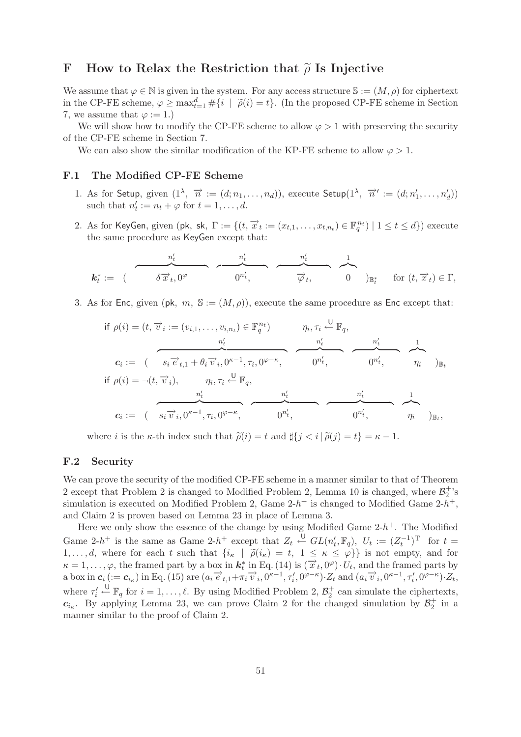# F How to Relax the Restriction that $\widetilde{\rho}$ Is Injective

We assume that $\varphi \in \mathbb{N}$ is given in the system. For any access structure $\mathbb{S} := (M, \rho)$ for ciphertext in the CP-FE scheme, $\varphi \geq \max_{t=1}^{d} \#\{i \mid \widetilde{\rho}(i) = t\}$. (In the proposed CP-FE scheme in Section 7, we assume that $\varphi := 1$.)

We will show how to modify the CP-FE scheme to allow $\varphi > 1$ with preserving the security of the CP-FE scheme in Section 7.

We can also show the similar modification of the KP-FE scheme to allow $\varphi > 1$.

## F.1 The Modified CP-FE Scheme

1. As for Setup, given $(1^\lambda, \ \overrightarrow{n} := (d; n_1, \ldots, n_d))$, execute $\mathsf{Setup}(1^\lambda, \ \overrightarrow{n}' := (d; n'_1, \ldots, n'_d))$ such that $n'_t := n_t + \varphi$ for $t = 1, \ldots, d$.

2. As for KeyGen, given $(\mathsf{pk}, \ \mathsf{sk}, \ \Gamma := \{(t, \overrightarrow{x}_t := (x_{t,1}, \ldots, x_{t,n_t}) \in \mathbb{F}_q^{n_t}) \mid 1 \leq t \leq d\})$ execute the same procedure as KeyGen except that:

$$\boldsymbol{k}_t^* := ( \ \overbrace{\delta \overrightarrow{x}_t, 0^{\varphi}}^{n'_t} \ \ \overbrace{0^{n'_t},}^{n'_t} \ \ \overbrace{\overrightarrow{\varphi}_t,}^{n'_t} \ \ \overbrace{0}^{1} \ )_{\mathbb{B}_t^*} \quad \text{for } (t, \overrightarrow{x}_t) \in \Gamma,$$

3. As for Enc, given $(\mathsf{pk}, \ m, \ \mathbb{S} := (M, \rho))$, execute the same procedure as Enc except that:

$$\text{if } \rho(i) = (t, \overrightarrow{v}_i := (v_{i,1}, \ldots, v_{i,n_t}) \in \mathbb{F}_q^{n_t}) \qquad \eta_i, \tau_i \xleftarrow{\mathsf{U}} \mathbb{F}_q,$$

$$\boldsymbol{c}_i := ( \ \overbrace{s_i \overrightarrow{e}_{t,1} + \theta_i \overrightarrow{v}_i, 0^{\kappa-1}, \tau_i, 0^{\varphi-\kappa},}^{n'_t} \ \ \overbrace{0^{n'_t},}^{n'_t} \ \ \overbrace{0^{n'_t},}^{n'_t} \ \ \overbrace{\eta_i}^{1} \ )_{\mathbb{B}_t}$$

$$\text{if } \rho(i) = \neg(t, \overrightarrow{v}_i), \qquad \eta_i, \tau_i \xleftarrow{\mathsf{U}} \mathbb{F}_q,$$

$$\boldsymbol{c}_i := ( \ \overbrace{s_i \overrightarrow{v}_i, 0^{\kappa-1}, \tau_i, 0^{\varphi-\kappa},}^{n'_t} \ \ \overbrace{0^{n'_t},}^{n'_t} \ \ \overbrace{0^{n'_t},}^{n'_t} \ \ \overbrace{\eta_i}^{1} \ )_{\mathbb{B}_t},$$

where $i$ is the $\kappa$-th index such that $\widetilde{\rho}(i) = t$ and $\sharp\{j < i \mid \widetilde{\rho}(j) = t\} = \kappa - 1$.

## F.2 Security

We can prove the security of the modified CP-FE scheme in a manner similar to that of Theorem 2 except that Problem 2 is changed to Modified Problem 2, Lemma 10 is changed, where $\mathcal{B}_2^+$'s simulation is executed on Modified Problem 2, Game 2-$h^+$ is changed to Modified Game 2-$h^+$, and Claim 2 is proven based on Lemma 23 in place of Lemma 3.

Here we only show the essence of the change by using Modified Game 2-$h^+$. The Modified Game 2-$h^+$ is the same as Game 2-$h^+$ except that $Z_t \xleftarrow{\mathsf{U}} GL(n'_t, \mathbb{F}_q)$, $U_t := (Z_t^{-1})^{\mathrm{T}}$ for $t = 1, \ldots, d$, where for each $t$ such that $\{i_\kappa \mid \widetilde{\rho}(i_\kappa) = t, \ 1 \leq \kappa \leq \varphi\}$ is not empty, and for $\kappa = 1, \ldots, \varphi$, the framed part by a box in $\boldsymbol{k}_t^*$ in Eq. (14) is $(\overrightarrow{x}_t, 0^{\varphi}) \cdot U_t$, and the framed parts by a box in $\boldsymbol{c}_i$ $(:= \boldsymbol{c}_{i_\kappa})$ in Eq. (15) are $(a_i \overrightarrow{e}_{t,1} + \pi_i \overrightarrow{v}_i, 0^{\kappa-1}, \tau'_i, 0^{\varphi-\kappa}) \cdot Z_t$ and $(a_i \overrightarrow{v}_i, 0^{\kappa-1}, \tau'_i, 0^{\varphi-\kappa}) \cdot Z_t$, where $\tau'_i \xleftarrow{\mathsf{U}} \mathbb{F}_q$ for $i = 1, \ldots, \ell$. By using Modified Problem 2, $\mathcal{B}_2^+$ can simulate the ciphertexts, $\boldsymbol{c}_{i_\kappa}$. By applying Lemma 23, we can prove Claim 2 for the changed simulation by $\mathcal{B}_2^+$ in a manner similar to the proof of Claim 2.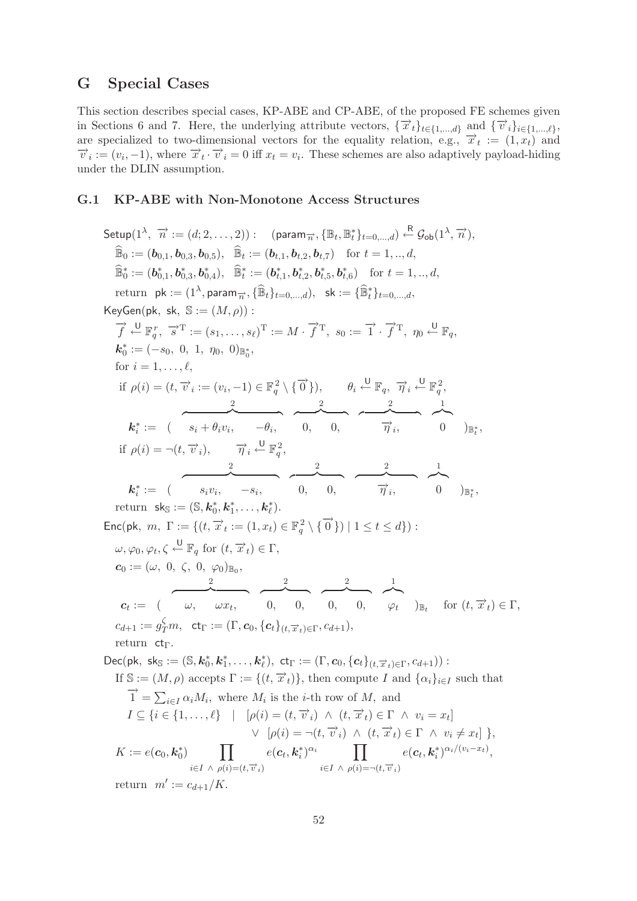## G Special Cases

This section describes special cases, KP-ABE and CP-ABE, of the proposed FE schemes given in Sections 6 and 7. Here, the underlying attribute vectors, $\{\vec{x}_t\}_{t\in\{1,\ldots,d\}}$ and $\{\vec{v}_i\}_{i\in\{1,\ldots,\ell\}}$, are specialized to two-dimensional vectors for the equality relation, e.g., $\vec{x}_t := (1, x_t)$ and $\vec{v}_i := (v_i, -1)$, where $\vec{x}_t \cdot \vec{v}_i = 0$ iff $x_t = v_i$. These schemes are also adaptively payload-hiding under the DLIN assumption.

### G.1 KP-ABE with Non-Monotone Access Structures

$\mathsf{Setup}(1^\lambda,\ \vec{n} := (d; 2, \ldots, 2)):\quad (\mathsf{param}_{\vec{n}}, \{\mathbb{B}_t, \mathbb{B}_t^*\}_{t=0,\ldots,d}) \xleftarrow{\mathsf{R}} \mathcal{G}_{\mathsf{ob}}(1^\lambda, \vec{n}),$

$\widehat{\mathbb{B}}_0 := (\boldsymbol{b}_{0,1}, \boldsymbol{b}_{0,3}, \boldsymbol{b}_{0,5}),\quad \widehat{\mathbb{B}}_t := (\boldsymbol{b}_{t,1}, \boldsymbol{b}_{t,2}, \boldsymbol{b}_{t,7})\quad$ for $t = 1, .., d$,

$\widehat{\mathbb{B}}_0^* := (\boldsymbol{b}_{0,1}^*, \boldsymbol{b}_{0,3}^*, \boldsymbol{b}_{0,4}^*),\quad \widehat{\mathbb{B}}_t^* := (\boldsymbol{b}_{t,1}^*, \boldsymbol{b}_{t,2}^*, \boldsymbol{b}_{t,5}^*, \boldsymbol{b}_{t,6}^*)\quad$ for $t = 1, .., d$,

return $\mathsf{pk} := (1^\lambda, \mathsf{param}_{\vec{n}}, \{\widehat{\mathbb{B}}_t\}_{t=0,\ldots,d}),\quad \mathsf{sk} := \{\widehat{\mathbb{B}}_t^*\}_{t=0,\ldots,d}$,

$\mathsf{KeyGen}(\mathsf{pk},\ \mathsf{sk},\ \mathbb{S} := (M, \rho)):$

$\vec{f} \xleftarrow{\mathsf{U}} \mathbb{F}_q^r,\ \vec{s}^{\mathrm{T}} := (s_1, \ldots, s_\ell)^{\mathrm{T}} := M \cdot \vec{f}^{\mathrm{T}},\ s_0 := \vec{1} \cdot \vec{f}^{\mathrm{T}},\ \eta_0 \xleftarrow{\mathsf{U}} \mathbb{F}_q,$

$\boldsymbol{k}_0^* := (-s_0,\ 0,\ 1,\ \eta_0,\ 0)_{\mathbb{B}_0^*},$

for $i = 1, \ldots, \ell$,

if $\rho(i) = (t, \vec{v}_i := (v_i, -1) \in \mathbb{F}_q^2 \setminus \{\vec{0}\}),\qquad \theta_i \xleftarrow{\mathsf{U}} \mathbb{F}_q,\ \vec{\eta}_i \xleftarrow{\mathsf{U}} \mathbb{F}_q^2,$

$$\boldsymbol{k}_i^* := (\ \overbrace{s_i + \theta_i v_i,\quad -\theta_i,}^{2}\quad \overbrace{0,\quad 0,}^{2}\quad \overbrace{\vec{\eta}_i,}^{2}\quad \overbrace{0}^{1}\ )_{\mathbb{B}_t^*},$$

if $\rho(i) = \neg(t, \vec{v}_i),\qquad \vec{\eta}_i \xleftarrow{\mathsf{U}} \mathbb{F}_q^2,$

$$\boldsymbol{k}_i^* := (\ \overbrace{s_i v_i,\quad -s_i,}^{2}\quad \overbrace{0,\quad 0,}^{2}\quad \overbrace{\vec{\eta}_i,}^{2}\quad \overbrace{0}^{1}\ )_{\mathbb{B}_t^*},$$

return $\mathsf{sk}_{\mathbb{S}} := (\mathbb{S}, \boldsymbol{k}_0^*, \boldsymbol{k}_1^*, \ldots, \boldsymbol{k}_\ell^*)$.

$\mathsf{Enc}(\mathsf{pk},\ m,\ \Gamma := \{(t, \vec{x}_t := (1, x_t) \in \mathbb{F}_q^2 \setminus \{\vec{0}\}) \mid 1 \le t \le d\}):$

$\omega, \varphi_0, \varphi_t, \zeta \xleftarrow{\mathsf{U}} \mathbb{F}_q$ for $(t, \vec{x}_t) \in \Gamma$,

$\boldsymbol{c}_0 := (\omega,\ 0,\ \zeta,\ 0,\ \varphi_0)_{\mathbb{B}_0},$

$$\boldsymbol{c}_t := (\ \overbrace{\omega,\quad \omega x_t,}^{2}\quad \overbrace{0,\quad 0,}^{2}\quad \overbrace{0,\quad 0,}^{2}\quad \overbrace{\varphi_t}^{1}\ )_{\mathbb{B}_t}\quad \text{for } (t, \vec{x}_t) \in \Gamma,$$

$c_{d+1} := g_T^\zeta m,\quad \mathsf{ct}_\Gamma := (\Gamma, \boldsymbol{c}_0, \{\boldsymbol{c}_t\}_{(t,\vec{x}_t)\in\Gamma}, c_{d+1}),$

return $\mathsf{ct}_\Gamma$.

$\mathsf{Dec}(\mathsf{pk},\ \mathsf{sk}_{\mathbb{S}} := (\mathbb{S}, \boldsymbol{k}_0^*, \boldsymbol{k}_1^*, \ldots, \boldsymbol{k}_\ell^*),\ \mathsf{ct}_\Gamma := (\Gamma, \boldsymbol{c}_0, \{\boldsymbol{c}_t\}_{(t,\vec{x}_t)\in\Gamma}, c_{d+1})):$

If $\mathbb{S} := (M, \rho)$ accepts $\Gamma := \{(t, \vec{x}_t)\}$, then compute $I$ and $\{\alpha_i\}_{i\in I}$ such that

$\vec{1} = \sum_{i\in I} \alpha_i M_i$, where $M_i$ is the $i$-th row of $M$, and

$$I \subseteq \{i \in \{1, \ldots, \ell\} \ \mid\ [\rho(i) = (t, \vec{v}_i)\ \wedge\ (t, \vec{x}_t) \in \Gamma\ \wedge\ v_i = x_t]$$
$$\vee\ [\rho(i) = \neg(t, \vec{v}_i)\ \wedge\ (t, \vec{x}_t) \in \Gamma\ \wedge\ v_i \ne x_t]\ \},$$

$$K := e(\boldsymbol{c}_0, \boldsymbol{k}_0^*) \prod_{i\in I\ \wedge\ \rho(i)=(t,\vec{v}_i)} e(\boldsymbol{c}_t, \boldsymbol{k}_i^*)^{\alpha_i} \prod_{i\in I\ \wedge\ \rho(i)=\neg(t,\vec{v}_i)} e(\boldsymbol{c}_t, \boldsymbol{k}_i^*)^{\alpha_i/(v_i - x_t)},$$

return $m' := c_{d+1}/K$.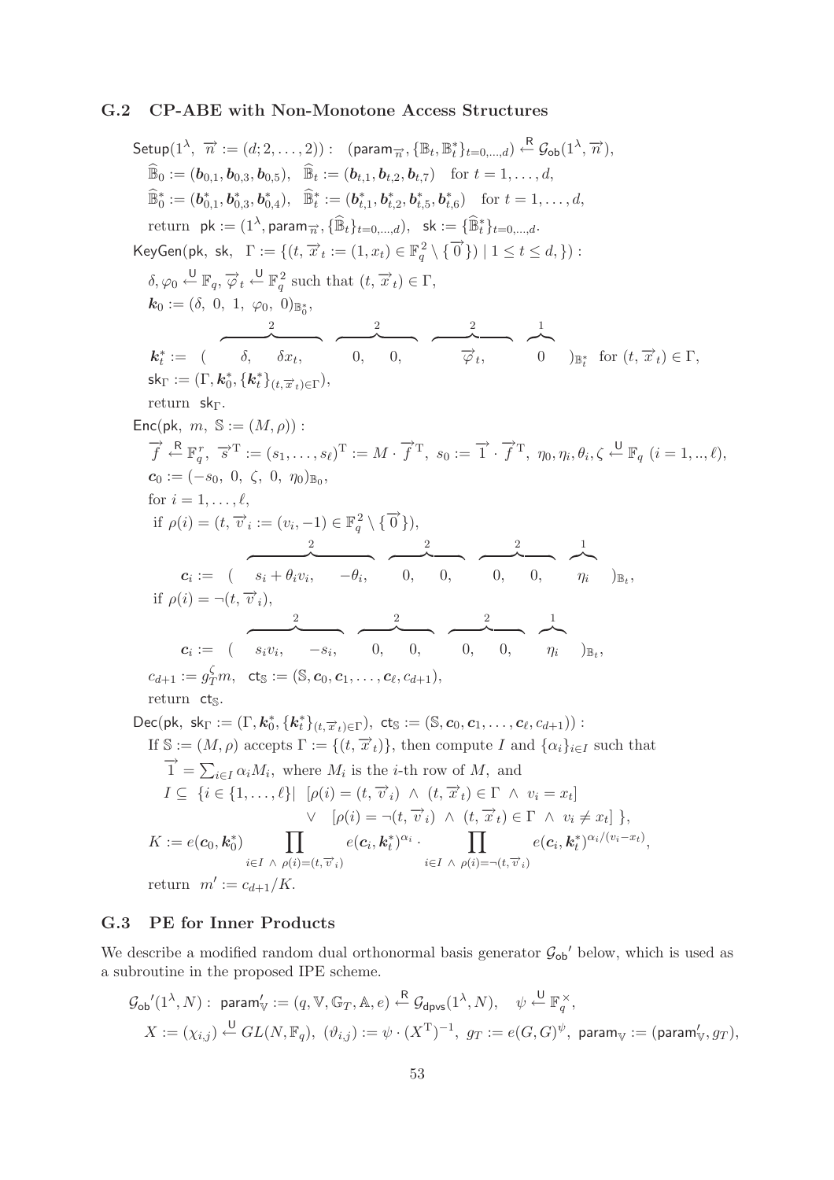### G.2 CP-ABE with Non-Monotone Access Structures

$\mathsf{Setup}(1^\lambda,\ \vec{n} := (d; 2, \ldots, 2)) :\quad (\mathsf{param}_{\vec{n}}, \{\mathbb{B}_t, \mathbb{B}_t^*\}_{t=0,\ldots,d}) \xleftarrow{\mathsf{R}} \mathcal{G}_{\mathsf{ob}}(1^\lambda, \vec{n}),$

$\widehat{\mathbb{B}}_0 := (\boldsymbol{b}_{0,1}, \boldsymbol{b}_{0,3}, \boldsymbol{b}_{0,5}),\quad \widehat{\mathbb{B}}_t := (\boldsymbol{b}_{t,1}, \boldsymbol{b}_{t,2}, \boldsymbol{b}_{t,7}) \quad \text{for } t = 1, \ldots, d,$

$\widehat{\mathbb{B}}_0^* := (\boldsymbol{b}_{0,1}^*, \boldsymbol{b}_{0,3}^*, \boldsymbol{b}_{0,4}^*),\quad \widehat{\mathbb{B}}_t^* := (\boldsymbol{b}_{t,1}^*, \boldsymbol{b}_{t,2}^*, \boldsymbol{b}_{t,5}^*, \boldsymbol{b}_{t,6}^*) \quad \text{for } t = 1, \ldots, d,$

return $\mathsf{pk} := (1^\lambda, \mathsf{param}_{\vec{n}}, \{\widehat{\mathbb{B}}_t\}_{t=0,\ldots,d}),\quad \mathsf{sk} := \{\widehat{\mathbb{B}}_t^*\}_{t=0,\ldots,d}.$

$\mathsf{KeyGen}(\mathsf{pk},\ \mathsf{sk},\ \ \Gamma := \{(t, \vec{x}_t := (1, x_t) \in \mathbb{F}_q^2 \setminus \{\vec{0}\}) \mid 1 \le t \le d, \}) :$

$\delta, \varphi_0 \xleftarrow{\mathsf{U}} \mathbb{F}_q,\ \vec{\varphi}_t \xleftarrow{\mathsf{U}} \mathbb{F}_q^2$ such that $(t, \vec{x}_t) \in \Gamma,$

$\boldsymbol{k}_0 := (\delta,\ 0,\ 1,\ \varphi_0,\ 0)_{\mathbb{B}_0^*},$

$$\boldsymbol{k}_t^* := (\ \overbrace{\delta,\quad \delta x_t,}^{2}\quad \overbrace{0,\quad 0,}^{2}\quad \overbrace{\vec{\varphi}_t,}^{2}\quad \overbrace{0}^{1}\ )_{\mathbb{B}_t^*} \quad \text{for } (t, \vec{x}_t) \in \Gamma,$$

$\mathsf{sk}_\Gamma := (\Gamma, \boldsymbol{k}_0^*, \{\boldsymbol{k}_t^*\}_{(t,\vec{x}_t)\in\Gamma}),$

return $\mathsf{sk}_\Gamma$.

$\mathsf{Enc}(\mathsf{pk},\ m,\ \mathbb{S} := (M, \rho)) :$

$\vec{f} \xleftarrow{\mathsf{R}} \mathbb{F}_q^r,\ \vec{s}^{\mathrm{T}} := (s_1, \ldots, s_\ell)^{\mathrm{T}} := M \cdot \vec{f}^{\mathrm{T}},\ s_0 := \vec{1} \cdot \vec{f}^{\mathrm{T}},\ \eta_0, \eta_i, \theta_i, \zeta \xleftarrow{\mathsf{U}} \mathbb{F}_q\ (i = 1, .., \ell),$

$\boldsymbol{c}_0 := (-s_0,\ 0,\ \zeta,\ 0,\ \eta_0)_{\mathbb{B}_0},$

for $i = 1, \ldots, \ell,$

if $\rho(i) = (t, \vec{v}_i := (v_i, -1) \in \mathbb{F}_q^2 \setminus \{\vec{0}\}),$

$$\boldsymbol{c}_i := (\ \overbrace{s_i + \theta_i v_i,\quad -\theta_i,}^{2}\quad \overbrace{0,\quad 0,}^{2}\quad \overbrace{0,\quad 0,}^{2}\quad \overbrace{\eta_i}^{1}\ )_{\mathbb{B}_t},$$

if $\rho(i) = \neg(t, \vec{v}_i),$

$$\boldsymbol{c}_i := (\ \overbrace{s_i v_i,\quad -s_i,}^{2}\quad \overbrace{0,\quad 0,}^{2}\quad \overbrace{0,\quad 0,}^{2}\quad \overbrace{\eta_i}^{1}\ )_{\mathbb{B}_t},$$

$c_{d+1} := g_T^\zeta m,\quad \mathsf{ct}_{\mathbb{S}} := (\mathbb{S}, \boldsymbol{c}_0, \boldsymbol{c}_1, \ldots, \boldsymbol{c}_\ell, c_{d+1}),$

return $\mathsf{ct}_{\mathbb{S}}$.

$\mathsf{Dec}(\mathsf{pk},\ \mathsf{sk}_\Gamma := (\Gamma, \boldsymbol{k}_0^*, \{\boldsymbol{k}_t^*\}_{(t,\vec{x}_t)\in\Gamma}),\ \mathsf{ct}_{\mathbb{S}} := (\mathbb{S}, \boldsymbol{c}_0, \boldsymbol{c}_1, \ldots, \boldsymbol{c}_\ell, c_{d+1})) :$

If $\mathbb{S} := (M, \rho)$ accepts $\Gamma := \{(t, \vec{x}_t)\}$, then compute $I$ and $\{\alpha_i\}_{i\in I}$ such that

$\vec{1} = \sum_{i\in I} \alpha_i M_i$, where $M_i$ is the $i$-th row of $M$, and

$$I \subseteq \{i \in \{1, \ldots, \ell\} \mid\ [\rho(i) = (t, \vec{v}_i)\ \wedge\ (t, \vec{x}_t) \in \Gamma\ \wedge\ v_i = x_t] \\ \vee\ [\rho(i) = \neg(t, \vec{v}_i)\ \wedge\ (t, \vec{x}_t) \in \Gamma\ \wedge\ v_i \ne x_t]\ \},$$

$$K := e(\boldsymbol{c}_0, \boldsymbol{k}_0^*) \prod_{i\in I\ \wedge\ \rho(i)=(t,\vec{v}_i)} e(\boldsymbol{c}_i, \boldsymbol{k}_t^*)^{\alpha_i} \cdot \prod_{i\in I\ \wedge\ \rho(i)=\neg(t,\vec{v}_i)} e(\boldsymbol{c}_i, \boldsymbol{k}_t^*)^{\alpha_i/(v_i - x_t)},$$

return $m' := c_{d+1}/K$.

### G.3 PE for Inner Products

We describe a modified random dual orthonormal basis generator $\mathcal{G}_{\mathsf{ob}}{}'$ below, which is used as a subroutine in the proposed IPE scheme.

$\mathcal{G}_{\mathsf{ob}}{}'(1^\lambda, N) :\ \mathsf{param}'_{\mathbb{V}} := (q, \mathbb{V}, \mathbb{G}_T, \mathbb{A}, e) \xleftarrow{\mathsf{R}} \mathcal{G}_{\mathsf{dpvs}}(1^\lambda, N),\quad \psi \xleftarrow{\mathsf{U}} \mathbb{F}_q^\times,$

$X := (\chi_{i,j}) \xleftarrow{\mathsf{U}} GL(N, \mathbb{F}_q),\ (\vartheta_{i,j}) := \psi \cdot (X^{\mathrm{T}})^{-1},\ g_T := e(G, G)^\psi,\ \mathsf{param}_{\mathbb{V}} := (\mathsf{param}'_{\mathbb{V}}, g_T),$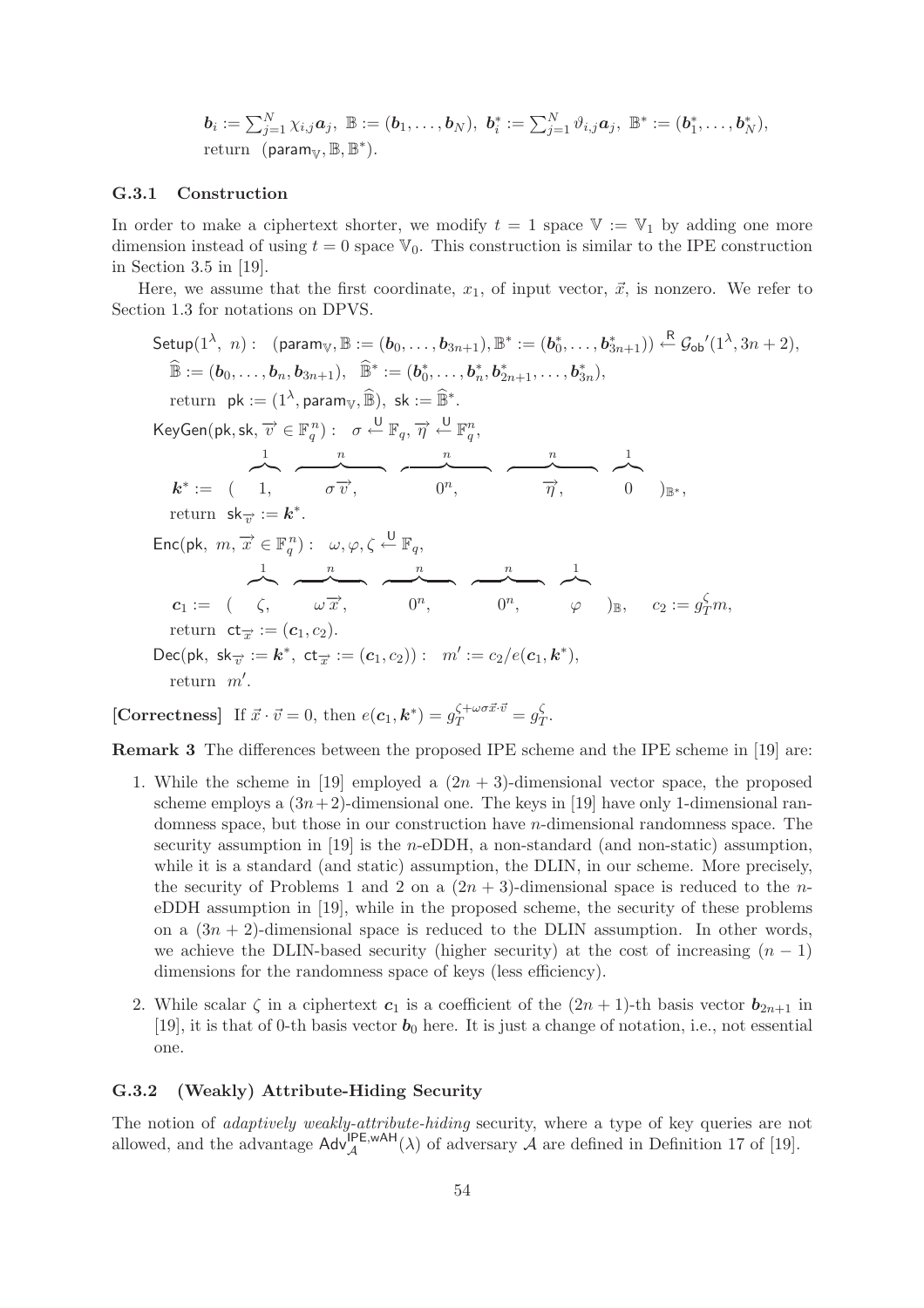$\boldsymbol{b}_i := \sum_{j=1}^{N} \chi_{i,j}\boldsymbol{a}_j,\ \mathbb{B} := (\boldsymbol{b}_1, \ldots, \boldsymbol{b}_N),\ \boldsymbol{b}_i^* := \sum_{j=1}^{N} \vartheta_{i,j}\boldsymbol{a}_j,\ \mathbb{B}^* := (\boldsymbol{b}_1^*, \ldots, \boldsymbol{b}_N^*),$
return $(\mathsf{param}_{\mathbb{V}}, \mathbb{B}, \mathbb{B}^*)$.

### G.3.1 Construction

In order to make a ciphertext shorter, we modify $t = 1$ space $\mathbb{V} := \mathbb{V}_1$ by adding one more dimension instead of using $t = 0$ space $\mathbb{V}_0$. This construction is similar to the IPE construction in Section 3.5 in [19].

Here, we assume that the first coordinate, $x_1$, of input vector, $\vec{x}$, is nonzero. We refer to Section 1.3 for notations on DPVS.

$$\mathsf{Setup}(1^\lambda,\ n):\quad (\mathsf{param}_{\mathbb{V}}, \mathbb{B} := (\boldsymbol{b}_0, \ldots, \boldsymbol{b}_{3n+1}), \mathbb{B}^* := (\boldsymbol{b}_0^*, \ldots, \boldsymbol{b}_{3n+1}^*)) \xleftarrow{\mathsf{R}} \mathcal{G}_{\mathsf{ob}}{}'(1^\lambda, 3n+2),$$

$$\widehat{\mathbb{B}} := (\boldsymbol{b}_0, \ldots, \boldsymbol{b}_n, \boldsymbol{b}_{3n+1}),\quad \widehat{\mathbb{B}}^* := (\boldsymbol{b}_0^*, \ldots, \boldsymbol{b}_n^*, \boldsymbol{b}_{2n+1}^*, \ldots, \boldsymbol{b}_{3n}^*),$$

return $\mathsf{pk} := (1^\lambda, \mathsf{param}_{\mathbb{V}}, \widehat{\mathbb{B}}),\ \mathsf{sk} := \widehat{\mathbb{B}}^*$.

$$\mathsf{KeyGen}(\mathsf{pk}, \mathsf{sk}, \overrightarrow{v} \in \mathbb{F}_q^n):\quad \sigma \xleftarrow{\mathsf{U}} \mathbb{F}_q, \overrightarrow{\eta} \xleftarrow{\mathsf{U}} \mathbb{F}_q^n,$$

$$\boldsymbol{k}^* := (\ \overbrace{1,}^{1}\ \ \overbrace{\sigma\overrightarrow{v},}^{n}\ \ \overbrace{0^n,}^{n}\ \ \overbrace{\overrightarrow{\eta},}^{n}\ \ \overbrace{0}^{1}\ )_{\mathbb{B}^*},$$

return $\mathsf{sk}_{\overrightarrow{v}} := \boldsymbol{k}^*$.

$$\mathsf{Enc}(\mathsf{pk},\ m, \overrightarrow{x} \in \mathbb{F}_q^n):\quad \omega, \varphi, \zeta \xleftarrow{\mathsf{U}} \mathbb{F}_q,$$

$$\boldsymbol{c}_1 := (\ \overbrace{\zeta,}^{1}\ \ \overbrace{\omega\overrightarrow{x},}^{n}\ \ \overbrace{0^n,}^{n}\ \ \overbrace{0^n,}^{n}\ \ \overbrace{\varphi}^{1}\ )_{\mathbb{B}},\quad c_2 := g_T^{\zeta}m,$$

return $\mathsf{ct}_{\overrightarrow{x}} := (\boldsymbol{c}_1, c_2)$.

$$\mathsf{Dec}(\mathsf{pk},\ \mathsf{sk}_{\overrightarrow{v}} := \boldsymbol{k}^*,\ \mathsf{ct}_{\overrightarrow{x}} := (\boldsymbol{c}_1, c_2)):\quad m' := c_2/e(\boldsymbol{c}_1, \boldsymbol{k}^*),$$

return $m'$.

**[Correctness]** If $\vec{x} \cdot \vec{v} = 0$, then $e(\boldsymbol{c}_1, \boldsymbol{k}^*) = g_T^{\zeta + \omega\sigma\vec{x}\cdot\vec{v}} = g_T^{\zeta}$.

**Remark 3** The differences between the proposed IPE scheme and the IPE scheme in [19] are:

1. While the scheme in [19] employed a $(2n+3)$-dimensional vector space, the proposed scheme employs a $(3n+2)$-dimensional one. The keys in [19] have only 1-dimensional randomness space, but those in our construction have $n$-dimensional randomness space. The security assumption in [19] is the $n$-eDDH, a non-standard (and non-static) assumption, while it is a standard (and static) assumption, the DLIN, in our scheme. More precisely, the security of Problems 1 and 2 on a $(2n+3)$-dimensional space is reduced to the $n$-eDDH assumption in [19], while in the proposed scheme, the security of these problems on a $(3n+2)$-dimensional space is reduced to the DLIN assumption. In other words, we achieve the DLIN-based security (higher security) at the cost of increasing $(n-1)$ dimensions for the randomness space of keys (less efficiency).
2. While scalar $\zeta$ in a ciphertext $\boldsymbol{c}_1$ is a coefficient of the $(2n+1)$-th basis vector $\boldsymbol{b}_{2n+1}$ in [19], it is that of 0-th basis vector $\boldsymbol{b}_0$ here. It is just a change of notation, i.e., not essential one.

### G.3.2 (Weakly) Attribute-Hiding Security

The notion of *adaptively weakly-attribute-hiding* security, where a type of key queries are not allowed, and the advantage $\mathsf{Adv}_{\mathcal{A}}^{\mathsf{IPE,wAH}}(\lambda)$ of adversary $\mathcal{A}$ are defined in Definition 17 of [19].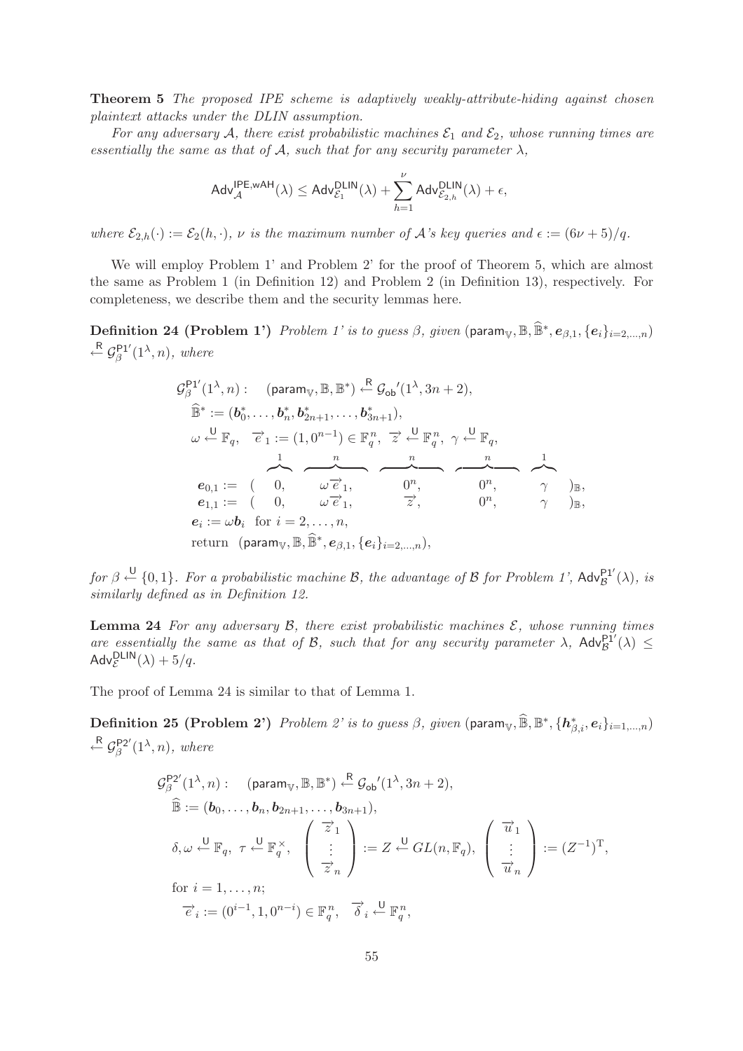**Theorem 5** *The proposed IPE scheme is adaptively weakly-attribute-hiding against chosen plaintext attacks under the DLIN assumption.*

*For any adversary $\mathcal{A}$, there exist probabilistic machines $\mathcal{E}_1$ and $\mathcal{E}_2$, whose running times are essentially the same as that of $\mathcal{A}$, such that for any security parameter $\lambda$,*

$$\mathsf{Adv}_{\mathcal{A}}^{\mathsf{IPE,wAH}}(\lambda) \leq \mathsf{Adv}_{\mathcal{E}_1}^{\mathsf{DLIN}}(\lambda) + \sum_{h=1}^{\nu} \mathsf{Adv}_{\mathcal{E}_{2,h}}^{\mathsf{DLIN}}(\lambda) + \epsilon,$$

*where $\mathcal{E}_{2,h}(\cdot) := \mathcal{E}_2(h, \cdot)$, $\nu$ is the maximum number of $\mathcal{A}$'s key queries and $\epsilon := (6\nu + 5)/q$.*

We will employ Problem 1' and Problem 2' for the proof of Theorem 5, which are almost the same as Problem 1 (in Definition 12) and Problem 2 (in Definition 13), respectively. For completeness, we describe them and the security lemmas here.

**Definition 24 (Problem 1')** *Problem 1' is to guess $\beta$, given $(\mathsf{param}_{\mathbb{V}}, \mathbb{B}, \widehat{\mathbb{B}}^*, \boldsymbol{e}_{\beta,1}, \{\boldsymbol{e}_i\}_{i=2,\ldots,n}) \xleftarrow{\mathsf{R}} \mathcal{G}_{\beta}^{\mathsf{P1'}}(1^\lambda, n)$, where*

$$
\begin{aligned}
&\mathcal{G}_{\beta}^{\mathsf{P1'}}(1^\lambda, n): \quad (\mathsf{param}_{\mathbb{V}}, \mathbb{B}, \mathbb{B}^*) \xleftarrow{\mathsf{R}} \mathcal{G}_{\mathsf{ob}}{}'(1^\lambda, 3n+2),\\
&\quad \widehat{\mathbb{B}}^* := (\boldsymbol{b}_0^*, \ldots, \boldsymbol{b}_n^*, \boldsymbol{b}_{2n+1}^*, \ldots, \boldsymbol{b}_{3n+1}^*),\\
&\quad \omega \xleftarrow{\mathsf{U}} \mathbb{F}_q, \quad \overrightarrow{e}_1 := (1, 0^{n-1}) \in \mathbb{F}_q^n, \ \overrightarrow{z} \xleftarrow{\mathsf{U}} \mathbb{F}_q^n, \ \gamma \xleftarrow{\mathsf{U}} \mathbb{F}_q,\\
&\quad \boldsymbol{e}_{0,1} := ( \overbrace{0}^{1}, \overbrace{\omega \overrightarrow{e}_1}^{n}, \overbrace{0^n}^{n}, \overbrace{0^n}^{n}, \overbrace{\gamma}^{1} )_{\mathbb{B}},\\
&\quad \boldsymbol{e}_{1,1} := ( 0, \omega \overrightarrow{e}_1, \overrightarrow{z}, 0^n, \gamma )_{\mathbb{B}},\\
&\quad \boldsymbol{e}_i := \omega \boldsymbol{b}_i \ \text{ for } i = 2, \ldots, n,\\
&\quad \text{return} \ \ (\mathsf{param}_{\mathbb{V}}, \mathbb{B}, \widehat{\mathbb{B}}^*, \boldsymbol{e}_{\beta,1}, \{\boldsymbol{e}_i\}_{i=2,\ldots,n}),
\end{aligned}
$$

*for $\beta \xleftarrow{\mathsf{U}} \{0,1\}$. For a probabilistic machine $\mathcal{B}$, the advantage of $\mathcal{B}$ for Problem 1', $\mathsf{Adv}_{\mathcal{B}}^{\mathsf{P1'}}(\lambda)$, is similarly defined as in Definition 12.*

**Lemma 24** *For any adversary $\mathcal{B}$, there exist probabilistic machines $\mathcal{E}$, whose running times are essentially the same as that of $\mathcal{B}$, such that for any security parameter $\lambda$, $\mathsf{Adv}_{\mathcal{B}}^{\mathsf{P1'}}(\lambda) \leq \mathsf{Adv}_{\mathcal{E}}^{\mathsf{DLIN}}(\lambda) + 5/q$.*

The proof of Lemma 24 is similar to that of Lemma 1.

**Definition 25 (Problem 2')** *Problem 2' is to guess $\beta$, given $(\mathsf{param}_{\mathbb{V}}, \widehat{\mathbb{B}}, \mathbb{B}^*, \{\boldsymbol{h}_{\beta,i}^*, \boldsymbol{e}_i\}_{i=1,\ldots,n}) \xleftarrow{\mathsf{R}} \mathcal{G}_{\beta}^{\mathsf{P2'}}(1^\lambda, n)$, where*

$$
\begin{aligned}
&\mathcal{G}_{\beta}^{\mathsf{P2'}}(1^\lambda, n): \quad (\mathsf{param}_{\mathbb{V}}, \mathbb{B}, \mathbb{B}^*) \xleftarrow{\mathsf{R}} \mathcal{G}_{\mathsf{ob}}{}'(1^\lambda, 3n+2),\\
&\quad \widehat{\mathbb{B}} := (\boldsymbol{b}_0, \ldots, \boldsymbol{b}_n, \boldsymbol{b}_{2n+1}, \ldots, \boldsymbol{b}_{3n+1}),\\
&\quad \delta, \omega \xleftarrow{\mathsf{U}} \mathbb{F}_q, \ \tau \xleftarrow{\mathsf{U}} \mathbb{F}_q^{\times}, \ \begin{pmatrix} \overrightarrow{z}_1 \\ \vdots \\ \overrightarrow{z}_n \end{pmatrix} := Z \xleftarrow{\mathsf{U}} GL(n, \mathbb{F}_q), \ \begin{pmatrix} \overrightarrow{u}_1 \\ \vdots \\ \overrightarrow{u}_n \end{pmatrix} := (Z^{-1})^{\mathrm{T}},\\
&\quad \text{for } i = 1, \ldots, n;\\
&\quad\quad \overrightarrow{e}_i := (0^{i-1}, 1, 0^{n-i}) \in \mathbb{F}_q^n, \quad \overrightarrow{\delta}_i \xleftarrow{\mathsf{U}} \mathbb{F}_q^n,
\end{aligned}
$$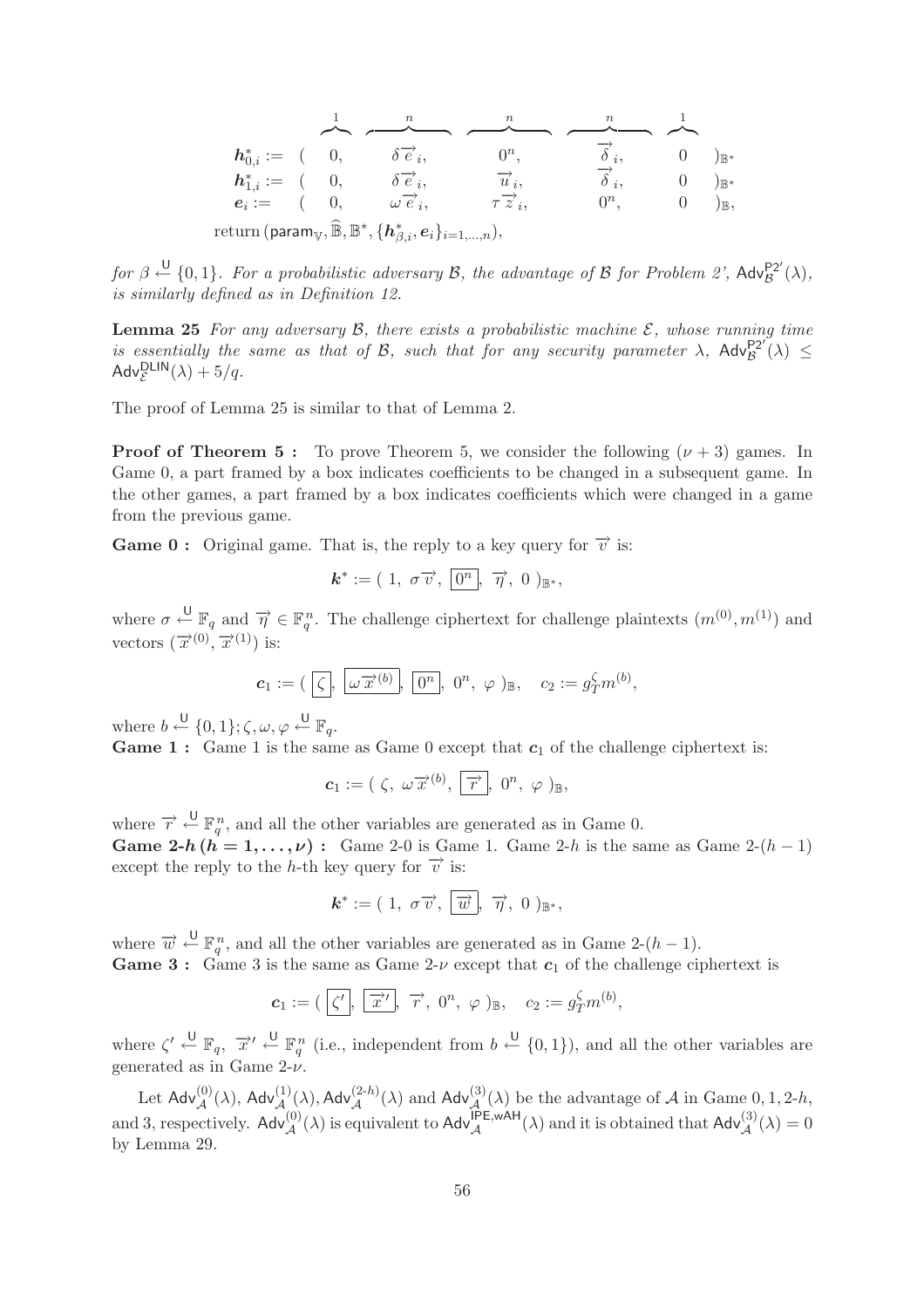$$
\begin{array}{llccccl}
 & & \overbrace{\quad}^{1} & \overbrace{\qquad\quad}^{n} & \overbrace{\qquad\quad}^{n} & \overbrace{\qquad\quad}^{n} & \overbrace{\quad}^{1} \\
\boldsymbol{h}^*_{0,i} := & ( & 0, & \delta \vec{e}_i, & 0^n, & \vec{\delta}_i, & 0 \quad )_{\mathbb{B}^*} \\
\boldsymbol{h}^*_{1,i} := & ( & 0, & \delta \vec{e}_i, & \vec{u}_i, & \vec{\delta}_i, & 0 \quad )_{\mathbb{B}^*} \\
\boldsymbol{e}_i := & ( & 0, & \omega \vec{e}_i, & \tau \vec{z}_i, & 0^n, & 0 \quad )_{\mathbb{B}},
\end{array}
$$

$\text{return}\ (\mathsf{param}_{\mathbb{V}}, \widehat{\mathbb{B}}, \mathbb{B}^*, \{\boldsymbol{h}^*_{\beta,i}, \boldsymbol{e}_i\}_{i=1,\ldots,n}),$

*for $\beta \xleftarrow{\mathsf{U}} \{0,1\}$. For a probabilistic adversary $\mathcal{B}$, the advantage of $\mathcal{B}$ for Problem 2', $\mathsf{Adv}^{\mathsf{P2'}}_{\mathcal{B}}(\lambda)$, is similarly defined as in Definition 12.*

**Lemma 25** *For any adversary $\mathcal{B}$, there exists a probabilistic machine $\mathcal{E}$, whose running time is essentially the same as that of $\mathcal{B}$, such that for any security parameter $\lambda$, $\mathsf{Adv}^{\mathsf{P2'}}_{\mathcal{B}}(\lambda) \leq \mathsf{Adv}^{\mathsf{DLIN}}_{\mathcal{E}}(\lambda) + 5/q$.*

The proof of Lemma 25 is similar to that of Lemma 2.

**Proof of Theorem 5 :** To prove Theorem 5, we consider the following $(\nu + 3)$ games. In Game 0, a part framed by a box indicates coefficients to be changed in a subsequent game. In the other games, a part framed by a box indicates coefficients which were changed in a game from the previous game.

**Game 0 :** Original game. That is, the reply to a key query for $\vec{v}$ is:

$$\boldsymbol{k}^* := (\ 1,\ \sigma\vec{v},\ \boxed{0^n},\ \vec{\eta},\ 0\ )_{\mathbb{B}^*},$$

where $\sigma \xleftarrow{\mathsf{U}} \mathbb{F}_q$ and $\vec{\eta} \in \mathbb{F}_q^n$. The challenge ciphertext for challenge plaintexts $(m^{(0)}, m^{(1)})$ and vectors $(\vec{x}^{(0)}, \vec{x}^{(1)})$ is:

$$\boldsymbol{c}_1 := (\ \boxed{\zeta},\ \boxed{\omega\vec{x}^{(b)}},\ \boxed{0^n},\ 0^n,\ \varphi\ )_{\mathbb{B}}, \quad c_2 := g_T^{\zeta} m^{(b)},$$

where $b \xleftarrow{\mathsf{U}} \{0,1\}; \zeta, \omega, \varphi \xleftarrow{\mathsf{U}} \mathbb{F}_q$.

**Game 1 :** Game 1 is the same as Game 0 except that $\boldsymbol{c}_1$ of the challenge ciphertext is:

$$\boldsymbol{c}_1 := (\ \zeta,\ \omega\vec{x}^{(b)},\ \boxed{\vec{r}},\ 0^n,\ \varphi\ )_{\mathbb{B}},$$

where $\vec{r} \xleftarrow{\mathsf{U}} \mathbb{F}_q^n$, and all the other variables are generated as in Game 0.

**Game 2-$h$ ($h = 1, \ldots, \nu$) :** Game 2-0 is Game 1. Game 2-$h$ is the same as Game 2-$(h-1)$ except the reply to the $h$-th key query for $\vec{v}$ is:

$$\boldsymbol{k}^* := (\ 1,\ \sigma\vec{v},\ \boxed{\vec{w}},\ \vec{\eta},\ 0\ )_{\mathbb{B}^*},$$

where $\vec{w} \xleftarrow{\mathsf{U}} \mathbb{F}_q^n$, and all the other variables are generated as in Game 2-$(h-1)$.

**Game 3 :** Game 3 is the same as Game 2-$\nu$ except that $\boldsymbol{c}_1$ of the challenge ciphertext is

$$\boldsymbol{c}_1 := (\ \boxed{\zeta'},\ \boxed{\vec{x}'},\ \vec{r},\ 0^n,\ \varphi\ )_{\mathbb{B}}, \quad c_2 := g_T^{\zeta} m^{(b)},$$

where $\zeta' \xleftarrow{\mathsf{U}} \mathbb{F}_q$, $\vec{x}' \xleftarrow{\mathsf{U}} \mathbb{F}_q^n$ (i.e., independent from $b \xleftarrow{\mathsf{U}} \{0,1\}$), and all the other variables are generated as in Game 2-$\nu$.

Let $\mathsf{Adv}^{(0)}_{\mathcal{A}}(\lambda)$, $\mathsf{Adv}^{(1)}_{\mathcal{A}}(\lambda)$, $\mathsf{Adv}^{(2\text{-}h)}_{\mathcal{A}}(\lambda)$ and $\mathsf{Adv}^{(3)}_{\mathcal{A}}(\lambda)$ be the advantage of $\mathcal{A}$ in Game 0, 1, 2-$h$, and 3, respectively. $\mathsf{Adv}^{(0)}_{\mathcal{A}}(\lambda)$ is equivalent to $\mathsf{Adv}^{\mathsf{IPE,wAH}}_{\mathcal{A}}(\lambda)$ and it is obtained that $\mathsf{Adv}^{(3)}_{\mathcal{A}}(\lambda) = 0$ by Lemma 29.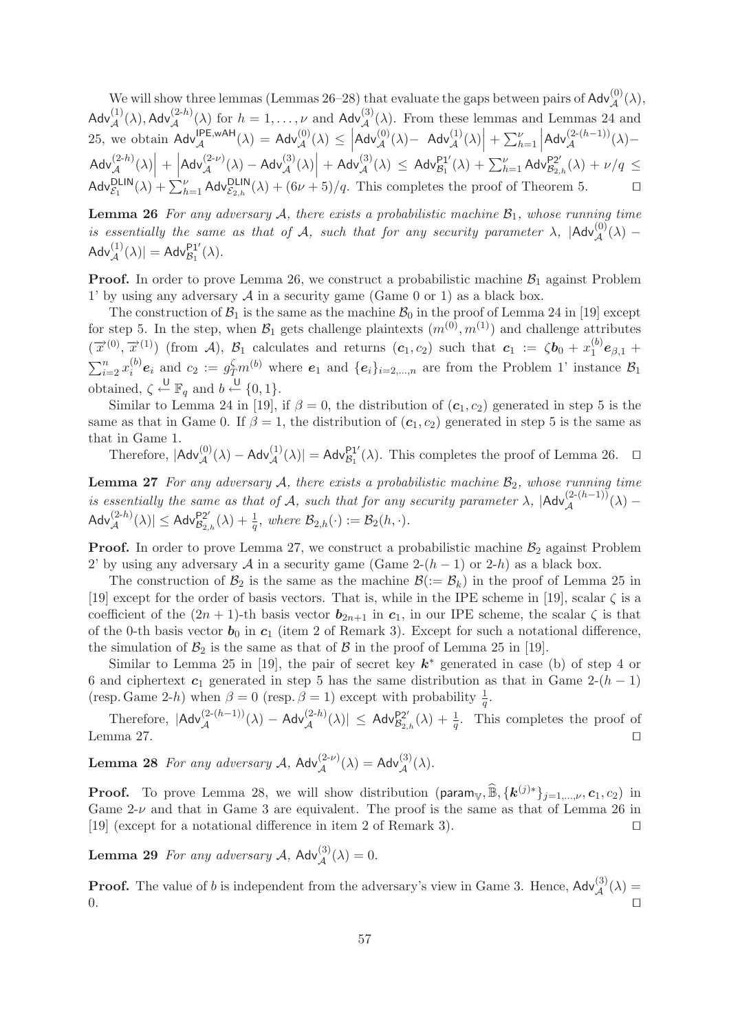We will show three lemmas (Lemmas 26–28) that evaluate the gaps between pairs of $\mathsf{Adv}^{(0)}_{\mathcal{A}}(\lambda)$, $\mathsf{Adv}^{(1)}_{\mathcal{A}}(\lambda), \mathsf{Adv}^{(2\text{-}h)}_{\mathcal{A}}(\lambda)$ for $h = 1,\ldots,\nu$ and $\mathsf{Adv}^{(3)}_{\mathcal{A}}(\lambda)$. From these lemmas and Lemmas 24 and 25, we obtain $\mathsf{Adv}^{\mathsf{IPE,wAH}}_{\mathcal{A}}(\lambda) = \mathsf{Adv}^{(0)}_{\mathcal{A}}(\lambda) \leq \left|\mathsf{Adv}^{(0)}_{\mathcal{A}}(\lambda) - \mathsf{Adv}^{(1)}_{\mathcal{A}}(\lambda)\right| + \sum_{h=1}^{\nu}\left|\mathsf{Adv}^{(2\text{-}(h-1))}_{\mathcal{A}}(\lambda) - \mathsf{Adv}^{(2\text{-}h)}_{\mathcal{A}}(\lambda)\right| + \left|\mathsf{Adv}^{(2\text{-}\nu)}_{\mathcal{A}}(\lambda) - \mathsf{Adv}^{(3)}_{\mathcal{A}}(\lambda)\right| + \mathsf{Adv}^{(3)}_{\mathcal{A}}(\lambda) \leq \mathsf{Adv}^{\mathsf{P1'}}_{\mathcal{B}_1}(\lambda) + \sum_{h=1}^{\nu}\mathsf{Adv}^{\mathsf{P2'}}_{\mathcal{B}_{2,h}}(\lambda) + \nu/q \leq \mathsf{Adv}^{\mathsf{DLIN}}_{\mathcal{E}_1}(\lambda) + \sum_{h=1}^{\nu}\mathsf{Adv}^{\mathsf{DLIN}}_{\mathcal{E}_{2,h}}(\lambda) + (6\nu+5)/q$. This completes the proof of Theorem 5. $\square$

**Lemma 26** *For any adversary $\mathcal{A}$, there exists a probabilistic machine $\mathcal{B}_1$, whose running time is essentially the same as that of $\mathcal{A}$, such that for any security parameter $\lambda$, $|\mathsf{Adv}^{(0)}_{\mathcal{A}}(\lambda) - \mathsf{Adv}^{(1)}_{\mathcal{A}}(\lambda)| = \mathsf{Adv}^{\mathsf{P1'}}_{\mathcal{B}_1}(\lambda)$.*

**Proof.** In order to prove Lemma 26, we construct a probabilistic machine $\mathcal{B}_1$ against Problem 1' by using any adversary $\mathcal{A}$ in a security game (Game 0 or 1) as a black box.

The construction of $\mathcal{B}_1$ is the same as the machine $\mathcal{B}_0$ in the proof of Lemma 24 in [19] except for step 5. In the step, when $\mathcal{B}_1$ gets challenge plaintexts $(m^{(0)}, m^{(1)})$ and challenge attributes $(\vec{x}^{(0)}, \vec{x}^{(1)})$ (from $\mathcal{A}$), $\mathcal{B}_1$ calculates and returns $(\boldsymbol{c}_1, c_2)$ such that $\boldsymbol{c}_1 := \zeta\boldsymbol{b}_0 + x_1^{(b)}\boldsymbol{e}_{\beta,1} + \sum_{i=2}^{n} x_i^{(b)}\boldsymbol{e}_i$ and $c_2 := g_T^{\zeta} m^{(b)}$ where $\boldsymbol{e}_1$ and $\{\boldsymbol{e}_i\}_{i=2,\ldots,n}$ are from the Problem 1' instance $\mathcal{B}_1$ obtained, $\zeta \xleftarrow{\mathsf{U}} \mathbb{F}_q$ and $b \xleftarrow{\mathsf{U}} \{0,1\}$.

Similar to Lemma 24 in [19], if $\beta = 0$, the distribution of $(\boldsymbol{c}_1, c_2)$ generated in step 5 is the same as that in Game 0. If $\beta = 1$, the distribution of $(\boldsymbol{c}_1, c_2)$ generated in step 5 is the same as that in Game 1.

Therefore, $|\mathsf{Adv}^{(0)}_{\mathcal{A}}(\lambda) - \mathsf{Adv}^{(1)}_{\mathcal{A}}(\lambda)| = \mathsf{Adv}^{\mathsf{P1'}}_{\mathcal{B}_1}(\lambda)$. This completes the proof of Lemma 26. $\square$

**Lemma 27** *For any adversary $\mathcal{A}$, there exists a probabilistic machine $\mathcal{B}_2$, whose running time is essentially the same as that of $\mathcal{A}$, such that for any security parameter $\lambda$, $|\mathsf{Adv}^{(2\text{-}(h-1))}_{\mathcal{A}}(\lambda) - \mathsf{Adv}^{(2\text{-}h)}_{\mathcal{A}}(\lambda)| \leq \mathsf{Adv}^{\mathsf{P2'}}_{\mathcal{B}_{2,h}}(\lambda) + \frac{1}{q}$, where $\mathcal{B}_{2,h}(\cdot) := \mathcal{B}_2(h,\cdot)$.*

**Proof.** In order to prove Lemma 27, we construct a probabilistic machine $\mathcal{B}_2$ against Problem 2' by using any adversary $\mathcal{A}$ in a security game (Game 2-$(h-1)$ or 2-$h$) as a black box.

The construction of $\mathcal{B}_2$ is the same as the machine $\mathcal{B}(:= \mathcal{B}_k)$ in the proof of Lemma 25 in [19] except for the order of basis vectors. That is, while in the IPE scheme in [19], scalar $\zeta$ is a coefficient of the $(2n+1)$-th basis vector $\boldsymbol{b}_{2n+1}$ in $\boldsymbol{c}_1$, in our IPE scheme, the scalar $\zeta$ is that of the 0-th basis vector $\boldsymbol{b}_0$ in $\boldsymbol{c}_1$ (item 2 of Remark 3). Except for such a notational difference, the simulation of $\mathcal{B}_2$ is the same as that of $\mathcal{B}$ in the proof of Lemma 25 in [19].

Similar to Lemma 25 in [19], the pair of secret key $\boldsymbol{k}^*$ generated in case (b) of step 4 or 6 and ciphertext $\boldsymbol{c}_1$ generated in step 5 has the same distribution as that in Game 2-$(h-1)$ (resp. Game 2-$h$) when $\beta = 0$ (resp. $\beta = 1$) except with probability $\frac{1}{q}$.

Therefore, $|\mathsf{Adv}^{(2\text{-}(h-1))}_{\mathcal{A}}(\lambda) - \mathsf{Adv}^{(2\text{-}h)}_{\mathcal{A}}(\lambda)| \leq \mathsf{Adv}^{\mathsf{P2'}}_{\mathcal{B}_{2,h}}(\lambda) + \frac{1}{q}$. This completes the proof of Lemma 27. $\square$

**Lemma 28** *For any adversary $\mathcal{A}$, $\mathsf{Adv}^{(2\text{-}\nu)}_{\mathcal{A}}(\lambda) = \mathsf{Adv}^{(3)}_{\mathcal{A}}(\lambda)$.*

**Proof.** To prove Lemma 28, we will show distribution $(\mathsf{param}_{\mathbb{V}}, \widehat{\mathbb{B}}, \{\boldsymbol{k}^{(j)*}\}_{j=1,\ldots,\nu}, \boldsymbol{c}_1, c_2)$ in Game 2-$\nu$ and that in Game 3 are equivalent. The proof is the same as that of Lemma 26 in [19] (except for a notational difference in item 2 of Remark 3). $\square$

**Lemma 29** *For any adversary $\mathcal{A}$, $\mathsf{Adv}^{(3)}_{\mathcal{A}}(\lambda) = 0$.*

**Proof.** The value of $b$ is independent from the adversary's view in Game 3. Hence, $\mathsf{Adv}^{(3)}_{\mathcal{A}}(\lambda) = 0$. $\square$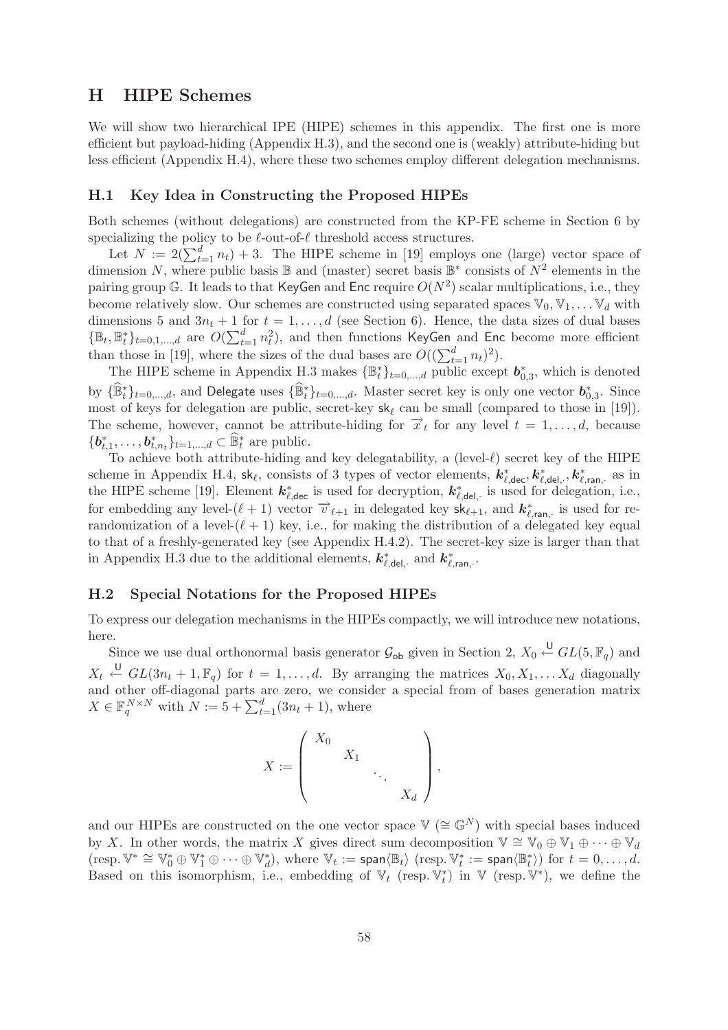# H HIPE Schemes

We will show two hierarchical IPE (HIPE) schemes in this appendix. The first one is more efficient but payload-hiding (Appendix H.3), and the second one is (weakly) attribute-hiding but less efficient (Appendix H.4), where these two schemes employ different delegation mechanisms.

## H.1 Key Idea in Constructing the Proposed HIPEs

Both schemes (without delegations) are constructed from the KP-FE scheme in Section 6 by specializing the policy to be $\ell$-out-of-$\ell$ threshold access structures.

Let $N := 2(\sum_{t=1}^{d} n_t) + 3$. The HIPE scheme in [19] employs one (large) vector space of dimension $N$, where public basis $\mathbb{B}$ and (master) secret basis $\mathbb{B}^*$ consists of $N^2$ elements in the pairing group $\mathbb{G}$. It leads to that $\mathsf{KeyGen}$ and $\mathsf{Enc}$ require $O(N^2)$ scalar multiplications, i.e., they become relatively slow. Our schemes are constructed using separated spaces $\mathbb{V}_0, \mathbb{V}_1, \ldots \mathbb{V}_d$ with dimensions 5 and $3n_t + 1$ for $t = 1, \ldots, d$ (see Section 6). Hence, the data sizes of dual bases $\{\mathbb{B}_t, \mathbb{B}_t^*\}_{t=0,1,\ldots,d}$ are $O(\sum_{t=1}^{d} n_t^2)$, and then functions $\mathsf{KeyGen}$ and $\mathsf{Enc}$ become more efficient than those in [19], where the sizes of the dual bases are $O((\sum_{t=1}^{d} n_t)^2)$.

The HIPE scheme in Appendix H.3 makes $\{\mathbb{B}_t^*\}_{t=0,\ldots,d}$ public except $\boldsymbol{b}_{0,3}^*$, which is denoted by $\{\widehat{\mathbb{B}}_t^*\}_{t=0,\ldots,d}$, and $\mathsf{Delegate}$ uses $\{\widehat{\mathbb{B}}_t^*\}_{t=0,\ldots,d}$. Master secret key is only one vector $\boldsymbol{b}_{0,3}^*$. Since most of keys for delegation are public, secret-key $\mathsf{sk}_\ell$ can be small (compared to those in [19]). The scheme, however, cannot be attribute-hiding for $\vec{x}_t$ for any level $t = 1, \ldots, d$, because $\{\boldsymbol{b}_{t,1}^*, \ldots, \boldsymbol{b}_{t,n_t}^*\}_{t=1,\ldots,d} \subset \widehat{\mathbb{B}}_t^*$ are public.

To achieve both attribute-hiding and key delegatability, a (level-$\ell$) secret key of the HIPE scheme in Appendix H.4, $\mathsf{sk}_\ell$, consists of 3 types of vector elements, $\boldsymbol{k}_{\ell,\mathsf{dec}}^*, \boldsymbol{k}_{\ell,\mathsf{del},\cdot}^*, \boldsymbol{k}_{\ell,\mathsf{ran},\cdot}^*$ as in the HIPE scheme [19]. Element $\boldsymbol{k}_{\ell,\mathsf{dec}}^*$ is used for decryption, $\boldsymbol{k}_{\ell,\mathsf{del},\cdot}^*$ is used for delegation, i.e., for embedding any level-$(\ell+1)$ vector $\vec{v}_{\ell+1}$ in delegated key $\mathsf{sk}_{\ell+1}$, and $\boldsymbol{k}_{\ell,\mathsf{ran},\cdot}^*$ is used for re-randomization of a level-$(\ell+1)$ key, i.e., for making the distribution of a delegated key equal to that of a freshly-generated key (see Appendix H.4.2). The secret-key size is larger than that in Appendix H.3 due to the additional elements, $\boldsymbol{k}_{\ell,\mathsf{del},\cdot}^*$ and $\boldsymbol{k}_{\ell,\mathsf{ran},\cdot}^*$.

## H.2 Special Notations for the Proposed HIPEs

To express our delegation mechanisms in the HIPEs compactly, we will introduce new notations, here.

Since we use dual orthonormal basis generator $\mathcal{G}_{\mathsf{ob}}$ given in Section 2, $X_0 \xleftarrow{\mathsf{U}} GL(5, \mathbb{F}_q)$ and $X_t \xleftarrow{\mathsf{U}} GL(3n_t + 1, \mathbb{F}_q)$ for $t = 1, \ldots, d$. By arranging the matrices $X_0, X_1, \ldots X_d$ diagonally and other off-diagonal parts are zero, we consider a special from of bases generation matrix $X \in \mathbb{F}_q^{N \times N}$ with $N := 5 + \sum_{t=1}^{d}(3n_t + 1)$, where

$$X := \begin{pmatrix} X_0 & & & \\ & X_1 & & \\ & & \ddots & \\ & & & X_d \end{pmatrix},$$

and our HIPEs are constructed on the one vector space $\mathbb{V}$ ($\cong \mathbb{G}^N$) with special bases induced by $X$. In other words, the matrix $X$ gives direct sum decomposition $\mathbb{V} \cong \mathbb{V}_0 \oplus \mathbb{V}_1 \oplus \cdots \oplus \mathbb{V}_d$ (resp. $\mathbb{V}^* \cong \mathbb{V}_0^* \oplus \mathbb{V}_1^* \oplus \cdots \oplus \mathbb{V}_d^*$), where $\mathbb{V}_t := \mathsf{span}\langle \mathbb{B}_t \rangle$ (resp. $\mathbb{V}_t^* := \mathsf{span}\langle \mathbb{B}_t^* \rangle$) for $t = 0, \ldots, d$. Based on this isomorphism, i.e., embedding of $\mathbb{V}_t$ (resp. $\mathbb{V}_t^*$) in $\mathbb{V}$ (resp. $\mathbb{V}^*$), we define the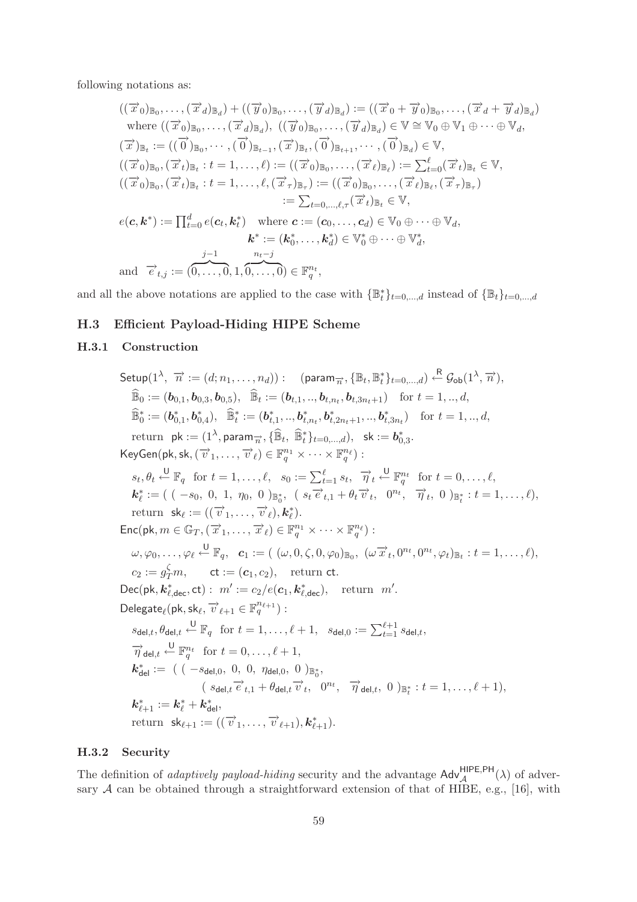following notations as:

$$
\begin{aligned}
&((\vec{x}_0)_{\mathbb{B}_0}, \ldots, (\vec{x}_d)_{\mathbb{B}_d}) + ((\vec{y}_0)_{\mathbb{B}_0}, \ldots, (\vec{y}_d)_{\mathbb{B}_d}) := ((\vec{x}_0 + \vec{y}_0)_{\mathbb{B}_0}, \ldots, (\vec{x}_d + \vec{y}_d)_{\mathbb{B}_d}) \\
&\quad \text{where } ((\vec{x}_0)_{\mathbb{B}_0}, \ldots, (\vec{x}_d)_{\mathbb{B}_d}),\ ((\vec{y}_0)_{\mathbb{B}_0}, \ldots, (\vec{y}_d)_{\mathbb{B}_d}) \in \mathbb{V} \cong \mathbb{V}_0 \oplus \mathbb{V}_1 \oplus \cdots \oplus \mathbb{V}_d, \\
&(\vec{x})_{\mathbb{B}_t} := ((\vec{0})_{\mathbb{B}_0}, \cdots, (\vec{0})_{\mathbb{B}_{t-1}}, (\vec{x})_{\mathbb{B}_t}, (\vec{0})_{\mathbb{B}_{t+1}}, \cdots, (\vec{0})_{\mathbb{B}_d}) \in \mathbb{V}, \\
&((\vec{x}_0)_{\mathbb{B}_0}, (\vec{x}_t)_{\mathbb{B}_t} : t = 1, \ldots, \ell) := ((\vec{x}_0)_{\mathbb{B}_0}, \ldots, (\vec{x}_\ell)_{\mathbb{B}_\ell}) := \textstyle\sum_{t=0}^{\ell} (\vec{x}_t)_{\mathbb{B}_t} \in \mathbb{V}, \\
&((\vec{x}_0)_{\mathbb{B}_0}, (\vec{x}_t)_{\mathbb{B}_t} : t = 1, \ldots, \ell, (\vec{x}_\tau)_{\mathbb{B}_\tau}) := ((\vec{x}_0)_{\mathbb{B}_0}, \ldots, (\vec{x}_\ell)_{\mathbb{B}_\ell}, (\vec{x}_\tau)_{\mathbb{B}_\tau}) \\
&\qquad\qquad\qquad\qquad := \textstyle\sum_{t=0,\ldots,\ell,\tau} (\vec{x}_t)_{\mathbb{B}_t} \in \mathbb{V}, \\
&e(\boldsymbol{c}, \boldsymbol{k}^*) := \textstyle\prod_{t=0}^{d} e(\boldsymbol{c}_t, \boldsymbol{k}^*_t) \quad \text{where } \boldsymbol{c} := (\boldsymbol{c}_0, \ldots, \boldsymbol{c}_d) \in \mathbb{V}_0 \oplus \cdots \oplus \mathbb{V}_d, \\
&\qquad\qquad\qquad\qquad\qquad\quad \boldsymbol{k}^* := (\boldsymbol{k}^*_0, \ldots, \boldsymbol{k}^*_d) \in \mathbb{V}^*_0 \oplus \cdots \oplus \mathbb{V}^*_d, \\
&\text{and } \ \vec{e}_{t,j} := (\overbrace{0, \ldots, 0}^{j-1}, 1, \overbrace{0, \ldots, 0}^{n_t - j}) \in \mathbb{F}_q^{n_t},
\end{aligned}
$$

and all the above notations are applied to the case with $\{\mathbb{B}^*_t\}_{t=0,\ldots,d}$ instead of $\{\mathbb{B}_t\}_{t=0,\ldots,d}$

## H.3 Efficient Payload-Hiding HIPE Scheme

### H.3.1 Construction

$$
\begin{aligned}
&\mathsf{Setup}(1^\lambda,\ \vec{n} := (d; n_1, \ldots, n_d)) : \quad (\mathsf{param}_{\vec{n}}, \{\mathbb{B}_t, \mathbb{B}^*_t\}_{t=0,\ldots,d}) \xleftarrow{\mathsf{R}} \mathcal{G}_{\mathsf{ob}}(1^\lambda, \vec{n}), \\
&\quad \widehat{\mathbb{B}}_0 := (\boldsymbol{b}_{0,1}, \boldsymbol{b}_{0,3}, \boldsymbol{b}_{0,5}), \quad \widehat{\mathbb{B}}_t := (\boldsymbol{b}_{t,1}, .., \boldsymbol{b}_{t,n_t}, \boldsymbol{b}_{t,3n_t+1}) \quad \text{for } t = 1, .., d, \\
&\quad \widehat{\mathbb{B}}^*_0 := (\boldsymbol{b}^*_{0,1}, \boldsymbol{b}^*_{0,4}), \quad \widehat{\mathbb{B}}^*_t := (\boldsymbol{b}^*_{t,1}, .., \boldsymbol{b}^*_{t,n_t}, \boldsymbol{b}^*_{t,2n_t+1}, .., \boldsymbol{b}^*_{t,3n_t}) \quad \text{for } t = 1, .., d, \\
&\quad \text{return } \ \mathsf{pk} := (1^\lambda, \mathsf{param}_{\vec{n}}, \{\widehat{\mathbb{B}}_t,\ \widehat{\mathbb{B}}^*_t\}_{t=0,\ldots,d}), \quad \mathsf{sk} := \boldsymbol{b}^*_{0,3}. \\
&\mathsf{KeyGen}(\mathsf{pk}, \mathsf{sk}, (\vec{v}_1, \ldots, \vec{v}_\ell) \in \mathbb{F}_q^{n_1} \times \cdots \times \mathbb{F}_q^{n_\ell}) : \\
&\quad s_t, \theta_t \xleftarrow{\mathsf{U}} \mathbb{F}_q \ \text{ for } t = 1, \ldots, \ell, \quad s_0 := \textstyle\sum_{t=1}^{\ell} s_t, \quad \vec{\eta}_t \xleftarrow{\mathsf{U}} \mathbb{F}_q^{n_t} \ \text{ for } t = 0, \ldots, \ell, \\
&\quad \boldsymbol{k}^*_\ell := (\ (\ -s_0,\ 0,\ 1,\ \eta_0,\ 0\ )_{\mathbb{B}^*_0},\ \ (\ s_t \vec{e}_{t,1} + \theta_t \vec{v}_t,\ \ 0^{n_t},\ \ \vec{\eta}_t,\ 0\ )_{\mathbb{B}^*_t} : t = 1, \ldots, \ell), \\
&\quad \text{return } \ \mathsf{sk}_\ell := ((\vec{v}_1, \ldots, \vec{v}_\ell), \boldsymbol{k}^*_\ell). \\
&\mathsf{Enc}(\mathsf{pk}, m \in \mathbb{G}_T, (\vec{x}_1, \ldots, \vec{x}_\ell) \in \mathbb{F}_q^{n_1} \times \cdots \times \mathbb{F}_q^{n_\ell}) : \\
&\quad \omega, \varphi_0, \ldots, \varphi_\ell \xleftarrow{\mathsf{U}} \mathbb{F}_q, \quad \boldsymbol{c}_1 := (\ (\omega, 0, \zeta, 0, \varphi_0)_{\mathbb{B}_0},\ (\omega \vec{x}_t, 0^{n_t}, 0^{n_t}, \varphi_t)_{\mathbb{B}_t} : t = 1, \ldots, \ell), \\
&\quad c_2 := g_T^{\zeta} m, \qquad \mathsf{ct} := (\boldsymbol{c}_1, c_2), \quad \text{return } \mathsf{ct}. \\
&\mathsf{Dec}(\mathsf{pk}, \boldsymbol{k}^*_{\ell,\mathsf{dec}}, \mathsf{ct}) : \ m' := c_2 / e(\boldsymbol{c}_1, \boldsymbol{k}^*_{\ell,\mathsf{dec}}), \quad \text{return } \ m'. \\
&\mathsf{Delegate}_\ell(\mathsf{pk}, \mathsf{sk}_\ell, \vec{v}_{\ell+1} \in \mathbb{F}_q^{n_{\ell+1}}) : \\
&\quad s_{\mathsf{del},t}, \theta_{\mathsf{del},t} \xleftarrow{\mathsf{U}} \mathbb{F}_q \ \text{ for } t = 1, \ldots, \ell + 1, \quad s_{\mathsf{del},0} := \textstyle\sum_{t=1}^{\ell+1} s_{\mathsf{del},t}, \\
&\quad \vec{\eta}_{\mathsf{del},t} \xleftarrow{\mathsf{U}} \mathbb{F}_q^{n_t} \ \text{ for } t = 0, \ldots, \ell + 1, \\
&\quad \boldsymbol{k}^*_{\mathsf{del}} := \ (\ (\ -s_{\mathsf{del},0},\ 0,\ 0,\ \eta_{\mathsf{del},0},\ 0\ )_{\mathbb{B}^*_0}, \\
&\qquad\qquad\qquad (\ s_{\mathsf{del},t} \vec{e}_{t,1} + \theta_{\mathsf{del},t} \vec{v}_t,\ \ 0^{n_t},\ \ \vec{\eta}_{\mathsf{del},t},\ 0\ )_{\mathbb{B}^*_t} : t = 1, \ldots, \ell + 1), \\
&\quad \boldsymbol{k}^*_{\ell+1} := \boldsymbol{k}^*_\ell + \boldsymbol{k}^*_{\mathsf{del}}, \\
&\quad \text{return } \ \mathsf{sk}_{\ell+1} := ((\vec{v}_1, \ldots, \vec{v}_{\ell+1}), \boldsymbol{k}^*_{\ell+1}).
\end{aligned}
$$

### H.3.2 Security

The definition of *adaptively payload-hiding* security and the advantage $\mathsf{Adv}^{\mathsf{HIPE,PH}}_{\mathcal{A}}(\lambda)$ of adversary $\mathcal{A}$ can be obtained through a straightforward extension of that of HIBE, e.g., [16], with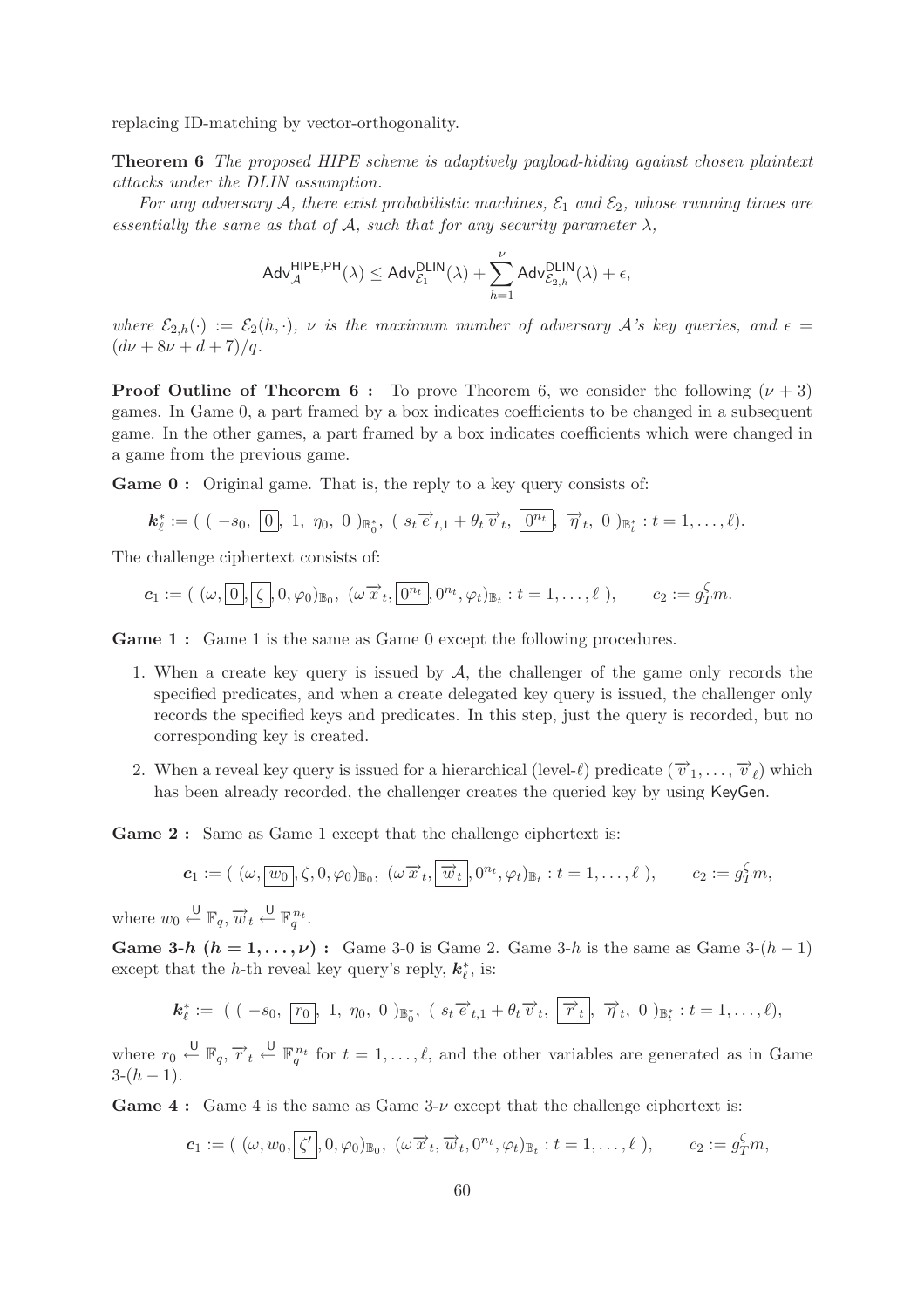replacing ID-matching by vector-orthogonality.

**Theorem 6** *The proposed HIPE scheme is adaptively payload-hiding against chosen plaintext attacks under the DLIN assumption.*

*For any adversary $\mathcal{A}$, there exist probabilistic machines, $\mathcal{E}_1$ and $\mathcal{E}_2$, whose running times are essentially the same as that of $\mathcal{A}$, such that for any security parameter $\lambda$,*

$$\mathsf{Adv}^{\mathsf{HIPE,PH}}_{\mathcal{A}}(\lambda) \leq \mathsf{Adv}^{\mathsf{DLIN}}_{\mathcal{E}_1}(\lambda) + \sum_{h=1}^{\nu} \mathsf{Adv}^{\mathsf{DLIN}}_{\mathcal{E}_{2,h}}(\lambda) + \epsilon,$$

*where $\mathcal{E}_{2,h}(\cdot) := \mathcal{E}_2(h, \cdot)$, $\nu$ is the maximum number of adversary $\mathcal{A}$'s key queries, and $\epsilon = (d\nu + 8\nu + d + 7)/q$.*

**Proof Outline of Theorem 6 :** To prove Theorem 6, we consider the following $(\nu + 3)$ games. In Game 0, a part framed by a box indicates coefficients to be changed in a subsequent game. In the other games, a part framed by a box indicates coefficients which were changed in a game from the previous game.

**Game 0 :** Original game. That is, the reply to a key query consists of:

$$\boldsymbol{k}^*_\ell := (\ (\ -s_0,\ \boxed{0},\ 1,\ \eta_0,\ 0\ )_{\mathbb{B}^*_0},\ (\ s_t \overrightarrow{e}_{t,1} + \theta_t \overrightarrow{v}_t,\ \boxed{0^{n_t}},\ \overrightarrow{\eta}_t,\ 0\ )_{\mathbb{B}^*_t} : t = 1, \ldots, \ell).$$

The challenge ciphertext consists of:

$$\boldsymbol{c}_1 := (\ (\omega, \boxed{0}, \boxed{\zeta}, 0, \varphi_0)_{\mathbb{B}_0},\ (\omega \overrightarrow{x}_t, \boxed{0^{n_t}}, 0^{n_t}, \varphi_t)_{\mathbb{B}_t} : t = 1, \ldots, \ell\ ), \qquad c_2 := g_T^{\zeta} m.$$

**Game 1 :** Game 1 is the same as Game 0 except the following procedures.

1. When a create key query is issued by $\mathcal{A}$, the challenger of the game only records the specified predicates, and when a create delegated key query is issued, the challenger only records the specified keys and predicates. In this step, just the query is recorded, but no corresponding key is created.
2. When a reveal key query is issued for a hierarchical (level-$\ell$) predicate $(\overrightarrow{v}_1, \ldots, \overrightarrow{v}_\ell)$ which has been already recorded, the challenger creates the queried key by using KeyGen.

**Game 2 :** Same as Game 1 except that the challenge ciphertext is:

$$\boldsymbol{c}_1 := (\ (\omega, \boxed{w_0}, \zeta, 0, \varphi_0)_{\mathbb{B}_0},\ (\omega \overrightarrow{x}_t, \boxed{\overrightarrow{w}_t}, 0^{n_t}, \varphi_t)_{\mathbb{B}_t} : t = 1, \ldots, \ell\ ), \qquad c_2 := g_T^{\zeta} m,$$

where $w_0 \xleftarrow{\mathsf{U}} \mathbb{F}_q, \overrightarrow{w}_t \xleftarrow{\mathsf{U}} \mathbb{F}_q^{n_t}$.

**Game 3-$h$ $(h = 1, \ldots, \nu)$ :** Game 3-0 is Game 2. Game 3-$h$ is the same as Game 3-$(h-1)$ except that the $h$-th reveal key query's reply, $\boldsymbol{k}^*_\ell$, is:

$$\boldsymbol{k}^*_\ell :=\ (\ (\ -s_0,\ \boxed{r_0},\ 1,\ \eta_0,\ 0\ )_{\mathbb{B}^*_0},\ (\ s_t \overrightarrow{e}_{t,1} + \theta_t \overrightarrow{v}_t,\ \boxed{\overrightarrow{r}_t},\ \overrightarrow{\eta}_t,\ 0\ )_{\mathbb{B}^*_t} : t = 1, \ldots, \ell),$$

where $r_0 \xleftarrow{\mathsf{U}} \mathbb{F}_q, \overrightarrow{r}_t \xleftarrow{\mathsf{U}} \mathbb{F}_q^{n_t}$ for $t = 1, \ldots, \ell$, and the other variables are generated as in Game 3-$(h-1)$.

**Game 4 :** Game 4 is the same as Game 3-$\nu$ except that the challenge ciphertext is:

$$\boldsymbol{c}_1 := (\ (\omega, w_0, \boxed{\zeta'}, 0, \varphi_0)_{\mathbb{B}_0},\ (\omega \overrightarrow{x}_t, \overrightarrow{w}_t, 0^{n_t}, \varphi_t)_{\mathbb{B}_t} : t = 1, \ldots, \ell\ ), \qquad c_2 := g_T^{\zeta} m,$$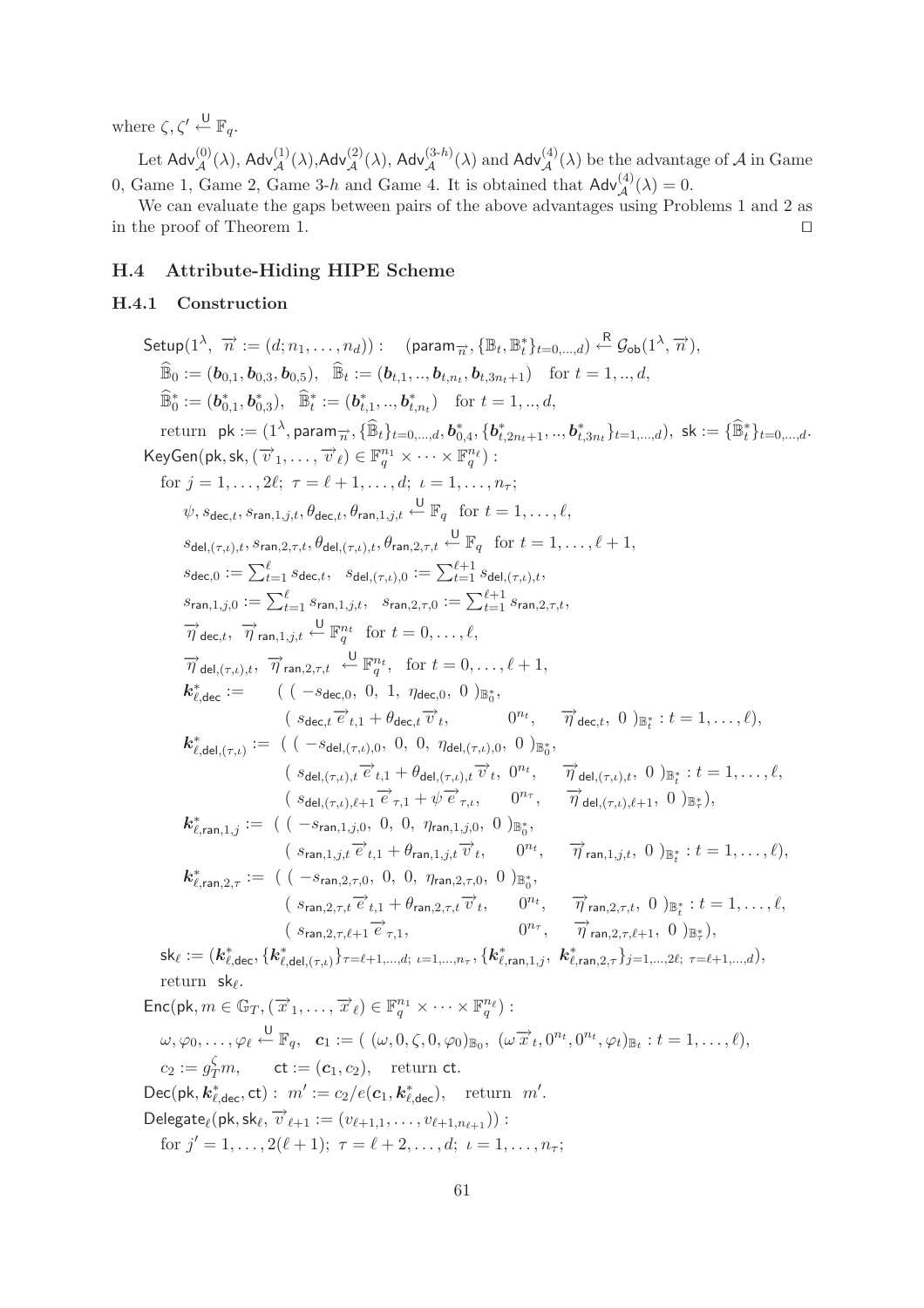where $\zeta, \zeta' \xleftarrow{\mathsf{U}} \mathbb{F}_q$.

Let $\mathsf{Adv}^{(0)}_{\mathcal{A}}(\lambda)$, $\mathsf{Adv}^{(1)}_{\mathcal{A}}(\lambda)$,$\mathsf{Adv}^{(2)}_{\mathcal{A}}(\lambda)$, $\mathsf{Adv}^{(3\text{-}h)}_{\mathcal{A}}(\lambda)$ and $\mathsf{Adv}^{(4)}_{\mathcal{A}}(\lambda)$ be the advantage of $\mathcal{A}$ in Game 0, Game 1, Game 2, Game 3-$h$ and Game 4. It is obtained that $\mathsf{Adv}^{(4)}_{\mathcal{A}}(\lambda) = 0$.

We can evaluate the gaps between pairs of the above advantages using Problems 1 and 2 as in the proof of Theorem 1. □

### H.4 Attribute-Hiding HIPE Scheme

#### H.4.1 Construction

$\mathsf{Setup}(1^\lambda,\ \vec{n} := (d; n_1, \ldots, n_d)) : \quad (\mathsf{param}_{\vec{n}}, \{\mathbb{B}_t, \mathbb{B}^*_t\}_{t=0,\ldots,d}) \xleftarrow{\mathsf{R}} \mathcal{G}_{\mathsf{ob}}(1^\lambda, \vec{n}),$

$\quad \widehat{\mathbb{B}}_0 := (\boldsymbol{b}_{0,1}, \boldsymbol{b}_{0,3}, \boldsymbol{b}_{0,5}), \quad \widehat{\mathbb{B}}_t := (\boldsymbol{b}_{t,1}, .., \boldsymbol{b}_{t,n_t}, \boldsymbol{b}_{t,3n_t+1}) \quad \text{for } t = 1, .., d,$

$\quad \widehat{\mathbb{B}}^*_0 := (\boldsymbol{b}^*_{0,1}, \boldsymbol{b}^*_{0,3}), \quad \widehat{\mathbb{B}}^*_t := (\boldsymbol{b}^*_{t,1}, .., \boldsymbol{b}^*_{t,n_t}) \quad \text{for } t = 1, .., d,$

$\quad \text{return} \ \ \mathsf{pk} := (1^\lambda, \mathsf{param}_{\vec{n}}, \{\widehat{\mathbb{B}}_t\}_{t=0,\ldots,d}, \boldsymbol{b}^*_{0,4}, \{\boldsymbol{b}^*_{t,2n_t+1}, .., \boldsymbol{b}^*_{t,3n_t}\}_{t=1,\ldots,d}),\ \ \mathsf{sk} := \{\widehat{\mathbb{B}}^*_t\}_{t=0,\ldots,d}.$

$\mathsf{KeyGen}(\mathsf{pk}, \mathsf{sk}, (\vec{v}_1, \ldots, \vec{v}_\ell) \in \mathbb{F}_q^{n_1} \times \cdots \times \mathbb{F}_q^{n_\ell}) :$

$\quad \text{for } j = 1, \ldots, 2\ell;\ \tau = \ell+1, \ldots, d;\ \iota = 1, \ldots, n_\tau;$

$\quad\quad \psi, s_{\mathsf{dec},t}, s_{\mathsf{ran},1,j,t}, \theta_{\mathsf{dec},t}, \theta_{\mathsf{ran},1,j,t} \xleftarrow{\mathsf{U}} \mathbb{F}_q \ \text{ for } t = 1, \ldots, \ell,$

$\quad\quad s_{\mathsf{del},(\tau,\iota),t}, s_{\mathsf{ran},2,\tau,t}, \theta_{\mathsf{del},(\tau,\iota),t}, \theta_{\mathsf{ran},2,\tau,t} \xleftarrow{\mathsf{U}} \mathbb{F}_q \ \text{ for } t = 1, \ldots, \ell+1,$

$\quad\quad s_{\mathsf{dec},0} := \sum_{t=1}^{\ell} s_{\mathsf{dec},t}, \quad s_{\mathsf{del},(\tau,\iota),0} := \sum_{t=1}^{\ell+1} s_{\mathsf{del},(\tau,\iota),t},$

$\quad\quad s_{\mathsf{ran},1,j,0} := \sum_{t=1}^{\ell} s_{\mathsf{ran},1,j,t}, \quad s_{\mathsf{ran},2,\tau,0} := \sum_{t=1}^{\ell+1} s_{\mathsf{ran},2,\tau,t},$

$\quad\quad \vec{\eta}_{\mathsf{dec},t},\ \vec{\eta}_{\mathsf{ran},1,j,t} \xleftarrow{\mathsf{U}} \mathbb{F}_q^{n_t} \ \text{ for } t = 0, \ldots, \ell,$

$\quad\quad \vec{\eta}_{\mathsf{del},(\tau,\iota),t},\ \vec{\eta}_{\mathsf{ran},2,\tau,t} \xleftarrow{\mathsf{U}} \mathbb{F}_q^{n_t}, \ \text{ for } t = 0, \ldots, \ell+1,$

$$
\begin{aligned}
\boldsymbol{k}^*_{\ell,\mathsf{dec}} := \ & (\ (\ -s_{\mathsf{dec},0},\ 0,\ 1,\ \eta_{\mathsf{dec},0},\ 0\ )_{\mathbb{B}^*_0}, \\
& (\ s_{\mathsf{dec},t}\vec{e}_{t,1} + \theta_{\mathsf{dec},t}\vec{v}_t,\ \ 0^{n_t},\ \ \vec{\eta}_{\mathsf{dec},t},\ 0\ )_{\mathbb{B}^*_t} : t = 1, \ldots, \ell), \\
\boldsymbol{k}^*_{\ell,\mathsf{del},(\tau,\iota)} := \ & (\ (\ -s_{\mathsf{del},(\tau,\iota),0},\ 0,\ 0,\ \eta_{\mathsf{del},(\tau,\iota),0},\ 0\ )_{\mathbb{B}^*_0}, \\
& (\ s_{\mathsf{del},(\tau,\iota),t}\vec{e}_{t,1} + \theta_{\mathsf{del},(\tau,\iota),t}\vec{v}_t,\ 0^{n_t},\ \ \vec{\eta}_{\mathsf{del},(\tau,\iota),t},\ 0\ )_{\mathbb{B}^*_t} : t = 1, \ldots, \ell, \\
& (\ s_{\mathsf{del},(\tau,\iota),\ell+1}\vec{e}_{\tau,1} + \psi\vec{e}_{\tau,\iota},\ \ 0^{n_\tau},\ \ \vec{\eta}_{\mathsf{del},(\tau,\iota),\ell+1},\ 0\ )_{\mathbb{B}^*_\tau}), \\
\boldsymbol{k}^*_{\ell,\mathsf{ran},1,j} := \ & (\ (\ -s_{\mathsf{ran},1,j,0},\ 0,\ 0,\ \eta_{\mathsf{ran},1,j,0},\ 0\ )_{\mathbb{B}^*_0}, \\
& (\ s_{\mathsf{ran},1,j,t}\vec{e}_{t,1} + \theta_{\mathsf{ran},1,j,t}\vec{v}_t,\ \ 0^{n_t},\ \ \vec{\eta}_{\mathsf{ran},1,j,t},\ 0\ )_{\mathbb{B}^*_t} : t = 1, \ldots, \ell), \\
\boldsymbol{k}^*_{\ell,\mathsf{ran},2,\tau} := \ & (\ (\ -s_{\mathsf{ran},2,\tau,0},\ 0,\ 0,\ \eta_{\mathsf{ran},2,\tau,0},\ 0\ )_{\mathbb{B}^*_0}, \\
& (\ s_{\mathsf{ran},2,\tau,t}\vec{e}_{t,1} + \theta_{\mathsf{ran},2,\tau,t}\vec{v}_t,\ \ 0^{n_t},\ \ \vec{\eta}_{\mathsf{ran},2,\tau,t},\ 0\ )_{\mathbb{B}^*_t} : t = 1, \ldots, \ell, \\
& (\ s_{\mathsf{ran},2,\tau,\ell+1}\vec{e}_{\tau,1},\ \ 0^{n_\tau},\ \ \vec{\eta}_{\mathsf{ran},2,\tau,\ell+1},\ 0\ )_{\mathbb{B}^*_\tau}),
\end{aligned}
$$

$\quad \mathsf{sk}_\ell := (\boldsymbol{k}^*_{\ell,\mathsf{dec}}, \{\boldsymbol{k}^*_{\ell,\mathsf{del},(\tau,\iota)}\}_{\tau=\ell+1,\ldots,d;\ \iota=1,\ldots,n_\tau}, \{\boldsymbol{k}^*_{\ell,\mathsf{ran},1,j},\ \boldsymbol{k}^*_{\ell,\mathsf{ran},2,\tau}\}_{j=1,\ldots,2\ell;\ \tau=\ell+1,\ldots,d}),$

$\quad \text{return} \ \ \mathsf{sk}_\ell.$

$\mathsf{Enc}(\mathsf{pk}, m \in \mathbb{G}_T, (\vec{x}_1, \ldots, \vec{x}_\ell) \in \mathbb{F}_q^{n_1} \times \cdots \times \mathbb{F}_q^{n_\ell}) :$

$\quad \omega, \varphi_0, \ldots, \varphi_\ell \xleftarrow{\mathsf{U}} \mathbb{F}_q, \quad \boldsymbol{c}_1 := (\ (\omega, 0, \zeta, 0, \varphi_0)_{\mathbb{B}_0},\ (\omega\vec{x}_t, 0^{n_t}, 0^{n_t}, \varphi_t)_{\mathbb{B}_t} : t = 1, \ldots, \ell),$

$\quad c_2 := g_T^\zeta m, \qquad \mathsf{ct} := (\boldsymbol{c}_1, c_2), \quad \text{return } \mathsf{ct}.$

$\mathsf{Dec}(\mathsf{pk}, \boldsymbol{k}^*_{\ell,\mathsf{dec}}, \mathsf{ct}) :\ m' := c_2/e(\boldsymbol{c}_1, \boldsymbol{k}^*_{\ell,\mathsf{dec}}), \quad \text{return } \ m'.$

$\mathsf{Delegate}_\ell(\mathsf{pk}, \mathsf{sk}_\ell, \vec{v}_{\ell+1} := (v_{\ell+1,1}, \ldots, v_{\ell+1,n_{\ell+1}})) :$

$\quad \text{for } j' = 1, \ldots, 2(\ell+1);\ \tau = \ell+2, \ldots, d;\ \iota = 1, \ldots, n_\tau;$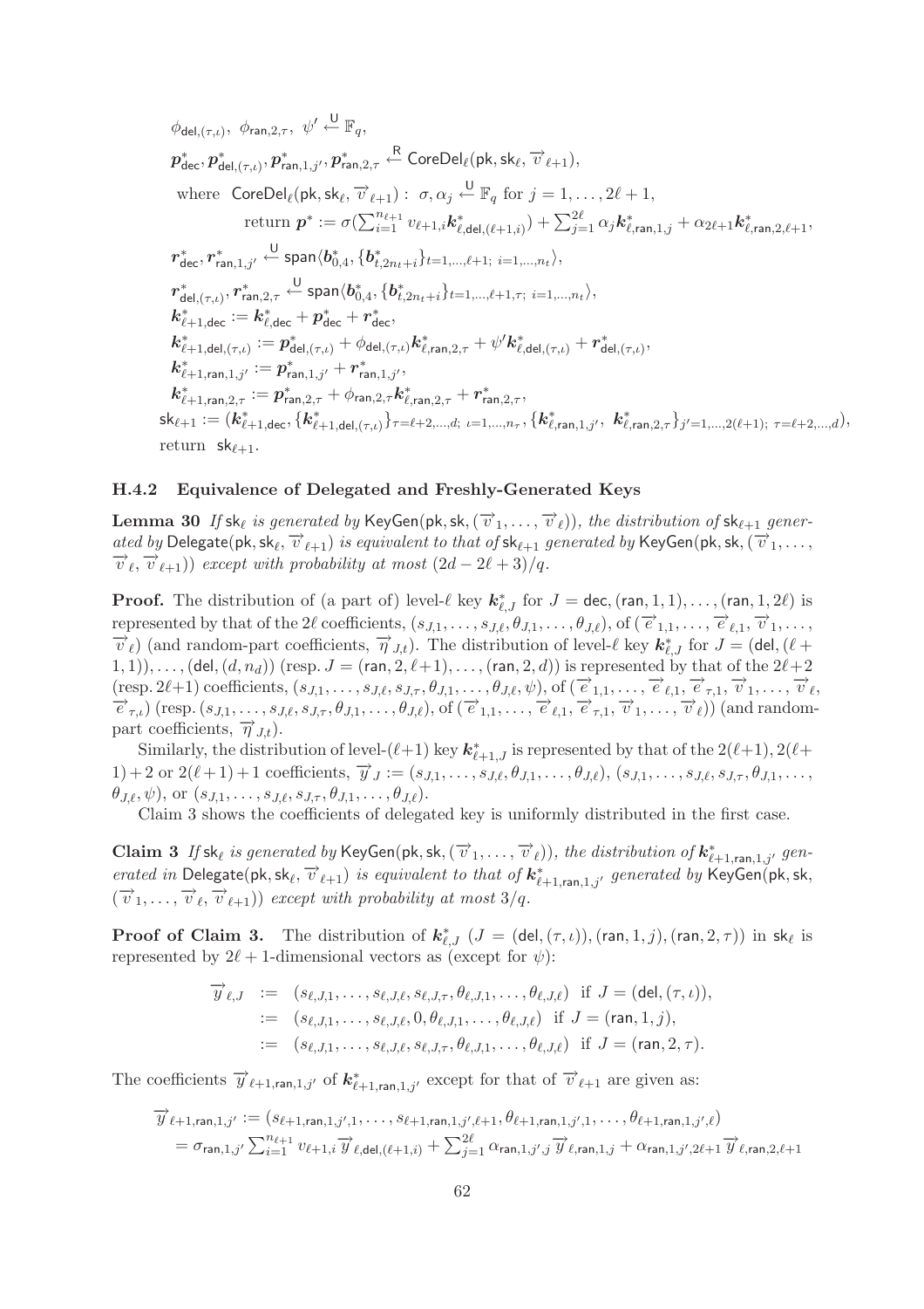$$\phi_{\mathsf{del},(\tau,\iota)},\ \phi_{\mathsf{ran},2,\tau},\ \psi' \xleftarrow{\mathsf{U}} \mathbb{F}_q,$$

$$\boldsymbol{p}^*_{\mathsf{dec}}, \boldsymbol{p}^*_{\mathsf{del},(\tau,\iota)}, \boldsymbol{p}^*_{\mathsf{ran},1,j'}, \boldsymbol{p}^*_{\mathsf{ran},2,\tau} \xleftarrow{\mathsf{R}} \mathsf{CoreDel}_\ell(\mathsf{pk}, \mathsf{sk}_\ell, \overrightarrow{v}_{\ell+1}),$$

where $\mathsf{CoreDel}_\ell(\mathsf{pk}, \mathsf{sk}_\ell, \overrightarrow{v}_{\ell+1}):\ \sigma, \alpha_j \xleftarrow{\mathsf{U}} \mathbb{F}_q$ for $j = 1, \ldots, 2\ell+1$,

return $\boldsymbol{p}^* := \sigma(\sum_{i=1}^{n_{\ell+1}} v_{\ell+1,i} \boldsymbol{k}^*_{\ell,\mathsf{del},(\ell+1,i)}) + \sum_{j=1}^{2\ell} \alpha_j \boldsymbol{k}^*_{\ell,\mathsf{ran},1,j} + \alpha_{2\ell+1} \boldsymbol{k}^*_{\ell,\mathsf{ran},2,\ell+1}$,

$$\boldsymbol{r}^*_{\mathsf{dec}}, \boldsymbol{r}^*_{\mathsf{ran},1,j'} \xleftarrow{\mathsf{U}} \mathsf{span}\langle \boldsymbol{b}^*_{0,4}, \{\boldsymbol{b}^*_{t,2n_t+i}\}_{t=1,\ldots,\ell+1;\ i=1,\ldots,n_t} \rangle,$$

$$\boldsymbol{r}^*_{\mathsf{del},(\tau,\iota)}, \boldsymbol{r}^*_{\mathsf{ran},2,\tau} \xleftarrow{\mathsf{U}} \mathsf{span}\langle \boldsymbol{b}^*_{0,4}, \{\boldsymbol{b}^*_{t,2n_t+i}\}_{t=1,\ldots,\ell+1,\tau;\ i=1,\ldots,n_t} \rangle,$$

$$\boldsymbol{k}^*_{\ell+1,\mathsf{dec}} := \boldsymbol{k}^*_{\ell,\mathsf{dec}} + \boldsymbol{p}^*_{\mathsf{dec}} + \boldsymbol{r}^*_{\mathsf{dec}},$$

$$\boldsymbol{k}^*_{\ell+1,\mathsf{del},(\tau,\iota)} := \boldsymbol{p}^*_{\mathsf{del},(\tau,\iota)} + \phi_{\mathsf{del},(\tau,\iota)} \boldsymbol{k}^*_{\ell,\mathsf{ran},2,\tau} + \psi' \boldsymbol{k}^*_{\ell,\mathsf{del},(\tau,\iota)} + \boldsymbol{r}^*_{\mathsf{del},(\tau,\iota)},$$

$$\boldsymbol{k}^*_{\ell+1,\mathsf{ran},1,j'} := \boldsymbol{p}^*_{\mathsf{ran},1,j'} + \boldsymbol{r}^*_{\mathsf{ran},1,j'},$$

$$\boldsymbol{k}^*_{\ell+1,\mathsf{ran},2,\tau} := \boldsymbol{p}^*_{\mathsf{ran},2,\tau} + \phi_{\mathsf{ran},2,\tau} \boldsymbol{k}^*_{\ell,\mathsf{ran},2,\tau} + \boldsymbol{r}^*_{\mathsf{ran},2,\tau},$$

$$\mathsf{sk}_{\ell+1} := (\boldsymbol{k}^*_{\ell+1,\mathsf{dec}}, \{\boldsymbol{k}^*_{\ell+1,\mathsf{del},(\tau,\iota)}\}_{\tau=\ell+2,\ldots,d;\ \iota=1,\ldots,n_\tau}, \{\boldsymbol{k}^*_{\ell,\mathsf{ran},1,j'},\ \boldsymbol{k}^*_{\ell,\mathsf{ran},2,\tau}\}_{j'=1,\ldots,2(\ell+1);\ \tau=\ell+2,\ldots,d}),$$

return $\mathsf{sk}_{\ell+1}$.

### H.4.2 Equivalence of Delegated and Freshly-Generated Keys

**Lemma 30** *If* $\mathsf{sk}_\ell$ *is generated by* $\mathsf{KeyGen}(\mathsf{pk}, \mathsf{sk}, (\overrightarrow{v}_1, \ldots, \overrightarrow{v}_\ell))$*, the distribution of* $\mathsf{sk}_{\ell+1}$ *generated by* $\mathsf{Delegate}(\mathsf{pk}, \mathsf{sk}_\ell, \overrightarrow{v}_{\ell+1})$ *is equivalent to that of* $\mathsf{sk}_{\ell+1}$ *generated by* $\mathsf{KeyGen}(\mathsf{pk}, \mathsf{sk}, (\overrightarrow{v}_1, \ldots, \overrightarrow{v}_\ell, \overrightarrow{v}_{\ell+1}))$ *except with probability at most* $(2d - 2\ell + 3)/q$.

**Proof.** The distribution of (a part of) level-$\ell$ key $\boldsymbol{k}^*_{\ell,J}$ for $J = \mathsf{dec}, (\mathsf{ran},1,1), \ldots, (\mathsf{ran},1,2\ell)$ is represented by that of the $2\ell$ coefficients, $(s_{J,1}, \ldots, s_{J,\ell}, \theta_{J,1}, \ldots, \theta_{J,\ell})$, of $(\overrightarrow{e}_{1,1}, \ldots, \overrightarrow{e}_{\ell,1}, \overrightarrow{v}_1, \ldots, \overrightarrow{v}_\ell)$ (and random-part coefficients, $\overrightarrow{\eta}_{J,t}$). The distribution of level-$\ell$ key $\boldsymbol{k}^*_{\ell,J}$ for $J = (\mathsf{del},(\ell+1,1)), \ldots, (\mathsf{del},(d,n_d))$ (resp. $J = (\mathsf{ran},2,\ell+1), \ldots, (\mathsf{ran},2,d)$) is represented by that of the $2\ell+2$ (resp. $2\ell+1$) coefficients, $(s_{J,1}, \ldots, s_{J,\ell}, s_{J,\tau}, \theta_{J,1}, \ldots, \theta_{J,\ell}, \psi)$, of $(\overrightarrow{e}_{1,1}, \ldots, \overrightarrow{e}_{\ell,1}, \overrightarrow{e}_{\tau,1}, \overrightarrow{v}_1, \ldots, \overrightarrow{v}_\ell, \overrightarrow{e}_{\tau,\iota})$ (resp. $(s_{J,1}, \ldots, s_{J,\ell}, s_{J,\tau}, \theta_{J,1}, \ldots, \theta_{J,\ell})$, of $(\overrightarrow{e}_{1,1}, \ldots, \overrightarrow{e}_{\ell,1}, \overrightarrow{e}_{\tau,1}, \overrightarrow{v}_1, \ldots, \overrightarrow{v}_\ell)$) (and random-part coefficients, $\overrightarrow{\eta}_{J,t}$).

Similarly, the distribution of level-$(\ell+1)$ key $\boldsymbol{k}^*_{\ell+1,J}$ is represented by that of the $2(\ell+1), 2(\ell+1)+2$ or $2(\ell+1)+1$ coefficients, $\overrightarrow{y}_J := (s_{J,1}, \ldots, s_{J,\ell}, \theta_{J,1}, \ldots, \theta_{J,\ell})$, $(s_{J,1}, \ldots, s_{J,\ell}, s_{J,\tau}, \theta_{J,1}, \ldots, \theta_{J,\ell}, \psi)$, or $(s_{J,1}, \ldots, s_{J,\ell}, s_{J,\tau}, \theta_{J,1}, \ldots, \theta_{J,\ell})$.

Claim 3 shows the coefficients of delegated key is uniformly distributed in the first case.

**Claim 3** *If* $\mathsf{sk}_\ell$ *is generated by* $\mathsf{KeyGen}(\mathsf{pk}, \mathsf{sk}, (\overrightarrow{v}_1, \ldots, \overrightarrow{v}_\ell))$*, the distribution of* $\boldsymbol{k}^*_{\ell+1,\mathsf{ran},1,j'}$ *generated in* $\mathsf{Delegate}(\mathsf{pk}, \mathsf{sk}_\ell, \overrightarrow{v}_{\ell+1})$ *is equivalent to that of* $\boldsymbol{k}^*_{\ell+1,\mathsf{ran},1,j'}$ *generated by* $\mathsf{KeyGen}(\mathsf{pk}, \mathsf{sk}, (\overrightarrow{v}_1, \ldots, \overrightarrow{v}_\ell, \overrightarrow{v}_{\ell+1}))$ *except with probability at most* $3/q$.

**Proof of Claim 3.** The distribution of $\boldsymbol{k}^*_{\ell,J}$ ($J = (\mathsf{del},(\tau,\iota)), (\mathsf{ran},1,j), (\mathsf{ran},2,\tau)$) in $\mathsf{sk}_\ell$ is represented by $2\ell+1$-dimensional vectors as (except for $\psi$):

$$\begin{aligned}
\overrightarrow{y}_{\ell,J} &:= (s_{\ell,J,1}, \ldots, s_{\ell,J,\ell}, s_{\ell,J,\tau}, \theta_{\ell,J,1}, \ldots, \theta_{\ell,J,\ell}) \ \text{ if } J = (\mathsf{del},(\tau,\iota)), \\
&:= (s_{\ell,J,1}, \ldots, s_{\ell,J,\ell}, 0, \theta_{\ell,J,1}, \ldots, \theta_{\ell,J,\ell}) \ \text{ if } J = (\mathsf{ran},1,j), \\
&:= (s_{\ell,J,1}, \ldots, s_{\ell,J,\ell}, s_{\ell,J,\tau}, \theta_{\ell,J,1}, \ldots, \theta_{\ell,J,\ell}) \ \text{ if } J = (\mathsf{ran},2,\tau).
\end{aligned}$$

The coefficients $\overrightarrow{y}_{\ell+1,\mathsf{ran},1,j'}$ of $\boldsymbol{k}^*_{\ell+1,\mathsf{ran},1,j'}$ except for that of $\overrightarrow{v}_{\ell+1}$ are given as:

$$\begin{aligned}
&\overrightarrow{y}_{\ell+1,\mathsf{ran},1,j'} := (s_{\ell+1,\mathsf{ran},1,j',1}, \ldots, s_{\ell+1,\mathsf{ran},1,j',\ell+1}, \theta_{\ell+1,\mathsf{ran},1,j',1}, \ldots, \theta_{\ell+1,\mathsf{ran},1,j',\ell}) \\
&= \sigma_{\mathsf{ran},1,j'} \textstyle\sum_{i=1}^{n_{\ell+1}} v_{\ell+1,i} \overrightarrow{y}_{\ell,\mathsf{del},(\ell+1,i)} + \sum_{j=1}^{2\ell} \alpha_{\mathsf{ran},1,j',j} \overrightarrow{y}_{\ell,\mathsf{ran},1,j} + \alpha_{\mathsf{ran},1,j',2\ell+1} \overrightarrow{y}_{\ell,\mathsf{ran},2,\ell+1}
\end{aligned}$$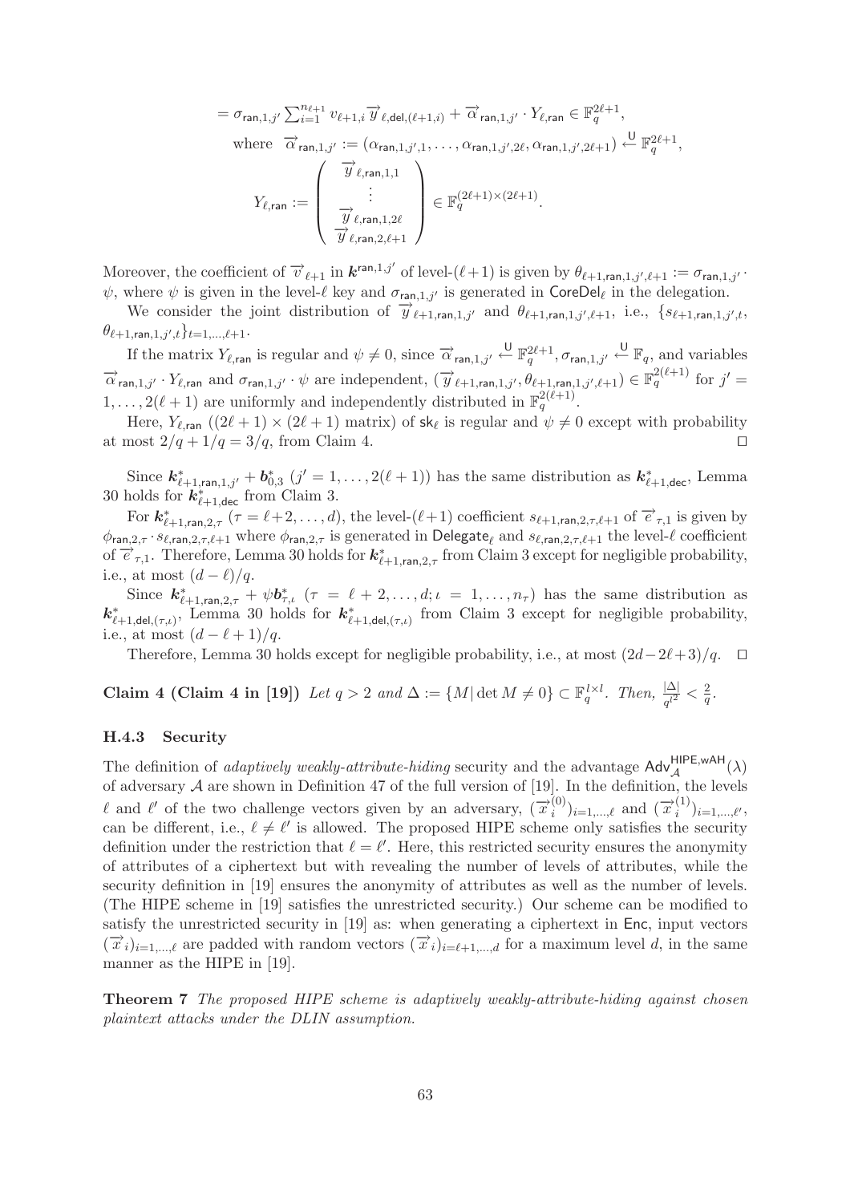$$= \sigma_{\mathsf{ran},1,j'} \sum_{i=1}^{n_{\ell+1}} v_{\ell+1,i} \overrightarrow{y}_{\ell,\mathsf{del},(\ell+1,i)} + \overrightarrow{\alpha}_{\mathsf{ran},1,j'} \cdot Y_{\ell,\mathsf{ran}} \in \mathbb{F}_q^{2\ell+1},$$

$$\text{where} \quad \overrightarrow{\alpha}_{\mathsf{ran},1,j'} := (\alpha_{\mathsf{ran},1,j',1}, \ldots, \alpha_{\mathsf{ran},1,j',2\ell}, \alpha_{\mathsf{ran},1,j',2\ell+1}) \xleftarrow{\mathsf{U}} \mathbb{F}_q^{2\ell+1},$$

$$Y_{\ell,\mathsf{ran}} := \begin{pmatrix} \overrightarrow{y}_{\ell,\mathsf{ran},1,1} \\ \vdots \\ \overrightarrow{y}_{\ell,\mathsf{ran},1,2\ell} \\ \overrightarrow{y}_{\ell,\mathsf{ran},2,\ell+1} \end{pmatrix} \in \mathbb{F}_q^{(2\ell+1)\times(2\ell+1)}.$$

Moreover, the coefficient of $\overrightarrow{v}_{\ell+1}$ in $\boldsymbol{k}^{\mathsf{ran},1,j'}$ of level-$(\ell+1)$ is given by $\theta_{\ell+1,\mathsf{ran},1,j',\ell+1} := \sigma_{\mathsf{ran},1,j'} \cdot \psi$, where $\psi$ is given in the level-$\ell$ key and $\sigma_{\mathsf{ran},1,j'}$ is generated in $\mathsf{CoreDel}_\ell$ in the delegation.

We consider the joint distribution of $\overrightarrow{y}_{\ell+1,\mathsf{ran},1,j'}$ and $\theta_{\ell+1,\mathsf{ran},1,j',\ell+1}$, i.e., $\{s_{\ell+1,\mathsf{ran},1,j',t}, \theta_{\ell+1,\mathsf{ran},1,j',t}\}_{t=1,\ldots,\ell+1}$.

If the matrix $Y_{\ell,\mathsf{ran}}$ is regular and $\psi \neq 0$, since $\overrightarrow{\alpha}_{\mathsf{ran},1,j'} \xleftarrow{\mathsf{U}} \mathbb{F}_q^{2\ell+1}, \sigma_{\mathsf{ran},1,j'} \xleftarrow{\mathsf{U}} \mathbb{F}_q$, and variables $\overrightarrow{\alpha}_{\mathsf{ran},1,j'} \cdot Y_{\ell,\mathsf{ran}}$ and $\sigma_{\mathsf{ran},1,j'} \cdot \psi$ are independent, $(\overrightarrow{y}_{\ell+1,\mathsf{ran},1,j'}, \theta_{\ell+1,\mathsf{ran},1,j',\ell+1}) \in \mathbb{F}_q^{2(\ell+1)}$ for $j' = 1, \ldots, 2(\ell+1)$ are uniformly and independently distributed in $\mathbb{F}_q^{2(\ell+1)}$.

Here, $Y_{\ell,\mathsf{ran}}$ ($(2\ell+1) \times (2\ell+1)$ matrix) of $\mathsf{sk}_\ell$ is regular and $\psi \neq 0$ except with probability at most $2/q + 1/q = 3/q$, from Claim 4. $\square$

Since $\boldsymbol{k}^*_{\ell+1,\mathsf{ran},1,j'} + \boldsymbol{b}^*_{0,3}$ ($j' = 1, \ldots, 2(\ell+1)$) has the same distribution as $\boldsymbol{k}^*_{\ell+1,\mathsf{dec}}$, Lemma 30 holds for $\boldsymbol{k}^*_{\ell+1,\mathsf{dec}}$ from Claim 3.

For $\boldsymbol{k}^*_{\ell+1,\mathsf{ran},2,\tau}$ ($\tau = \ell+2, \ldots, d$), the level-$(\ell+1)$ coefficient $s_{\ell+1,\mathsf{ran},2,\tau,\ell+1}$ of $\overrightarrow{e}_{\tau,1}$ is given by $\phi_{\mathsf{ran},2,\tau} \cdot s_{\ell,\mathsf{ran},2,\tau,\ell+1}$ where $\phi_{\mathsf{ran},2,\tau}$ is generated in $\mathsf{Delegate}_\ell$ and $s_{\ell,\mathsf{ran},2,\tau,\ell+1}$ the level-$\ell$ coefficient of $\overrightarrow{e}_{\tau,1}$. Therefore, Lemma 30 holds for $\boldsymbol{k}^*_{\ell+1,\mathsf{ran},2,\tau}$ from Claim 3 except for negligible probability, i.e., at most $(d-\ell)/q$.

Since $\boldsymbol{k}^*_{\ell+1,\mathsf{ran},2,\tau} + \psi \boldsymbol{b}^*_{\tau,\iota}$ ($\tau = \ell+2, \ldots, d; \iota = 1, \ldots, n_\tau$) has the same distribution as $\boldsymbol{k}^*_{\ell+1,\mathsf{del},(\tau,\iota)}$, Lemma 30 holds for $\boldsymbol{k}^*_{\ell+1,\mathsf{del},(\tau,\iota)}$ from Claim 3 except for negligible probability, i.e., at most $(d-\ell+1)/q$.

Therefore, Lemma 30 holds except for negligible probability, i.e., at most $(2d-2\ell+3)/q$. $\square$

**Claim 4 (Claim 4 in [19])** *Let $q > 2$ and $\Delta := \{M | \det M \neq 0\} \subset \mathbb{F}_q^{l \times l}$. Then, $\frac{|\Delta|}{q^{l^2}} < \frac{2}{q}$.*

### H.4.3 Security

The definition of *adaptively weakly-attribute-hiding* security and the advantage $\mathsf{Adv}_{\mathcal{A}}^{\mathsf{HIPE,wAH}}(\lambda)$ of adversary $\mathcal{A}$ are shown in Definition 47 of the full version of [19]. In the definition, the levels $\ell$ and $\ell'$ of the two challenge vectors given by an adversary, $(\overrightarrow{x}_i^{(0)})_{i=1,\ldots,\ell}$ and $(\overrightarrow{x}_i^{(1)})_{i=1,\ldots,\ell'}$, can be different, i.e., $\ell \neq \ell'$ is allowed. The proposed HIPE scheme only satisfies the security definition under the restriction that $\ell = \ell'$. Here, this restricted security ensures the anonymity of attributes of a ciphertext but with revealing the number of levels of attributes, while the security definition in [19] ensures the anonymity of attributes as well as the number of levels. (The HIPE scheme in [19] satisfies the unrestricted security.) Our scheme can be modified to satisfy the unrestricted security in [19] as: when generating a ciphertext in $\mathsf{Enc}$, input vectors $(\overrightarrow{x}_i)_{i=1,\ldots,\ell}$ are padded with random vectors $(\overrightarrow{x}_i)_{i=\ell+1,\ldots,d}$ for a maximum level $d$, in the same manner as the HIPE in [19].

**Theorem 7** *The proposed HIPE scheme is adaptively weakly-attribute-hiding against chosen plaintext attacks under the DLIN assumption.*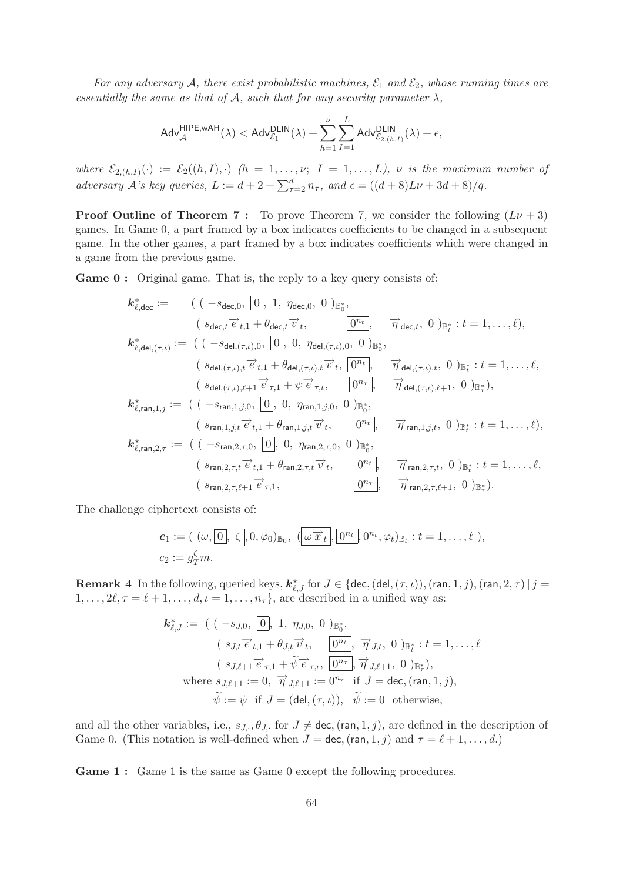*For any adversary $\mathcal{A}$, there exist probabilistic machines, $\mathcal{E}_1$ and $\mathcal{E}_2$, whose running times are essentially the same as that of $\mathcal{A}$, such that for any security parameter $\lambda$,*

$$\mathsf{Adv}^{\mathsf{HIPE,wAH}}_{\mathcal{A}}(\lambda) < \mathsf{Adv}^{\mathsf{DLIN}}_{\mathcal{E}_1}(\lambda) + \sum_{h=1}^{\nu}\sum_{I=1}^{L} \mathsf{Adv}^{\mathsf{DLIN}}_{\mathcal{E}_{2,(h,I)}}(\lambda) + \epsilon,$$

*where $\mathcal{E}_{2,(h,I)}(\cdot) := \mathcal{E}_2((h,I),\cdot)$ $(h = 1,\ldots,\nu;\ I = 1,\ldots,L)$, $\nu$ is the maximum number of adversary $\mathcal{A}$'s key queries, $L := d+2+\sum_{\tau=2}^{d} n_\tau$, and $\epsilon = ((d+8)L\nu + 3d + 8)/q$.*

**Proof Outline of Theorem 7 :** To prove Theorem 7, we consider the following $(L\nu+3)$ games. In Game 0, a part framed by a box indicates coefficients to be changed in a subsequent game. In the other games, a part framed by a box indicates coefficients which were changed in a game from the previous game.

**Game 0 :** Original game. That is, the reply to a key query consists of:

$$\begin{aligned}
\boldsymbol{k}^*_{\ell,\mathsf{dec}} := \ & (\ (\ -s_{\mathsf{dec},0},\ \boxed{0},\ 1,\ \eta_{\mathsf{dec},0},\ 0\ )_{\mathbb{B}^*_0}, \\
& (\ s_{\mathsf{dec},t}\vec{e}_{t,1} + \theta_{\mathsf{dec},t}\vec{v}_t,\ \boxed{0^{n_t}},\ \ \vec{\eta}_{\mathsf{dec},t},\ 0\ )_{\mathbb{B}^*_t} : t = 1,\ldots,\ell), \\
\boldsymbol{k}^*_{\ell,\mathsf{del},(\tau,\iota)} := \ & (\ (\ -s_{\mathsf{del},(\tau,\iota),0},\ \boxed{0},\ 0,\ \eta_{\mathsf{del},(\tau,\iota),0},\ 0\ )_{\mathbb{B}^*_0}, \\
& (\ s_{\mathsf{del},(\tau,\iota),t}\vec{e}_{t,1} + \theta_{\mathsf{del},(\tau,\iota),t}\vec{v}_t,\ \boxed{0^{n_t}},\ \ \vec{\eta}_{\mathsf{del},(\tau,\iota),t},\ 0\ )_{\mathbb{B}^*_t} : t = 1,\ldots,\ell, \\
& (\ s_{\mathsf{del},(\tau,\iota),\ell+1}\vec{e}_{\tau,1} + \psi\vec{e}_{\tau,\iota},\ \ \boxed{0^{n_\tau}},\ \ \vec{\eta}_{\mathsf{del},(\tau,\iota),\ell+1},\ 0\ )_{\mathbb{B}^*_\tau}), \\
\boldsymbol{k}^*_{\ell,\mathsf{ran},1,j} := \ & (\ (\ -s_{\mathsf{ran},1,j,0},\ \boxed{0},\ 0,\ \eta_{\mathsf{ran},1,j,0},\ 0\ )_{\mathbb{B}^*_0}, \\
& (\ s_{\mathsf{ran},1,j,t}\vec{e}_{t,1} + \theta_{\mathsf{ran},1,j,t}\vec{v}_t,\ \ \boxed{0^{n_t}},\ \ \vec{\eta}_{\mathsf{ran},1,j,t},\ 0\ )_{\mathbb{B}^*_t} : t = 1,\ldots,\ell), \\
\boldsymbol{k}^*_{\ell,\mathsf{ran},2,\tau} := \ & (\ (\ -s_{\mathsf{ran},2,\tau,0},\ \boxed{0},\ 0,\ \eta_{\mathsf{ran},2,\tau,0},\ 0\ )_{\mathbb{B}^*_0}, \\
& (\ s_{\mathsf{ran},2,\tau,t}\vec{e}_{t,1} + \theta_{\mathsf{ran},2,\tau,t}\vec{v}_t,\ \ \boxed{0^{n_t}},\ \ \vec{\eta}_{\mathsf{ran},2,\tau,t},\ 0\ )_{\mathbb{B}^*_t} : t = 1,\ldots,\ell, \\
& (\ s_{\mathsf{ran},2,\tau,\ell+1}\vec{e}_{\tau,1},\ \ \boxed{0^{n_\tau}},\ \ \vec{\eta}_{\mathsf{ran},2,\tau,\ell+1},\ 0\ )_{\mathbb{B}^*_\tau}).
\end{aligned}$$

The challenge ciphertext consists of:

$$\begin{aligned}
\boldsymbol{c}_1 &:= (\ (\omega, \boxed{0}, \boxed{\zeta}, 0, \varphi_0)_{\mathbb{B}_0},\ (\boxed{\omega\vec{x}_t}, \boxed{0^{n_t}}, 0^{n_t}, \varphi_t)_{\mathbb{B}_t} : t = 1,\ldots,\ell\ ), \\
c_2 &:= g_T^{\zeta} m.
\end{aligned}$$

**Remark 4** In the following, queried keys, $\boldsymbol{k}^*_{\ell,J}$ for $J \in \{\mathsf{dec}, (\mathsf{del},(\tau,\iota)), (\mathsf{ran},1,j), (\mathsf{ran},2,\tau) \mid j = 1,\ldots,2\ell, \tau = \ell+1,\ldots,d, \iota = 1,\ldots,n_\tau\}$, are described in a unified way as:

$$\begin{aligned}
\boldsymbol{k}^*_{\ell,J} := \ & (\ (\ -s_{J,0},\ \boxed{0},\ 1,\ \eta_{J,0},\ 0\ )_{\mathbb{B}^*_0}, \\
& (\ s_{J,t}\vec{e}_{t,1} + \theta_{J,t}\vec{v}_t,\ \ \boxed{0^{n_t}},\ \vec{\eta}_{J,t},\ 0\ )_{\mathbb{B}^*_t} : t = 1,\ldots,\ell \\
& (\ s_{J,\ell+1}\vec{e}_{\tau,1} + \widetilde{\psi}\vec{e}_{\tau,\iota},\ \boxed{0^{n_\tau}}, \vec{\eta}_{J,\ell+1},\ 0\ )_{\mathbb{B}^*_\tau}), \\
& \text{where } s_{J,\ell+1} := 0,\ \vec{\eta}_{J,\ell+1} := 0^{n_\tau} \ \text{ if } J = \mathsf{dec}, (\mathsf{ran},1,j), \\
& \qquad \widetilde{\psi} := \psi \ \text{ if } J = (\mathsf{del},(\tau,\iota)),\ \ \widetilde{\psi} := 0 \ \text{ otherwise},
\end{aligned}$$

and all the other variables, i.e., $s_{J,\cdot}, \theta_{J,\cdot}$ for $J \neq \mathsf{dec}, (\mathsf{ran},1,j)$, are defined in the description of Game 0. (This notation is well-defined when $J = \mathsf{dec}, (\mathsf{ran},1,j)$ and $\tau = \ell+1,\ldots,d$.)

**Game 1 :** Game 1 is the same as Game 0 except the following procedures.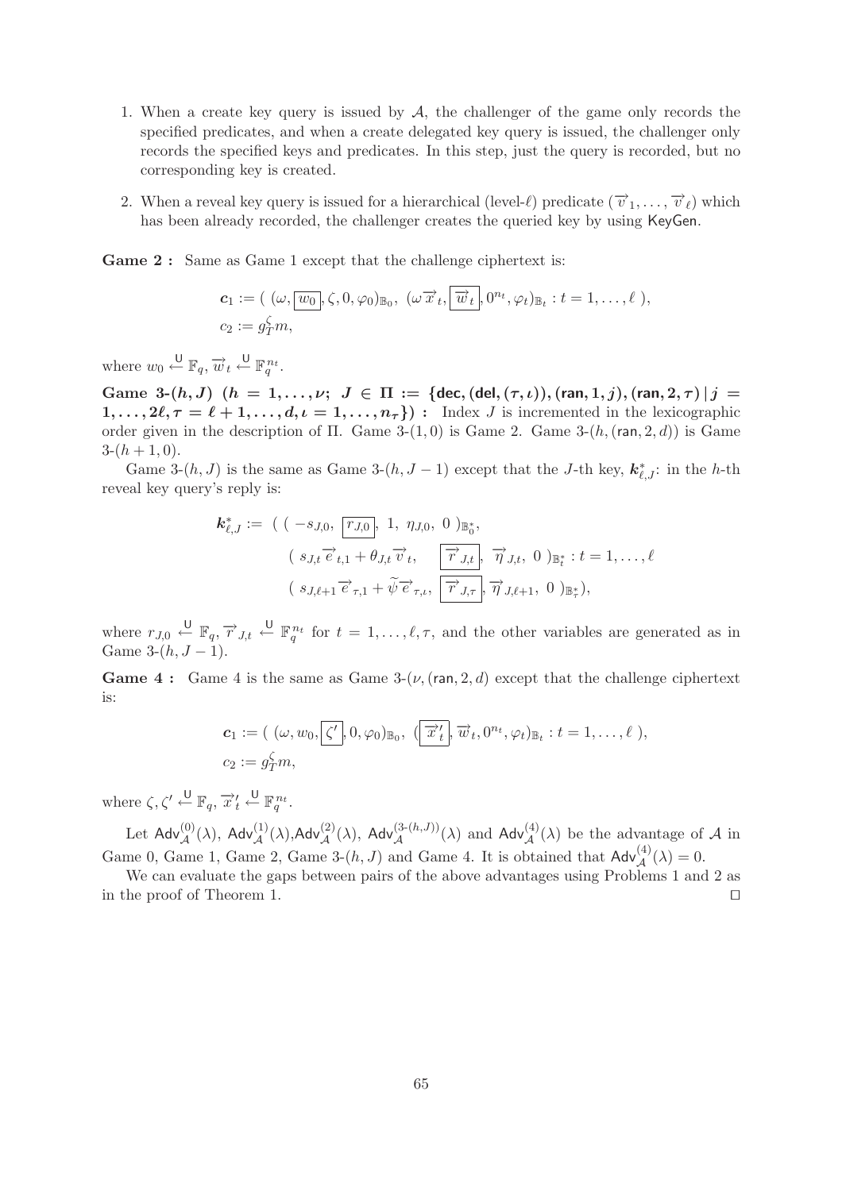1. When a create key query is issued by $\mathcal{A}$, the challenger of the game only records the specified predicates, and when a create delegated key query is issued, the challenger only records the specified keys and predicates. In this step, just the query is recorded, but no corresponding key is created.

2. When a reveal key query is issued for a hierarchical (level-$\ell$) predicate $(\vec{v}_1, \ldots, \vec{v}_\ell)$ which has been already recorded, the challenger creates the queried key by using KeyGen.

**Game 2 :** Same as Game 1 except that the challenge ciphertext is:

$$
\begin{aligned}
\boldsymbol{c}_1 &:= (\ (\omega, \boxed{w_0}, \zeta, 0, \varphi_0)_{\mathbb{B}_0},\ (\omega \vec{x}_t, \boxed{\vec{w}_t}, 0^{n_t}, \varphi_t)_{\mathbb{B}_t} : t = 1, \ldots, \ell\ ), \\
c_2 &:= g_T^{\zeta} m,
\end{aligned}
$$

where $w_0 \xleftarrow{\mathsf{U}} \mathbb{F}_q$, $\vec{w}_t \xleftarrow{\mathsf{U}} \mathbb{F}_q^{n_t}$.

**Game 3-$(h, J)$ $(h = 1, \ldots, \nu;\ J \in \Pi := \{\mathsf{dec}, (\mathsf{del}, (\tau, \iota)), (\mathsf{ran}, 1, j), (\mathsf{ran}, 2, \tau) \mid j = 1, \ldots, 2\ell, \tau = \ell + 1, \ldots, d, \iota = 1, \ldots, n_\tau\})$ :** Index $J$ is incremented in the lexicographic order given in the description of $\Pi$. Game 3-$(1, 0)$ is Game 2. Game 3-$(h, (\mathsf{ran}, 2, d))$ is Game 3-$(h + 1, 0)$.

Game 3-$(h, J)$ is the same as Game 3-$(h, J - 1)$ except that the $J$-th key, $\boldsymbol{k}^*_{\ell,J}$: in the $h$-th reveal key query's reply is:

$$
\begin{aligned}
\boldsymbol{k}^*_{\ell,J} := (\ &(\ -s_{J,0},\ \boxed{r_{J,0}},\ 1,\ \eta_{J,0},\ 0\ )_{\mathbb{B}^*_0}, \\
&(\ s_{J,t} \vec{e}_{t,1} + \theta_{J,t} \vec{v}_t,\quad \boxed{\vec{r}_{J,t}},\ \vec{\eta}_{J,t},\ 0\ )_{\mathbb{B}^*_t} : t = 1, \ldots, \ell \\
&(\ s_{J,\ell+1} \vec{e}_{\tau,1} + \widetilde{\psi} \vec{e}_{\tau,\iota},\ \boxed{\vec{r}_{J,\tau}}, \vec{\eta}_{J,\ell+1},\ 0\ )_{\mathbb{B}^*_\tau}),
\end{aligned}
$$

where $r_{J,0} \xleftarrow{\mathsf{U}} \mathbb{F}_q$, $\vec{r}_{J,t} \xleftarrow{\mathsf{U}} \mathbb{F}_q^{n_t}$ for $t = 1, \ldots, \ell, \tau$, and the other variables are generated as in Game 3-$(h, J - 1)$.

**Game 4 :** Game 4 is the same as Game 3-$(\nu, (\mathsf{ran}, 2, d)$ except that the challenge ciphertext is:

$$
\begin{aligned}
\boldsymbol{c}_1 &:= (\ (\omega, w_0, \boxed{\zeta'}, 0, \varphi_0)_{\mathbb{B}_0},\ (\boxed{\vec{x}'_t}, \vec{w}_t, 0^{n_t}, \varphi_t)_{\mathbb{B}_t} : t = 1, \ldots, \ell\ ), \\
c_2 &:= g_T^{\zeta} m,
\end{aligned}
$$

where $\zeta, \zeta' \xleftarrow{\mathsf{U}} \mathbb{F}_q$, $\vec{x}'_t \xleftarrow{\mathsf{U}} \mathbb{F}_q^{n_t}$.

Let $\mathsf{Adv}^{(0)}_{\mathcal{A}}(\lambda)$, $\mathsf{Adv}^{(1)}_{\mathcal{A}}(\lambda)$,$\mathsf{Adv}^{(2)}_{\mathcal{A}}(\lambda)$, $\mathsf{Adv}^{(3\text{-}(h,J))}_{\mathcal{A}}(\lambda)$ and $\mathsf{Adv}^{(4)}_{\mathcal{A}}(\lambda)$ be the advantage of $\mathcal{A}$ in Game 0, Game 1, Game 2, Game 3-$(h, J)$ and Game 4. It is obtained that $\mathsf{Adv}^{(4)}_{\mathcal{A}}(\lambda) = 0$.

We can evaluate the gaps between pairs of the above advantages using Problems 1 and 2 as in the proof of Theorem 1. $\square$